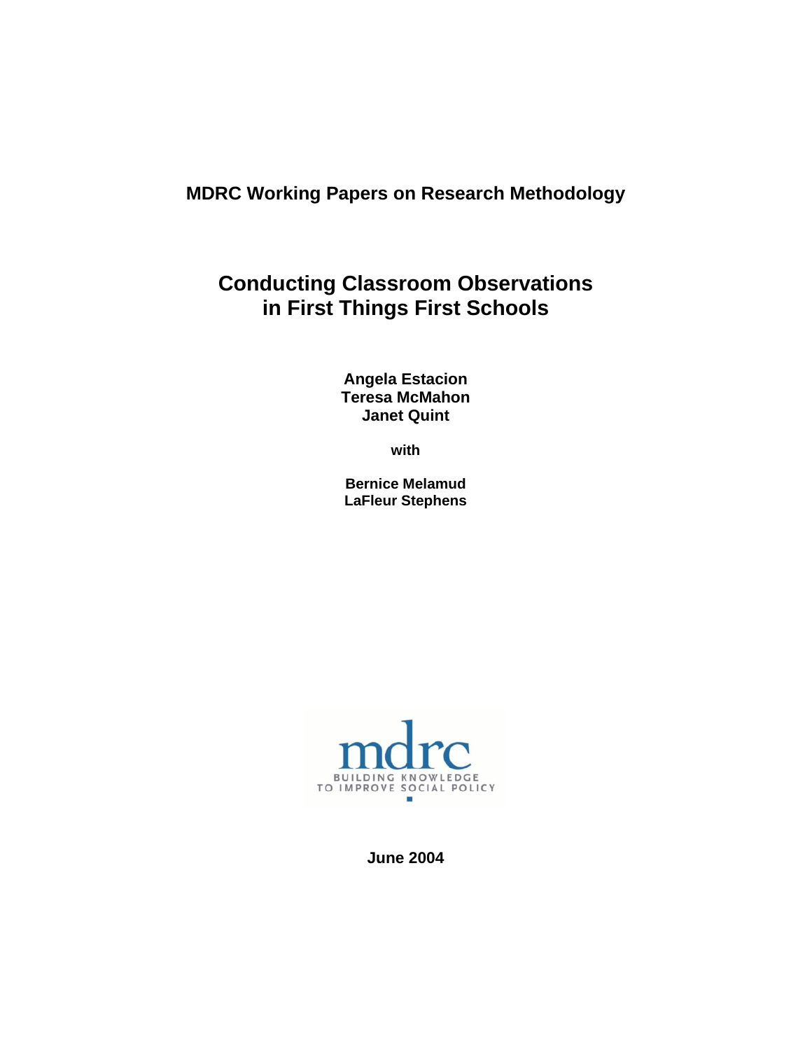**MDRC Working Papers on Research Methodology**

# Conducting Classroom Observations in First Things First Schools

**Angela Estacion**
**Teresa McMahon**
**Janet Quint**

**with**

**Bernice Melamud**
**LaFleur Stephens**

mdrc
BUILDING KNOWLEDGE TO IMPROVE SOCIAL POLICY

**June 2004**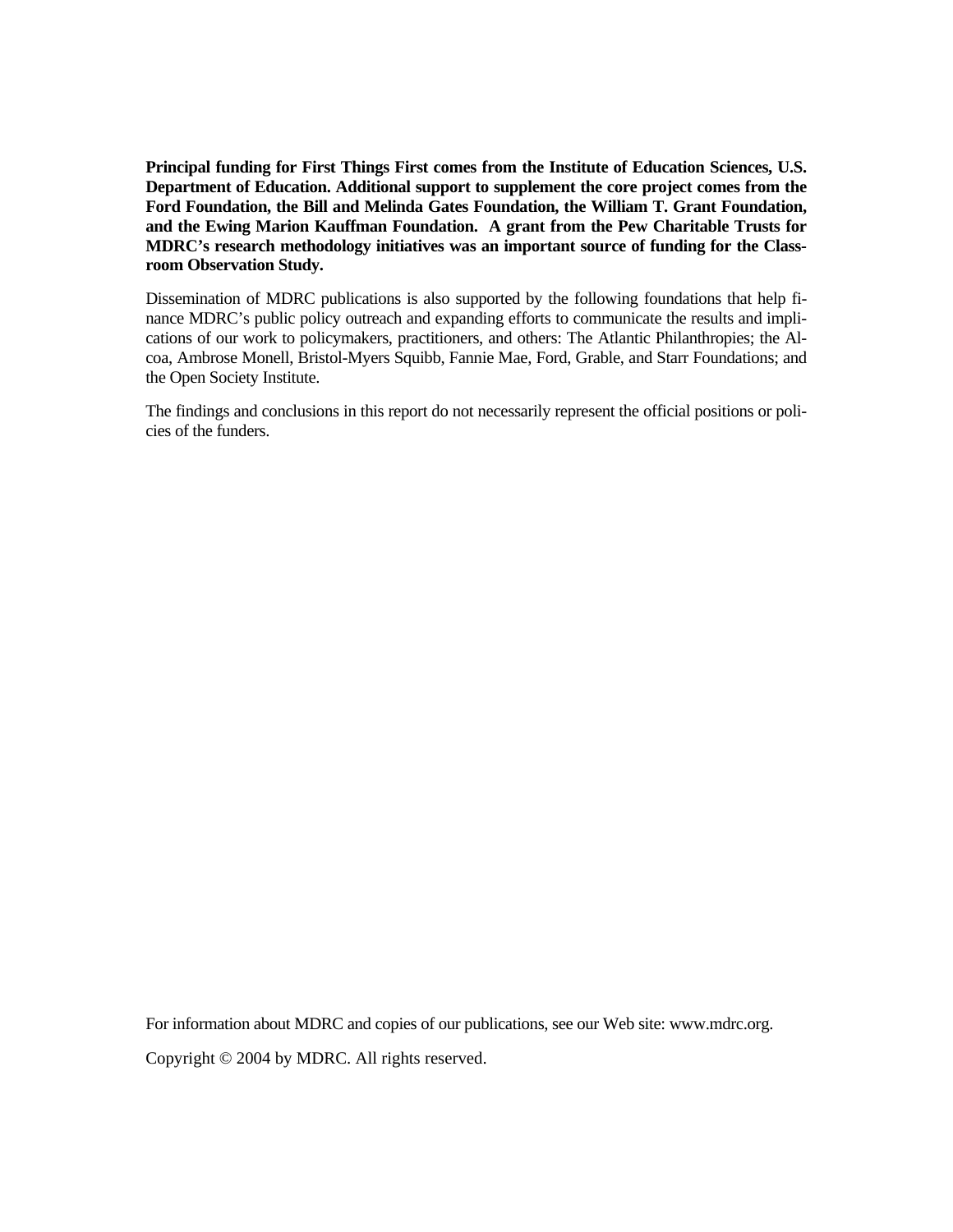**Principal funding for First Things First comes from the Institute of Education Sciences, U.S. Department of Education. Additional support to supplement the core project comes from the Ford Foundation, the Bill and Melinda Gates Foundation, the William T. Grant Foundation, and the Ewing Marion Kauffman Foundation. A grant from the Pew Charitable Trusts for MDRC's research methodology initiatives was an important source of funding for the Classroom Observation Study.**

Dissemination of MDRC publications is also supported by the following foundations that help finance MDRC's public policy outreach and expanding efforts to communicate the results and implications of our work to policymakers, practitioners, and others: The Atlantic Philanthropies; the Alcoa, Ambrose Monell, Bristol-Myers Squibb, Fannie Mae, Ford, Grable, and Starr Foundations; and the Open Society Institute.

The findings and conclusions in this report do not necessarily represent the official positions or policies of the funders.

For information about MDRC and copies of our publications, see our Web site: www.mdrc.org.

Copyright © 2004 by MDRC. All rights reserved.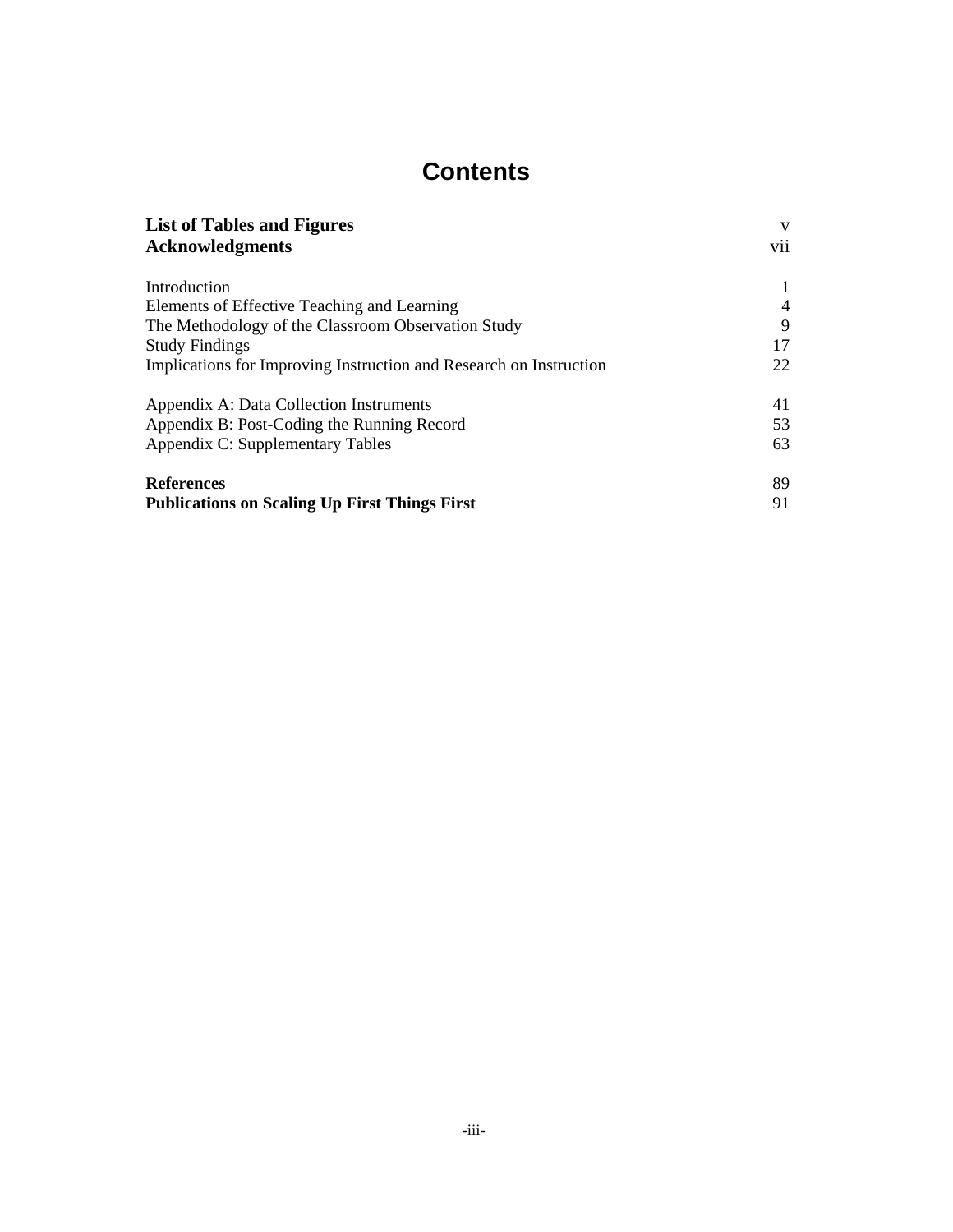# Contents

| | |
|---|---|
| **List of Tables and Figures** | v |
| **Acknowledgments** | vii |
| | |
| Introduction | 1 |
| Elements of Effective Teaching and Learning | 4 |
| The Methodology of the Classroom Observation Study | 9 |
| Study Findings | 17 |
| Implications for Improving Instruction and Research on Instruction | 22 |
| | |
| Appendix A: Data Collection Instruments | 41 |
| Appendix B: Post-Coding the Running Record | 53 |
| Appendix C: Supplementary Tables | 63 |
| | |
| **References** | 89 |
| **Publications on Scaling Up First Things First** | 91 |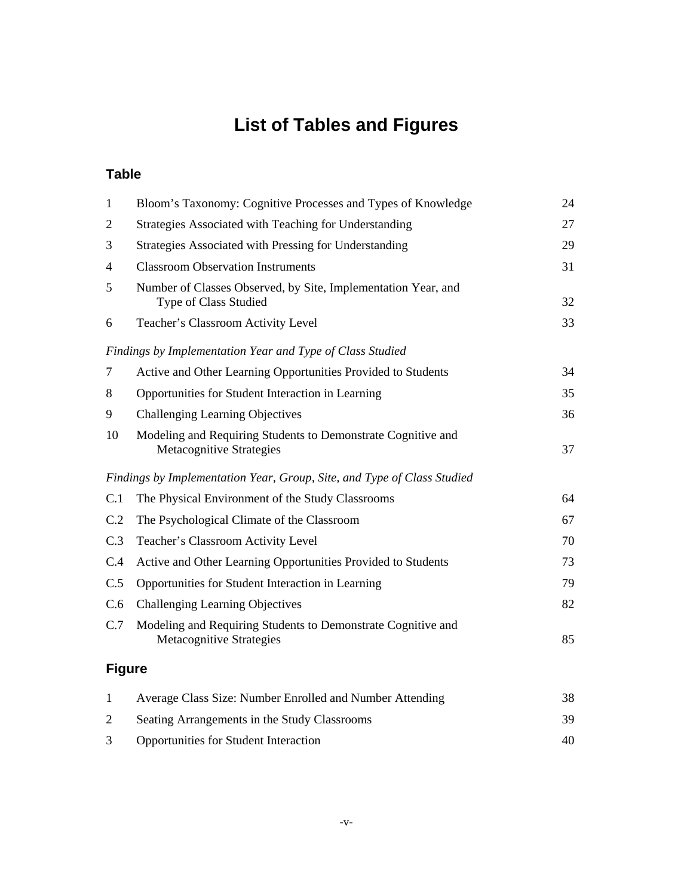# List of Tables and Figures

## Table

| | | |
|---|---|---|
| 1 | Bloom's Taxonomy: Cognitive Processes and Types of Knowledge | 24 |
| 2 | Strategies Associated with Teaching for Understanding | 27 |
| 3 | Strategies Associated with Pressing for Understanding | 29 |
| 4 | Classroom Observation Instruments | 31 |
| 5 | Number of Classes Observed, by Site, Implementation Year, and Type of Class Studied | 32 |
| 6 | Teacher's Classroom Activity Level | 33 |

*Findings by Implementation Year and Type of Class Studied*

| | | |
|---|---|---|
| 7 | Active and Other Learning Opportunities Provided to Students | 34 |
| 8 | Opportunities for Student Interaction in Learning | 35 |
| 9 | Challenging Learning Objectives | 36 |
| 10 | Modeling and Requiring Students to Demonstrate Cognitive and Metacognitive Strategies | 37 |

*Findings by Implementation Year, Group, Site, and Type of Class Studied*

| | | |
|---|---|---|
| C.1 | The Physical Environment of the Study Classrooms | 64 |
| C.2 | The Psychological Climate of the Classroom | 67 |
| C.3 | Teacher's Classroom Activity Level | 70 |
| C.4 | Active and Other Learning Opportunities Provided to Students | 73 |
| C.5 | Opportunities for Student Interaction in Learning | 79 |
| C.6 | Challenging Learning Objectives | 82 |
| C.7 | Modeling and Requiring Students to Demonstrate Cognitive and Metacognitive Strategies | 85 |

## Figure

| | | |
|---|---|---|
| 1 | Average Class Size: Number Enrolled and Number Attending | 38 |
| 2 | Seating Arrangements in the Study Classrooms | 39 |
| 3 | Opportunities for Student Interaction | 40 |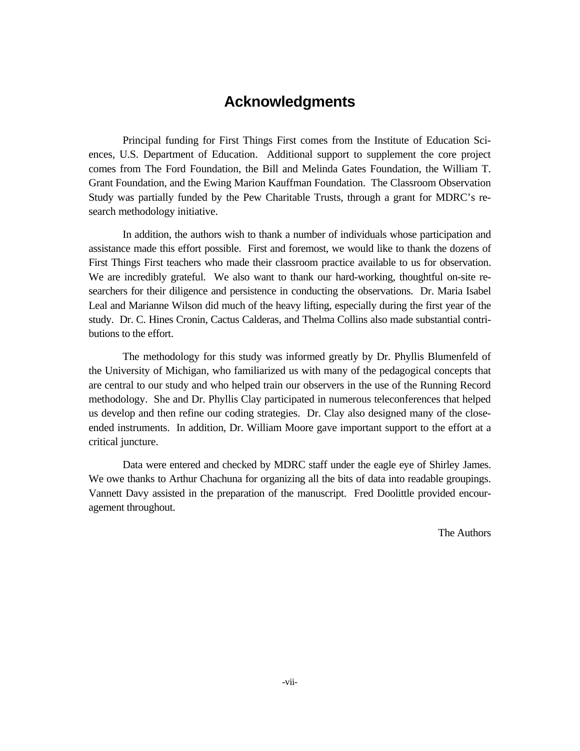# Acknowledgments

Principal funding for First Things First comes from the Institute of Education Sciences, U.S. Department of Education. Additional support to supplement the core project comes from The Ford Foundation, the Bill and Melinda Gates Foundation, the William T. Grant Foundation, and the Ewing Marion Kauffman Foundation. The Classroom Observation Study was partially funded by the Pew Charitable Trusts, through a grant for MDRC's research methodology initiative.

In addition, the authors wish to thank a number of individuals whose participation and assistance made this effort possible. First and foremost, we would like to thank the dozens of First Things First teachers who made their classroom practice available to us for observation. We are incredibly grateful. We also want to thank our hard-working, thoughtful on-site researchers for their diligence and persistence in conducting the observations. Dr. Maria Isabel Leal and Marianne Wilson did much of the heavy lifting, especially during the first year of the study. Dr. C. Hines Cronin, Cactus Calderas, and Thelma Collins also made substantial contributions to the effort.

The methodology for this study was informed greatly by Dr. Phyllis Blumenfeld of the University of Michigan, who familiarized us with many of the pedagogical concepts that are central to our study and who helped train our observers in the use of the Running Record methodology. She and Dr. Phyllis Clay participated in numerous teleconferences that helped us develop and then refine our coding strategies. Dr. Clay also designed many of the close-ended instruments. In addition, Dr. William Moore gave important support to the effort at a critical juncture.

Data were entered and checked by MDRC staff under the eagle eye of Shirley James. We owe thanks to Arthur Chachuna for organizing all the bits of data into readable groupings. Vannett Davy assisted in the preparation of the manuscript. Fred Doolittle provided encouragement throughout.

The Authors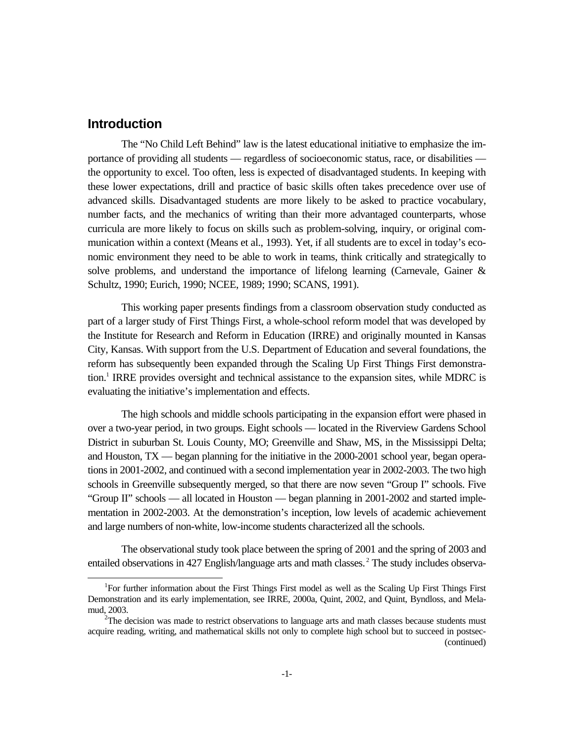## Introduction

The "No Child Left Behind" law is the latest educational initiative to emphasize the importance of providing all students — regardless of socioeconomic status, race, or disabilities — the opportunity to excel. Too often, less is expected of disadvantaged students. In keeping with these lower expectations, drill and practice of basic skills often takes precedence over use of advanced skills. Disadvantaged students are more likely to be asked to practice vocabulary, number facts, and the mechanics of writing than their more advantaged counterparts, whose curricula are more likely to focus on skills such as problem-solving, inquiry, or original communication within a context (Means et al., 1993). Yet, if all students are to excel in today's economic environment they need to be able to work in teams, think critically and strategically to solve problems, and understand the importance of lifelong learning (Carnevale, Gainer & Schultz, 1990; Eurich, 1990; NCEE, 1989; 1990; SCANS, 1991).

This working paper presents findings from a classroom observation study conducted as part of a larger study of First Things First, a whole-school reform model that was developed by the Institute for Research and Reform in Education (IRRE) and originally mounted in Kansas City, Kansas. With support from the U.S. Department of Education and several foundations, the reform has subsequently been expanded through the Scaling Up First Things First demonstration.[1] IRRE provides oversight and technical assistance to the expansion sites, while MDRC is evaluating the initiative's implementation and effects.

The high schools and middle schools participating in the expansion effort were phased in over a two-year period, in two groups. Eight schools — located in the Riverview Gardens School District in suburban St. Louis County, MO; Greenville and Shaw, MS, in the Mississippi Delta; and Houston, TX — began planning for the initiative in the 2000-2001 school year, began operations in 2001-2002, and continued with a second implementation year in 2002-2003. The two high schools in Greenville subsequently merged, so that there are now seven "Group I" schools. Five "Group II" schools — all located in Houston — began planning in 2001-2002 and started implementation in 2002-2003. At the demonstration's inception, low levels of academic achievement and large numbers of non-white, low-income students characterized all the schools.

The observational study took place between the spring of 2001 and the spring of 2003 and entailed observations in 427 English/language arts and math classes.[2] The study includes observa-

---

[1]For further information about the First Things First model as well as the Scaling Up First Things First Demonstration and its early implementation, see IRRE, 2000a, Quint, 2002, and Quint, Byndloss, and Melamud, 2003.

[2]The decision was made to restrict observations to language arts and math classes because students must acquire reading, writing, and mathematical skills not only to complete high school but to succeed in postsec- (continued)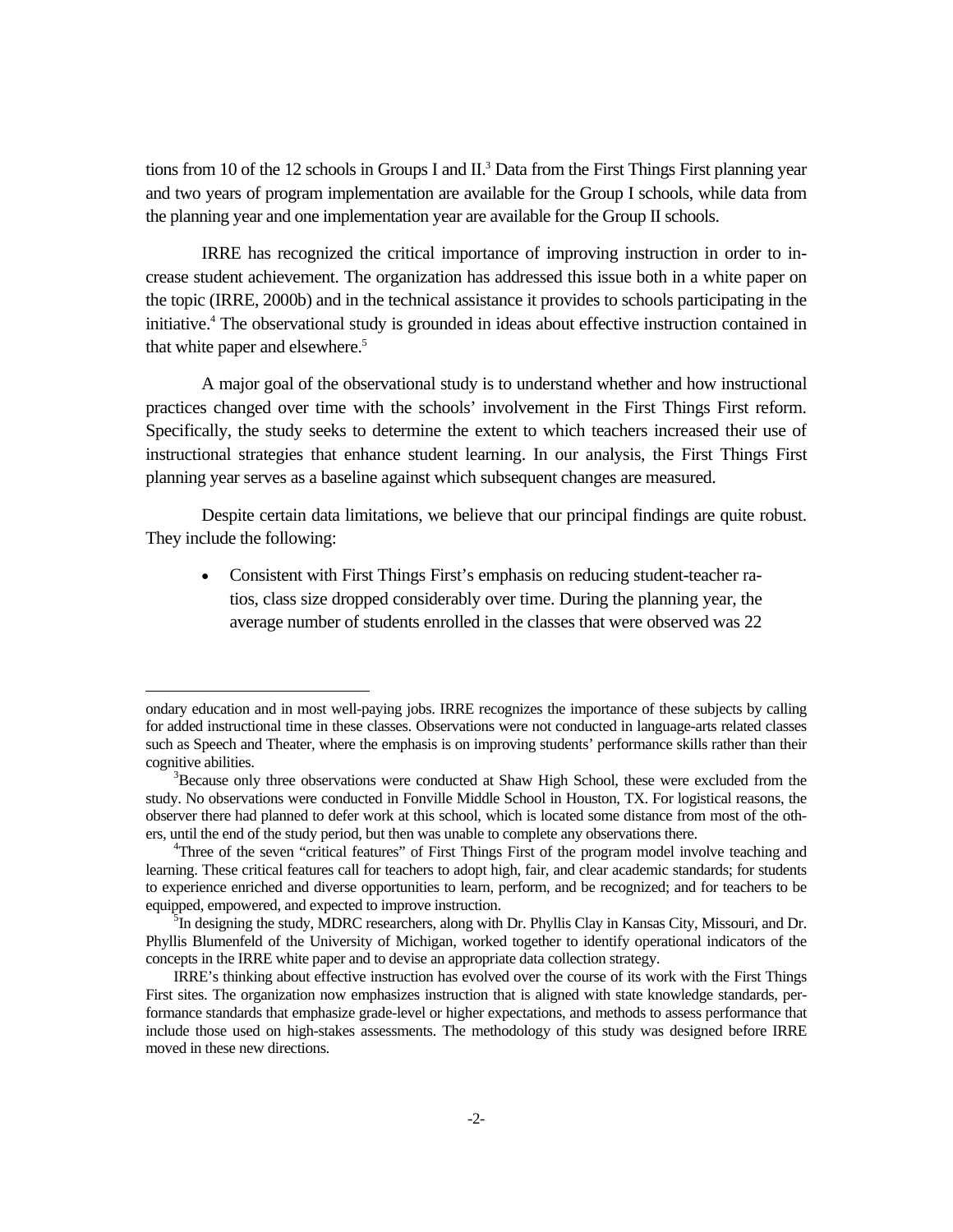tions from 10 of the 12 schools in Groups I and II.[3] Data from the First Things First planning year and two years of program implementation are available for the Group I schools, while data from the planning year and one implementation year are available for the Group II schools.

IRRE has recognized the critical importance of improving instruction in order to increase student achievement. The organization has addressed this issue both in a white paper on the topic (IRRE, 2000b) and in the technical assistance it provides to schools participating in the initiative.[4] The observational study is grounded in ideas about effective instruction contained in that white paper and elsewhere.[5]

A major goal of the observational study is to understand whether and how instructional practices changed over time with the schools' involvement in the First Things First reform. Specifically, the study seeks to determine the extent to which teachers increased their use of instructional strategies that enhance student learning. In our analysis, the First Things First planning year serves as a baseline against which subsequent changes are measured.

Despite certain data limitations, we believe that our principal findings are quite robust. They include the following:

- Consistent with First Things First's emphasis on reducing student-teacher ratios, class size dropped considerably over time. During the planning year, the average number of students enrolled in the classes that were observed was 22

---

ondary education and in most well-paying jobs. IRRE recognizes the importance of these subjects by calling for added instructional time in these classes. Observations were not conducted in language-arts related classes such as Speech and Theater, where the emphasis is on improving students' performance skills rather than their cognitive abilities.

[3]Because only three observations were conducted at Shaw High School, these were excluded from the study. No observations were conducted in Fonville Middle School in Houston, TX. For logistical reasons, the observer there had planned to defer work at this school, which is located some distance from most of the others, until the end of the study period, but then was unable to complete any observations there.

[4]Three of the seven "critical features" of First Things First of the program model involve teaching and learning. These critical features call for teachers to adopt high, fair, and clear academic standards; for students to experience enriched and diverse opportunities to learn, perform, and be recognized; and for teachers to be equipped, empowered, and expected to improve instruction.

[5]In designing the study, MDRC researchers, along with Dr. Phyllis Clay in Kansas City, Missouri, and Dr. Phyllis Blumenfeld of the University of Michigan, worked together to identify operational indicators of the concepts in the IRRE white paper and to devise an appropriate data collection strategy.

IRRE's thinking about effective instruction has evolved over the course of its work with the First Things First sites. The organization now emphasizes instruction that is aligned with state knowledge standards, performance standards that emphasize grade-level or higher expectations, and methods to assess performance that include those used on high-stakes assessments. The methodology of this study was designed before IRRE moved in these new directions.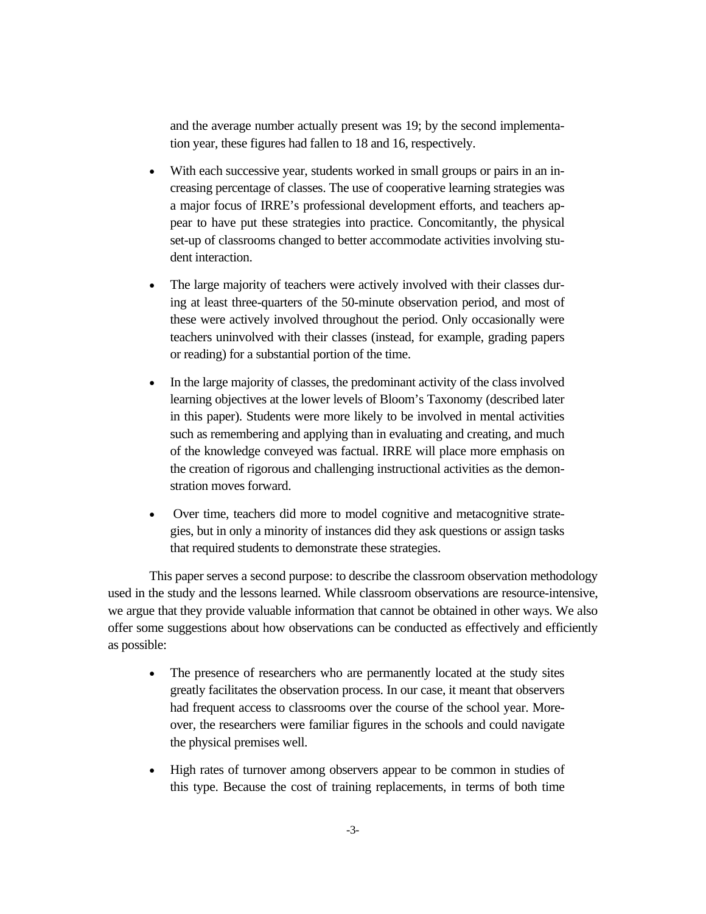and the average number actually present was 19; by the second implementation year, these figures had fallen to 18 and 16, respectively.

- With each successive year, students worked in small groups or pairs in an increasing percentage of classes. The use of cooperative learning strategies was a major focus of IRRE's professional development efforts, and teachers appear to have put these strategies into practice. Concomitantly, the physical set-up of classrooms changed to better accommodate activities involving student interaction.

- The large majority of teachers were actively involved with their classes during at least three-quarters of the 50-minute observation period, and most of these were actively involved throughout the period. Only occasionally were teachers uninvolved with their classes (instead, for example, grading papers or reading) for a substantial portion of the time.

- In the large majority of classes, the predominant activity of the class involved learning objectives at the lower levels of Bloom's Taxonomy (described later in this paper). Students were more likely to be involved in mental activities such as remembering and applying than in evaluating and creating, and much of the knowledge conveyed was factual. IRRE will place more emphasis on the creation of rigorous and challenging instructional activities as the demonstration moves forward.

- Over time, teachers did more to model cognitive and metacognitive strategies, but in only a minority of instances did they ask questions or assign tasks that required students to demonstrate these strategies.

This paper serves a second purpose: to describe the classroom observation methodology used in the study and the lessons learned. While classroom observations are resource-intensive, we argue that they provide valuable information that cannot be obtained in other ways. We also offer some suggestions about how observations can be conducted as effectively and efficiently as possible:

- The presence of researchers who are permanently located at the study sites greatly facilitates the observation process. In our case, it meant that observers had frequent access to classrooms over the course of the school year. Moreover, the researchers were familiar figures in the schools and could navigate the physical premises well.

- High rates of turnover among observers appear to be common in studies of this type. Because the cost of training replacements, in terms of both time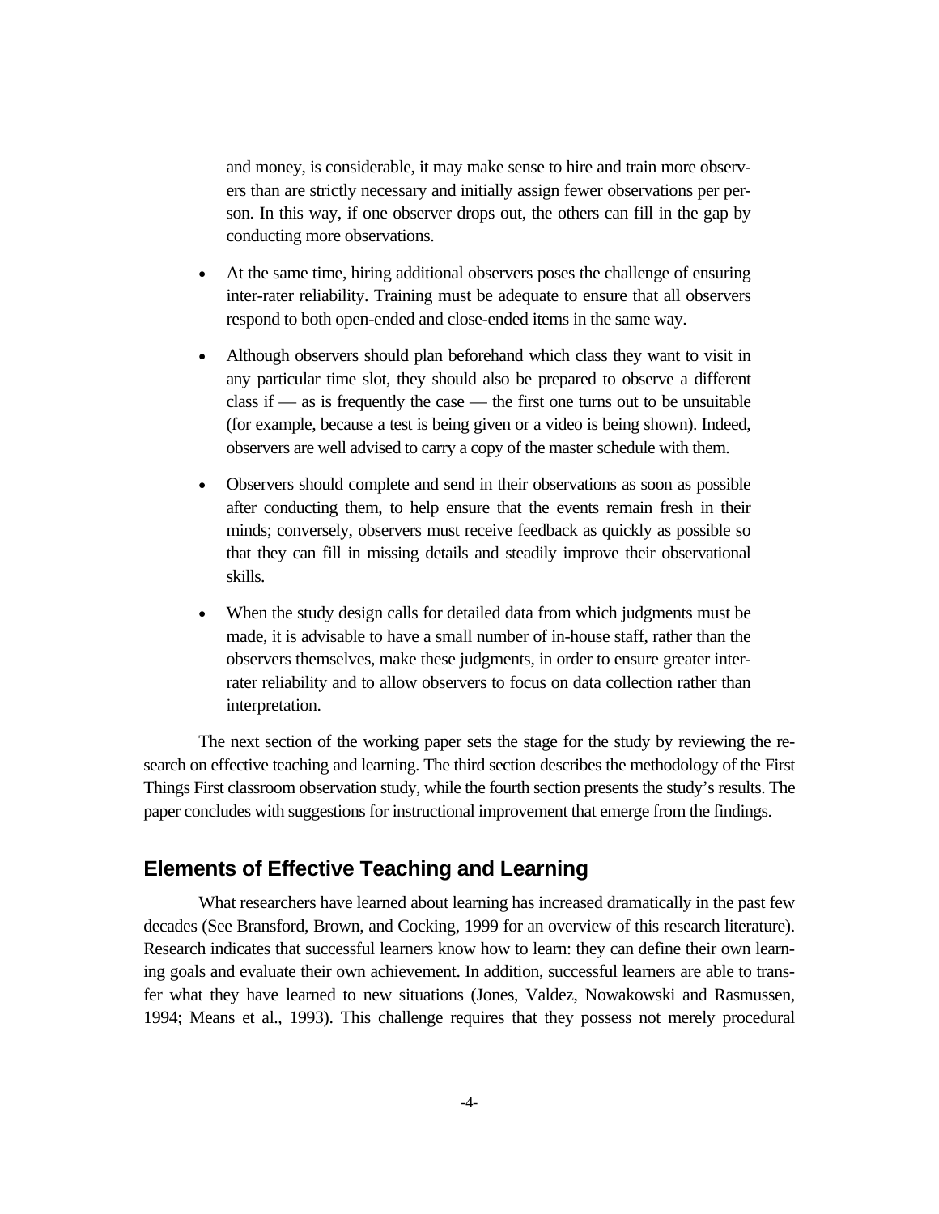and money, is considerable, it may make sense to hire and train more observers than are strictly necessary and initially assign fewer observations per person. In this way, if one observer drops out, the others can fill in the gap by conducting more observations.

- At the same time, hiring additional observers poses the challenge of ensuring inter-rater reliability. Training must be adequate to ensure that all observers respond to both open-ended and close-ended items in the same way.

- Although observers should plan beforehand which class they want to visit in any particular time slot, they should also be prepared to observe a different class if — as is frequently the case — the first one turns out to be unsuitable (for example, because a test is being given or a video is being shown). Indeed, observers are well advised to carry a copy of the master schedule with them.

- Observers should complete and send in their observations as soon as possible after conducting them, to help ensure that the events remain fresh in their minds; conversely, observers must receive feedback as quickly as possible so that they can fill in missing details and steadily improve their observational skills.

- When the study design calls for detailed data from which judgments must be made, it is advisable to have a small number of in-house staff, rather than the observers themselves, make these judgments, in order to ensure greater inter-rater reliability and to allow observers to focus on data collection rather than interpretation.

The next section of the working paper sets the stage for the study by reviewing the research on effective teaching and learning. The third section describes the methodology of the First Things First classroom observation study, while the fourth section presents the study's results. The paper concludes with suggestions for instructional improvement that emerge from the findings.

## Elements of Effective Teaching and Learning

What researchers have learned about learning has increased dramatically in the past few decades (See Bransford, Brown, and Cocking, 1999 for an overview of this research literature). Research indicates that successful learners know how to learn: they can define their own learning goals and evaluate their own achievement. In addition, successful learners are able to transfer what they have learned to new situations (Jones, Valdez, Nowakowski and Rasmussen, 1994; Means et al., 1993). This challenge requires that they possess not merely procedural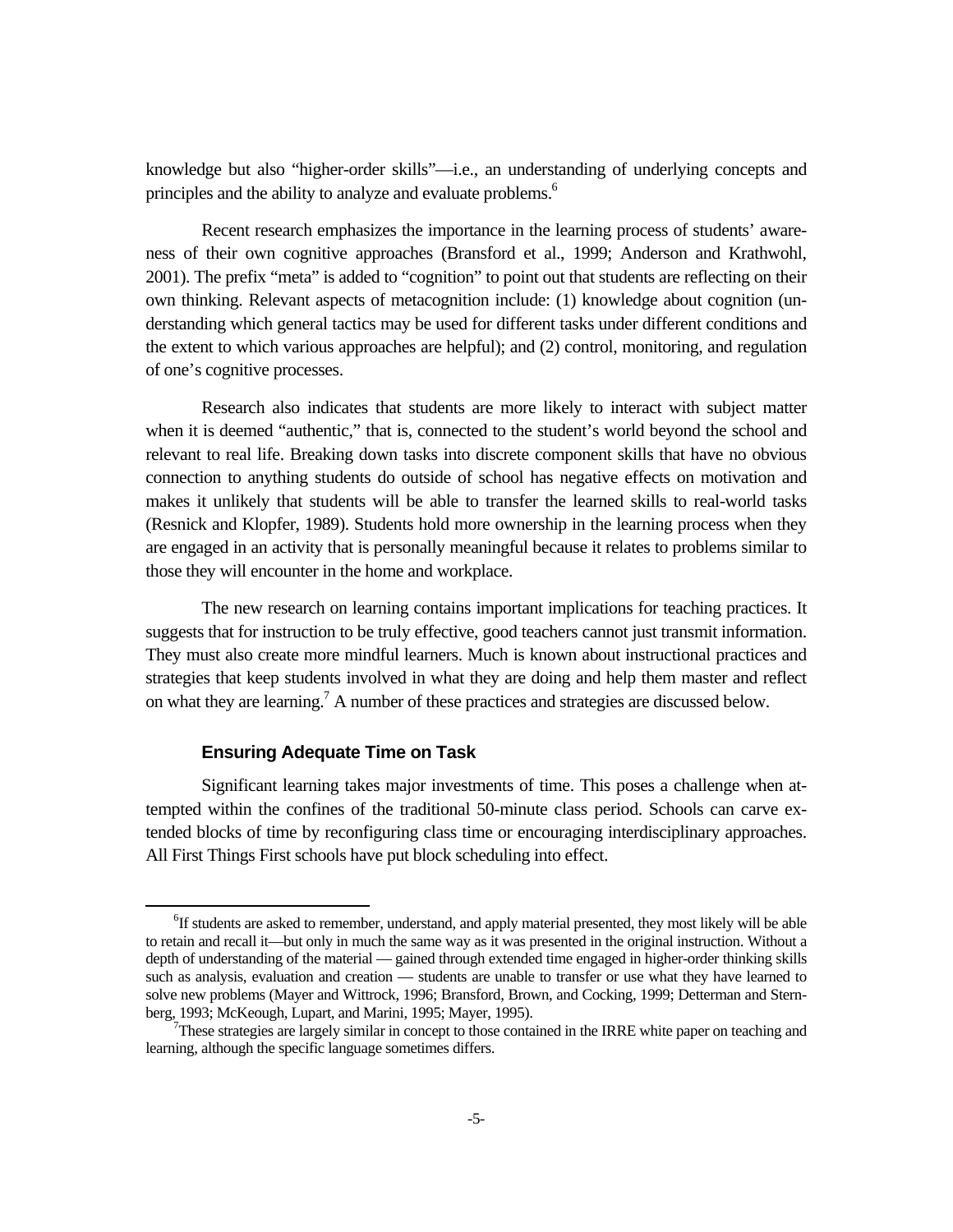knowledge but also "higher-order skills"—i.e., an understanding of underlying concepts and principles and the ability to analyze and evaluate problems.[6]

Recent research emphasizes the importance in the learning process of students' awareness of their own cognitive approaches (Bransford et al., 1999; Anderson and Krathwohl, 2001). The prefix "meta" is added to "cognition" to point out that students are reflecting on their own thinking. Relevant aspects of metacognition include: (1) knowledge about cognition (understanding which general tactics may be used for different tasks under different conditions and the extent to which various approaches are helpful); and (2) control, monitoring, and regulation of one's cognitive processes.

Research also indicates that students are more likely to interact with subject matter when it is deemed "authentic," that is, connected to the student's world beyond the school and relevant to real life. Breaking down tasks into discrete component skills that have no obvious connection to anything students do outside of school has negative effects on motivation and makes it unlikely that students will be able to transfer the learned skills to real-world tasks (Resnick and Klopfer, 1989). Students hold more ownership in the learning process when they are engaged in an activity that is personally meaningful because it relates to problems similar to those they will encounter in the home and workplace.

The new research on learning contains important implications for teaching practices. It suggests that for instruction to be truly effective, good teachers cannot just transmit information. They must also create more mindful learners. Much is known about instructional practices and strategies that keep students involved in what they are doing and help them master and reflect on what they are learning.[7] A number of these practices and strategies are discussed below.

### Ensuring Adequate Time on Task

Significant learning takes major investments of time. This poses a challenge when attempted within the confines of the traditional 50-minute class period. Schools can carve extended blocks of time by reconfiguring class time or encouraging interdisciplinary approaches. All First Things First schools have put block scheduling into effect.

---

[6] If students are asked to remember, understand, and apply material presented, they most likely will be able to retain and recall it—but only in much the same way as it was presented in the original instruction. Without a depth of understanding of the material — gained through extended time engaged in higher-order thinking skills such as analysis, evaluation and creation — students are unable to transfer or use what they have learned to solve new problems (Mayer and Wittrock, 1996; Bransford, Brown, and Cocking, 1999; Detterman and Sternberg, 1993; McKeough, Lupart, and Marini, 1995; Mayer, 1995).

[7] These strategies are largely similar in concept to those contained in the IRRE white paper on teaching and learning, although the specific language sometimes differs.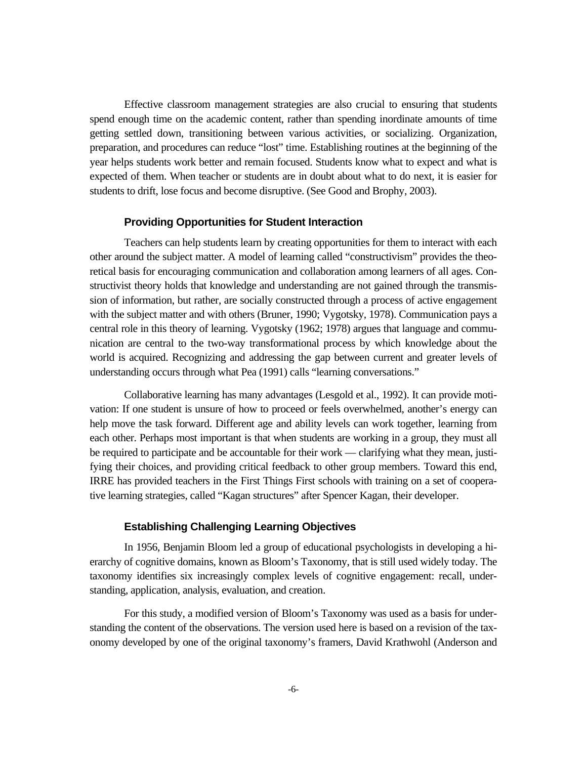Effective classroom management strategies are also crucial to ensuring that students spend enough time on the academic content, rather than spending inordinate amounts of time getting settled down, transitioning between various activities, or socializing. Organization, preparation, and procedures can reduce "lost" time. Establishing routines at the beginning of the year helps students work better and remain focused. Students know what to expect and what is expected of them. When teacher or students are in doubt about what to do next, it is easier for students to drift, lose focus and become disruptive. (See Good and Brophy, 2003).

### Providing Opportunities for Student Interaction

Teachers can help students learn by creating opportunities for them to interact with each other around the subject matter. A model of learning called "constructivism" provides the theoretical basis for encouraging communication and collaboration among learners of all ages. Constructivist theory holds that knowledge and understanding are not gained through the transmission of information, but rather, are socially constructed through a process of active engagement with the subject matter and with others (Bruner, 1990; Vygotsky, 1978). Communication pays a central role in this theory of learning. Vygotsky (1962; 1978) argues that language and communication are central to the two-way transformational process by which knowledge about the world is acquired. Recognizing and addressing the gap between current and greater levels of understanding occurs through what Pea (1991) calls "learning conversations."

Collaborative learning has many advantages (Lesgold et al., 1992). It can provide motivation: If one student is unsure of how to proceed or feels overwhelmed, another's energy can help move the task forward. Different age and ability levels can work together, learning from each other. Perhaps most important is that when students are working in a group, they must all be required to participate and be accountable for their work — clarifying what they mean, justifying their choices, and providing critical feedback to other group members. Toward this end, IRRE has provided teachers in the First Things First schools with training on a set of cooperative learning strategies, called "Kagan structures" after Spencer Kagan, their developer.

### Establishing Challenging Learning Objectives

In 1956, Benjamin Bloom led a group of educational psychologists in developing a hierarchy of cognitive domains, known as Bloom's Taxonomy, that is still used widely today. The taxonomy identifies six increasingly complex levels of cognitive engagement: recall, understanding, application, analysis, evaluation, and creation.

For this study, a modified version of Bloom's Taxonomy was used as a basis for understanding the content of the observations. The version used here is based on a revision of the taxonomy developed by one of the original taxonomy's framers, David Krathwohl (Anderson and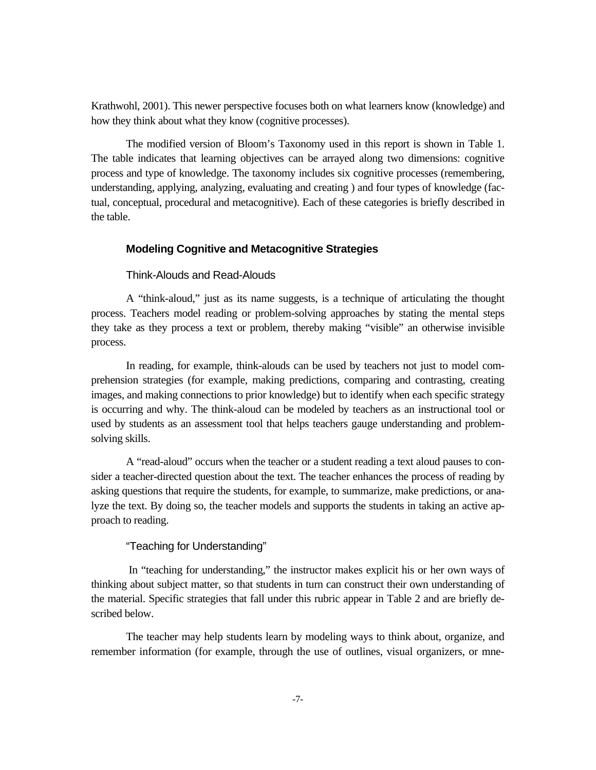Krathwohl, 2001). This newer perspective focuses both on what learners know (knowledge) and how they think about what they know (cognitive processes).

The modified version of Bloom's Taxonomy used in this report is shown in Table 1. The table indicates that learning objectives can be arrayed along two dimensions: cognitive process and type of knowledge. The taxonomy includes six cognitive processes (remembering, understanding, applying, analyzing, evaluating and creating ) and four types of knowledge (factual, conceptual, procedural and metacognitive). Each of these categories is briefly described in the table.

## Modeling Cognitive and Metacognitive Strategies

### Think-Alouds and Read-Alouds

A "think-aloud," just as its name suggests, is a technique of articulating the thought process. Teachers model reading or problem-solving approaches by stating the mental steps they take as they process a text or problem, thereby making "visible" an otherwise invisible process.

In reading, for example, think-alouds can be used by teachers not just to model comprehension strategies (for example, making predictions, comparing and contrasting, creating images, and making connections to prior knowledge) but to identify when each specific strategy is occurring and why. The think-aloud can be modeled by teachers as an instructional tool or used by students as an assessment tool that helps teachers gauge understanding and problem-solving skills.

A "read-aloud" occurs when the teacher or a student reading a text aloud pauses to consider a teacher-directed question about the text. The teacher enhances the process of reading by asking questions that require the students, for example, to summarize, make predictions, or analyze the text. By doing so, the teacher models and supports the students in taking an active approach to reading.

### "Teaching for Understanding"

In "teaching for understanding," the instructor makes explicit his or her own ways of thinking about subject matter, so that students in turn can construct their own understanding of the material. Specific strategies that fall under this rubric appear in Table 2 and are briefly described below.

The teacher may help students learn by modeling ways to think about, organize, and remember information (for example, through the use of outlines, visual organizers, or mne-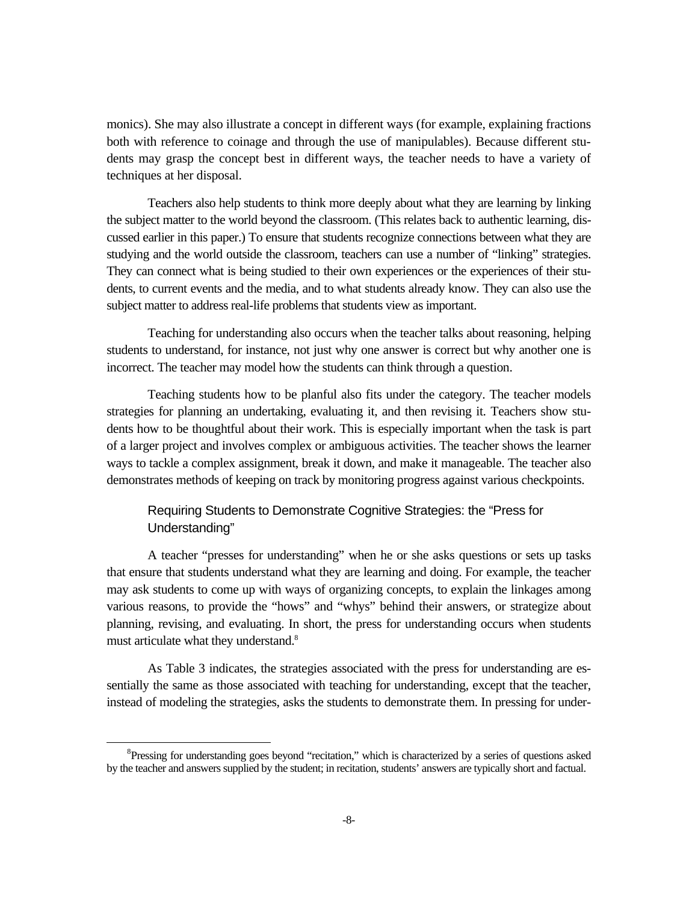monics). She may also illustrate a concept in different ways (for example, explaining fractions both with reference to coinage and through the use of manipulables). Because different students may grasp the concept best in different ways, the teacher needs to have a variety of techniques at her disposal.

Teachers also help students to think more deeply about what they are learning by linking the subject matter to the world beyond the classroom. (This relates back to authentic learning, discussed earlier in this paper.) To ensure that students recognize connections between what they are studying and the world outside the classroom, teachers can use a number of "linking" strategies. They can connect what is being studied to their own experiences or the experiences of their students, to current events and the media, and to what students already know. They can also use the subject matter to address real-life problems that students view as important.

Teaching for understanding also occurs when the teacher talks about reasoning, helping students to understand, for instance, not just why one answer is correct but why another one is incorrect. The teacher may model how the students can think through a question.

Teaching students how to be planful also fits under the category. The teacher models strategies for planning an undertaking, evaluating it, and then revising it. Teachers show students how to be thoughtful about their work. This is especially important when the task is part of a larger project and involves complex or ambiguous activities. The teacher shows the learner ways to tackle a complex assignment, break it down, and make it manageable. The teacher also demonstrates methods of keeping on track by monitoring progress against various checkpoints.

### Requiring Students to Demonstrate Cognitive Strategies: the "Press for Understanding"

A teacher "presses for understanding" when he or she asks questions or sets up tasks that ensure that students understand what they are learning and doing. For example, the teacher may ask students to come up with ways of organizing concepts, to explain the linkages among various reasons, to provide the "hows" and "whys" behind their answers, or strategize about planning, revising, and evaluating. In short, the press for understanding occurs when students must articulate what they understand.[8]

As Table 3 indicates, the strategies associated with the press for understanding are essentially the same as those associated with teaching for understanding, except that the teacher, instead of modeling the strategies, asks the students to demonstrate them. In pressing for under-

[8]Pressing for understanding goes beyond "recitation," which is characterized by a series of questions asked by the teacher and answers supplied by the student; in recitation, students' answers are typically short and factual.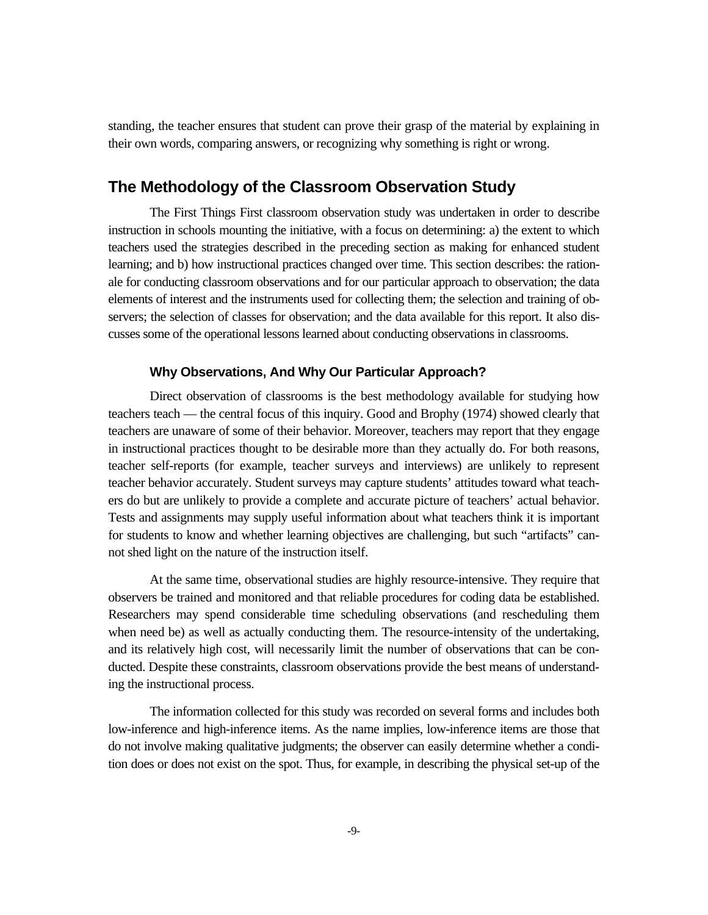standing, the teacher ensures that student can prove their grasp of the material by explaining in their own words, comparing answers, or recognizing why something is right or wrong.

## The Methodology of the Classroom Observation Study

The First Things First classroom observation study was undertaken in order to describe instruction in schools mounting the initiative, with a focus on determining: a) the extent to which teachers used the strategies described in the preceding section as making for enhanced student learning; and b) how instructional practices changed over time. This section describes: the rationale for conducting classroom observations and for our particular approach to observation; the data elements of interest and the instruments used for collecting them; the selection and training of observers; the selection of classes for observation; and the data available for this report. It also discusses some of the operational lessons learned about conducting observations in classrooms.

### Why Observations, And Why Our Particular Approach?

Direct observation of classrooms is the best methodology available for studying how teachers teach — the central focus of this inquiry. Good and Brophy (1974) showed clearly that teachers are unaware of some of their behavior. Moreover, teachers may report that they engage in instructional practices thought to be desirable more than they actually do. For both reasons, teacher self-reports (for example, teacher surveys and interviews) are unlikely to represent teacher behavior accurately. Student surveys may capture students' attitudes toward what teachers do but are unlikely to provide a complete and accurate picture of teachers' actual behavior. Tests and assignments may supply useful information about what teachers think it is important for students to know and whether learning objectives are challenging, but such "artifacts" cannot shed light on the nature of the instruction itself.

At the same time, observational studies are highly resource-intensive. They require that observers be trained and monitored and that reliable procedures for coding data be established. Researchers may spend considerable time scheduling observations (and rescheduling them when need be) as well as actually conducting them. The resource-intensity of the undertaking, and its relatively high cost, will necessarily limit the number of observations that can be conducted. Despite these constraints, classroom observations provide the best means of understanding the instructional process.

The information collected for this study was recorded on several forms and includes both low-inference and high-inference items. As the name implies, low-inference items are those that do not involve making qualitative judgments; the observer can easily determine whether a condition does or does not exist on the spot. Thus, for example, in describing the physical set-up of the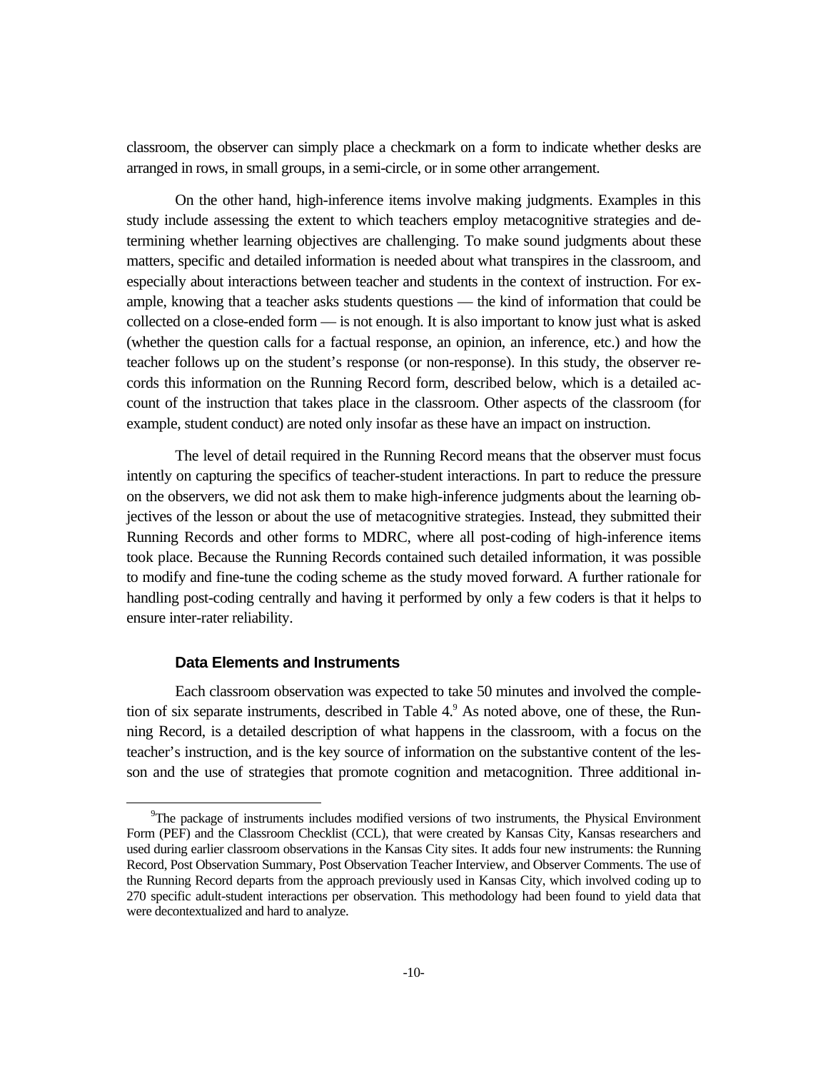classroom, the observer can simply place a checkmark on a form to indicate whether desks are arranged in rows, in small groups, in a semi-circle, or in some other arrangement.

On the other hand, high-inference items involve making judgments. Examples in this study include assessing the extent to which teachers employ metacognitive strategies and determining whether learning objectives are challenging. To make sound judgments about these matters, specific and detailed information is needed about what transpires in the classroom, and especially about interactions between teacher and students in the context of instruction. For example, knowing that a teacher asks students questions — the kind of information that could be collected on a close-ended form — is not enough. It is also important to know just what is asked (whether the question calls for a factual response, an opinion, an inference, etc.) and how the teacher follows up on the student's response (or non-response). In this study, the observer records this information on the Running Record form, described below, which is a detailed account of the instruction that takes place in the classroom. Other aspects of the classroom (for example, student conduct) are noted only insofar as these have an impact on instruction.

The level of detail required in the Running Record means that the observer must focus intently on capturing the specifics of teacher-student interactions. In part to reduce the pressure on the observers, we did not ask them to make high-inference judgments about the learning objectives of the lesson or about the use of metacognitive strategies. Instead, they submitted their Running Records and other forms to MDRC, where all post-coding of high-inference items took place. Because the Running Records contained such detailed information, it was possible to modify and fine-tune the coding scheme as the study moved forward. A further rationale for handling post-coding centrally and having it performed by only a few coders is that it helps to ensure inter-rater reliability.

### Data Elements and Instruments

Each classroom observation was expected to take 50 minutes and involved the completion of six separate instruments, described in Table 4.[9] As noted above, one of these, the Running Record, is a detailed description of what happens in the classroom, with a focus on the teacher's instruction, and is the key source of information on the substantive content of the lesson and the use of strategies that promote cognition and metacognition. Three additional in-

[9]The package of instruments includes modified versions of two instruments, the Physical Environment Form (PEF) and the Classroom Checklist (CCL), that were created by Kansas City, Kansas researchers and used during earlier classroom observations in the Kansas City sites. It adds four new instruments: the Running Record, Post Observation Summary, Post Observation Teacher Interview, and Observer Comments. The use of the Running Record departs from the approach previously used in Kansas City, which involved coding up to 270 specific adult-student interactions per observation. This methodology had been found to yield data that were decontextualized and hard to analyze.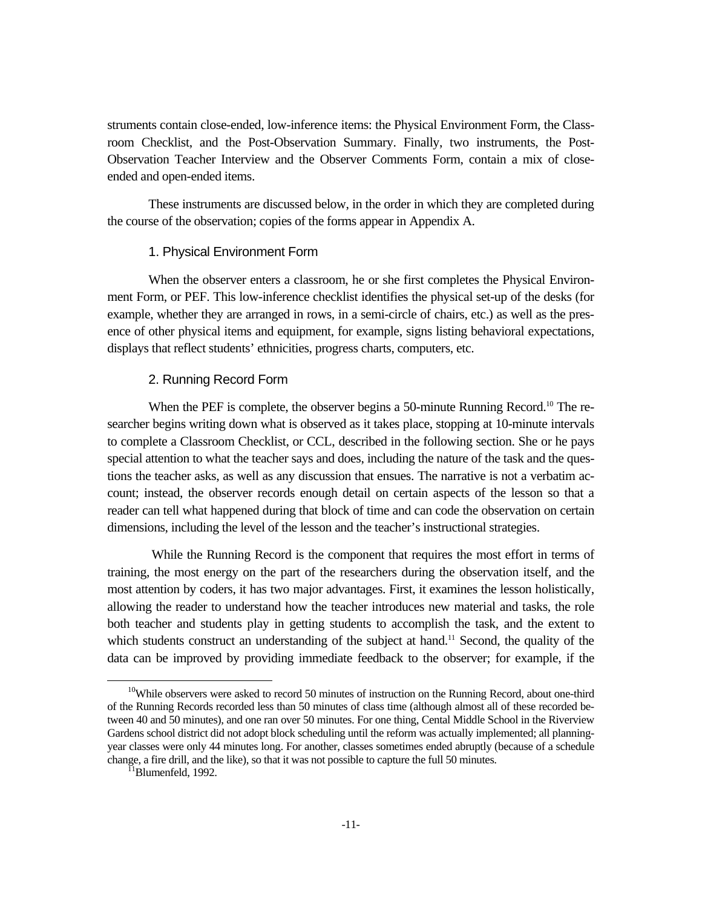struments contain close-ended, low-inference items: the Physical Environment Form, the Classroom Checklist, and the Post-Observation Summary. Finally, two instruments, the Post-Observation Teacher Interview and the Observer Comments Form, contain a mix of close-ended and open-ended items.

These instruments are discussed below, in the order in which they are completed during the course of the observation; copies of the forms appear in Appendix A.

### 1. Physical Environment Form

When the observer enters a classroom, he or she first completes the Physical Environment Form, or PEF. This low-inference checklist identifies the physical set-up of the desks (for example, whether they are arranged in rows, in a semi-circle of chairs, etc.) as well as the presence of other physical items and equipment, for example, signs listing behavioral expectations, displays that reflect students' ethnicities, progress charts, computers, etc.

### 2. Running Record Form

When the PEF is complete, the observer begins a 50-minute Running Record.[10] The researcher begins writing down what is observed as it takes place, stopping at 10-minute intervals to complete a Classroom Checklist, or CCL, described in the following section. She or he pays special attention to what the teacher says and does, including the nature of the task and the questions the teacher asks, as well as any discussion that ensues. The narrative is not a verbatim account; instead, the observer records enough detail on certain aspects of the lesson so that a reader can tell what happened during that block of time and can code the observation on certain dimensions, including the level of the lesson and the teacher's instructional strategies.

While the Running Record is the component that requires the most effort in terms of training, the most energy on the part of the researchers during the observation itself, and the most attention by coders, it has two major advantages. First, it examines the lesson holistically, allowing the reader to understand how the teacher introduces new material and tasks, the role both teacher and students play in getting students to accomplish the task, and the extent to which students construct an understanding of the subject at hand.[11] Second, the quality of the data can be improved by providing immediate feedback to the observer; for example, if the

---

[10] While observers were asked to record 50 minutes of instruction on the Running Record, about one-third of the Running Records recorded less than 50 minutes of class time (although almost all of these recorded between 40 and 50 minutes), and one ran over 50 minutes. For one thing, Cental Middle School in the Riverview Gardens school district did not adopt block scheduling until the reform was actually implemented; all planning-year classes were only 44 minutes long. For another, classes sometimes ended abruptly (because of a schedule change, a fire drill, and the like), so that it was not possible to capture the full 50 minutes.

[11] Blumenfeld, 1992.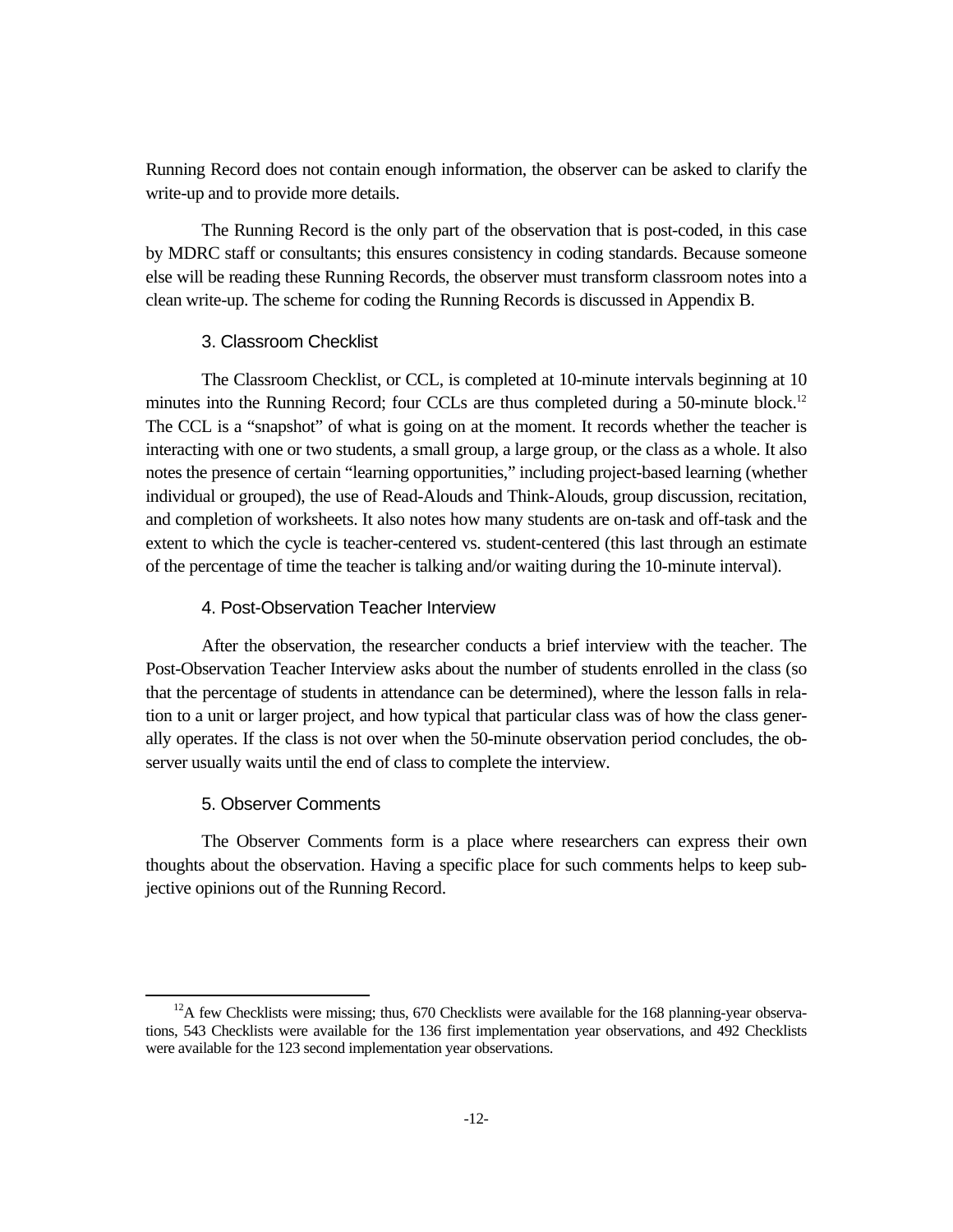Running Record does not contain enough information, the observer can be asked to clarify the write-up and to provide more details.

The Running Record is the only part of the observation that is post-coded, in this case by MDRC staff or consultants; this ensures consistency in coding standards. Because someone else will be reading these Running Records, the observer must transform classroom notes into a clean write-up. The scheme for coding the Running Records is discussed in Appendix B.

### 3. Classroom Checklist

The Classroom Checklist, or CCL, is completed at 10-minute intervals beginning at 10 minutes into the Running Record; four CCLs are thus completed during a 50-minute block.[12] The CCL is a "snapshot" of what is going on at the moment. It records whether the teacher is interacting with one or two students, a small group, a large group, or the class as a whole. It also notes the presence of certain "learning opportunities," including project-based learning (whether individual or grouped), the use of Read-Alouds and Think-Alouds, group discussion, recitation, and completion of worksheets. It also notes how many students are on-task and off-task and the extent to which the cycle is teacher-centered vs. student-centered (this last through an estimate of the percentage of time the teacher is talking and/or waiting during the 10-minute interval).

### 4. Post-Observation Teacher Interview

After the observation, the researcher conducts a brief interview with the teacher. The Post-Observation Teacher Interview asks about the number of students enrolled in the class (so that the percentage of students in attendance can be determined), where the lesson falls in relation to a unit or larger project, and how typical that particular class was of how the class generally operates. If the class is not over when the 50-minute observation period concludes, the observer usually waits until the end of class to complete the interview.

### 5. Observer Comments

The Observer Comments form is a place where researchers can express their own thoughts about the observation. Having a specific place for such comments helps to keep subjective opinions out of the Running Record.

---

[12]A few Checklists were missing; thus, 670 Checklists were available for the 168 planning-year observations, 543 Checklists were available for the 136 first implementation year observations, and 492 Checklists were available for the 123 second implementation year observations.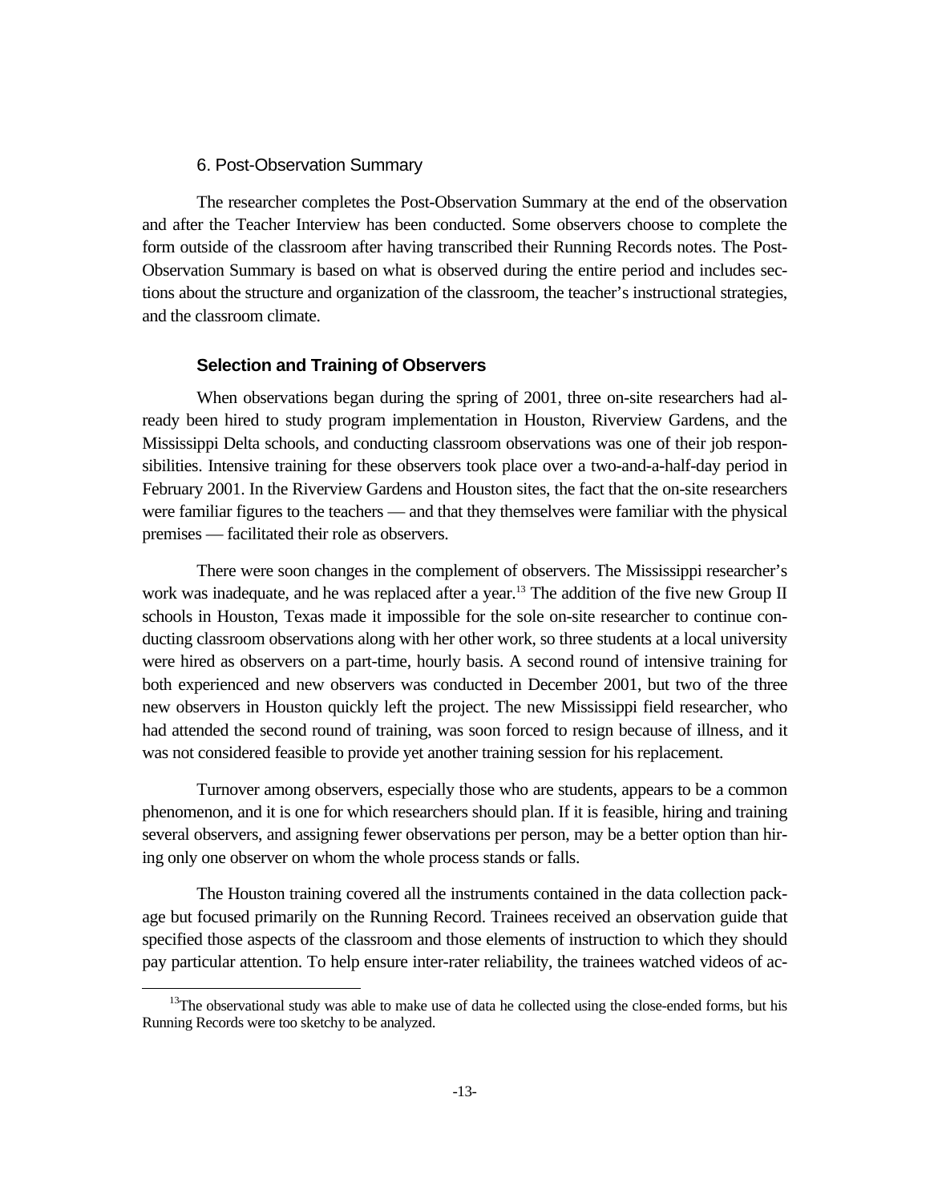6. Post-Observation Summary

The researcher completes the Post-Observation Summary at the end of the observation and after the Teacher Interview has been conducted. Some observers choose to complete the form outside of the classroom after having transcribed their Running Records notes. The Post-Observation Summary is based on what is observed during the entire period and includes sections about the structure and organization of the classroom, the teacher's instructional strategies, and the classroom climate.

### Selection and Training of Observers

When observations began during the spring of 2001, three on-site researchers had already been hired to study program implementation in Houston, Riverview Gardens, and the Mississippi Delta schools, and conducting classroom observations was one of their job responsibilities. Intensive training for these observers took place over a two-and-a-half-day period in February 2001. In the Riverview Gardens and Houston sites, the fact that the on-site researchers were familiar figures to the teachers — and that they themselves were familiar with the physical premises — facilitated their role as observers.

There were soon changes in the complement of observers. The Mississippi researcher's work was inadequate, and he was replaced after a year.[13] The addition of the five new Group II schools in Houston, Texas made it impossible for the sole on-site researcher to continue conducting classroom observations along with her other work, so three students at a local university were hired as observers on a part-time, hourly basis. A second round of intensive training for both experienced and new observers was conducted in December 2001, but two of the three new observers in Houston quickly left the project. The new Mississippi field researcher, who had attended the second round of training, was soon forced to resign because of illness, and it was not considered feasible to provide yet another training session for his replacement.

Turnover among observers, especially those who are students, appears to be a common phenomenon, and it is one for which researchers should plan. If it is feasible, hiring and training several observers, and assigning fewer observations per person, may be a better option than hiring only one observer on whom the whole process stands or falls.

The Houston training covered all the instruments contained in the data collection package but focused primarily on the Running Record. Trainees received an observation guide that specified those aspects of the classroom and those elements of instruction to which they should pay particular attention. To help ensure inter-rater reliability, the trainees watched videos of ac-

[13] The observational study was able to make use of data he collected using the close-ended forms, but his Running Records were too sketchy to be analyzed.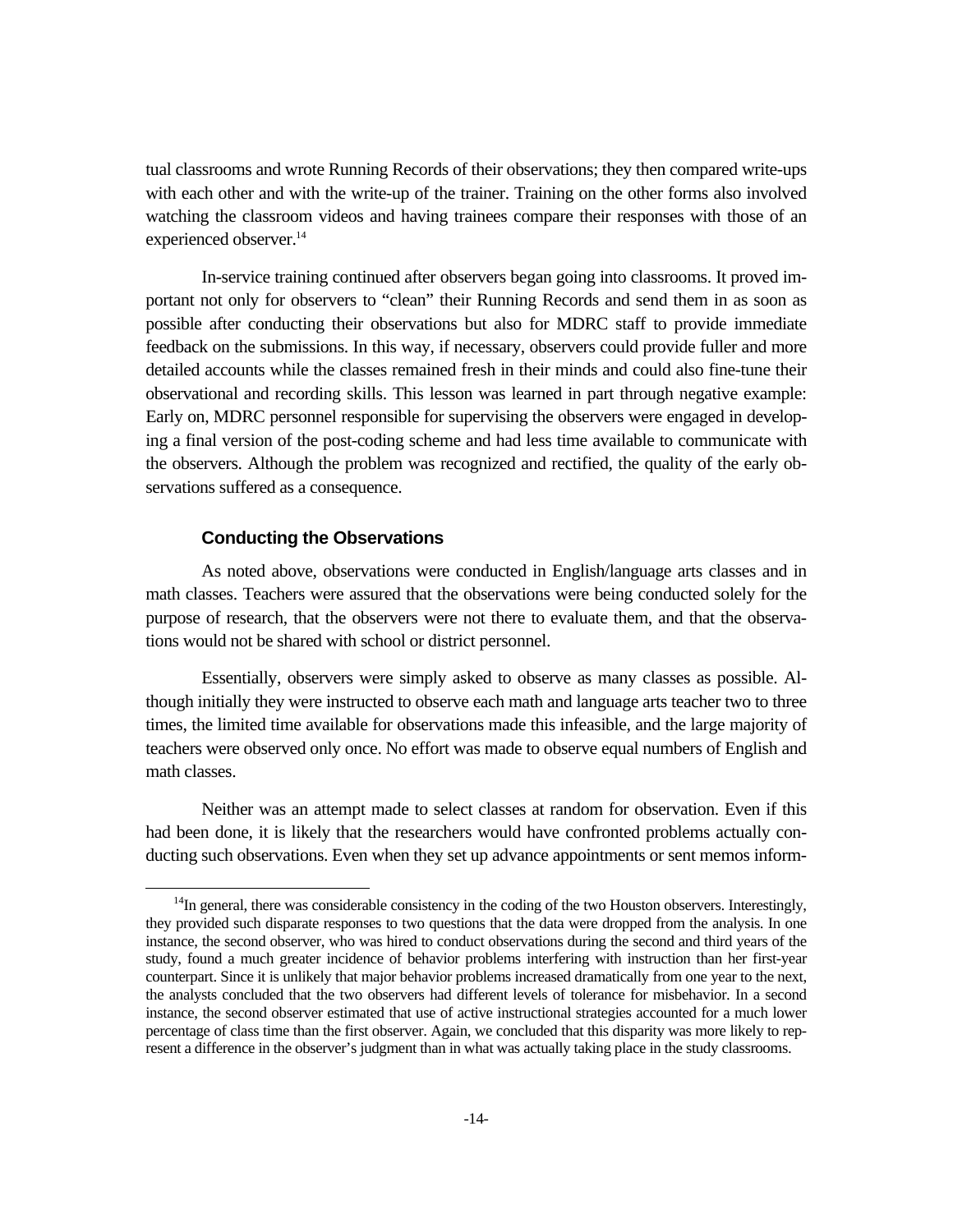tual classrooms and wrote Running Records of their observations; they then compared write-ups with each other and with the write-up of the trainer. Training on the other forms also involved watching the classroom videos and having trainees compare their responses with those of an experienced observer.[14]

In-service training continued after observers began going into classrooms. It proved important not only for observers to "clean" their Running Records and send them in as soon as possible after conducting their observations but also for MDRC staff to provide immediate feedback on the submissions. In this way, if necessary, observers could provide fuller and more detailed accounts while the classes remained fresh in their minds and could also fine-tune their observational and recording skills. This lesson was learned in part through negative example: Early on, MDRC personnel responsible for supervising the observers were engaged in developing a final version of the post-coding scheme and had less time available to communicate with the observers. Although the problem was recognized and rectified, the quality of the early observations suffered as a consequence.

### Conducting the Observations

As noted above, observations were conducted in English/language arts classes and in math classes. Teachers were assured that the observations were being conducted solely for the purpose of research, that the observers were not there to evaluate them, and that the observations would not be shared with school or district personnel.

Essentially, observers were simply asked to observe as many classes as possible. Although initially they were instructed to observe each math and language arts teacher two to three times, the limited time available for observations made this infeasible, and the large majority of teachers were observed only once. No effort was made to observe equal numbers of English and math classes.

Neither was an attempt made to select classes at random for observation. Even if this had been done, it is likely that the researchers would have confronted problems actually conducting such observations. Even when they set up advance appointments or sent memos inform-

---

[14]In general, there was considerable consistency in the coding of the two Houston observers. Interestingly, they provided such disparate responses to two questions that the data were dropped from the analysis. In one instance, the second observer, who was hired to conduct observations during the second and third years of the study, found a much greater incidence of behavior problems interfering with instruction than her first-year counterpart. Since it is unlikely that major behavior problems increased dramatically from one year to the next, the analysts concluded that the two observers had different levels of tolerance for misbehavior. In a second instance, the second observer estimated that use of active instructional strategies accounted for a much lower percentage of class time than the first observer. Again, we concluded that this disparity was more likely to represent a difference in the observer's judgment than in what was actually taking place in the study classrooms.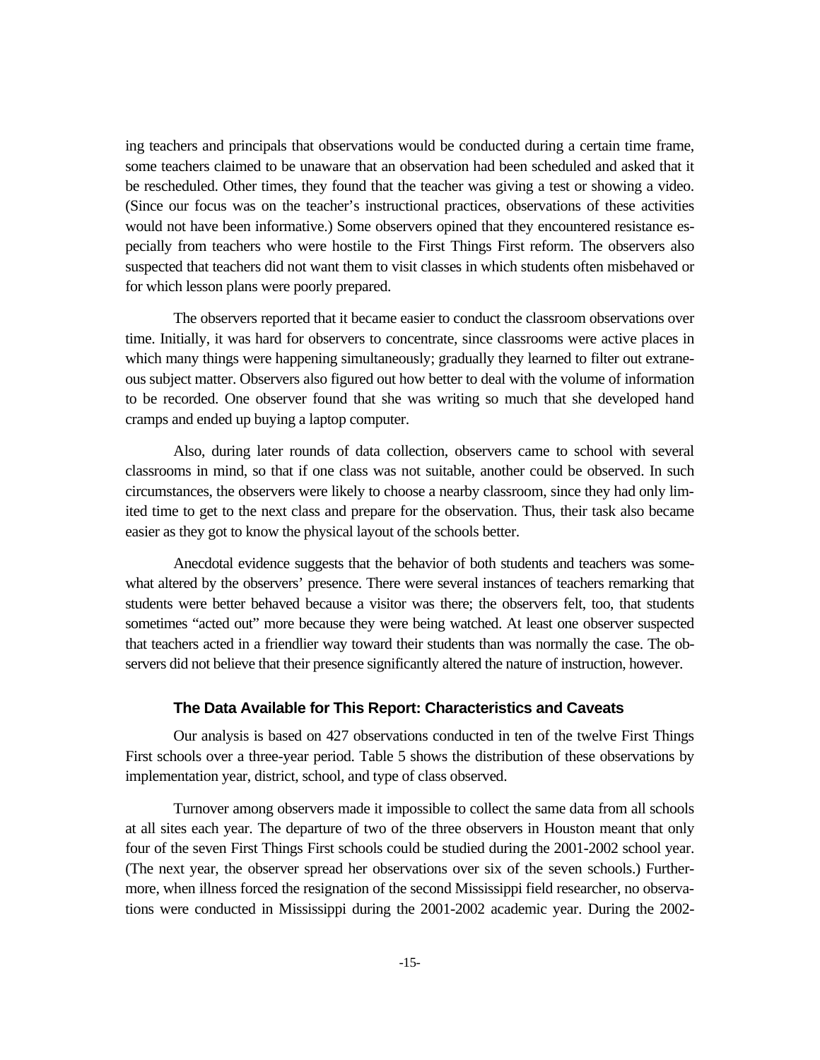ing teachers and principals that observations would be conducted during a certain time frame, some teachers claimed to be unaware that an observation had been scheduled and asked that it be rescheduled. Other times, they found that the teacher was giving a test or showing a video. (Since our focus was on the teacher's instructional practices, observations of these activities would not have been informative.) Some observers opined that they encountered resistance especially from teachers who were hostile to the First Things First reform. The observers also suspected that teachers did not want them to visit classes in which students often misbehaved or for which lesson plans were poorly prepared.

The observers reported that it became easier to conduct the classroom observations over time. Initially, it was hard for observers to concentrate, since classrooms were active places in which many things were happening simultaneously; gradually they learned to filter out extraneous subject matter. Observers also figured out how better to deal with the volume of information to be recorded. One observer found that she was writing so much that she developed hand cramps and ended up buying a laptop computer.

Also, during later rounds of data collection, observers came to school with several classrooms in mind, so that if one class was not suitable, another could be observed. In such circumstances, the observers were likely to choose a nearby classroom, since they had only limited time to get to the next class and prepare for the observation. Thus, their task also became easier as they got to know the physical layout of the schools better.

Anecdotal evidence suggests that the behavior of both students and teachers was somewhat altered by the observers' presence. There were several instances of teachers remarking that students were better behaved because a visitor was there; the observers felt, too, that students sometimes "acted out" more because they were being watched. At least one observer suspected that teachers acted in a friendlier way toward their students than was normally the case. The observers did not believe that their presence significantly altered the nature of instruction, however.

### The Data Available for This Report: Characteristics and Caveats

Our analysis is based on 427 observations conducted in ten of the twelve First Things First schools over a three-year period. Table 5 shows the distribution of these observations by implementation year, district, school, and type of class observed.

Turnover among observers made it impossible to collect the same data from all schools at all sites each year. The departure of two of the three observers in Houston meant that only four of the seven First Things First schools could be studied during the 2001-2002 school year. (The next year, the observer spread her observations over six of the seven schools.) Furthermore, when illness forced the resignation of the second Mississippi field researcher, no observations were conducted in Mississippi during the 2001-2002 academic year. During the 2002-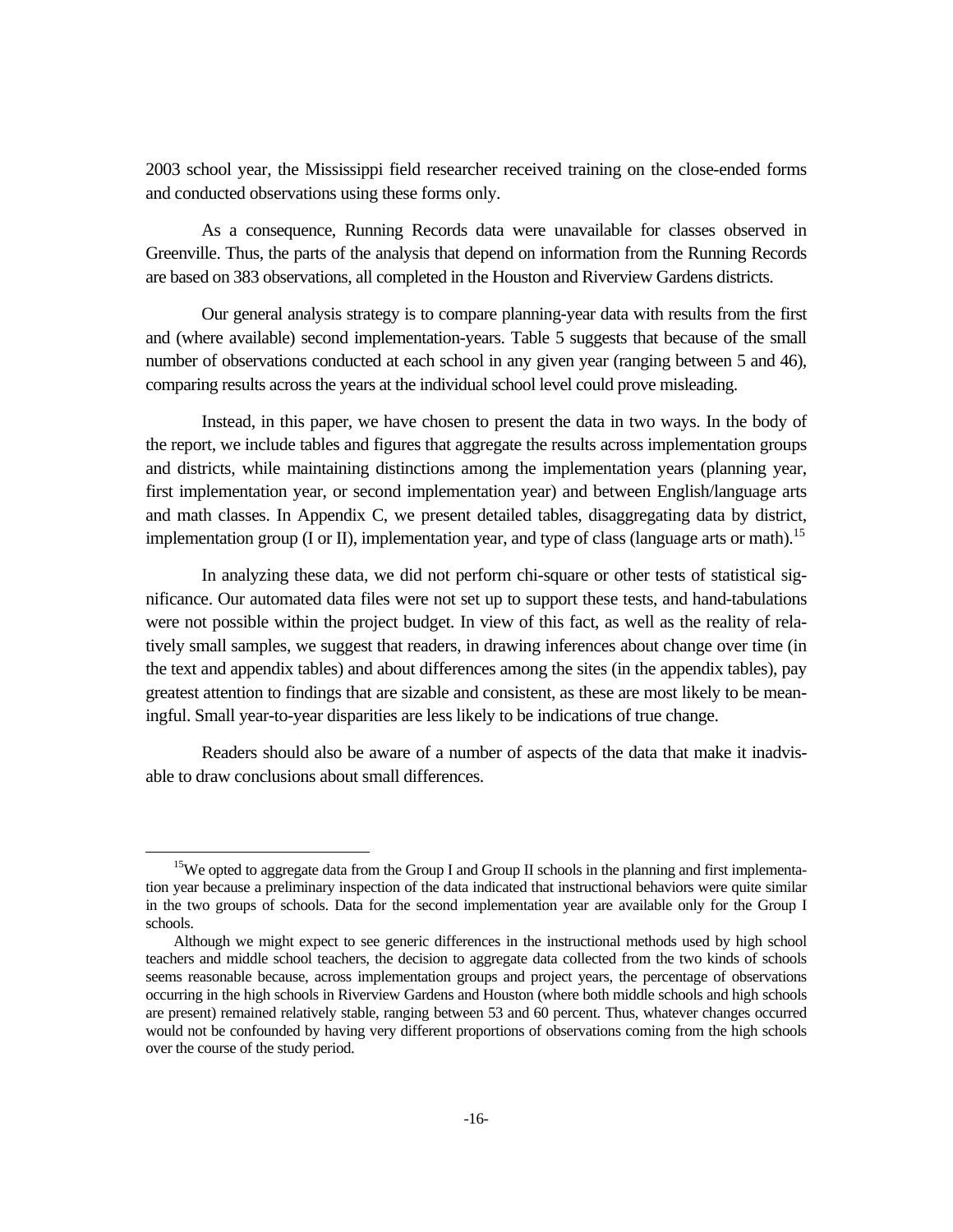2003 school year, the Mississippi field researcher received training on the close-ended forms and conducted observations using these forms only.

As a consequence, Running Records data were unavailable for classes observed in Greenville. Thus, the parts of the analysis that depend on information from the Running Records are based on 383 observations, all completed in the Houston and Riverview Gardens districts.

Our general analysis strategy is to compare planning-year data with results from the first and (where available) second implementation-years. Table 5 suggests that because of the small number of observations conducted at each school in any given year (ranging between 5 and 46), comparing results across the years at the individual school level could prove misleading.

Instead, in this paper, we have chosen to present the data in two ways. In the body of the report, we include tables and figures that aggregate the results across implementation groups and districts, while maintaining distinctions among the implementation years (planning year, first implementation year, or second implementation year) and between English/language arts and math classes. In Appendix C, we present detailed tables, disaggregating data by district, implementation group (I or II), implementation year, and type of class (language arts or math).[15]

In analyzing these data, we did not perform chi-square or other tests of statistical significance. Our automated data files were not set up to support these tests, and hand-tabulations were not possible within the project budget. In view of this fact, as well as the reality of relatively small samples, we suggest that readers, in drawing inferences about change over time (in the text and appendix tables) and about differences among the sites (in the appendix tables), pay greatest attention to findings that are sizable and consistent, as these are most likely to be meaningful. Small year-to-year disparities are less likely to be indications of true change.

Readers should also be aware of a number of aspects of the data that make it inadvisable to draw conclusions about small differences.

---

[15]We opted to aggregate data from the Group I and Group II schools in the planning and first implementation year because a preliminary inspection of the data indicated that instructional behaviors were quite similar in the two groups of schools. Data for the second implementation year are available only for the Group I schools.

Although we might expect to see generic differences in the instructional methods used by high school teachers and middle school teachers, the decision to aggregate data collected from the two kinds of schools seems reasonable because, across implementation groups and project years, the percentage of observations occurring in the high schools in Riverview Gardens and Houston (where both middle schools and high schools are present) remained relatively stable, ranging between 53 and 60 percent. Thus, whatever changes occurred would not be confounded by having very different proportions of observations coming from the high schools over the course of the study period.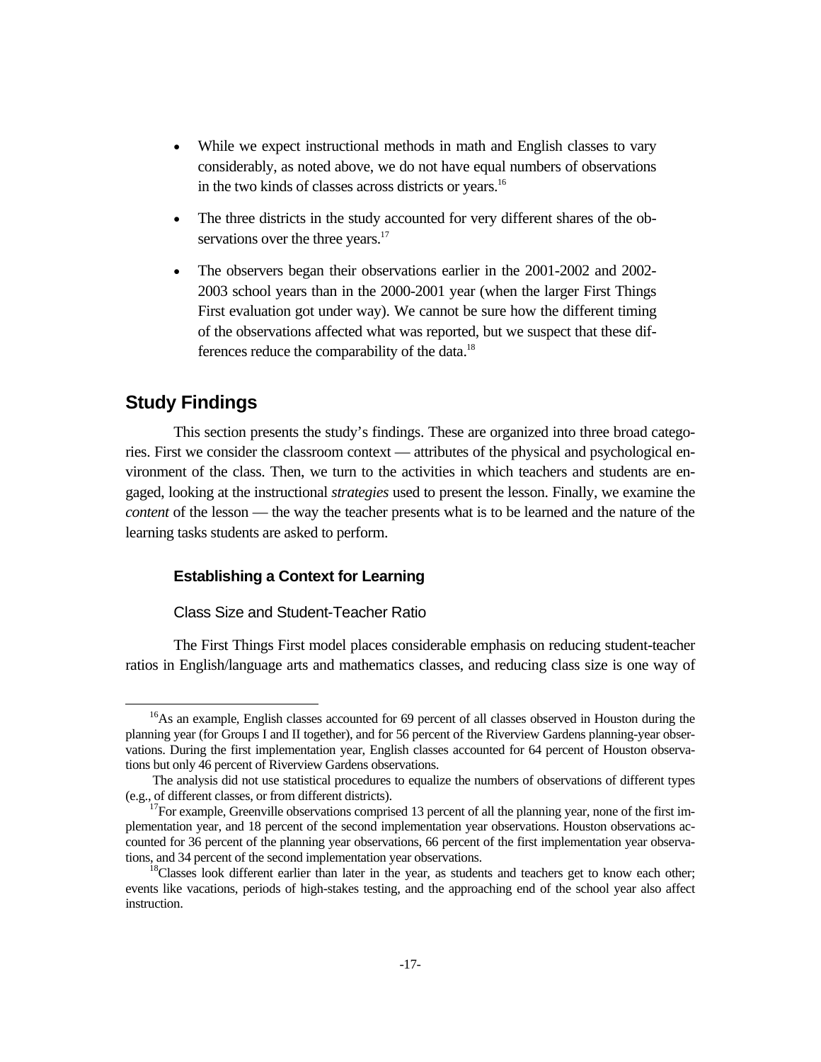- While we expect instructional methods in math and English classes to vary considerably, as noted above, we do not have equal numbers of observations in the two kinds of classes across districts or years.[16]
- The three districts in the study accounted for very different shares of the observations over the three years.[17]
- The observers began their observations earlier in the 2001-2002 and 2002-2003 school years than in the 2000-2001 year (when the larger First Things First evaluation got under way). We cannot be sure how the different timing of the observations affected what was reported, but we suspect that these differences reduce the comparability of the data.[18]

## Study Findings

This section presents the study's findings. These are organized into three broad categories. First we consider the classroom context — attributes of the physical and psychological environment of the class. Then, we turn to the activities in which teachers and students are engaged, looking at the instructional *strategies* used to present the lesson. Finally, we examine the *content* of the lesson — the way the teacher presents what is to be learned and the nature of the learning tasks students are asked to perform.

### Establishing a Context for Learning

#### Class Size and Student-Teacher Ratio

The First Things First model places considerable emphasis on reducing student-teacher ratios in English/language arts and mathematics classes, and reducing class size is one way of

---

[16]As an example, English classes accounted for 69 percent of all classes observed in Houston during the planning year (for Groups I and II together), and for 56 percent of the Riverview Gardens planning-year observations. During the first implementation year, English classes accounted for 64 percent of Houston observations but only 46 percent of Riverview Gardens observations.

The analysis did not use statistical procedures to equalize the numbers of observations of different types (e.g., of different classes, or from different districts).

[17]For example, Greenville observations comprised 13 percent of all the planning year, none of the first implementation year, and 18 percent of the second implementation year observations. Houston observations accounted for 36 percent of the planning year observations, 66 percent of the first implementation year observations, and 34 percent of the second implementation year observations.

[18]Classes look different earlier than later in the year, as students and teachers get to know each other; events like vacations, periods of high-stakes testing, and the approaching end of the school year also affect instruction.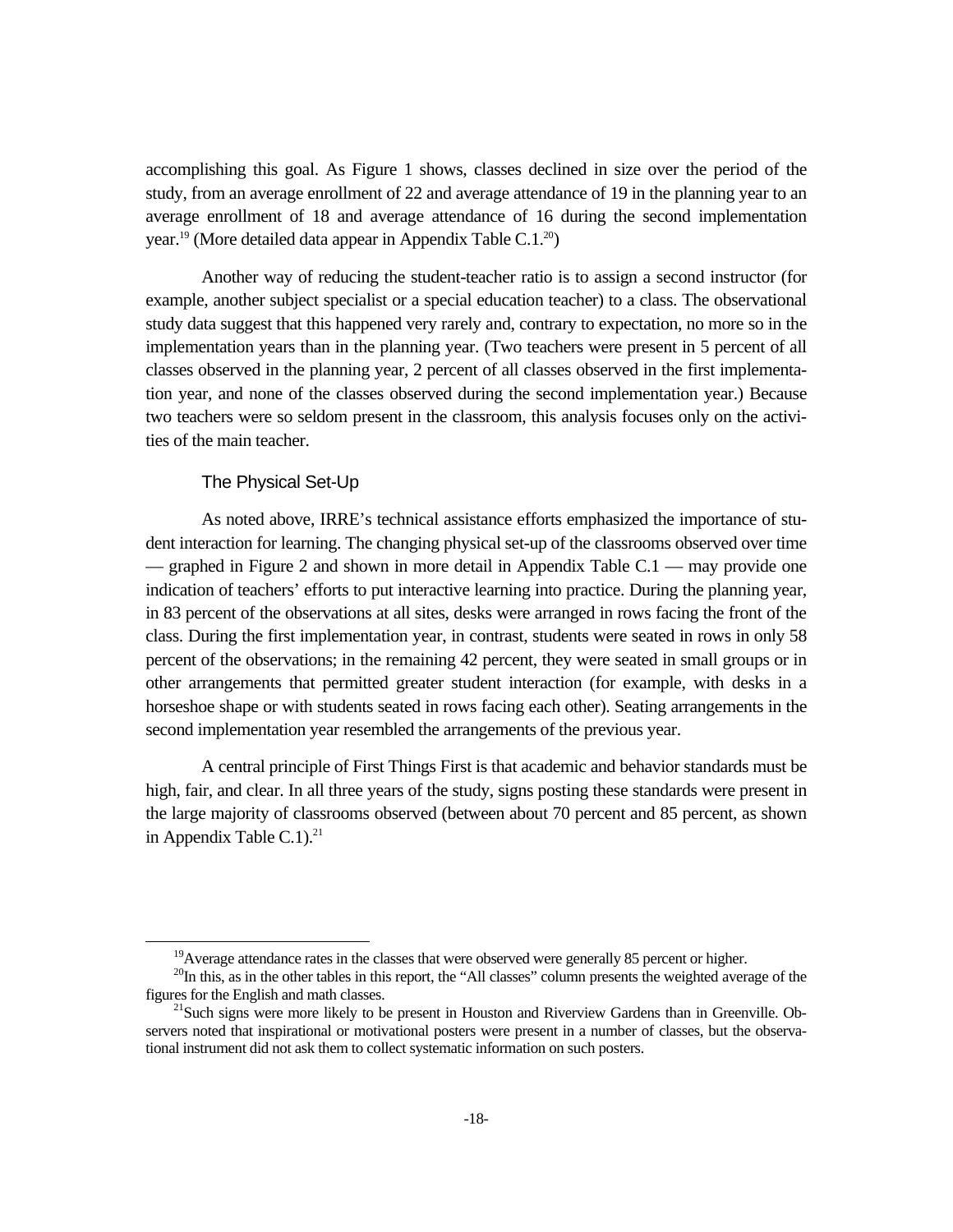accomplishing this goal. As Figure 1 shows, classes declined in size over the period of the study, from an average enrollment of 22 and average attendance of 19 in the planning year to an average enrollment of 18 and average attendance of 16 during the second implementation year.[19] (More detailed data appear in Appendix Table C.1.[20])

Another way of reducing the student-teacher ratio is to assign a second instructor (for example, another subject specialist or a special education teacher) to a class. The observational study data suggest that this happened very rarely and, contrary to expectation, no more so in the implementation years than in the planning year. (Two teachers were present in 5 percent of all classes observed in the planning year, 2 percent of all classes observed in the first implementation year, and none of the classes observed during the second implementation year.) Because two teachers were so seldom present in the classroom, this analysis focuses only on the activities of the main teacher.

### The Physical Set-Up

As noted above, IRRE's technical assistance efforts emphasized the importance of student interaction for learning. The changing physical set-up of the classrooms observed over time — graphed in Figure 2 and shown in more detail in Appendix Table C.1 — may provide one indication of teachers' efforts to put interactive learning into practice. During the planning year, in 83 percent of the observations at all sites, desks were arranged in rows facing the front of the class. During the first implementation year, in contrast, students were seated in rows in only 58 percent of the observations; in the remaining 42 percent, they were seated in small groups or in other arrangements that permitted greater student interaction (for example, with desks in a horseshoe shape or with students seated in rows facing each other). Seating arrangements in the second implementation year resembled the arrangements of the previous year.

A central principle of First Things First is that academic and behavior standards must be high, fair, and clear. In all three years of the study, signs posting these standards were present in the large majority of classrooms observed (between about 70 percent and 85 percent, as shown in Appendix Table C.1).[21]

---

[19]Average attendance rates in the classes that were observed were generally 85 percent or higher.

[20]In this, as in the other tables in this report, the "All classes" column presents the weighted average of the figures for the English and math classes.

[21]Such signs were more likely to be present in Houston and Riverview Gardens than in Greenville. Observers noted that inspirational or motivational posters were present in a number of classes, but the observational instrument did not ask them to collect systematic information on such posters.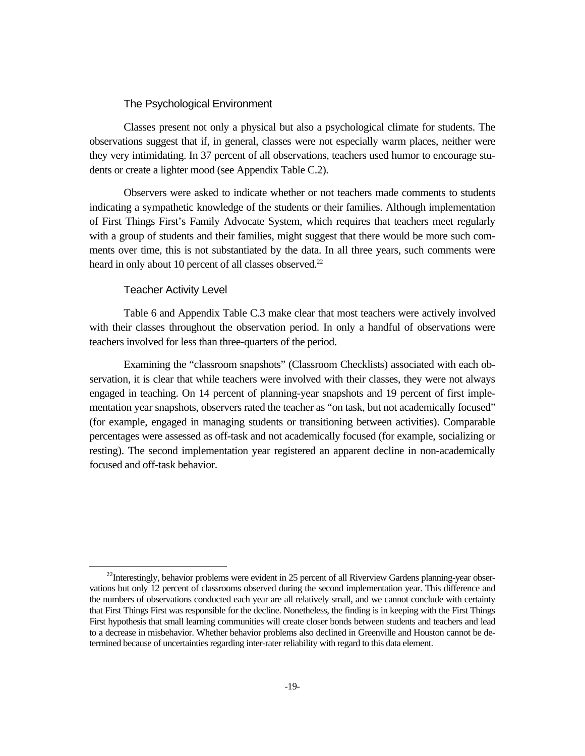### The Psychological Environment

Classes present not only a physical but also a psychological climate for students. The observations suggest that if, in general, classes were not especially warm places, neither were they very intimidating. In 37 percent of all observations, teachers used humor to encourage students or create a lighter mood (see Appendix Table C.2).

Observers were asked to indicate whether or not teachers made comments to students indicating a sympathetic knowledge of the students or their families. Although implementation of First Things First's Family Advocate System, which requires that teachers meet regularly with a group of students and their families, might suggest that there would be more such comments over time, this is not substantiated by the data. In all three years, such comments were heard in only about 10 percent of all classes observed.[22]

### Teacher Activity Level

Table 6 and Appendix Table C.3 make clear that most teachers were actively involved with their classes throughout the observation period. In only a handful of observations were teachers involved for less than three-quarters of the period.

Examining the "classroom snapshots" (Classroom Checklists) associated with each observation, it is clear that while teachers were involved with their classes, they were not always engaged in teaching. On 14 percent of planning-year snapshots and 19 percent of first implementation year snapshots, observers rated the teacher as "on task, but not academically focused" (for example, engaged in managing students or transitioning between activities). Comparable percentages were assessed as off-task and not academically focused (for example, socializing or resting). The second implementation year registered an apparent decline in non-academically focused and off-task behavior.

---

[22]Interestingly, behavior problems were evident in 25 percent of all Riverview Gardens planning-year observations but only 12 percent of classrooms observed during the second implementation year. This difference and the numbers of observations conducted each year are all relatively small, and we cannot conclude with certainty that First Things First was responsible for the decline. Nonetheless, the finding is in keeping with the First Things First hypothesis that small learning communities will create closer bonds between students and teachers and lead to a decrease in misbehavior. Whether behavior problems also declined in Greenville and Houston cannot be determined because of uncertainties regarding inter-rater reliability with regard to this data element.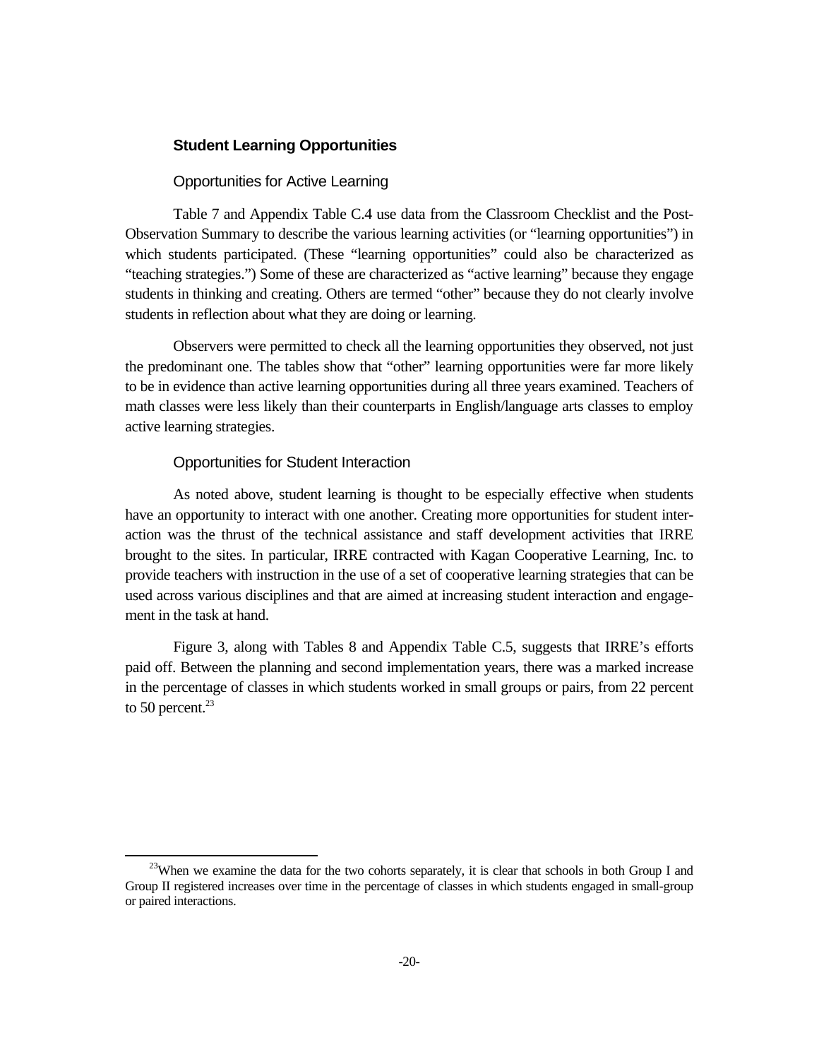### Student Learning Opportunities

#### Opportunities for Active Learning

Table 7 and Appendix Table C.4 use data from the Classroom Checklist and the Post-Observation Summary to describe the various learning activities (or "learning opportunities") in which students participated. (These "learning opportunities" could also be characterized as "teaching strategies.") Some of these are characterized as "active learning" because they engage students in thinking and creating. Others are termed "other" because they do not clearly involve students in reflection about what they are doing or learning.

Observers were permitted to check all the learning opportunities they observed, not just the predominant one. The tables show that "other" learning opportunities were far more likely to be in evidence than active learning opportunities during all three years examined. Teachers of math classes were less likely than their counterparts in English/language arts classes to employ active learning strategies.

#### Opportunities for Student Interaction

As noted above, student learning is thought to be especially effective when students have an opportunity to interact with one another. Creating more opportunities for student interaction was the thrust of the technical assistance and staff development activities that IRRE brought to the sites. In particular, IRRE contracted with Kagan Cooperative Learning, Inc. to provide teachers with instruction in the use of a set of cooperative learning strategies that can be used across various disciplines and that are aimed at increasing student interaction and engagement in the task at hand.

Figure 3, along with Tables 8 and Appendix Table C.5, suggests that IRRE's efforts paid off. Between the planning and second implementation years, there was a marked increase in the percentage of classes in which students worked in small groups or pairs, from 22 percent to 50 percent.[23]

[23]When we examine the data for the two cohorts separately, it is clear that schools in both Group I and Group II registered increases over time in the percentage of classes in which students engaged in small-group or paired interactions.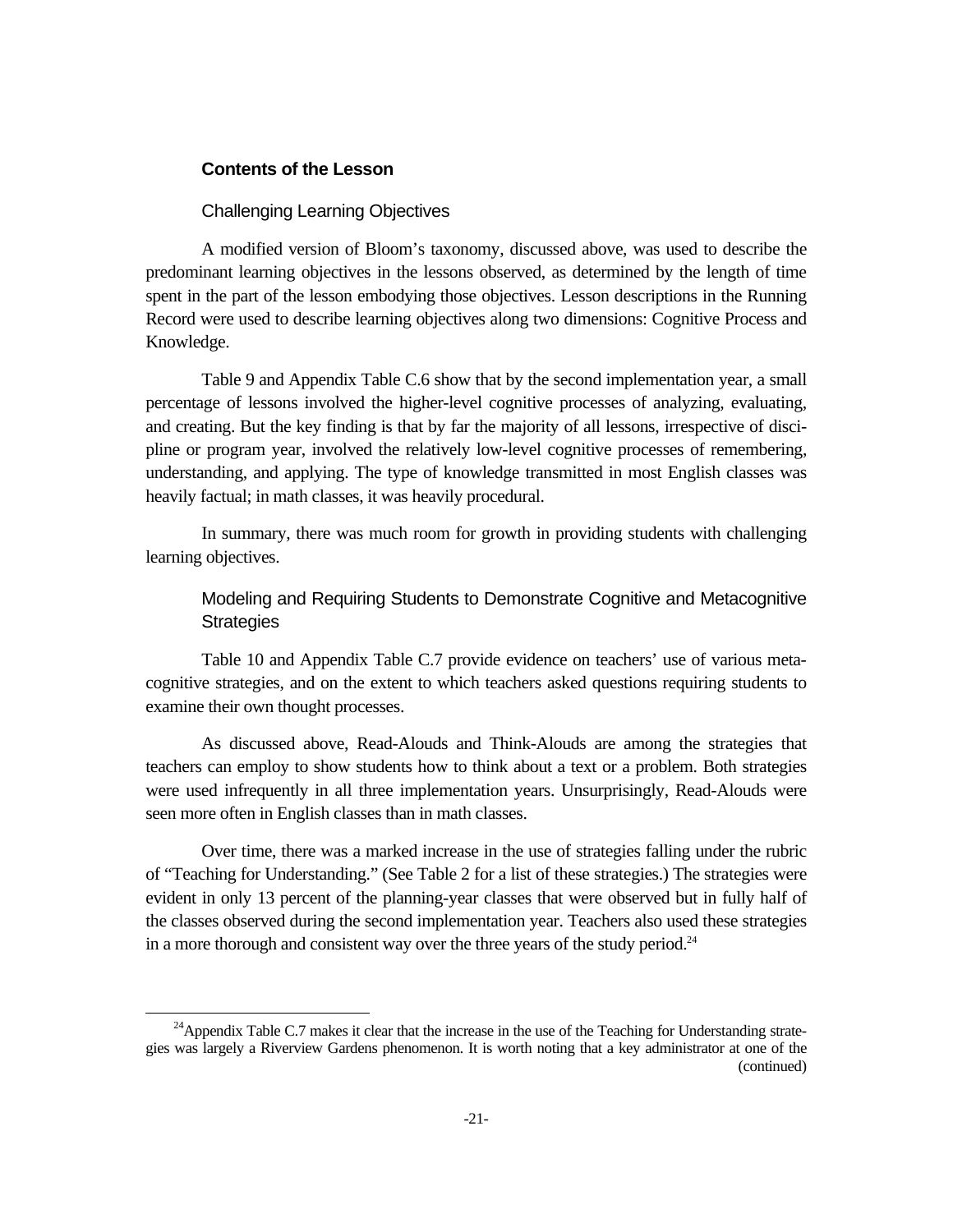### Contents of the Lesson

#### Challenging Learning Objectives

A modified version of Bloom's taxonomy, discussed above, was used to describe the predominant learning objectives in the lessons observed, as determined by the length of time spent in the part of the lesson embodying those objectives. Lesson descriptions in the Running Record were used to describe learning objectives along two dimensions: Cognitive Process and Knowledge.

Table 9 and Appendix Table C.6 show that by the second implementation year, a small percentage of lessons involved the higher-level cognitive processes of analyzing, evaluating, and creating. But the key finding is that by far the majority of all lessons, irrespective of discipline or program year, involved the relatively low-level cognitive processes of remembering, understanding, and applying. The type of knowledge transmitted in most English classes was heavily factual; in math classes, it was heavily procedural.

In summary, there was much room for growth in providing students with challenging learning objectives.

#### Modeling and Requiring Students to Demonstrate Cognitive and Metacognitive Strategies

Table 10 and Appendix Table C.7 provide evidence on teachers' use of various metacognitive strategies, and on the extent to which teachers asked questions requiring students to examine their own thought processes.

As discussed above, Read-Alouds and Think-Alouds are among the strategies that teachers can employ to show students how to think about a text or a problem. Both strategies were used infrequently in all three implementation years. Unsurprisingly, Read-Alouds were seen more often in English classes than in math classes.

Over time, there was a marked increase in the use of strategies falling under the rubric of "Teaching for Understanding." (See Table 2 for a list of these strategies.) The strategies were evident in only 13 percent of the planning-year classes that were observed but in fully half of the classes observed during the second implementation year. Teachers also used these strategies in a more thorough and consistent way over the three years of the study period.[24]

---

[24]Appendix Table C.7 makes it clear that the increase in the use of the Teaching for Understanding strategies was largely a Riverview Gardens phenomenon. It is worth noting that a key administrator at one of the (continued)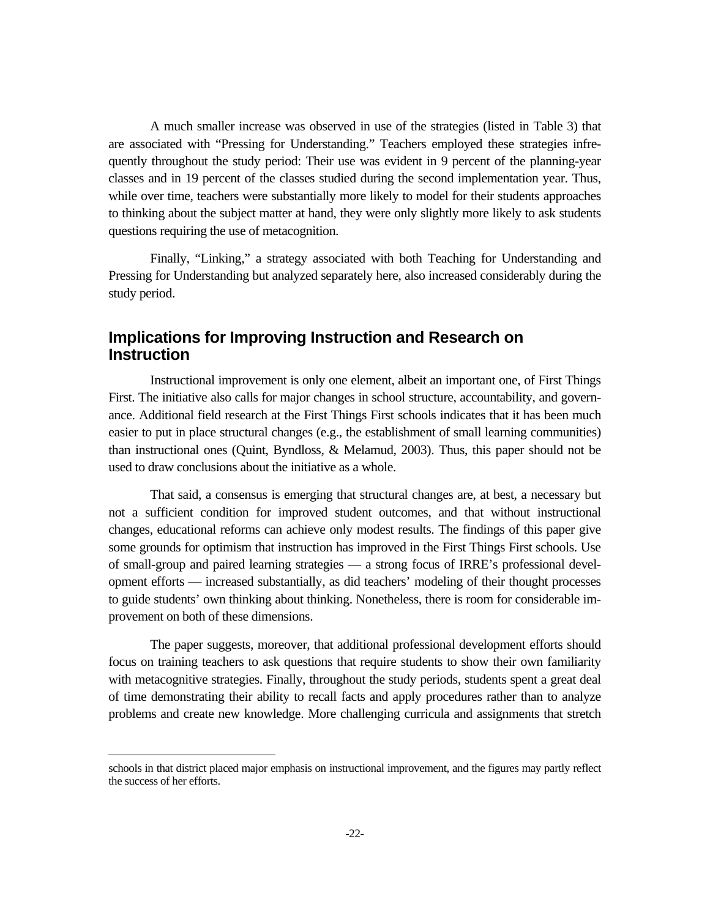A much smaller increase was observed in use of the strategies (listed in Table 3) that are associated with "Pressing for Understanding." Teachers employed these strategies infrequently throughout the study period: Their use was evident in 9 percent of the planning-year classes and in 19 percent of the classes studied during the second implementation year. Thus, while over time, teachers were substantially more likely to model for their students approaches to thinking about the subject matter at hand, they were only slightly more likely to ask students questions requiring the use of metacognition.

Finally, "Linking," a strategy associated with both Teaching for Understanding and Pressing for Understanding but analyzed separately here, also increased considerably during the study period.

## Implications for Improving Instruction and Research on Instruction

Instructional improvement is only one element, albeit an important one, of First Things First. The initiative also calls for major changes in school structure, accountability, and governance. Additional field research at the First Things First schools indicates that it has been much easier to put in place structural changes (e.g., the establishment of small learning communities) than instructional ones (Quint, Byndloss, & Melamud, 2003). Thus, this paper should not be used to draw conclusions about the initiative as a whole.

That said, a consensus is emerging that structural changes are, at best, a necessary but not a sufficient condition for improved student outcomes, and that without instructional changes, educational reforms can achieve only modest results. The findings of this paper give some grounds for optimism that instruction has improved in the First Things First schools. Use of small-group and paired learning strategies — a strong focus of IRRE's professional development efforts — increased substantially, as did teachers' modeling of their thought processes to guide students' own thinking about thinking. Nonetheless, there is room for considerable improvement on both of these dimensions.

The paper suggests, moreover, that additional professional development efforts should focus on training teachers to ask questions that require students to show their own familiarity with metacognitive strategies. Finally, throughout the study periods, students spent a great deal of time demonstrating their ability to recall facts and apply procedures rather than to analyze problems and create new knowledge. More challenging curricula and assignments that stretch

schools in that district placed major emphasis on instructional improvement, and the figures may partly reflect the success of her efforts.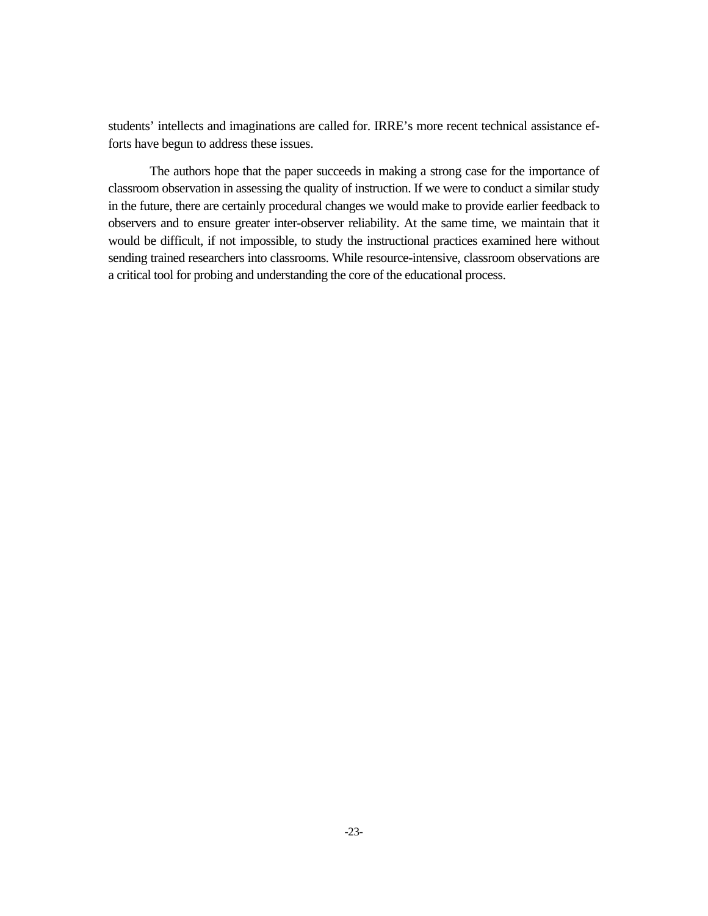students' intellects and imaginations are called for. IRRE's more recent technical assistance efforts have begun to address these issues.

The authors hope that the paper succeeds in making a strong case for the importance of classroom observation in assessing the quality of instruction. If we were to conduct a similar study in the future, there are certainly procedural changes we would make to provide earlier feedback to observers and to ensure greater inter-observer reliability. At the same time, we maintain that it would be difficult, if not impossible, to study the instructional practices examined here without sending trained researchers into classrooms. While resource-intensive, classroom observations are a critical tool for probing and understanding the core of the educational process.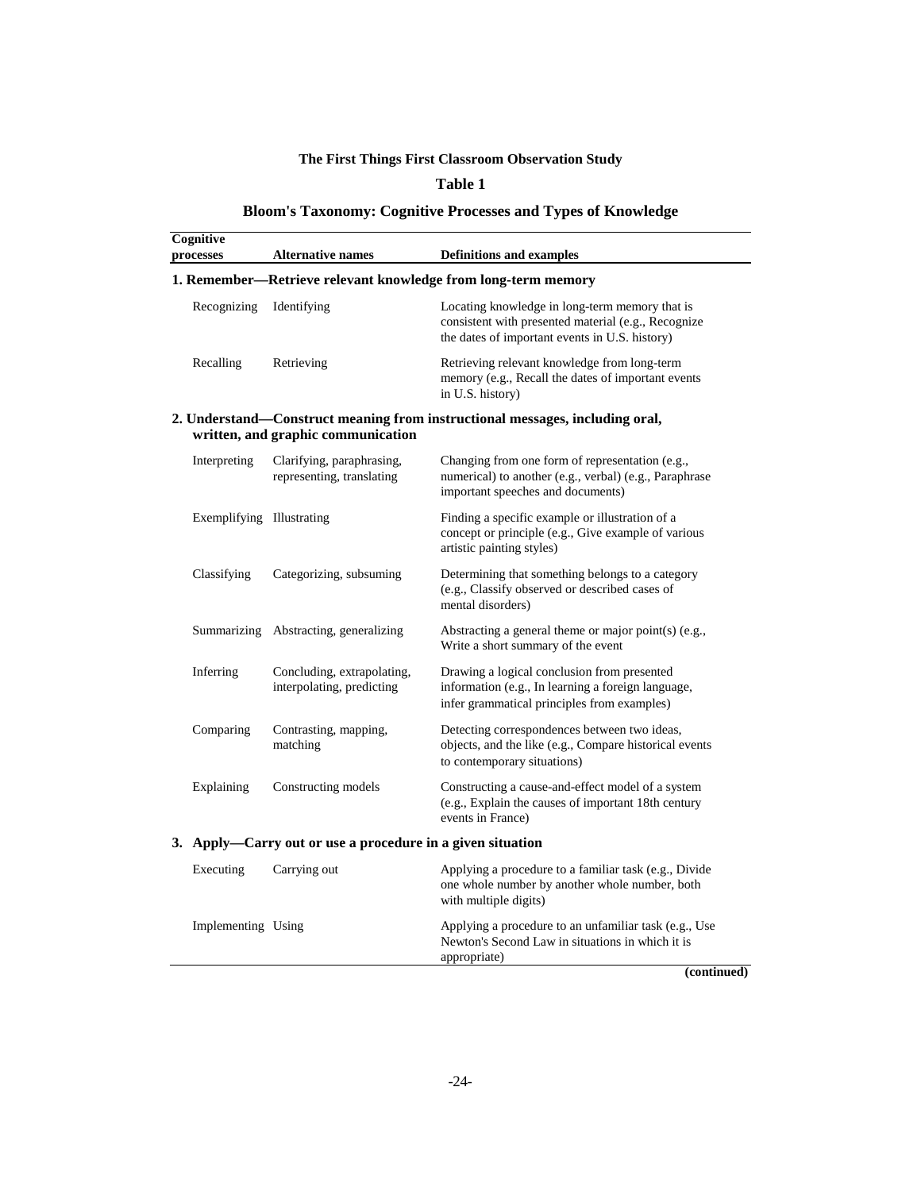**The First Things First Classroom Observation Study**

**Table 1**

**Bloom's Taxonomy: Cognitive Processes and Types of Knowledge**

| Cognitive processes | Alternative names | Definitions and examples |
|---|---|---|
| **1. Remember—Retrieve relevant knowledge from long-term memory** | | |
| Recognizing | Identifying | Locating knowledge in long-term memory that is consistent with presented material (e.g., Recognize the dates of important events in U.S. history) |
| Recalling | Retrieving | Retrieving relevant knowledge from long-term memory (e.g., Recall the dates of important events in U.S. history) |
| **2. Understand—Construct meaning from instructional messages, including oral, written, and graphic communication** | | |
| Interpreting | Clarifying, paraphrasing, representing, translating | Changing from one form of representation (e.g., numerical) to another (e.g., verbal) (e.g., Paraphrase important speeches and documents) |
| Exemplifying | Illustrating | Finding a specific example or illustration of a concept or principle (e.g., Give example of various artistic painting styles) |
| Classifying | Categorizing, subsuming | Determining that something belongs to a category (e.g., Classify observed or described cases of mental disorders) |
| Summarizing | Abstracting, generalizing | Abstracting a general theme or major point(s) (e.g., Write a short summary of the event |
| Inferring | Concluding, extrapolating, interpolating, predicting | Drawing a logical conclusion from presented information (e.g., In learning a foreign language, infer grammatical principles from examples) |
| Comparing | Contrasting, mapping, matching | Detecting correspondences between two ideas, objects, and the like (e.g., Compare historical events to contemporary situations) |
| Explaining | Constructing models | Constructing a cause-and-effect model of a system (e.g., Explain the causes of important 18th century events in France) |
| **3. Apply—Carry out or use a procedure in a given situation** | | |
| Executing | Carrying out | Applying a procedure to a familiar task (e.g., Divide one whole number by another whole number, both with multiple digits) |
| Implementing | Using | Applying a procedure to an unfamiliar task (e.g., Use Newton's Second Law in situations in which it is appropriate) |

**(continued)**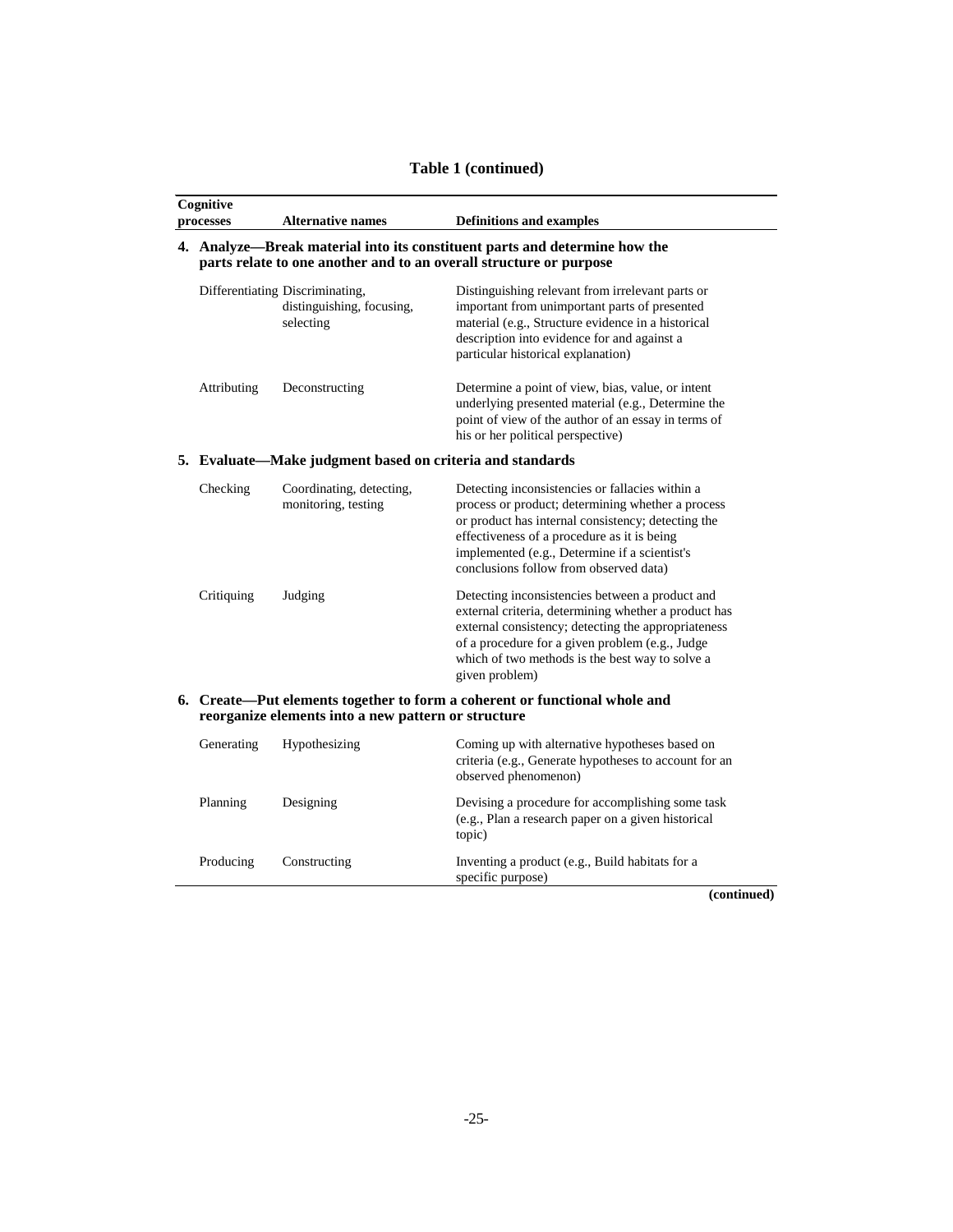**Table 1 (continued)**

| Cognitive processes | Alternative names | Definitions and examples |
|---|---|---|
| **4. Analyze—Break material into its constituent parts and determine how the parts relate to one another and to an overall structure or purpose** | | |
| Differentiating | Discriminating, distinguishing, focusing, selecting | Distinguishing relevant from irrelevant parts or important from unimportant parts of presented material (e.g., Structure evidence in a historical description into evidence for and against a particular historical explanation) |
| Attributing | Deconstructing | Determine a point of view, bias, value, or intent underlying presented material (e.g., Determine the point of view of the author of an essay in terms of his or her political perspective) |
| **5. Evaluate—Make judgment based on criteria and standards** | | |
| Checking | Coordinating, detecting, monitoring, testing | Detecting inconsistencies or fallacies within a process or product; determining whether a process or product has internal consistency; detecting the effectiveness of a procedure as it is being implemented (e.g., Determine if a scientist's conclusions follow from observed data) |
| Critiquing | Judging | Detecting inconsistencies between a product and external criteria, determining whether a product has external consistency; detecting the appropriateness of a procedure for a given problem (e.g., Judge which of two methods is the best way to solve a given problem) |
| **6. Create—Put elements together to form a coherent or functional whole and reorganize elements into a new pattern or structure** | | |
| Generating | Hypothesizing | Coming up with alternative hypotheses based on criteria (e.g., Generate hypotheses to account for an observed phenomenon) |
| Planning | Designing | Devising a procedure for accomplishing some task (e.g., Plan a research paper on a given historical topic) |
| Producing | Constructing | Inventing a product (e.g., Build habitats for a specific purpose) |

**(continued)**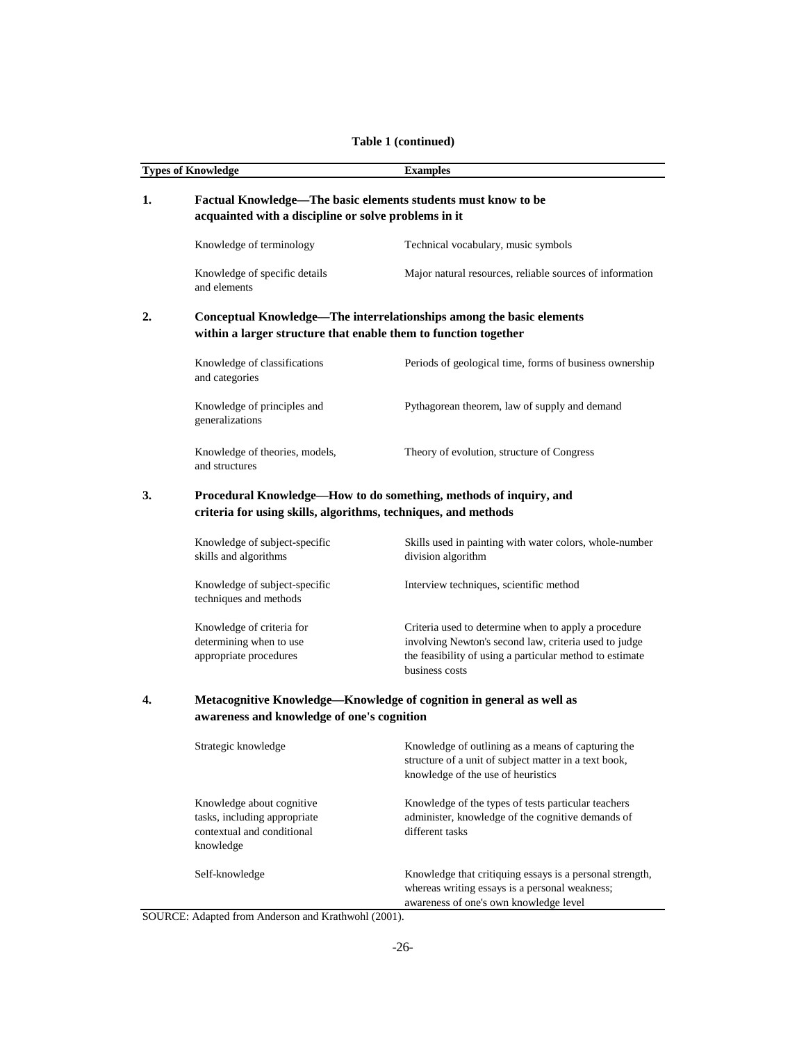**Table 1 (continued)**

| Types of Knowledge | | Examples |
|---|---|---|
| **1.** | **Factual Knowledge—The basic elements students must know to be acquainted with a discipline or solve problems in it** | |
| | Knowledge of terminology | Technical vocabulary, music symbols |
| | Knowledge of specific details and elements | Major natural resources, reliable sources of information |
| **2.** | **Conceptual Knowledge—The interrelationships among the basic elements within a larger structure that enable them to function together** | |
| | Knowledge of classifications and categories | Periods of geological time, forms of business ownership |
| | Knowledge of principles and generalizations | Pythagorean theorem, law of supply and demand |
| | Knowledge of theories, models, and structures | Theory of evolution, structure of Congress |
| **3.** | **Procedural Knowledge—How to do something, methods of inquiry, and criteria for using skills, algorithms, techniques, and methods** | |
| | Knowledge of subject-specific skills and algorithms | Skills used in painting with water colors, whole-number division algorithm |
| | Knowledge of subject-specific techniques and methods | Interview techniques, scientific method |
| | Knowledge of criteria for determining when to use appropriate procedures | Criteria used to determine when to apply a procedure involving Newton's second law, criteria used to judge the feasibility of using a particular method to estimate business costs |
| **4.** | **Metacognitive Knowledge—Knowledge of cognition in general as well as awareness and knowledge of one's cognition** | |
| | Strategic knowledge | Knowledge of outlining as a means of capturing the structure of a unit of subject matter in a text book, knowledge of the use of heuristics |
| | Knowledge about cognitive tasks, including appropriate contextual and conditional knowledge | Knowledge of the types of tests particular teachers administer, knowledge of the cognitive demands of different tasks |
| | Self-knowledge | Knowledge that critiquing essays is a personal strength, whereas writing essays is a personal weakness; awareness of one's own knowledge level |

SOURCE: Adapted from Anderson and Krathwohl (2001).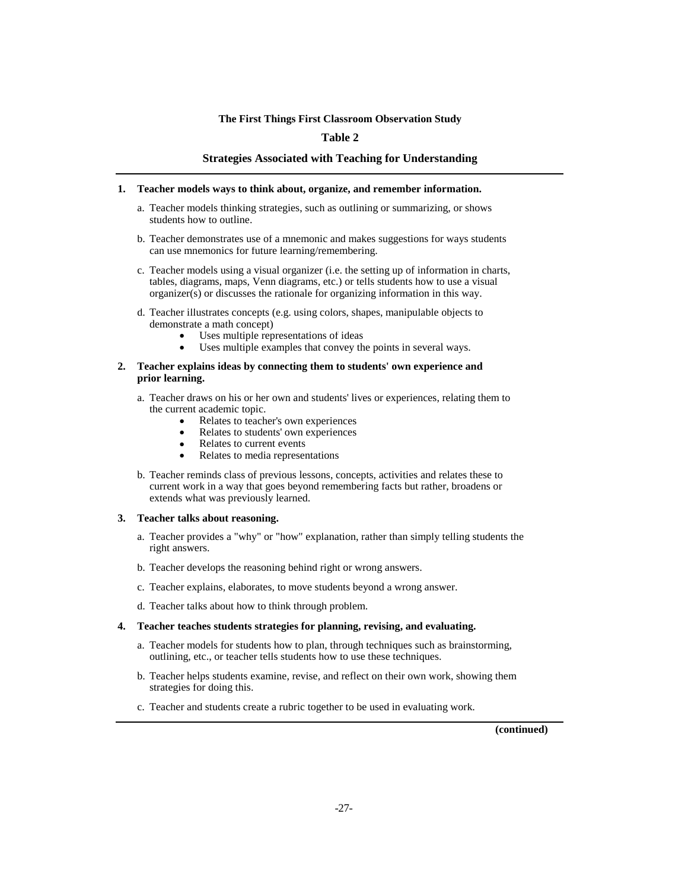**The First Things First Classroom Observation Study**

**Table 2**

**Strategies Associated with Teaching for Understanding**

---

**1. Teacher models ways to think about, organize, and remember information.**

a. Teacher models thinking strategies, such as outlining or summarizing, or shows students how to outline.

b. Teacher demonstrates use of a mnemonic and makes suggestions for ways students can use mnemonics for future learning/remembering.

c. Teacher models using a visual organizer (i.e. the setting up of information in charts, tables, diagrams, maps, Venn diagrams, etc.) or tells students how to use a visual organizer(s) or discusses the rationale for organizing information in this way.

d. Teacher illustrates concepts (e.g. using colors, shapes, manipulable objects to demonstrate a math concept)
- Uses multiple representations of ideas
- Uses multiple examples that convey the points in several ways.

**2. Teacher explains ideas by connecting them to students' own experience and prior learning.**

a. Teacher draws on his or her own and students' lives or experiences, relating them to the current academic topic.
- Relates to teacher's own experiences
- Relates to students' own experiences
- Relates to current events
- Relates to media representations

b. Teacher reminds class of previous lessons, concepts, activities and relates these to current work in a way that goes beyond remembering facts but rather, broadens or extends what was previously learned.

**3. Teacher talks about reasoning.**

a. Teacher provides a "why" or "how" explanation, rather than simply telling students the right answers.

b. Teacher develops the reasoning behind right or wrong answers.

c. Teacher explains, elaborates, to move students beyond a wrong answer.

d. Teacher talks about how to think through problem.

**4. Teacher teaches students strategies for planning, revising, and evaluating.**

a. Teacher models for students how to plan, through techniques such as brainstorming, outlining, etc., or teacher tells students how to use these techniques.

b. Teacher helps students examine, revise, and reflect on their own work, showing them strategies for doing this.

c. Teacher and students create a rubric together to be used in evaluating work.

---

**(continued)**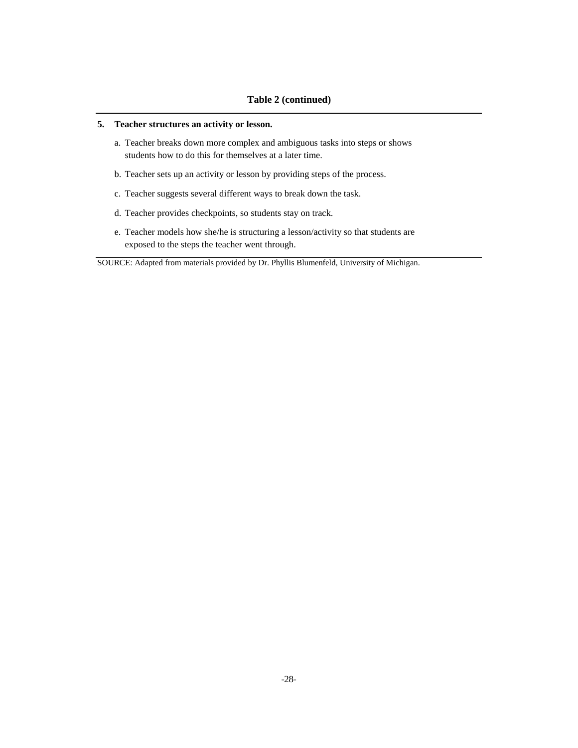**Table 2 (continued)**

**5. Teacher structures an activity or lesson.**

a. Teacher breaks down more complex and ambiguous tasks into steps or shows students how to do this for themselves at a later time.

b. Teacher sets up an activity or lesson by providing steps of the process.

c. Teacher suggests several different ways to break down the task.

d. Teacher provides checkpoints, so students stay on track.

e. Teacher models how she/he is structuring a lesson/activity so that students are exposed to the steps the teacher went through.

SOURCE: Adapted from materials provided by Dr. Phyllis Blumenfeld, University of Michigan.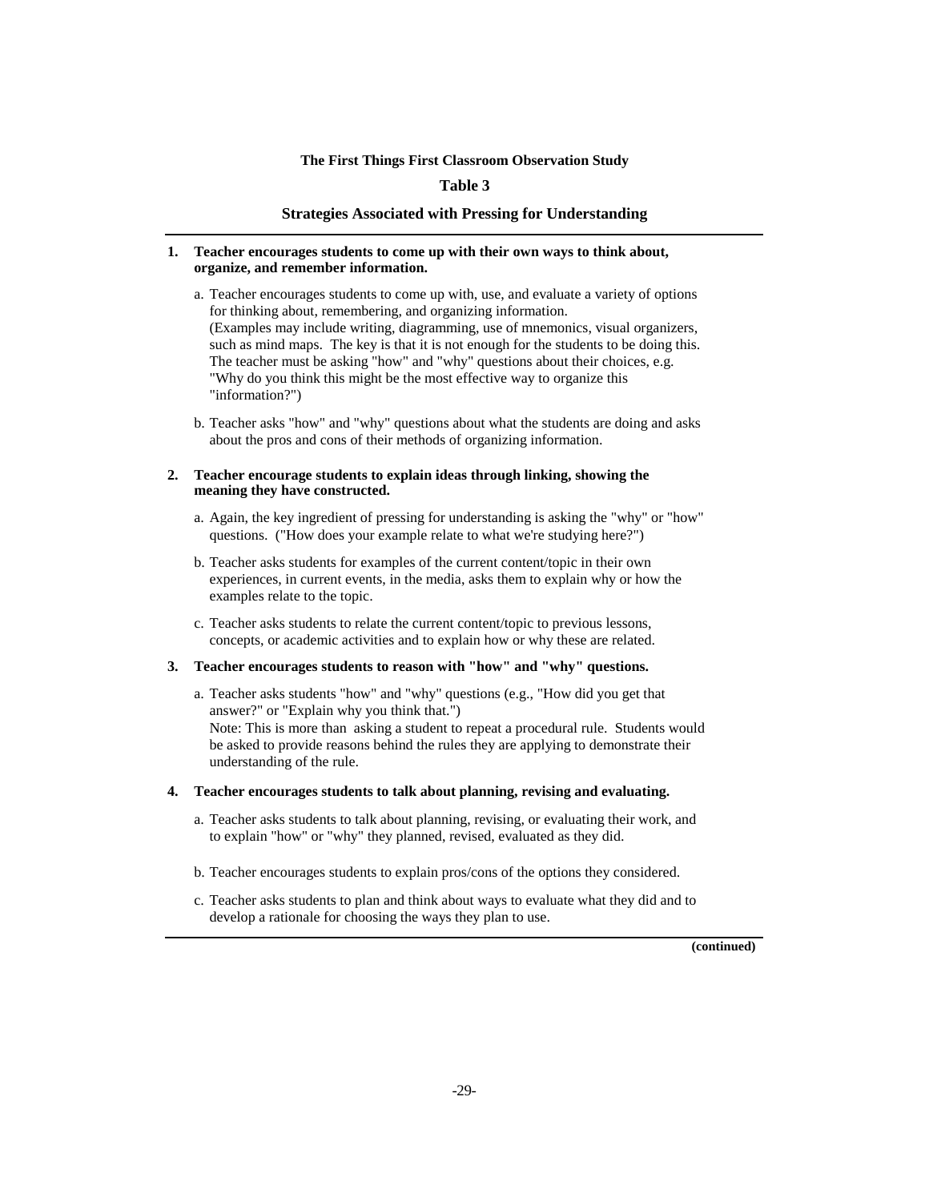**The First Things First Classroom Observation Study**

**Table 3**

**Strategies Associated with Pressing for Understanding**

---

**1. Teacher encourages students to come up with their own ways to think about, organize, and remember information.**

a. Teacher encourages students to come up with, use, and evaluate a variety of options for thinking about, remembering, and organizing information. (Examples may include writing, diagramming, use of mnemonics, visual organizers, such as mind maps. The key is that it is not enough for the students to be doing this. The teacher must be asking "how" and "why" questions about their choices, e.g. "Why do you think this might be the most effective way to organize this "information?")

b. Teacher asks "how" and "why" questions about what the students are doing and asks about the pros and cons of their methods of organizing information.

**2. Teacher encourage students to explain ideas through linking, showing the meaning they have constructed.**

a. Again, the key ingredient of pressing for understanding is asking the "why" or "how" questions. ("How does your example relate to what we're studying here?")

b. Teacher asks students for examples of the current content/topic in their own experiences, in current events, in the media, asks them to explain why or how the examples relate to the topic.

c. Teacher asks students to relate the current content/topic to previous lessons, concepts, or academic activities and to explain how or why these are related.

**3. Teacher encourages students to reason with "how" and "why" questions.**

a. Teacher asks students "how" and "why" questions (e.g., "How did you get that answer?" or "Explain why you think that.") Note: This is more than asking a student to repeat a procedural rule. Students would be asked to provide reasons behind the rules they are applying to demonstrate their understanding of the rule.

**4. Teacher encourages students to talk about planning, revising and evaluating.**

a. Teacher asks students to talk about planning, revising, or evaluating their work, and to explain "how" or "why" they planned, revised, evaluated as they did.

b. Teacher encourages students to explain pros/cons of the options they considered.

c. Teacher asks students to plan and think about ways to evaluate what they did and to develop a rationale for choosing the ways they plan to use.

---

**(continued)**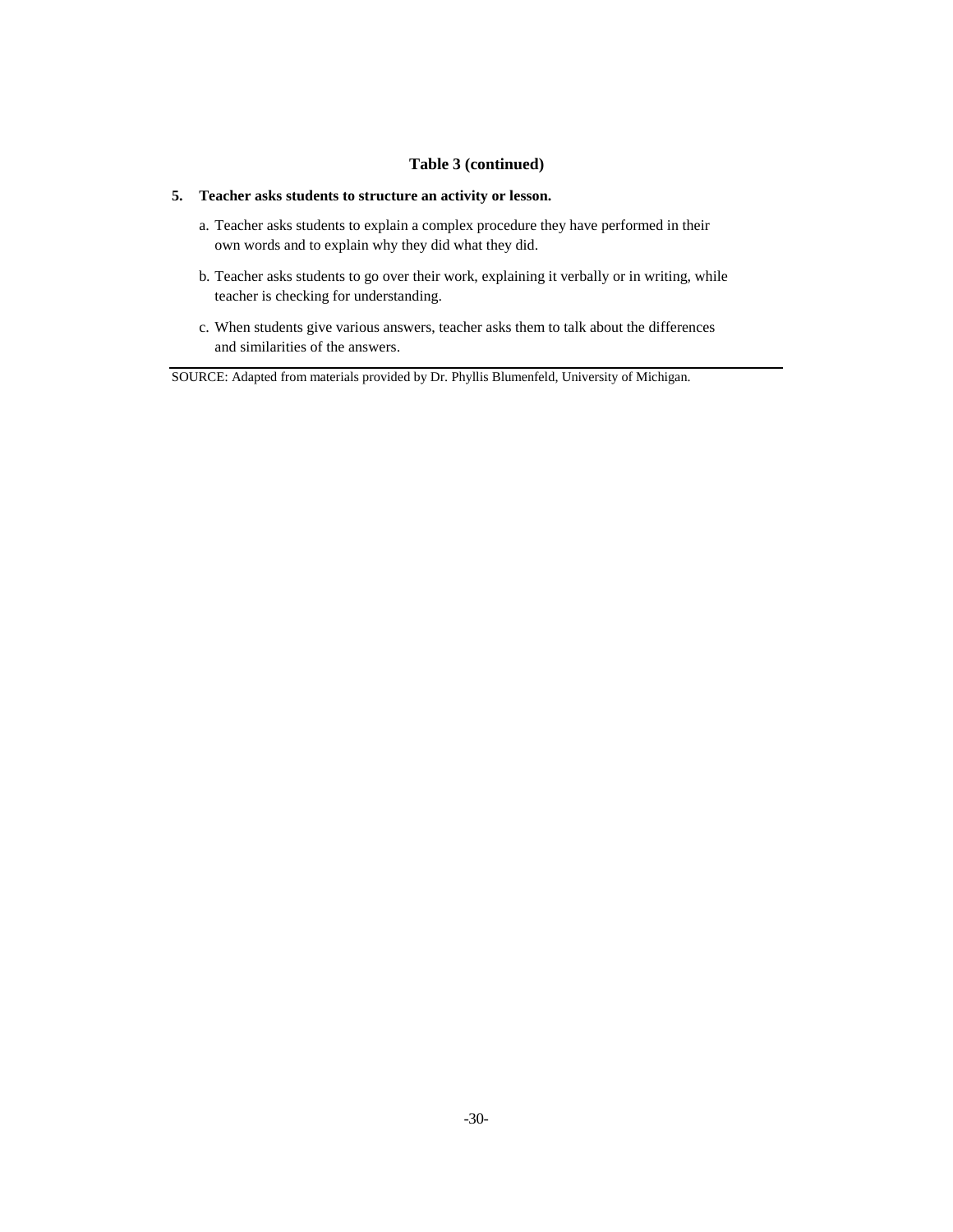**Table 3 (continued)**

**5. Teacher asks students to structure an activity or lesson.**

a. Teacher asks students to explain a complex procedure they have performed in their own words and to explain why they did what they did.

b. Teacher asks students to go over their work, explaining it verbally or in writing, while teacher is checking for understanding.

c. When students give various answers, teacher asks them to talk about the differences and similarities of the answers.

SOURCE: Adapted from materials provided by Dr. Phyllis Blumenfeld, University of Michigan.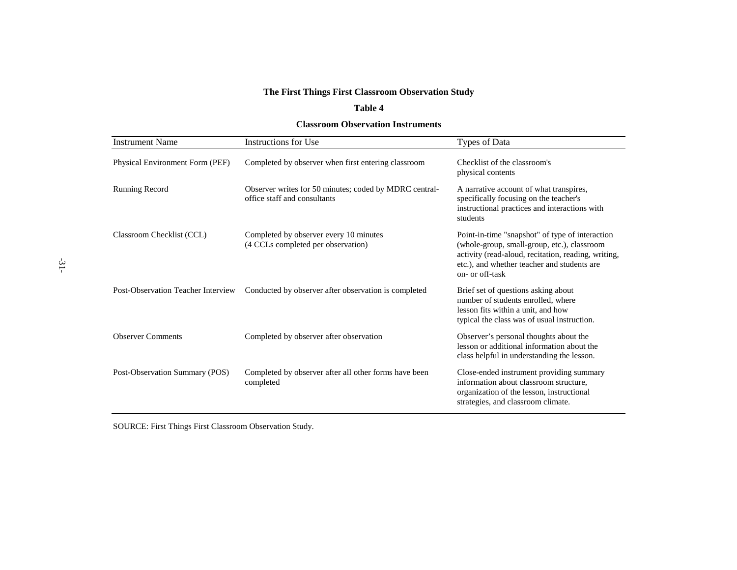**The First Things First Classroom Observation Study**

**Table 4**

**Classroom Observation Instruments**

| Instrument Name | Instructions for Use | Types of Data |
|---|---|---|
| Physical Environment Form (PEF) | Completed by observer when first entering classroom | Checklist of the classroom's physical contents |
| Running Record | Observer writes for 50 minutes; coded by MDRC central-office staff and consultants | A narrative account of what transpires, specifically focusing on the teacher's instructional practices and interactions with students |
| Classroom Checklist (CCL) | Completed by observer every 10 minutes (4 CCLs completed per observation) | Point-in-time "snapshot" of type of interaction (whole-group, small-group, etc.), classroom activity (read-aloud, recitation, reading, writing, etc.), and whether teacher and students are on- or off-task |
| Post-Observation Teacher Interview | Conducted by observer after observation is completed | Brief set of questions asking about number of students enrolled, where lesson fits within a unit, and how typical the class was of usual instruction. |
| Observer Comments | Completed by observer after observation | Observer's personal thoughts about the lesson or additional information about the class helpful in understanding the lesson. |
| Post-Observation Summary (POS) | Completed by observer after all other forms have been completed | Close-ended instrument providing summary information about classroom structure, organization of the lesson, instructional strategies, and classroom climate. |

SOURCE: First Things First Classroom Observation Study.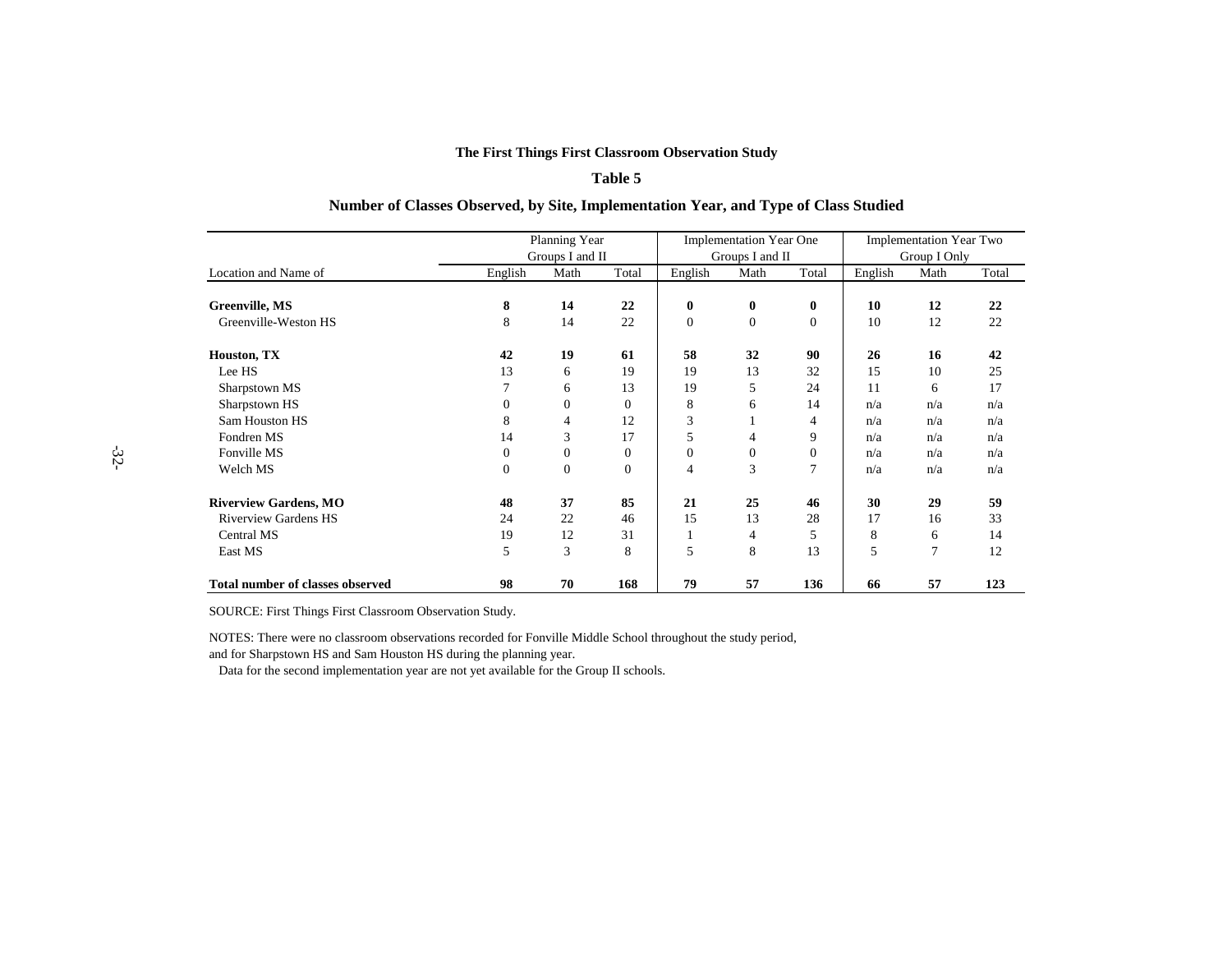**The First Things First Classroom Observation Study**

**Table 5**

**Number of Classes Observed, by Site, Implementation Year, and Type of Class Studied**

| | Planning Year Groups I and II | | | Implementation Year One Groups I and II | | | Implementation Year Two Group I Only | | |
|---|---|---|---|---|---|---|---|---|---|
| Location and Name of | English | Math | Total | English | Math | Total | English | Math | Total |
| **Greenville, MS** | **8** | **14** | **22** | **0** | **0** | **0** | **10** | **12** | **22** |
| Greenville-Weston HS | 8 | 14 | 22 | 0 | 0 | 0 | 10 | 12 | 22 |
| **Houston, TX** | **42** | **19** | **61** | **58** | **32** | **90** | **26** | **16** | **42** |
| Lee HS | 13 | 6 | 19 | 19 | 13 | 32 | 15 | 10 | 25 |
| Sharpstown MS | 7 | 6 | 13 | 19 | 5 | 24 | 11 | 6 | 17 |
| Sharpstown HS | 0 | 0 | 0 | 8 | 6 | 14 | n/a | n/a | n/a |
| Sam Houston HS | 8 | 4 | 12 | 3 | 1 | 4 | n/a | n/a | n/a |
| Fondren MS | 14 | 3 | 17 | 5 | 4 | 9 | n/a | n/a | n/a |
| Fonville MS | 0 | 0 | 0 | 0 | 0 | 0 | n/a | n/a | n/a |
| Welch MS | 0 | 0 | 0 | 4 | 3 | 7 | n/a | n/a | n/a |
| **Riverview Gardens, MO** | **48** | **37** | **85** | **21** | **25** | **46** | **30** | **29** | **59** |
| Riverview Gardens HS | 24 | 22 | 46 | 15 | 13 | 28 | 17 | 16 | 33 |
| Central MS | 19 | 12 | 31 | 1 | 4 | 5 | 8 | 6 | 14 |
| East MS | 5 | 3 | 8 | 5 | 8 | 13 | 5 | 7 | 12 |
| **Total number of classes observed** | **98** | **70** | **168** | **79** | **57** | **136** | **66** | **57** | **123** |

SOURCE: First Things First Classroom Observation Study.

NOTES: There were no classroom observations recorded for Fonville Middle School throughout the study period, and for Sharpstown HS and Sam Houston HS during the planning year.

Data for the second implementation year are not yet available for the Group II schools.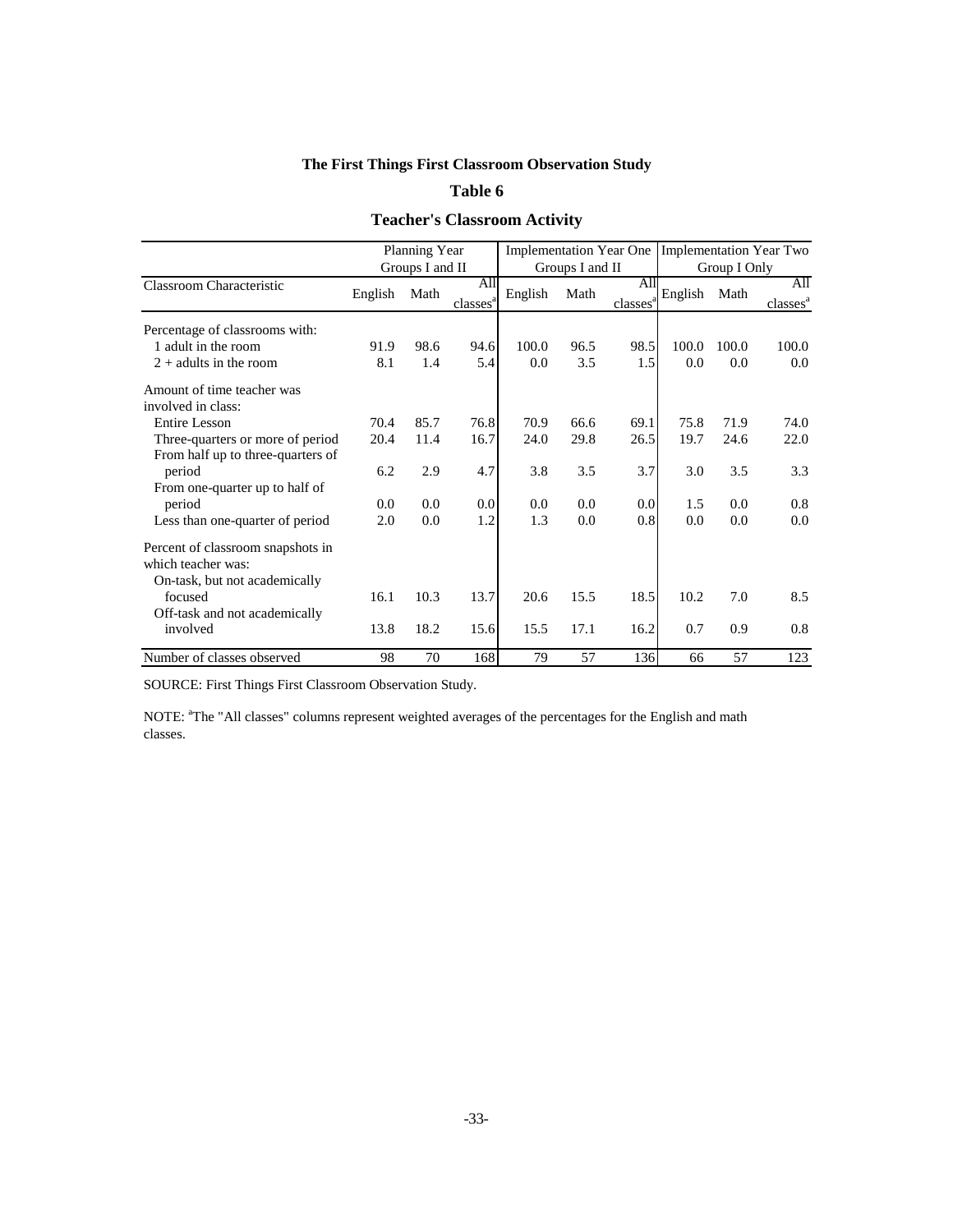**The First Things First Classroom Observation Study**

**Table 6**

**Teacher's Classroom Activity**

| Classroom Characteristic | Planning Year Groups I and II | | | Implementation Year One Groups I and II | | | Implementation Year Two Group I Only | | |
|---|---|---|---|---|---|---|---|---|---|
| | English | Math | All classes[a] | English | Math | All classes[a] | English | Math | All classes[a] |
| Percentage of classrooms with: | | | | | | | | | |
| 1 adult in the room | 91.9 | 98.6 | 94.6 | 100.0 | 96.5 | 98.5 | 100.0 | 100.0 | 100.0 |
| 2 + adults in the room | 8.1 | 1.4 | 5.4 | 0.0 | 3.5 | 1.5 | 0.0 | 0.0 | 0.0 |
| Amount of time teacher was involved in class: | | | | | | | | | |
| Entire Lesson | 70.4 | 85.7 | 76.8 | 70.9 | 66.6 | 69.1 | 75.8 | 71.9 | 74.0 |
| Three-quarters or more of period | 20.4 | 11.4 | 16.7 | 24.0 | 29.8 | 26.5 | 19.7 | 24.6 | 22.0 |
| From half up to three-quarters of period | 6.2 | 2.9 | 4.7 | 3.8 | 3.5 | 3.7 | 3.0 | 3.5 | 3.3 |
| From one-quarter up to half of period | 0.0 | 0.0 | 0.0 | 0.0 | 0.0 | 0.0 | 1.5 | 0.0 | 0.8 |
| Less than one-quarter of period | 2.0 | 0.0 | 1.2 | 1.3 | 0.0 | 0.8 | 0.0 | 0.0 | 0.0 |
| Percent of classroom snapshots in which teacher was: | | | | | | | | | |
| On-task, but not academically focused | 16.1 | 10.3 | 13.7 | 20.6 | 15.5 | 18.5 | 10.2 | 7.0 | 8.5 |
| Off-task and not academically involved | 13.8 | 18.2 | 15.6 | 15.5 | 17.1 | 16.2 | 0.7 | 0.9 | 0.8 |
| Number of classes observed | 98 | 70 | 168 | 79 | 57 | 136 | 66 | 57 | 123 |

SOURCE: First Things First Classroom Observation Study.

NOTE: [a]The "All classes" columns represent weighted averages of the percentages for the English and math classes.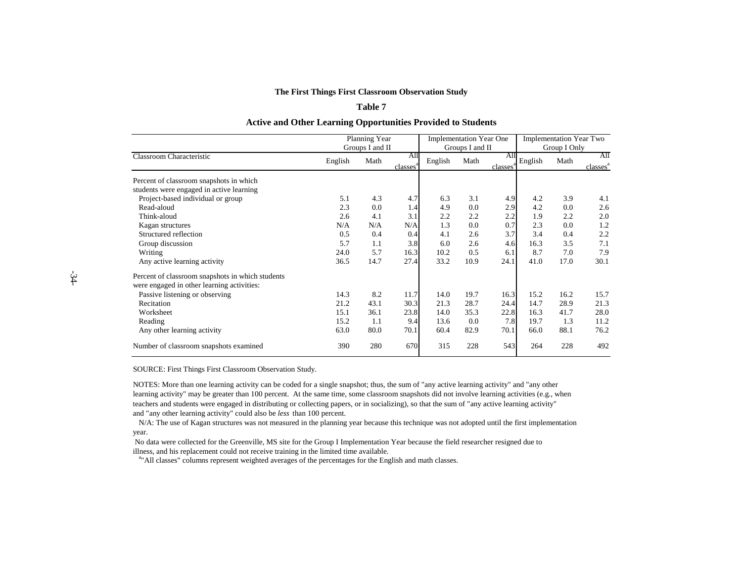**The First Things First Classroom Observation Study**

**Table 7**

**Active and Other Learning Opportunities Provided to Students**

| | Planning Year Groups I and II | | | Implementation Year One Groups I and II | | | Implementation Year Two Group I Only | | |
|---|---|---|---|---|---|---|---|---|---|
| Classroom Characteristic | English | Math | All classes[a] | English | Math | All classes[a] | English | Math | All classes[a] |
| Percent of classroom snapshots in which students were engaged in active learning | | | | | | | | | |
| Project-based individual or group | 5.1 | 4.3 | 4.7 | 6.3 | 3.1 | 4.9 | 4.2 | 3.9 | 4.1 |
| Read-aloud | 2.3 | 0.0 | 1.4 | 4.9 | 0.0 | 2.9 | 4.2 | 0.0 | 2.6 |
| Think-aloud | 2.6 | 4.1 | 3.1 | 2.2 | 2.2 | 2.2 | 1.9 | 2.2 | 2.0 |
| Kagan structures | N/A | N/A | N/A | 1.3 | 0.0 | 0.7 | 2.3 | 0.0 | 1.2 |
| Structured reflection | 0.5 | 0.4 | 0.4 | 4.1 | 2.6 | 3.7 | 3.4 | 0.4 | 2.2 |
| Group discussion | 5.7 | 1.1 | 3.8 | 6.0 | 2.6 | 4.6 | 16.3 | 3.5 | 7.1 |
| Writing | 24.0 | 5.7 | 16.3 | 10.2 | 0.5 | 6.1 | 8.7 | 7.0 | 7.9 |
| Any active learning activity | 36.5 | 14.7 | 27.4 | 33.2 | 10.9 | 24.1 | 41.0 | 17.0 | 30.1 |
| Percent of classroom snapshots in which students were engaged in other learning activities: | | | | | | | | | |
| Passive listening or observing | 14.3 | 8.2 | 11.7 | 14.0 | 19.7 | 16.3 | 15.2 | 16.2 | 15.7 |
| Recitation | 21.2 | 43.1 | 30.3 | 21.3 | 28.7 | 24.4 | 14.7 | 28.9 | 21.3 |
| Worksheet | 15.1 | 36.1 | 23.8 | 14.0 | 35.3 | 22.8 | 16.3 | 41.7 | 28.0 |
| Reading | 15.2 | 1.1 | 9.4 | 13.6 | 0.0 | 7.8 | 19.7 | 1.3 | 11.2 |
| Any other learning activity | 63.0 | 80.0 | 70.1 | 60.4 | 82.9 | 70.1 | 66.0 | 88.1 | 76.2 |
| Number of classroom snapshots examined | 390 | 280 | 670 | 315 | 228 | 543 | 264 | 228 | 492 |

SOURCE: First Things First Classroom Observation Study.

NOTES: More than one learning activity can be coded for a single snapshot; thus, the sum of "any active learning activity" and "any other learning activity" may be greater than 100 percent. At the same time, some classroom snapshots did not involve learning activities (e.g., when teachers and students were engaged in distributing or collecting papers, or in socializing), so that the sum of "any active learning activity" and "any other learning activity" could also be *less* than 100 percent.

N/A: The use of Kagan structures was not measured in the planning year because this technique was not adopted until the first implementation year.

No data were collected for the Greenville, MS site for the Group I Implementation Year because the field researcher resigned due to illness, and his replacement could not receive training in the limited time available.

[a]"All classes" columns represent weighted averages of the percentages for the English and math classes.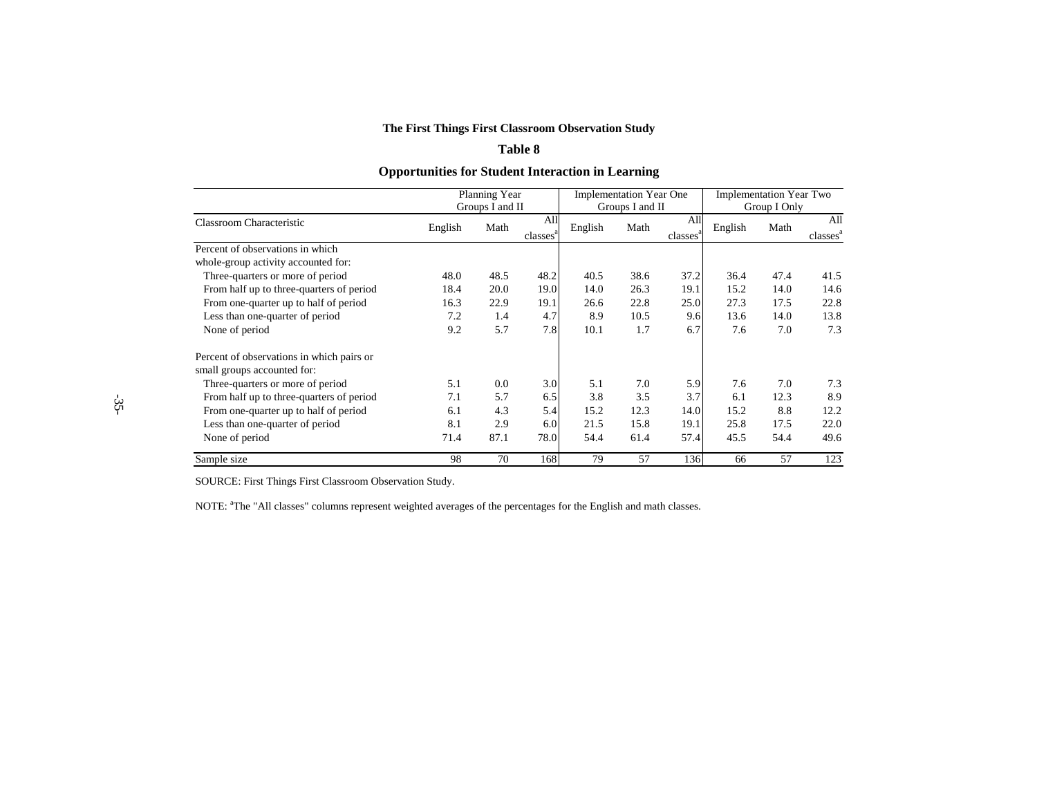**The First Things First Classroom Observation Study**

**Table 8**

**Opportunities for Student Interaction in Learning**

| Classroom Characteristic | Planning Year Groups I and II | | | Implementation Year One Groups I and II | | | Implementation Year Two Group I Only | | |
|---|---|---|---|---|---|---|---|---|---|
| | English | Math | All classes[a] | English | Math | All classes[a] | English | Math | All classes[a] |
| Percent of observations in which whole-group activity accounted for: | | | | | | | | | |
| Three-quarters or more of period | 48.0 | 48.5 | 48.2 | 40.5 | 38.6 | 37.2 | 36.4 | 47.4 | 41.5 |
| From half up to three-quarters of period | 18.4 | 20.0 | 19.0 | 14.0 | 26.3 | 19.1 | 15.2 | 14.0 | 14.6 |
| From one-quarter up to half of period | 16.3 | 22.9 | 19.1 | 26.6 | 22.8 | 25.0 | 27.3 | 17.5 | 22.8 |
| Less than one-quarter of period | 7.2 | 1.4 | 4.7 | 8.9 | 10.5 | 9.6 | 13.6 | 14.0 | 13.8 |
| None of period | 9.2 | 5.7 | 7.8 | 10.1 | 1.7 | 6.7 | 7.6 | 7.0 | 7.3 |
| Percent of observations in which pairs or small groups accounted for: | | | | | | | | | |
| Three-quarters or more of period | 5.1 | 0.0 | 3.0 | 5.1 | 7.0 | 5.9 | 7.6 | 7.0 | 7.3 |
| From half up to three-quarters of period | 7.1 | 5.7 | 6.5 | 3.8 | 3.5 | 3.7 | 6.1 | 12.3 | 8.9 |
| From one-quarter up to half of period | 6.1 | 4.3 | 5.4 | 15.2 | 12.3 | 14.0 | 15.2 | 8.8 | 12.2 |
| Less than one-quarter of period | 8.1 | 2.9 | 6.0 | 21.5 | 15.8 | 19.1 | 25.8 | 17.5 | 22.0 |
| None of period | 71.4 | 87.1 | 78.0 | 54.4 | 61.4 | 57.4 | 45.5 | 54.4 | 49.6 |
| Sample size | 98 | 70 | 168 | 79 | 57 | 136 | 66 | 57 | 123 |

SOURCE: First Things First Classroom Observation Study.

NOTE: [a]The "All classes" columns represent weighted averages of the percentages for the English and math classes.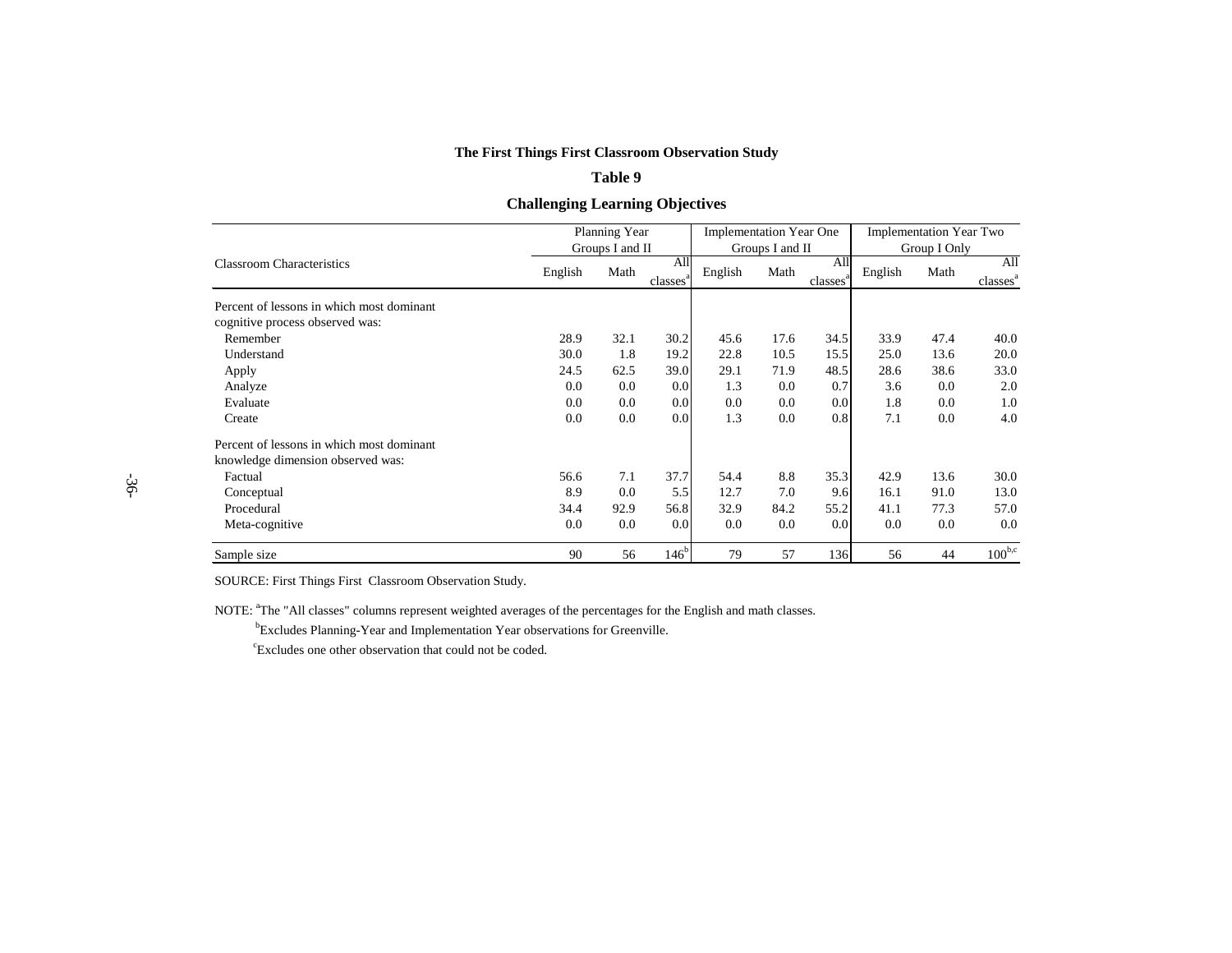**The First Things First Classroom Observation Study**

**Table 9**

**Challenging Learning Objectives**

| Classroom Characteristics | Planning Year Groups I and II | | | Implementation Year One Groups I and II | | | Implementation Year Two Group I Only | | |
|---|---|---|---|---|---|---|---|---|---|
| | English | Math | All classes[a] | English | Math | All classes[a] | English | Math | All classes[a] |
| Percent of lessons in which most dominant cognitive process observed was: | | | | | | | | | |
| Remember | 28.9 | 32.1 | 30.2 | 45.6 | 17.6 | 34.5 | 33.9 | 47.4 | 40.0 |
| Understand | 30.0 | 1.8 | 19.2 | 22.8 | 10.5 | 15.5 | 25.0 | 13.6 | 20.0 |
| Apply | 24.5 | 62.5 | 39.0 | 29.1 | 71.9 | 48.5 | 28.6 | 38.6 | 33.0 |
| Analyze | 0.0 | 0.0 | 0.0 | 1.3 | 0.0 | 0.7 | 3.6 | 0.0 | 2.0 |
| Evaluate | 0.0 | 0.0 | 0.0 | 0.0 | 0.0 | 0.0 | 1.8 | 0.0 | 1.0 |
| Create | 0.0 | 0.0 | 0.0 | 1.3 | 0.0 | 0.8 | 7.1 | 0.0 | 4.0 |
| Percent of lessons in which most dominant knowledge dimension observed was: | | | | | | | | | |
| Factual | 56.6 | 7.1 | 37.7 | 54.4 | 8.8 | 35.3 | 42.9 | 13.6 | 30.0 |
| Conceptual | 8.9 | 0.0 | 5.5 | 12.7 | 7.0 | 9.6 | 16.1 | 91.0 | 13.0 |
| Procedural | 34.4 | 92.9 | 56.8 | 32.9 | 84.2 | 55.2 | 41.1 | 77.3 | 57.0 |
| Meta-cognitive | 0.0 | 0.0 | 0.0 | 0.0 | 0.0 | 0.0 | 0.0 | 0.0 | 0.0 |
| Sample size | 90 | 56 | 146[b] | 79 | 57 | 136 | 56 | 44 | 100[b,c] |

SOURCE: First Things First Classroom Observation Study.

NOTE: [a]The "All classes" columns represent weighted averages of the percentages for the English and math classes.

[b]Excludes Planning-Year and Implementation Year observations for Greenville.

[c]Excludes one other observation that could not be coded.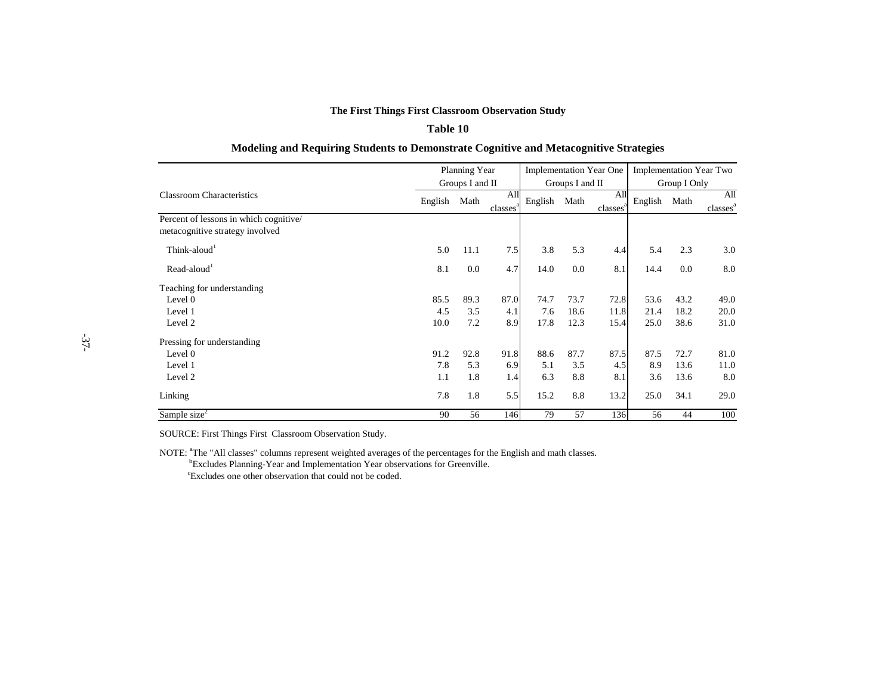**The First Things First Classroom Observation Study**

**Table 10**

**Modeling and Requiring Students to Demonstrate Cognitive and Metacognitive Strategies**

| Classroom Characteristics | Planning Year Groups I and II | | | Implementation Year One Groups I and II | | | Implementation Year Two Group I Only | | |
|---|---|---|---|---|---|---|---|---|---|
| | English | Math | All classes[a] | English | Math | All classes[a] | English | Math | All classes[a] |
| Percent of lessons in which cognitive/ metacognitive strategy involved | | | | | | | | | |
| Think-aloud[1] | 5.0 | 11.1 | 7.5 | 3.8 | 5.3 | 4.4 | 5.4 | 2.3 | 3.0 |
| Read-aloud[1] | 8.1 | 0.0 | 4.7 | 14.0 | 0.0 | 8.1 | 14.4 | 0.0 | 8.0 |
| Teaching for understanding | | | | | | | | | |
| Level 0 | 85.5 | 89.3 | 87.0 | 74.7 | 73.7 | 72.8 | 53.6 | 43.2 | 49.0 |
| Level 1 | 4.5 | 3.5 | 4.1 | 7.6 | 18.6 | 11.8 | 21.4 | 18.2 | 20.0 |
| Level 2 | 10.0 | 7.2 | 8.9 | 17.8 | 12.3 | 15.4 | 25.0 | 38.6 | 31.0 |
| Pressing for understanding | | | | | | | | | |
| Level 0 | 91.2 | 92.8 | 91.8 | 88.6 | 87.7 | 87.5 | 87.5 | 72.7 | 81.0 |
| Level 1 | 7.8 | 5.3 | 6.9 | 5.1 | 3.5 | 4.5 | 8.9 | 13.6 | 11.0 |
| Level 2 | 1.1 | 1.8 | 1.4 | 6.3 | 8.8 | 8.1 | 3.6 | 13.6 | 8.0 |
| Linking | 7.8 | 1.8 | 5.5 | 15.2 | 8.8 | 13.2 | 25.0 | 34.1 | 29.0 |
| Sample size[2] | 90 | 56 | 146 | 79 | 57 | 136 | 56 | 44 | 100 |

SOURCE: First Things First Classroom Observation Study.

NOTE: [a]The "All classes" columns represent weighted averages of the percentages for the English and math classes.

[b]Excludes Planning-Year and Implementation Year observations for Greenville.

[c]Excludes one other observation that could not be coded.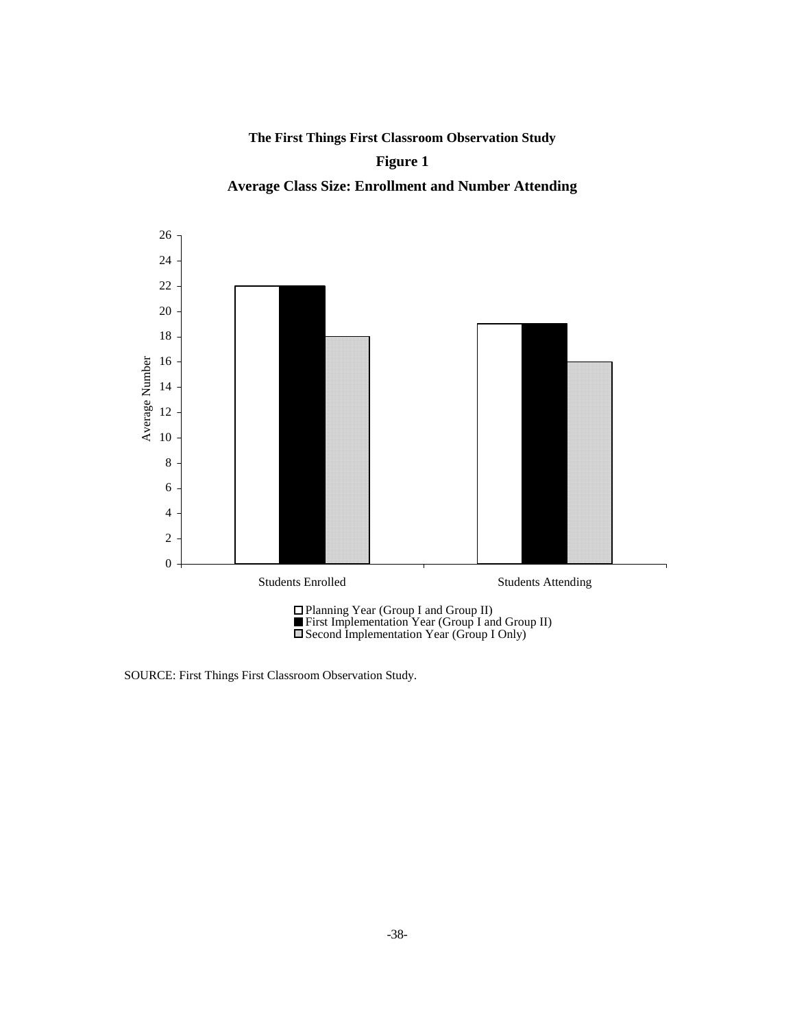**The First Things First Classroom Observation Study**

**Figure 1**

**Average Class Size: Enrollment and Number Attending**

| | Planning Year (Group I and Group II) | First Implementation Year (Group I and Group II) | Second Implementation Year (Group I Only) |
|---|---|---|---|
| Students Enrolled | 22 | 22 | 18 |
| Students Attending | 19 | 19 | 16 |

SOURCE: First Things First Classroom Observation Study.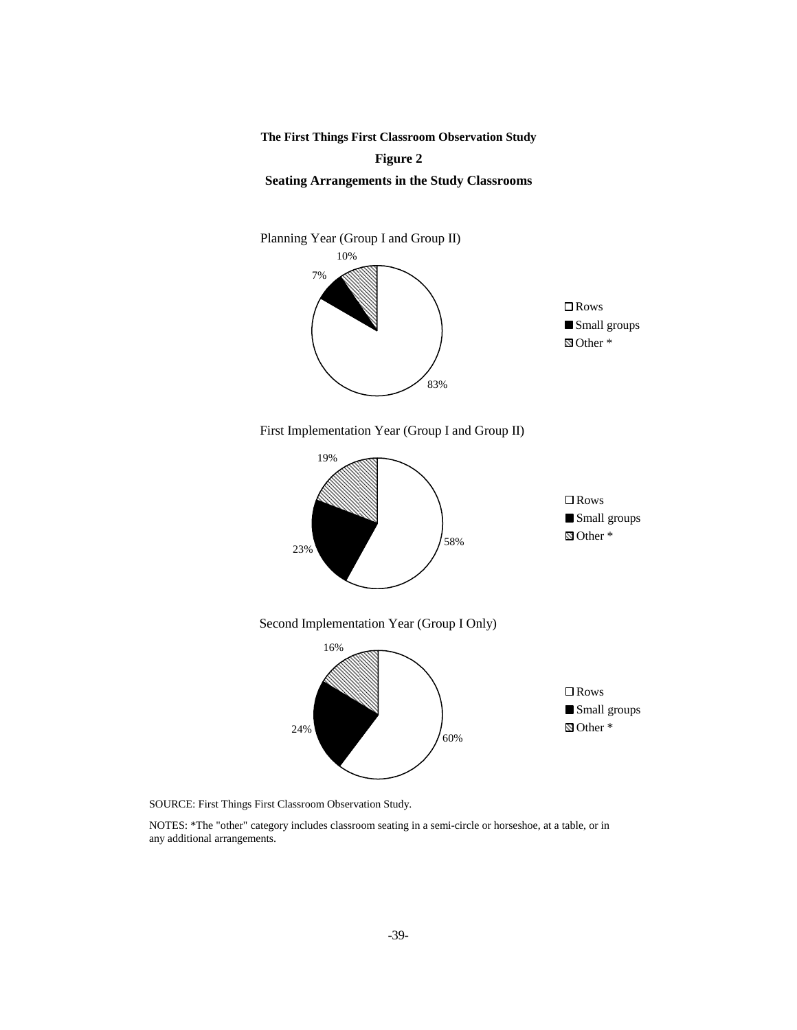**The First Things First Classroom Observation Study**

**Figure 2**

**Seating Arrangements in the Study Classrooms**

Planning Year (Group I and Group II)

| Arrangement | Percent |
|---|---|
| Rows | 83% |
| Small groups | 7% |
| Other * | 10% |

First Implementation Year (Group I and Group II)

| Arrangement | Percent |
|---|---|
| Rows | 58% |
| Small groups | 23% |
| Other * | 19% |

Second Implementation Year (Group I Only)

| Arrangement | Percent |
|---|---|
| Rows | 60% |
| Small groups | 24% |
| Other * | 16% |

SOURCE: First Things First Classroom Observation Study.

NOTES: *The "other" category includes classroom seating in a semi-circle or horseshoe, at a table, or in any additional arrangements.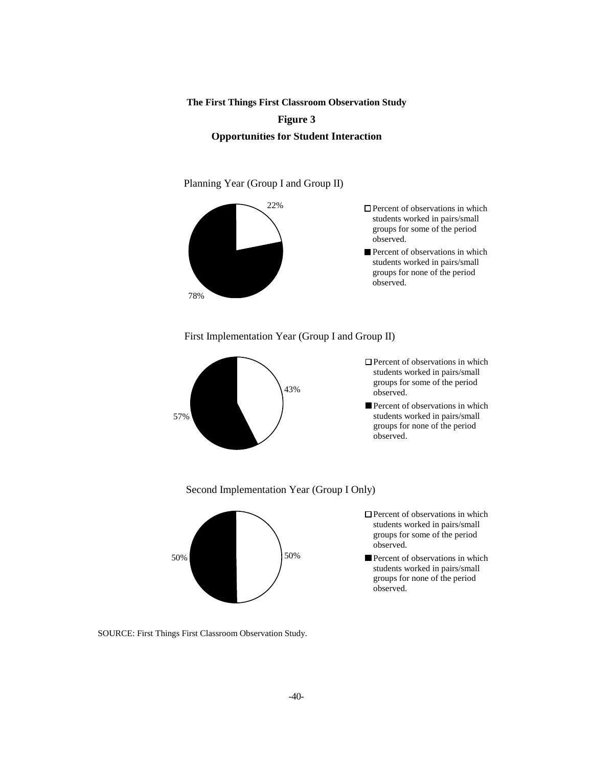**The First Things First Classroom Observation Study**

**Figure 3**

**Opportunities for Student Interaction**

Planning Year (Group I and Group II)

22%

78%

☐ Percent of observations in which students worked in pairs/small groups for some of the period observed.

■ Percent of observations in which students worked in pairs/small groups for none of the period observed.

First Implementation Year (Group I and Group II)

43%

57%

☐ Percent of observations in which students worked in pairs/small groups for some of the period observed.

■ Percent of observations in which students worked in pairs/small groups for none of the period observed.

Second Implementation Year (Group I Only)

50%

50%

☐ Percent of observations in which students worked in pairs/small groups for some of the period observed.

■ Percent of observations in which students worked in pairs/small groups for none of the period observed.

SOURCE: First Things First Classroom Observation Study.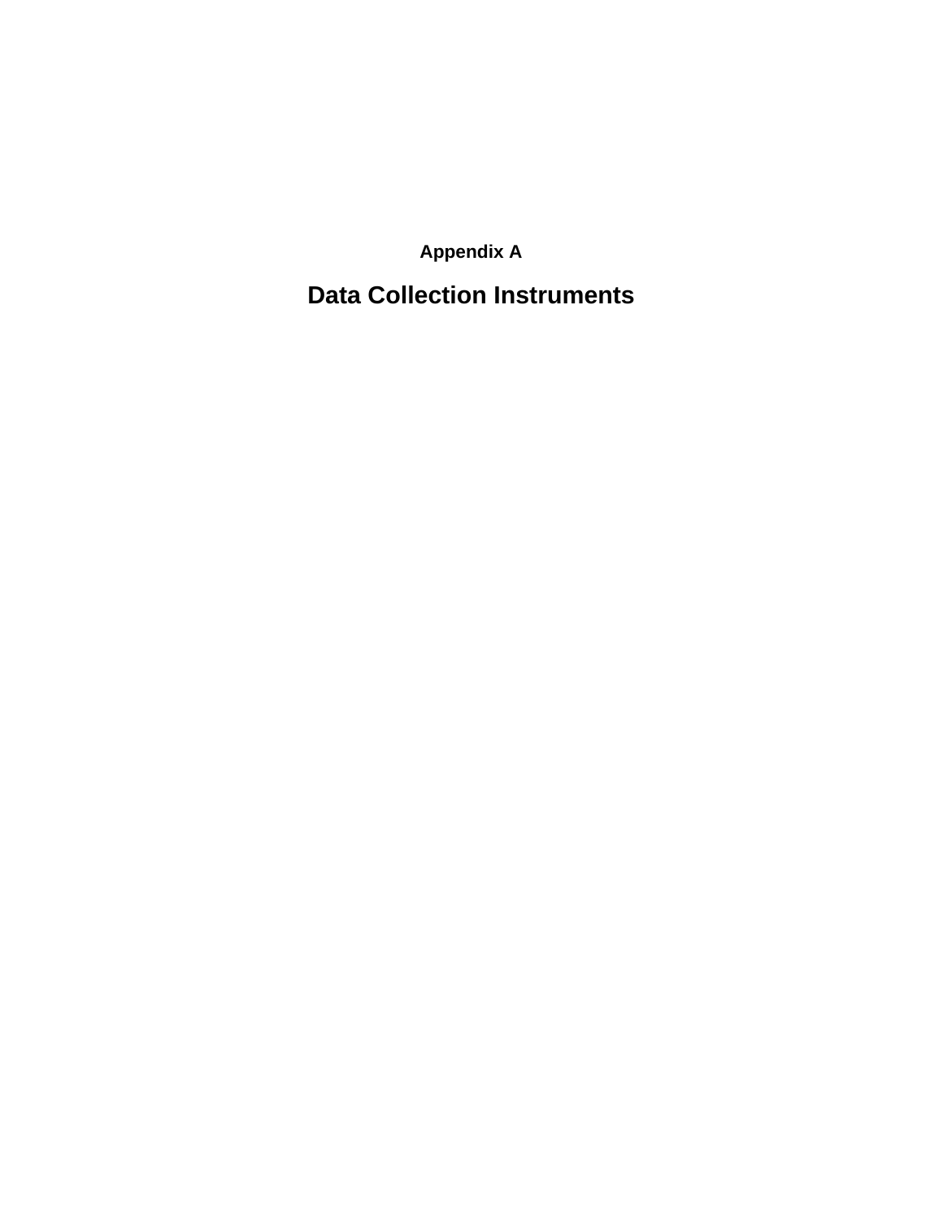## Appendix A

# Data Collection Instruments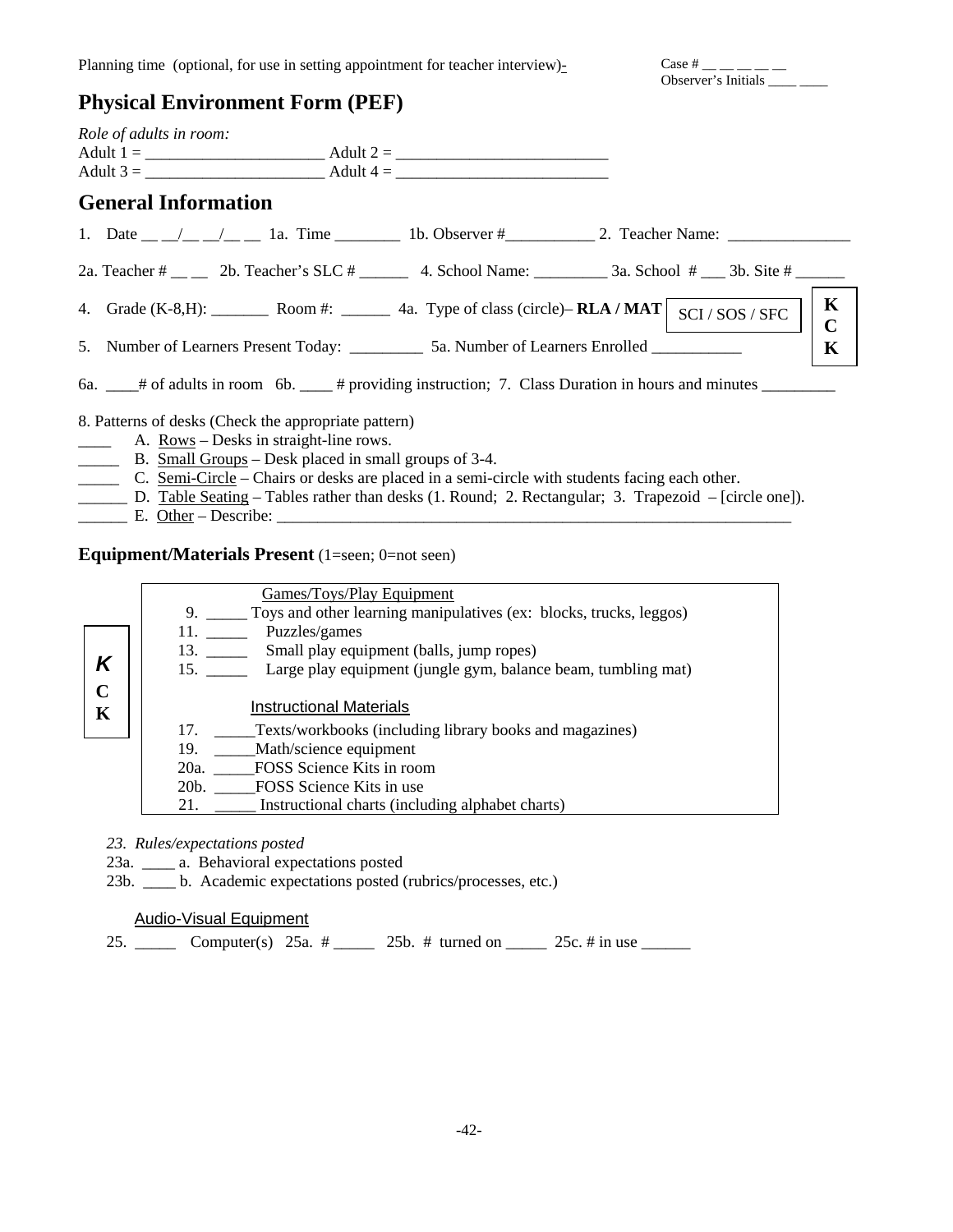Planning time (optional, for use in setting appointment for teacher interview)-

Case # __ __ __ __ __
Observer's Initials ____ ____

# Physical Environment Form (PEF)

*Role of adults in room:*
Adult 1 = ______________________ Adult 2 = ___________________________
Adult 3 = ______________________ Adult 4 = ___________________________

## General Information

1. Date __ __/__ __/__ __ 1a. Time ________ 1b. Observer #___________ 2. Teacher Name: _______________

2a. Teacher # __ __ 2b. Teacher's SLC # ______ 4. School Name: _________ 3a. School # ___ 3b. Site # ______

4. Grade (K-8,H): _______ Room #: ______ 4a. Type of class (circle)– **RLA / MAT** SCI / SOS / SFC **KCK**

5. Number of Learners Present Today: _________ 5a. Number of Learners Enrolled ___________

6a. ____# of adults in room 6b. ____ # providing instruction; 7. Class Duration in hours and minutes _________

8. Patterns of desks (Check the appropriate pattern)
____ A. Rows – Desks in straight-line rows.
_____ B. Small Groups – Desk placed in small groups of 3-4.
_____ C. Semi-Circle – Chairs or desks are placed in a semi-circle with students facing each other.
______ D. Table Seating – Tables rather than desks (1. Round; 2. Rectangular; 3. Trapezoid – [circle one]).
______ E. Other – Describe: ___________________________________________________________________

### Equipment/Materials Present (1=seen; 0=not seen)

**KCK**

Games/Toys/Play Equipment
9. _____ Toys and other learning manipulatives (ex: blocks, trucks, leggos)
11. _____ Puzzles/games
13. _____ Small play equipment (balls, jump ropes)
15. _____ Large play equipment (jungle gym, balance beam, tumbling mat)

Instructional Materials
17. _____Texts/workbooks (including library books and magazines)
19. _____Math/science equipment
20a. _____FOSS Science Kits in room
20b. _____FOSS Science Kits in use
21. _____ Instructional charts (including alphabet charts)

*23. Rules/expectations posted*
23a. ____ a. Behavioral expectations posted
23b. ____ b. Academic expectations posted (rubrics/processes, etc.)

Audio-Visual Equipment
25. _____ Computer(s) 25a. # _____ 25b. # turned on _____ 25c. # in use ______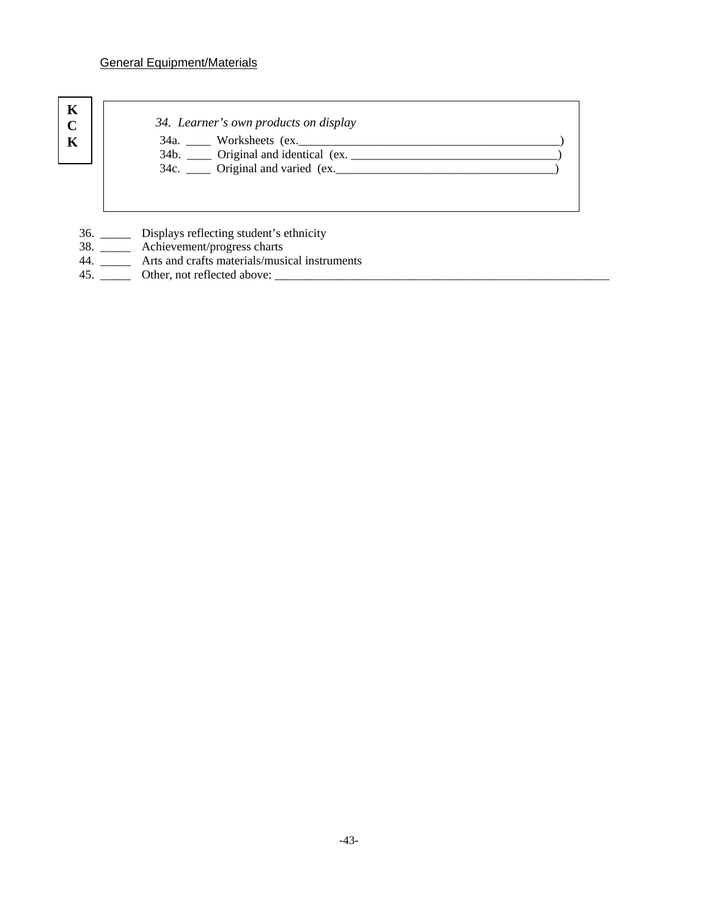<u>General Equipment/Materials</u>

**K**
**C**
**K**

*34. Learner's own products on display*

34a. ____ Worksheets (ex.____________________________________________)
34b. ____ Original and identical (ex. __________________________________)
34c. ____ Original and varied (ex.____________________________________)

36. _____ Displays reflecting student's ethnicity
38. _____ Achievement/progress charts
44. _____ Arts and crafts materials/musical instruments
45. _____ Other, not reflected above: ________________________________________________________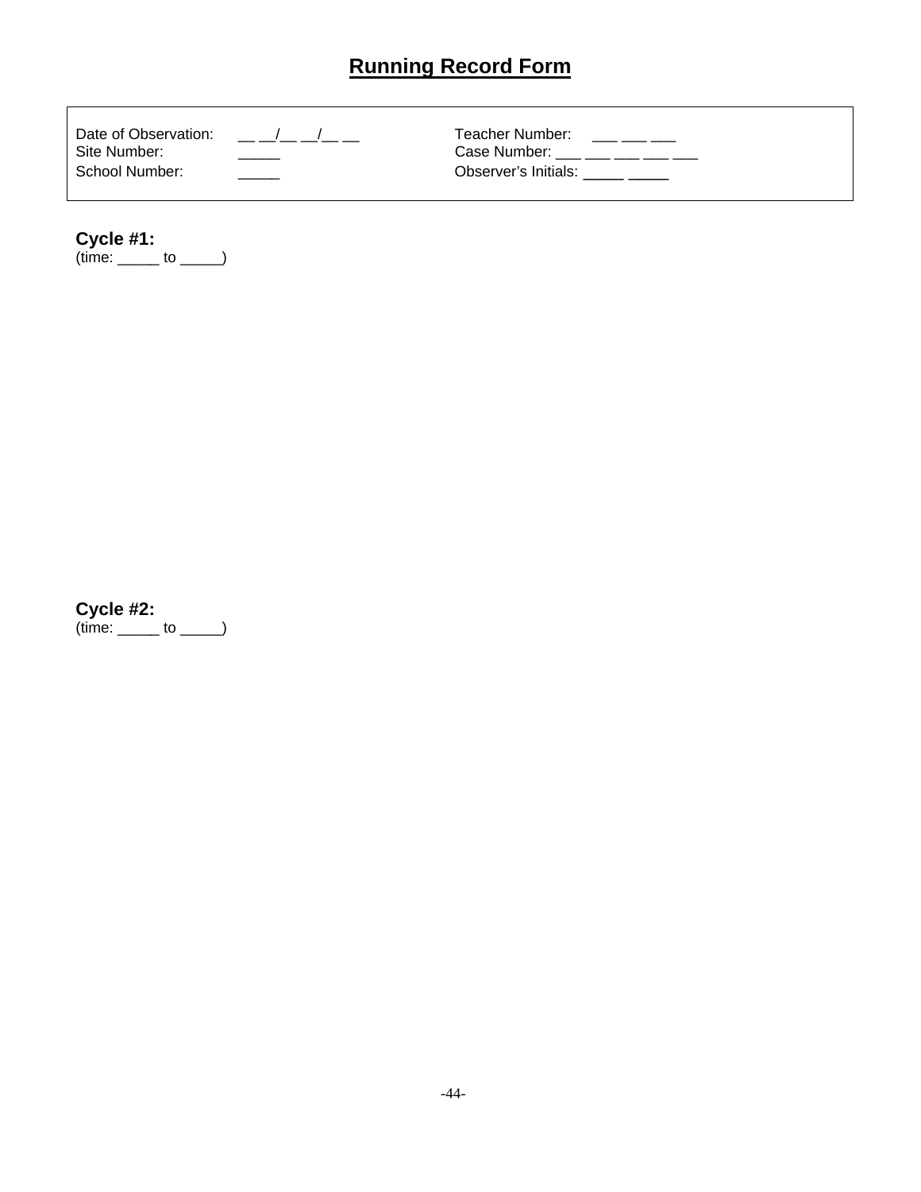# Running Record Form

| | | | |
|---|---|---|---|
| Date of Observation: | __ __/__ __/__ __ | Teacher Number: | ___ ___ ___ |
| Site Number: | _____ | Case Number: | ___ ___ ___ ___ ___ |
| School Number: | _____ | Observer's Initials: | _____ _____ |

**Cycle #1:**
(time: _____ to _____)

**Cycle #2:**
(time: _____ to _____)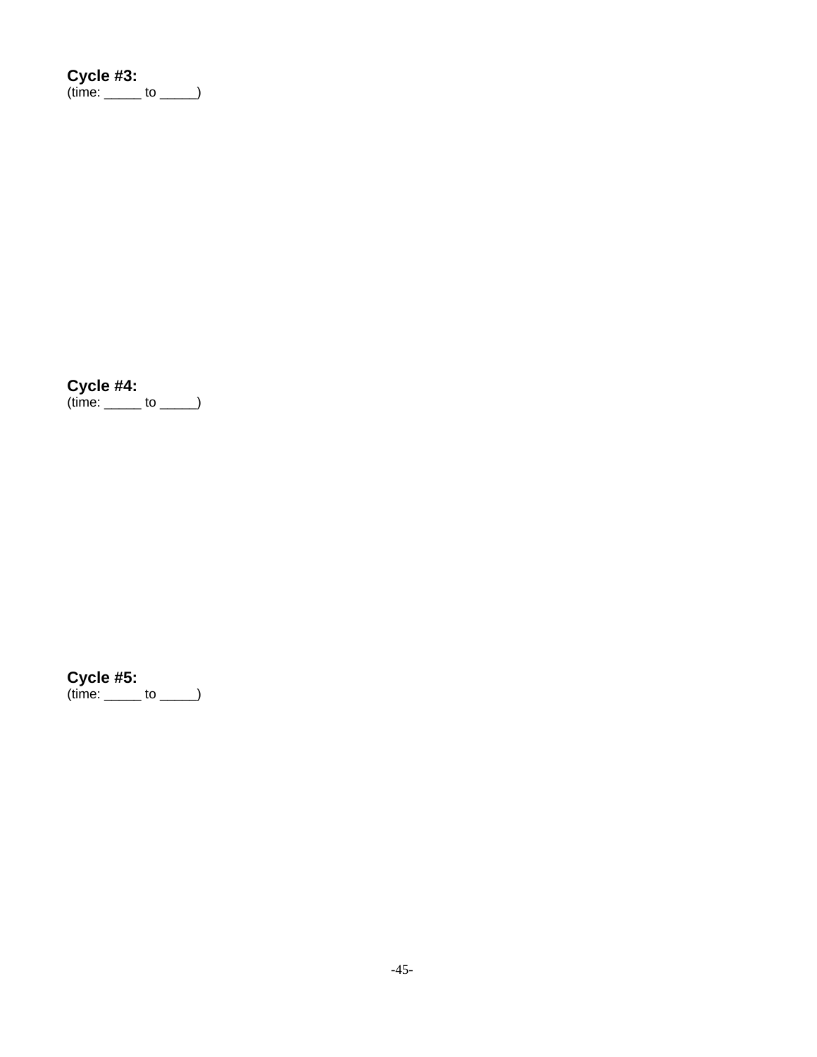**Cycle #3:**
(time: _____ to _____)

**Cycle #4:**
(time: _____ to _____)

**Cycle #5:**
(time: _____ to _____)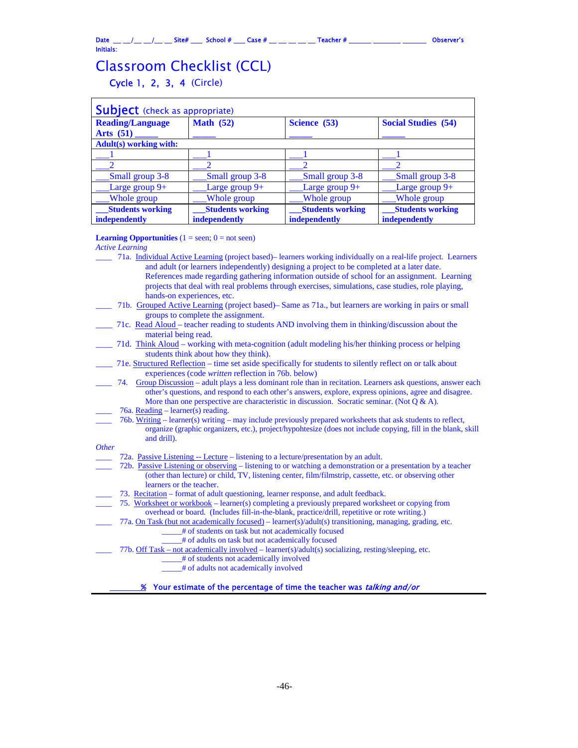Date __ __/__ __/__ __ Site# ___ School # ___ Case # __ __ __ __ __ Teacher # ______ ________ _______ Observer's Initials:

# Classroom Checklist (CCL)

## Cycle 1, 2, 3, 4 (Circle)

| **Subject** (check as appropriate) | | | |
|---|---|---|---|
| **Reading/Language Arts (51)** _____ | **Math (52)** _____ | **Science (53)** _____ | **Social Studies (54)** _____ |
| **Adult(s) working with:** | | | |
| ___1 | ___1 | ___1 | ___1 |
| ___2 | ___2 | ___2 | ___2 |
| ___Small group 3-8 | ___Small group 3-8 | ___Small group 3-8 | ___Small group 3-8 |
| ___Large group 9+ | ___Large group 9+ | ___Large group 9+ | ___Large group 9+ |
| ___Whole group | ___Whole group | ___Whole group | ___Whole group |
| **___Students working independently** | **___Students working independently** | **___Students working independently** | **___Students working independently** |

**Learning Opportunities** (1 = seen; 0 = not seen)

*Active Learning*

____ 71a. Individual Active Learning (project based)– learners working individually on a real-life project. Learners and adult (or learners independently) designing a project to be completed at a later date. References made regarding gathering information outside of school for an assignment. Learning projects that deal with real problems through exercises, simulations, case studies, role playing, hands-on experiences, etc.

____ 71b. Grouped Active Learning (project based)– Same as 71a., but learners are working in pairs or small groups to complete the assignment.

____ 71c. Read Aloud – teacher reading to students AND involving them in thinking/discussion about the material being read.

____ 71d. Think Aloud – working with meta-cognition (adult modeling his/her thinking process or helping students think about how they think).

____ 71e. Structured Reflection – time set aside specifically for students to silently reflect on or talk about experiences (code *written* reflection in 76b. below)

____ 74. Group Discussion – adult plays a less dominant role than in recitation. Learners ask questions, answer each other's questions, and respond to each other's answers, explore, express opinions, agree and disagree. More than one perspective are characteristic in discussion. Socratic seminar. (Not Q & A).

____ 76a. Reading – learner(s) reading.

____ 76b. Writing – learner(s) writing – may include previously prepared worksheets that ask students to reflect, organize (graphic organizers, etc.), project/hypothesize (does not include copying, fill in the blank, skill and drill).

*Other*

____ 72a. Passive Listening -- Lecture – listening to a lecture/presentation by an adult.

____ 72b. Passive Listening or observing – listening to or watching a demonstration or a presentation by a teacher (other than lecture) or child, TV, listening center, film/filmstrip, cassette, etc. or observing other learners or the teacher.

____ 73. Recitation – format of adult questioning, learner response, and adult feedback.

____ 75. Worksheet or workbook – learner(s) completing a previously prepared worksheet or copying from overhead or board. (Includes fill-in-the-blank, practice/drill, repetitive or rote writing.)

____ 77a. On Task (but not academically focused) – learner(s)/adult(s) transitioning, managing, grading, etc.
_____# of students on task but not academically focused
_____# of adults on task but not academically focused

____ 77b. Off Task – not academically involved – learner(s)/adult(s) socializing, resting/sleeping, etc.
_____# of students not academically involved
_____# of adults not academically involved

_______% **Your estimate of the percentage of time the teacher was** ***talking and/or***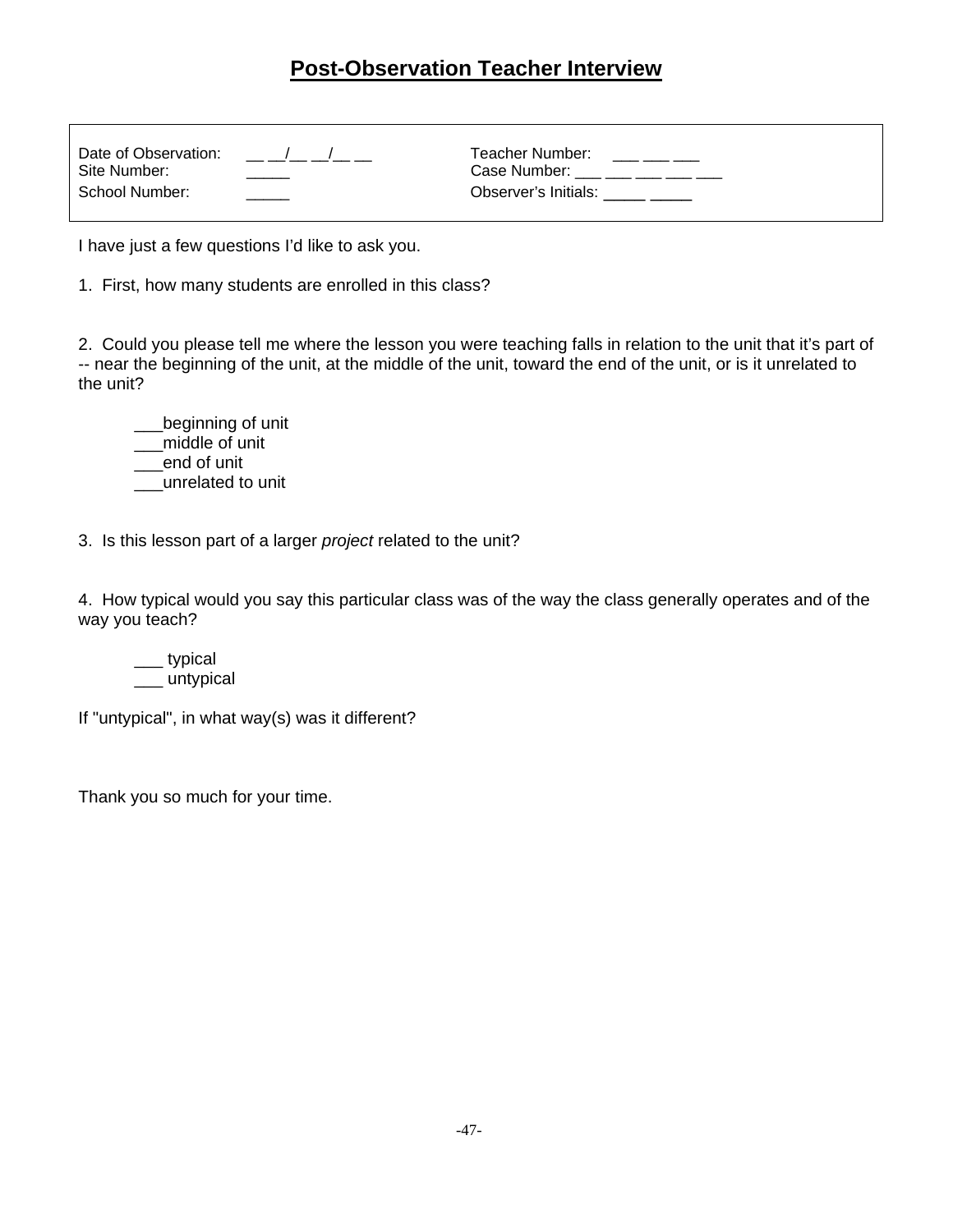# **Post-Observation Teacher Interview**

Date of Observation: __ __/__ __/__ __
Site Number: _____
School Number: _____

Teacher Number: ___ ___ ___
Case Number: ___ ___ ___ ___ ___
Observer's Initials: _____ _____

I have just a few questions I'd like to ask you.

1. First, how many students are enrolled in this class?

2. Could you please tell me where the lesson you were teaching falls in relation to the unit that it's part of -- near the beginning of the unit, at the middle of the unit, toward the end of the unit, or is it unrelated to the unit?

___beginning of unit
___middle of unit
___end of unit
___unrelated to unit

3. Is this lesson part of a larger *project* related to the unit?

4. How typical would you say this particular class was of the way the class generally operates and of the way you teach?

___ typical
___ untypical

If "untypical", in what way(s) was it different?

Thank you so much for your time.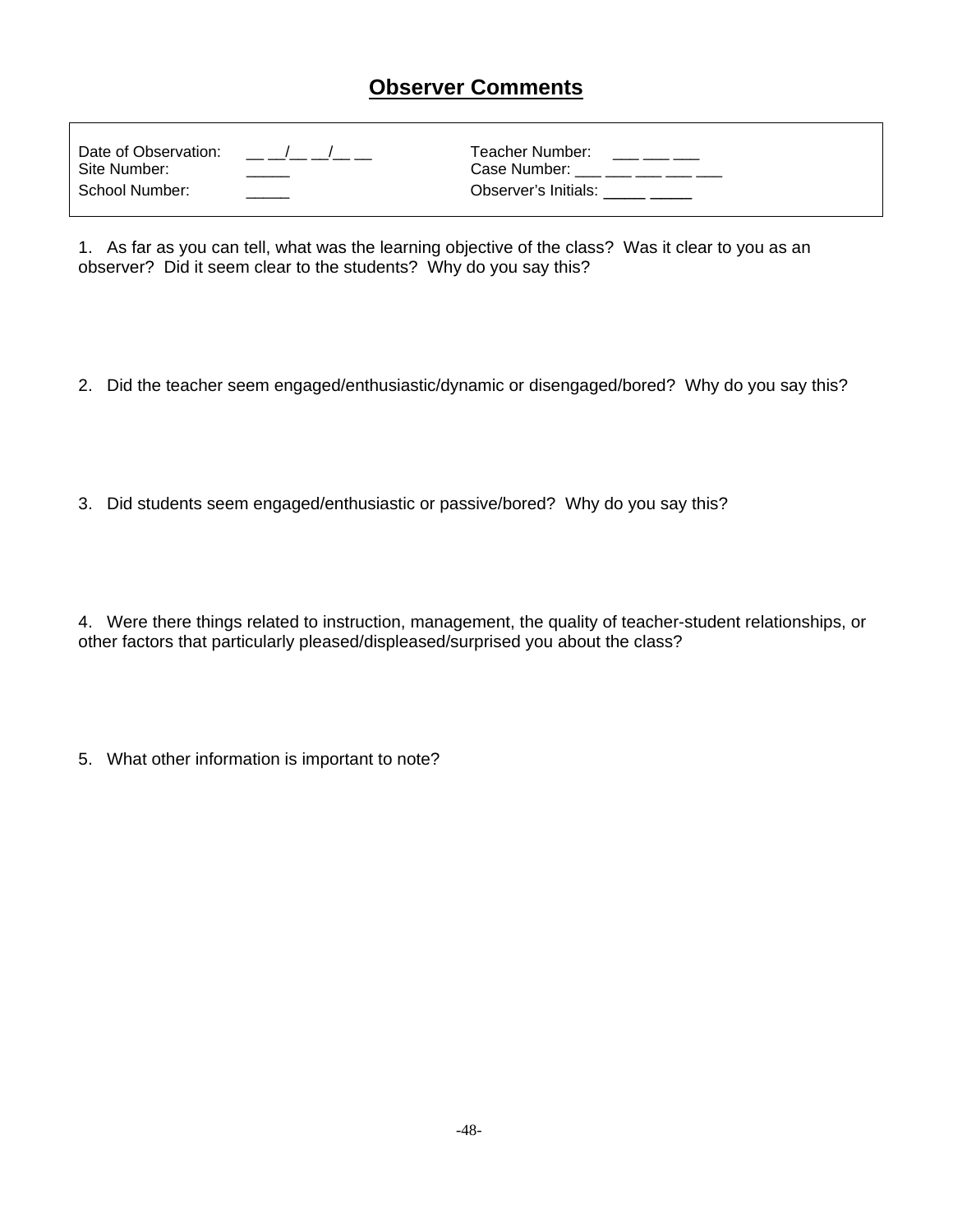# Observer Comments

| | | | |
|---|---|---|---|
| Date of Observation: | __ __/__ __/__ __ | Teacher Number: | ___ ___ ___ |
| Site Number: | _____ | Case Number: | ___ ___ ___ ___ ___ |
| School Number: | _____ | Observer's Initials: | _____ _____ |

1. As far as you can tell, what was the learning objective of the class? Was it clear to you as an observer? Did it seem clear to the students? Why do you say this?

2. Did the teacher seem engaged/enthusiastic/dynamic or disengaged/bored? Why do you say this?

3. Did students seem engaged/enthusiastic or passive/bored? Why do you say this?

4. Were there things related to instruction, management, the quality of teacher-student relationships, or other factors that particularly pleased/displeased/surprised you about the class?

5. What other information is important to note?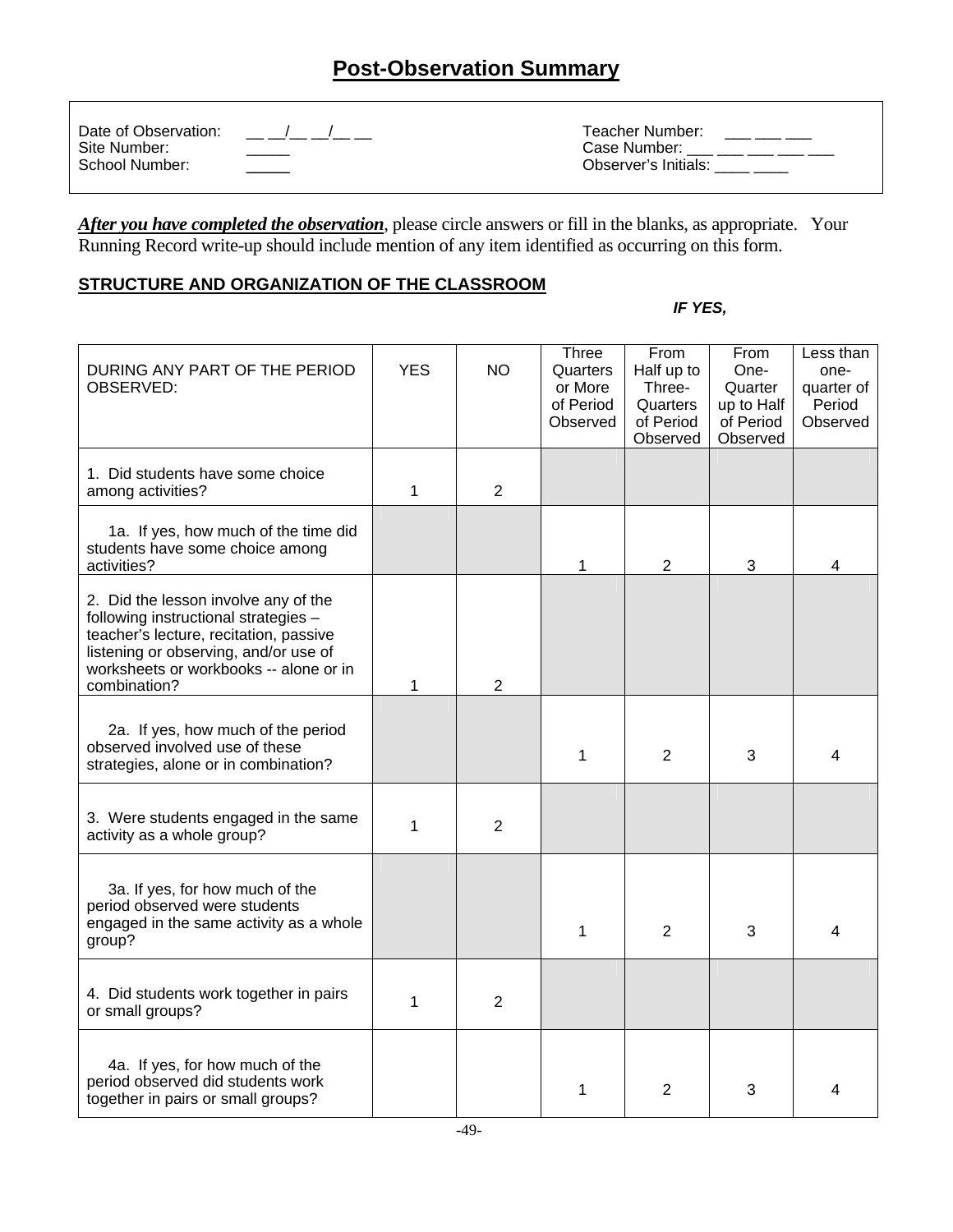# Post-Observation Summary

| | | | |
|---|---|---|---|
| Date of Observation: | __ __/__ __/__ __ | Teacher Number: | ___ ___ ___ |
| Site Number: | _____ | Case Number: | ___ ___ ___ ___ ___ |
| School Number: | _____ | Observer's Initials: | ____ ____ |

***After you have completed the observation***, please circle answers or fill in the blanks, as appropriate. Your Running Record write-up should include mention of any item identified as occurring on this form.

## STRUCTURE AND ORGANIZATION OF THE CLASSROOM

***IF YES,***

| DURING ANY PART OF THE PERIOD OBSERVED: | YES | NO | Three Quarters or More of Period Observed | From Half up to Three-Quarters of Period Observed | From One-Quarter up to Half of Period Observed | Less than one-quarter of Period Observed |
|---|---|---|---|---|---|---|
| 1. Did students have some choice among activities? | 1 | 2 | | | | |
| 1a. If yes, how much of the time did students have some choice among activities? | | | 1 | 2 | 3 | 4 |
| 2. Did the lesson involve any of the following instructional strategies – teacher's lecture, recitation, passive listening or observing, and/or use of worksheets or workbooks -- alone or in combination? | 1 | 2 | | | | |
| 2a. If yes, how much of the period observed involved use of these strategies, alone or in combination? | | | 1 | 2 | 3 | 4 |
| 3. Were students engaged in the same activity as a whole group? | 1 | 2 | | | | |
| 3a. If yes, for how much of the period observed were students engaged in the same activity as a whole group? | | | 1 | 2 | 3 | 4 |
| 4. Did students work together in pairs or small groups? | 1 | 2 | | | | |
| 4a. If yes, for how much of the period observed did students work together in pairs or small groups? | | | 1 | 2 | 3 | 4 |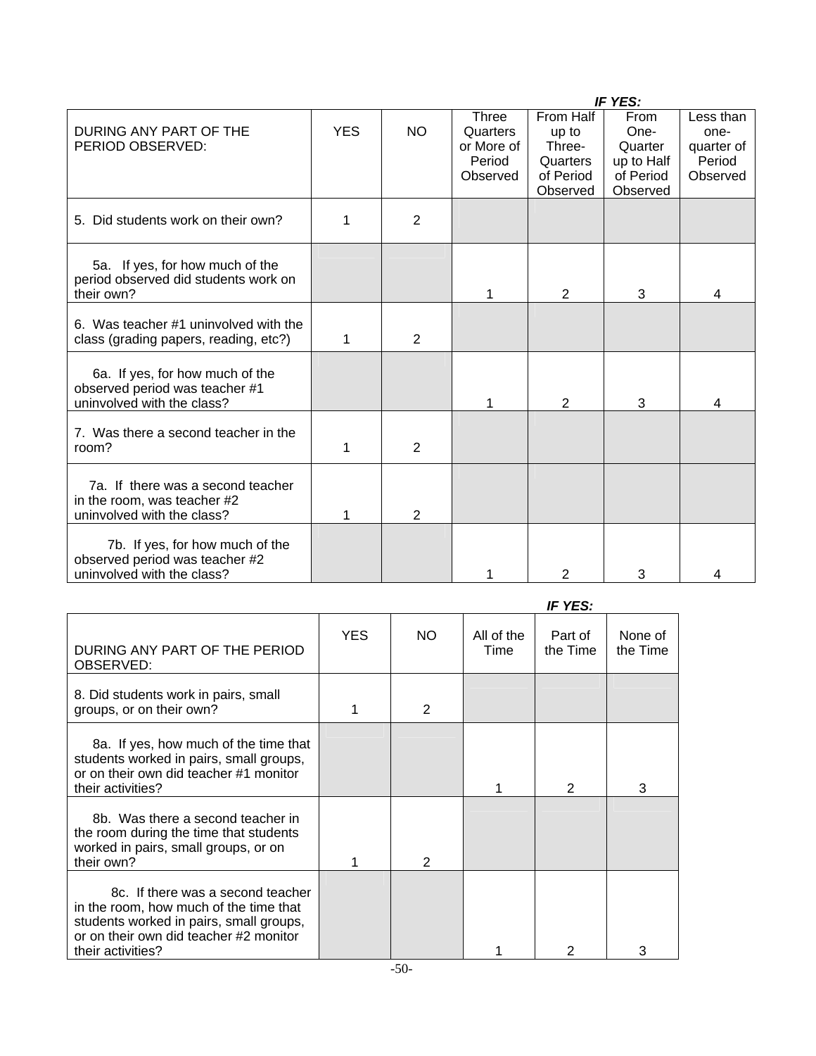| DURING ANY PART OF THE PERIOD OBSERVED: | YES | NO | *IF YES:* Three Quarters or More of Period Observed | From Half up to Three-Quarters of Period Observed | From One-Quarter up to Half of Period Observed | Less than one-quarter of Period Observed |
|---|---|---|---|---|---|---|
| 5. Did students work on their own? | 1 | 2 | | | | |
| 5a. If yes, for how much of the period observed did students work on their own? | | | 1 | 2 | 3 | 4 |
| 6. Was teacher #1 uninvolved with the class (grading papers, reading, etc?) | 1 | 2 | | | | |
| 6a. If yes, for how much of the observed period was teacher #1 uninvolved with the class? | | | 1 | 2 | 3 | 4 |
| 7. Was there a second teacher in the room? | 1 | 2 | | | | |
| 7a. If there was a second teacher in the room, was teacher #2 uninvolved with the class? | 1 | 2 | | | | |
| 7b. If yes, for how much of the observed period was teacher #2 uninvolved with the class? | | | 1 | 2 | 3 | 4 |

| DURING ANY PART OF THE PERIOD OBSERVED: | YES | NO | *IF YES:* All of the Time | Part of the Time | None of the Time |
|---|---|---|---|---|---|
| 8. Did students work in pairs, small groups, or on their own? | 1 | 2 | | | |
| 8a. If yes, how much of the time that students worked in pairs, small groups, or on their own did teacher #1 monitor their activities? | | | 1 | 2 | 3 |
| 8b. Was there a second teacher in the room during the time that students worked in pairs, small groups, or on their own? | 1 | 2 | | | |
| 8c. If there was a second teacher in the room, how much of the time that students worked in pairs, small groups, or on their own did teacher #2 monitor their activities? | | | 1 | 2 | 3 |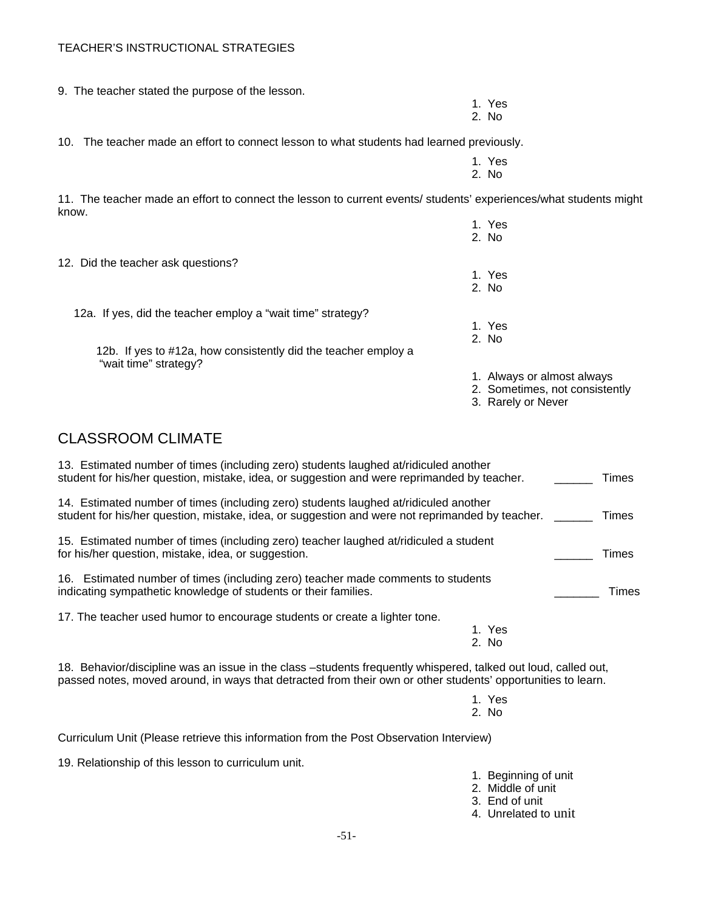TEACHER'S INSTRUCTIONAL STRATEGIES

9. The teacher stated the purpose of the lesson.

1. Yes
2. No

10. The teacher made an effort to connect lesson to what students had learned previously.

1. Yes
2. No

11. The teacher made an effort to connect the lesson to current events/ students' experiences/what students might know.

1. Yes
2. No

12. Did the teacher ask questions?

1. Yes
2. No

12a. If yes, did the teacher employ a "wait time" strategy?

1. Yes
2. No

12b. If yes to #12a, how consistently did the teacher employ a "wait time" strategy?

1. Always or almost always
2. Sometimes, not consistently
3. Rarely or Never

## CLASSROOM CLIMATE

13. Estimated number of times (including zero) students laughed at/ridiculed another student for his/her question, mistake, idea, or suggestion and were reprimanded by teacher. ______ Times

14. Estimated number of times (including zero) students laughed at/ridiculed another student for his/her question, mistake, idea, or suggestion and were not reprimanded by teacher. ______ Times

15. Estimated number of times (including zero) teacher laughed at/ridiculed a student for his/her question, mistake, idea, or suggestion. ______ Times

16. Estimated number of times (including zero) teacher made comments to students indicating sympathetic knowledge of students or their families. _______ Times

17. The teacher used humor to encourage students or create a lighter tone.

1. Yes
2. No

18. Behavior/discipline was an issue in the class –students frequently whispered, talked out loud, called out, passed notes, moved around, in ways that detracted from their own or other students' opportunities to learn.

1. Yes
2. No

Curriculum Unit (Please retrieve this information from the Post Observation Interview)

19. Relationship of this lesson to curriculum unit.

1. Beginning of unit
2. Middle of unit
3. End of unit
4. Unrelated to unit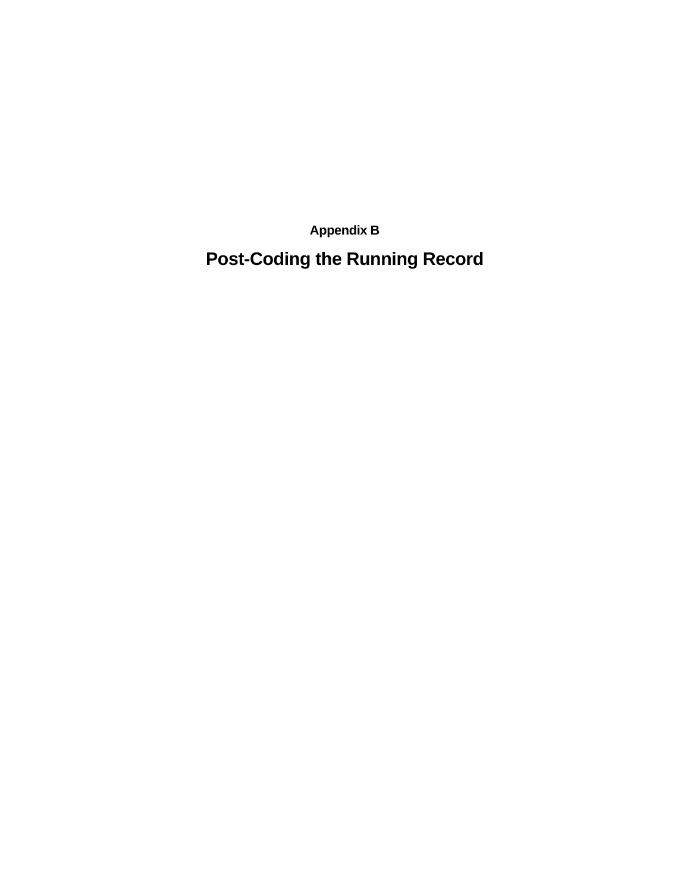Appendix B

# Post-Coding the Running Record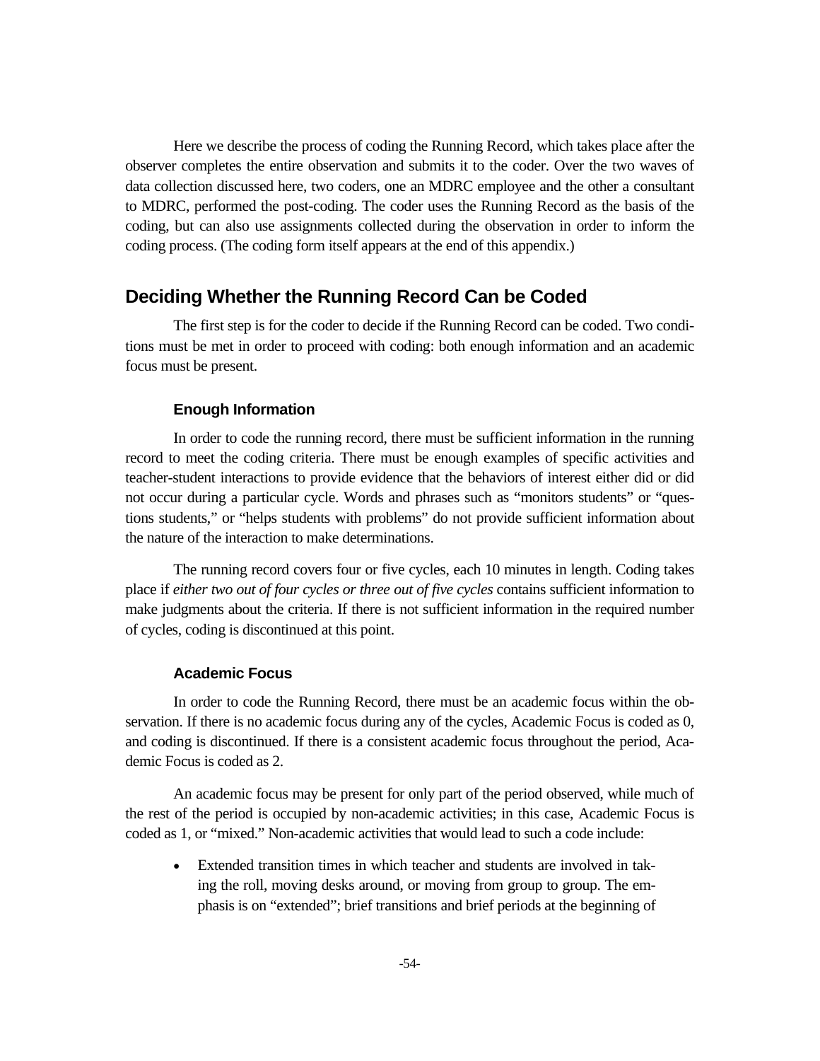Here we describe the process of coding the Running Record, which takes place after the observer completes the entire observation and submits it to the coder. Over the two waves of data collection discussed here, two coders, one an MDRC employee and the other a consultant to MDRC, performed the post-coding. The coder uses the Running Record as the basis of the coding, but can also use assignments collected during the observation in order to inform the coding process. (The coding form itself appears at the end of this appendix.)

## Deciding Whether the Running Record Can be Coded

The first step is for the coder to decide if the Running Record can be coded. Two conditions must be met in order to proceed with coding: both enough information and an academic focus must be present.

### Enough Information

In order to code the running record, there must be sufficient information in the running record to meet the coding criteria. There must be enough examples of specific activities and teacher-student interactions to provide evidence that the behaviors of interest either did or did not occur during a particular cycle. Words and phrases such as "monitors students" or "questions students," or "helps students with problems" do not provide sufficient information about the nature of the interaction to make determinations.

The running record covers four or five cycles, each 10 minutes in length. Coding takes place if *either two out of four cycles or three out of five cycles* contains sufficient information to make judgments about the criteria. If there is not sufficient information in the required number of cycles, coding is discontinued at this point.

### Academic Focus

In order to code the Running Record, there must be an academic focus within the observation. If there is no academic focus during any of the cycles, Academic Focus is coded as 0, and coding is discontinued. If there is a consistent academic focus throughout the period, Academic Focus is coded as 2.

An academic focus may be present for only part of the period observed, while much of the rest of the period is occupied by non-academic activities; in this case, Academic Focus is coded as 1, or "mixed." Non-academic activities that would lead to such a code include:

- Extended transition times in which teacher and students are involved in taking the roll, moving desks around, or moving from group to group. The emphasis is on "extended"; brief transitions and brief periods at the beginning of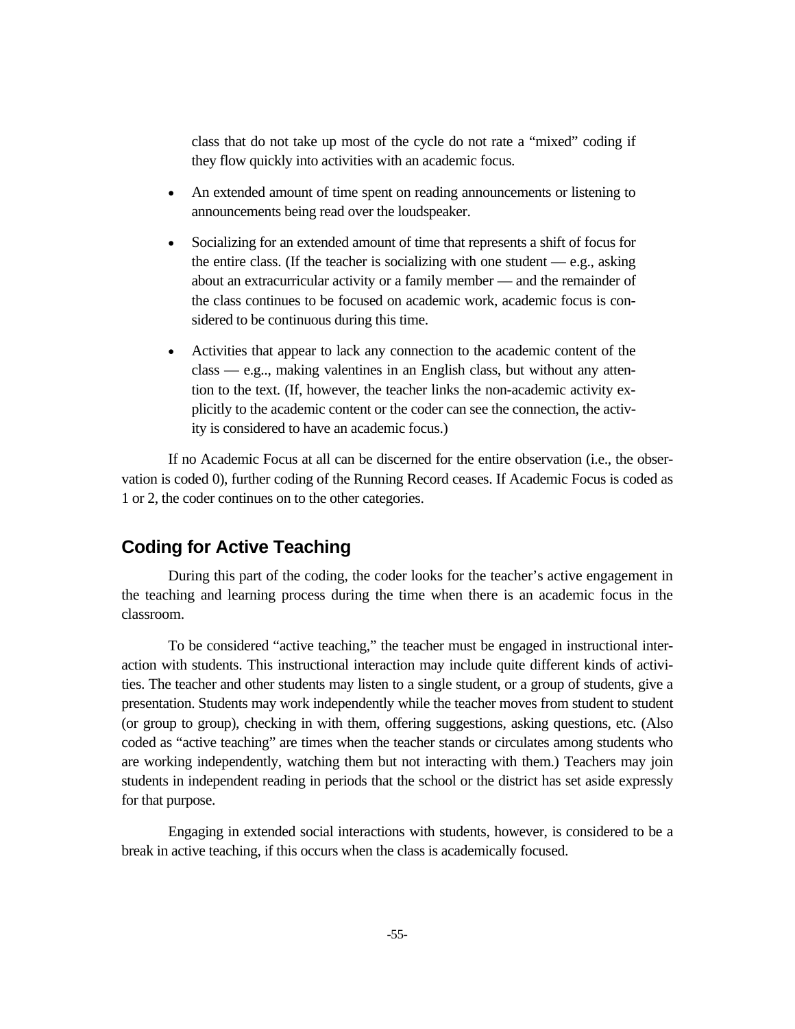class that do not take up most of the cycle do not rate a "mixed" coding if they flow quickly into activities with an academic focus.

- An extended amount of time spent on reading announcements or listening to announcements being read over the loudspeaker.

- Socializing for an extended amount of time that represents a shift of focus for the entire class. (If the teacher is socializing with one student — e.g., asking about an extracurricular activity or a family member — and the remainder of the class continues to be focused on academic work, academic focus is considered to be continuous during this time.

- Activities that appear to lack any connection to the academic content of the class — e.g.., making valentines in an English class, but without any attention to the text. (If, however, the teacher links the non-academic activity explicitly to the academic content or the coder can see the connection, the activity is considered to have an academic focus.)

If no Academic Focus at all can be discerned for the entire observation (i.e., the observation is coded 0), further coding of the Running Record ceases. If Academic Focus is coded as 1 or 2, the coder continues on to the other categories.

## Coding for Active Teaching

During this part of the coding, the coder looks for the teacher's active engagement in the teaching and learning process during the time when there is an academic focus in the classroom.

To be considered "active teaching," the teacher must be engaged in instructional interaction with students. This instructional interaction may include quite different kinds of activities. The teacher and other students may listen to a single student, or a group of students, give a presentation. Students may work independently while the teacher moves from student to student (or group to group), checking in with them, offering suggestions, asking questions, etc. (Also coded as "active teaching" are times when the teacher stands or circulates among students who are working independently, watching them but not interacting with them.) Teachers may join students in independent reading in periods that the school or the district has set aside expressly for that purpose.

Engaging in extended social interactions with students, however, is considered to be a break in active teaching, if this occurs when the class is academically focused.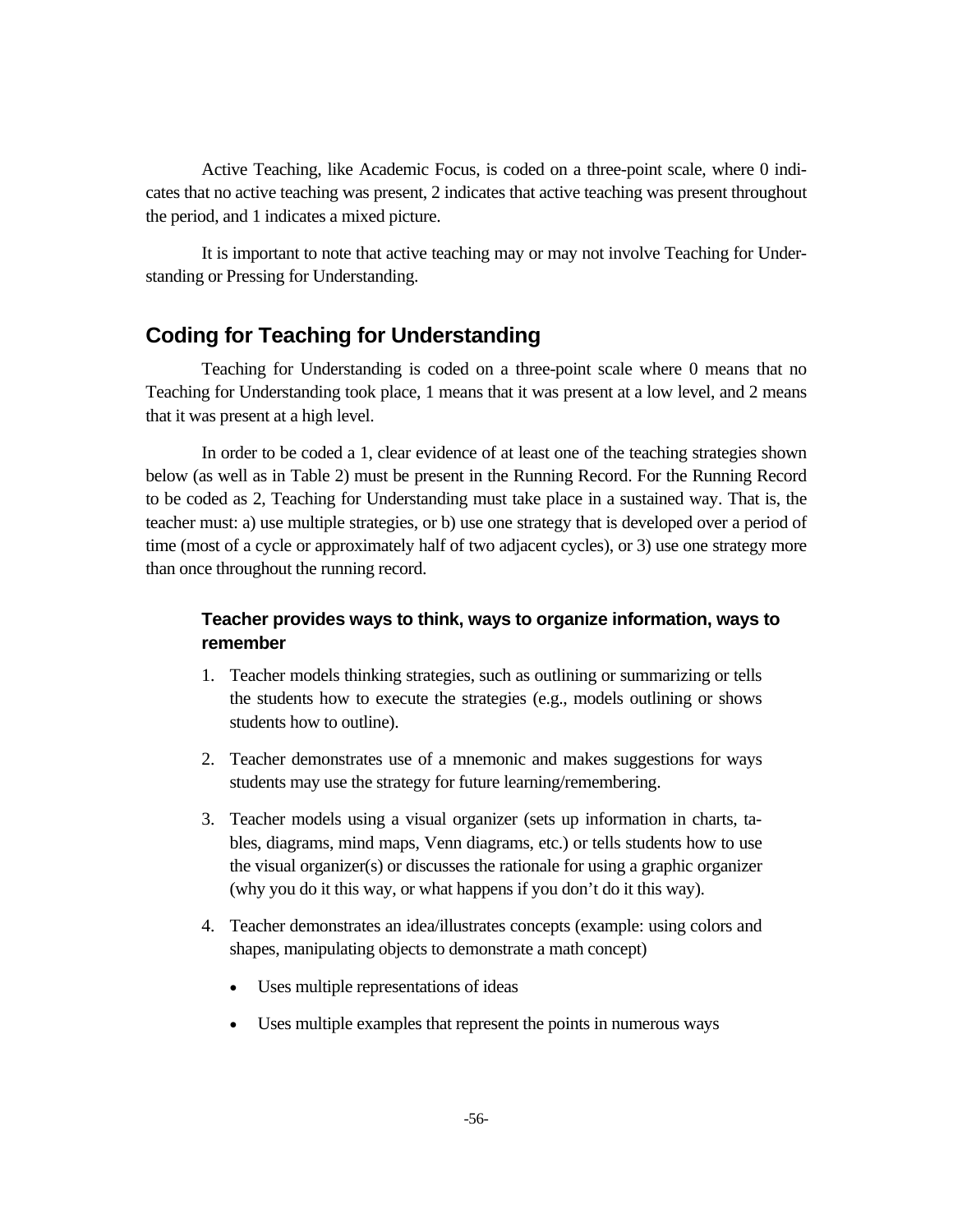Active Teaching, like Academic Focus, is coded on a three-point scale, where 0 indicates that no active teaching was present, 2 indicates that active teaching was present throughout the period, and 1 indicates a mixed picture.

It is important to note that active teaching may or may not involve Teaching for Understanding or Pressing for Understanding.

## Coding for Teaching for Understanding

Teaching for Understanding is coded on a three-point scale where 0 means that no Teaching for Understanding took place, 1 means that it was present at a low level, and 2 means that it was present at a high level.

In order to be coded a 1, clear evidence of at least one of the teaching strategies shown below (as well as in Table 2) must be present in the Running Record. For the Running Record to be coded as 2, Teaching for Understanding must take place in a sustained way. That is, the teacher must: a) use multiple strategies, or b) use one strategy that is developed over a period of time (most of a cycle or approximately half of two adjacent cycles), or 3) use one strategy more than once throughout the running record.

### Teacher provides ways to think, ways to organize information, ways to remember

1. Teacher models thinking strategies, such as outlining or summarizing or tells the students how to execute the strategies (e.g., models outlining or shows students how to outline).

2. Teacher demonstrates use of a mnemonic and makes suggestions for ways students may use the strategy for future learning/remembering.

3. Teacher models using a visual organizer (sets up information in charts, tables, diagrams, mind maps, Venn diagrams, etc.) or tells students how to use the visual organizer(s) or discusses the rationale for using a graphic organizer (why you do it this way, or what happens if you don't do it this way).

4. Teacher demonstrates an idea/illustrates concepts (example: using colors and shapes, manipulating objects to demonstrate a math concept)

   - Uses multiple representations of ideas

   - Uses multiple examples that represent the points in numerous ways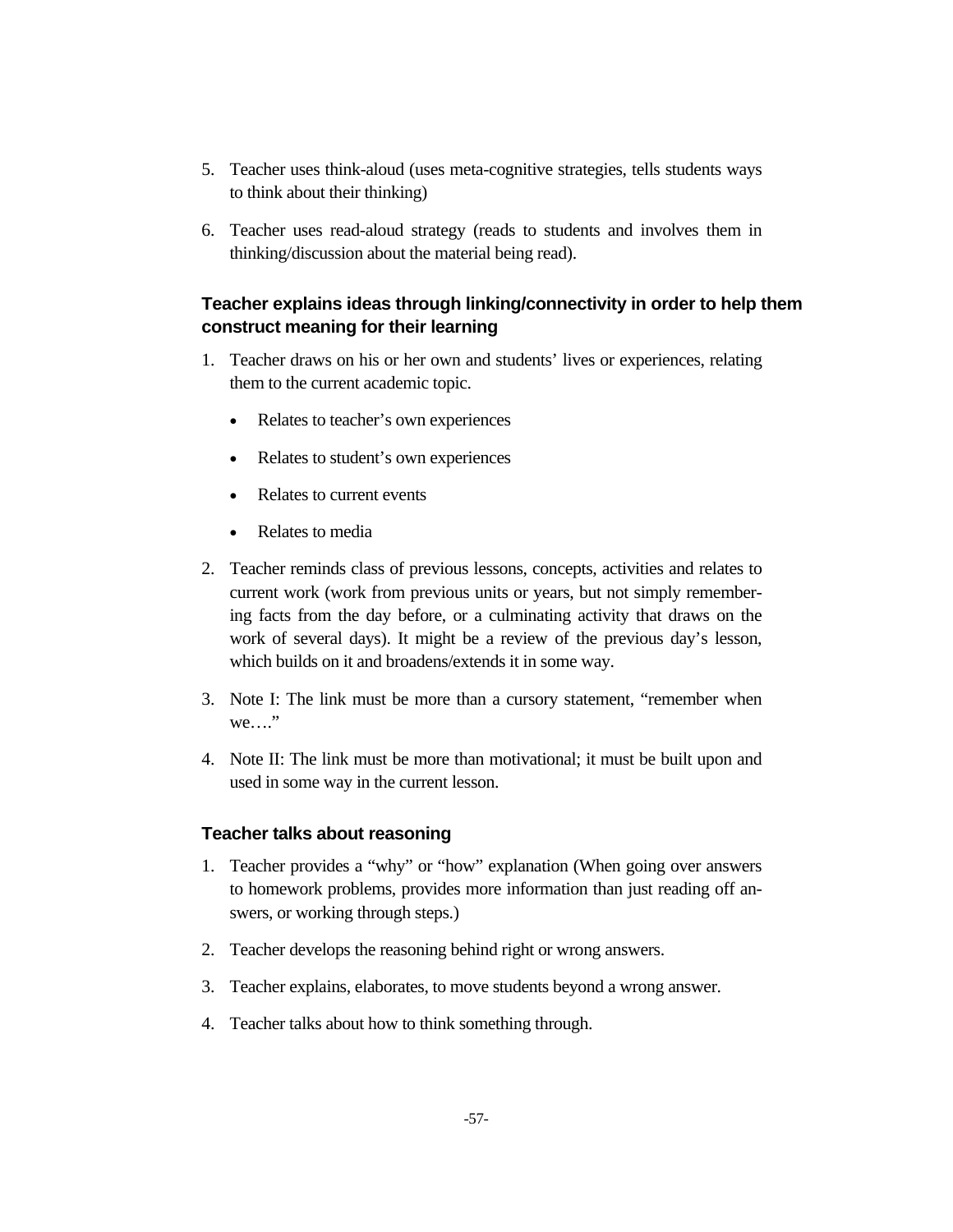5. Teacher uses think-aloud (uses meta-cognitive strategies, tells students ways to think about their thinking)
6. Teacher uses read-aloud strategy (reads to students and involves them in thinking/discussion about the material being read).

### Teacher explains ideas through linking/connectivity in order to help them construct meaning for their learning

1. Teacher draws on his or her own and students' lives or experiences, relating them to the current academic topic.
    - Relates to teacher's own experiences
    - Relates to student's own experiences
    - Relates to current events
    - Relates to media
2. Teacher reminds class of previous lessons, concepts, activities and relates to current work (work from previous units or years, but not simply remembering facts from the day before, or a culminating activity that draws on the work of several days). It might be a review of the previous day's lesson, which builds on it and broadens/extends it in some way.
3. Note I: The link must be more than a cursory statement, "remember when we…."
4. Note II: The link must be more than motivational; it must be built upon and used in some way in the current lesson.

### Teacher talks about reasoning

1. Teacher provides a "why" or "how" explanation (When going over answers to homework problems, provides more information than just reading off answers, or working through steps.)
2. Teacher develops the reasoning behind right or wrong answers.
3. Teacher explains, elaborates, to move students beyond a wrong answer.
4. Teacher talks about how to think something through.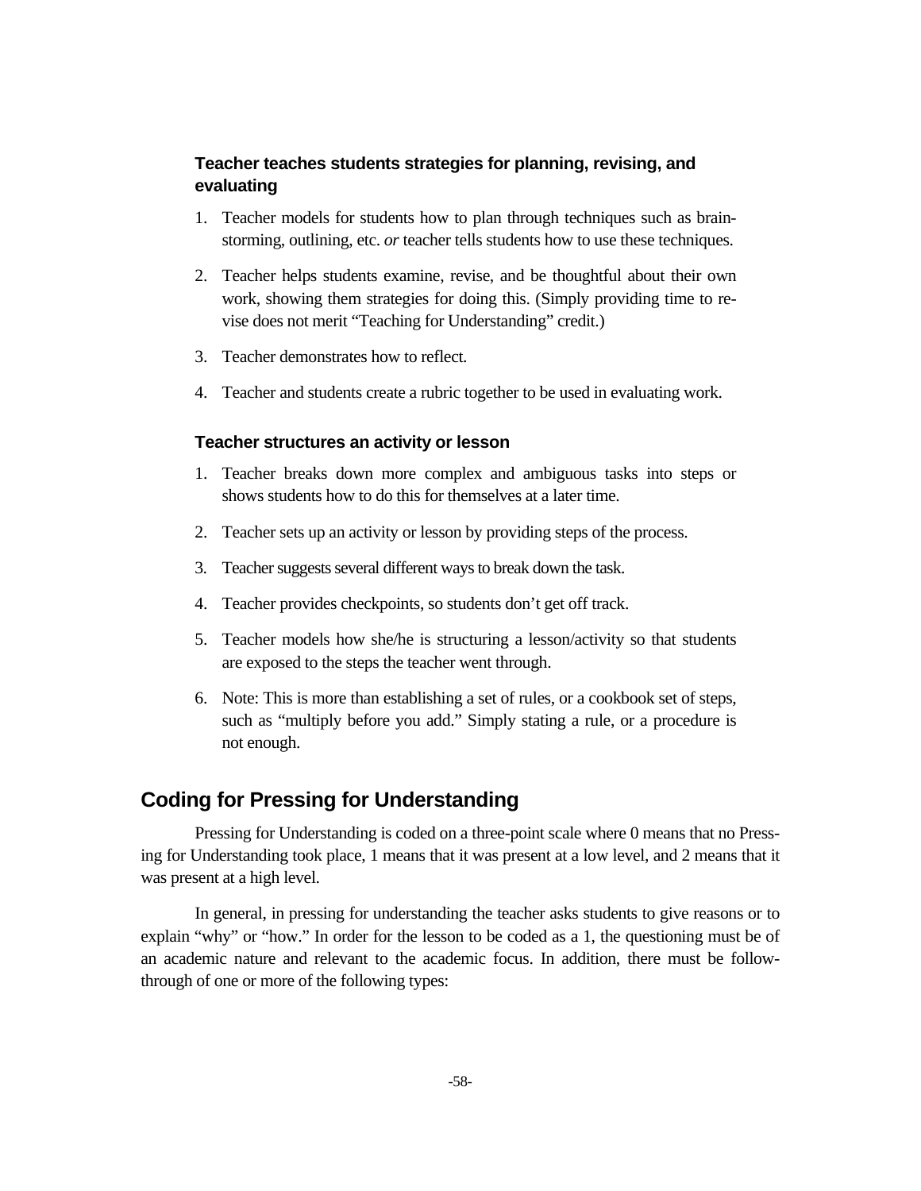### Teacher teaches students strategies for planning, revising, and evaluating

1. Teacher models for students how to plan through techniques such as brainstorming, outlining, etc. *or* teacher tells students how to use these techniques.

2. Teacher helps students examine, revise, and be thoughtful about their own work, showing them strategies for doing this. (Simply providing time to revise does not merit "Teaching for Understanding" credit.)

3. Teacher demonstrates how to reflect.

4. Teacher and students create a rubric together to be used in evaluating work.

### Teacher structures an activity or lesson

1. Teacher breaks down more complex and ambiguous tasks into steps or shows students how to do this for themselves at a later time.

2. Teacher sets up an activity or lesson by providing steps of the process.

3. Teacher suggests several different ways to break down the task.

4. Teacher provides checkpoints, so students don't get off track.

5. Teacher models how she/he is structuring a lesson/activity so that students are exposed to the steps the teacher went through.

6. Note: This is more than establishing a set of rules, or a cookbook set of steps, such as "multiply before you add." Simply stating a rule, or a procedure is not enough.

## Coding for Pressing for Understanding

Pressing for Understanding is coded on a three-point scale where 0 means that no Pressing for Understanding took place, 1 means that it was present at a low level, and 2 means that it was present at a high level.

In general, in pressing for understanding the teacher asks students to give reasons or to explain "why" or "how." In order for the lesson to be coded as a 1, the questioning must be of an academic nature and relevant to the academic focus. In addition, there must be follow-through of one or more of the following types: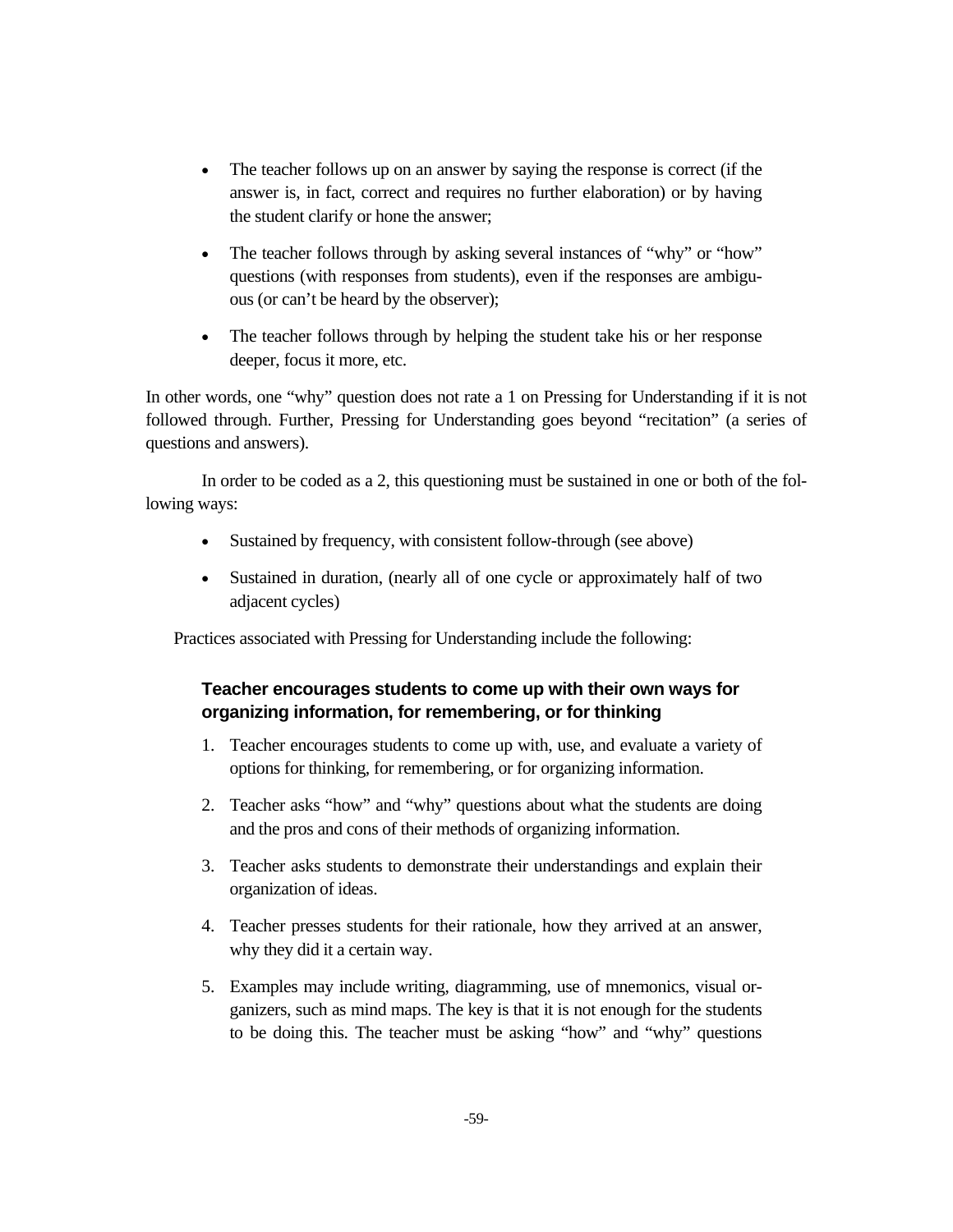- The teacher follows up on an answer by saying the response is correct (if the answer is, in fact, correct and requires no further elaboration) or by having the student clarify or hone the answer;

- The teacher follows through by asking several instances of "why" or "how" questions (with responses from students), even if the responses are ambiguous (or can't be heard by the observer);

- The teacher follows through by helping the student take his or her response deeper, focus it more, etc.

In other words, one "why" question does not rate a 1 on Pressing for Understanding if it is not followed through. Further, Pressing for Understanding goes beyond "recitation" (a series of questions and answers).

In order to be coded as a 2, this questioning must be sustained in one or both of the following ways:

- Sustained by frequency, with consistent follow-through (see above)

- Sustained in duration, (nearly all of one cycle or approximately half of two adjacent cycles)

Practices associated with Pressing for Understanding include the following:

**Teacher encourages students to come up with their own ways for organizing information, for remembering, or for thinking**

1. Teacher encourages students to come up with, use, and evaluate a variety of options for thinking, for remembering, or for organizing information.

2. Teacher asks "how" and "why" questions about what the students are doing and the pros and cons of their methods of organizing information.

3. Teacher asks students to demonstrate their understandings and explain their organization of ideas.

4. Teacher presses students for their rationale, how they arrived at an answer, why they did it a certain way.

5. Examples may include writing, diagramming, use of mnemonics, visual organizers, such as mind maps. The key is that it is not enough for the students to be doing this. The teacher must be asking "how" and "why" questions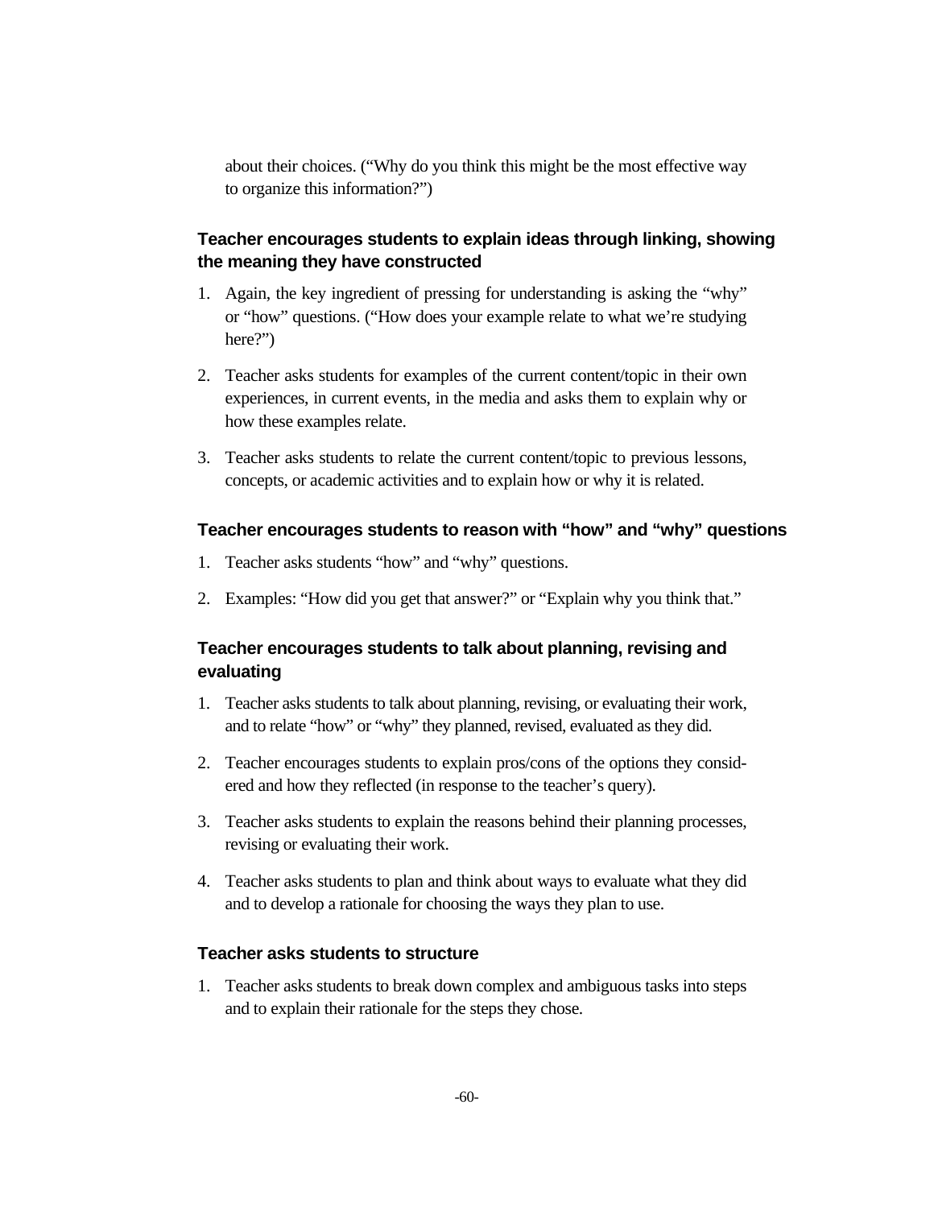about their choices. ("Why do you think this might be the most effective way to organize this information?")

### Teacher encourages students to explain ideas through linking, showing the meaning they have constructed

1. Again, the key ingredient of pressing for understanding is asking the "why" or "how" questions. ("How does your example relate to what we're studying here?")
2. Teacher asks students for examples of the current content/topic in their own experiences, in current events, in the media and asks them to explain why or how these examples relate.
3. Teacher asks students to relate the current content/topic to previous lessons, concepts, or academic activities and to explain how or why it is related.

### Teacher encourages students to reason with "how" and "why" questions

1. Teacher asks students "how" and "why" questions.
2. Examples: "How did you get that answer?" or "Explain why you think that."

### Teacher encourages students to talk about planning, revising and evaluating

1. Teacher asks students to talk about planning, revising, or evaluating their work, and to relate "how" or "why" they planned, revised, evaluated as they did.
2. Teacher encourages students to explain pros/cons of the options they considered and how they reflected (in response to the teacher's query).
3. Teacher asks students to explain the reasons behind their planning processes, revising or evaluating their work.
4. Teacher asks students to plan and think about ways to evaluate what they did and to develop a rationale for choosing the ways they plan to use.

### Teacher asks students to structure

1. Teacher asks students to break down complex and ambiguous tasks into steps and to explain their rationale for the steps they chose.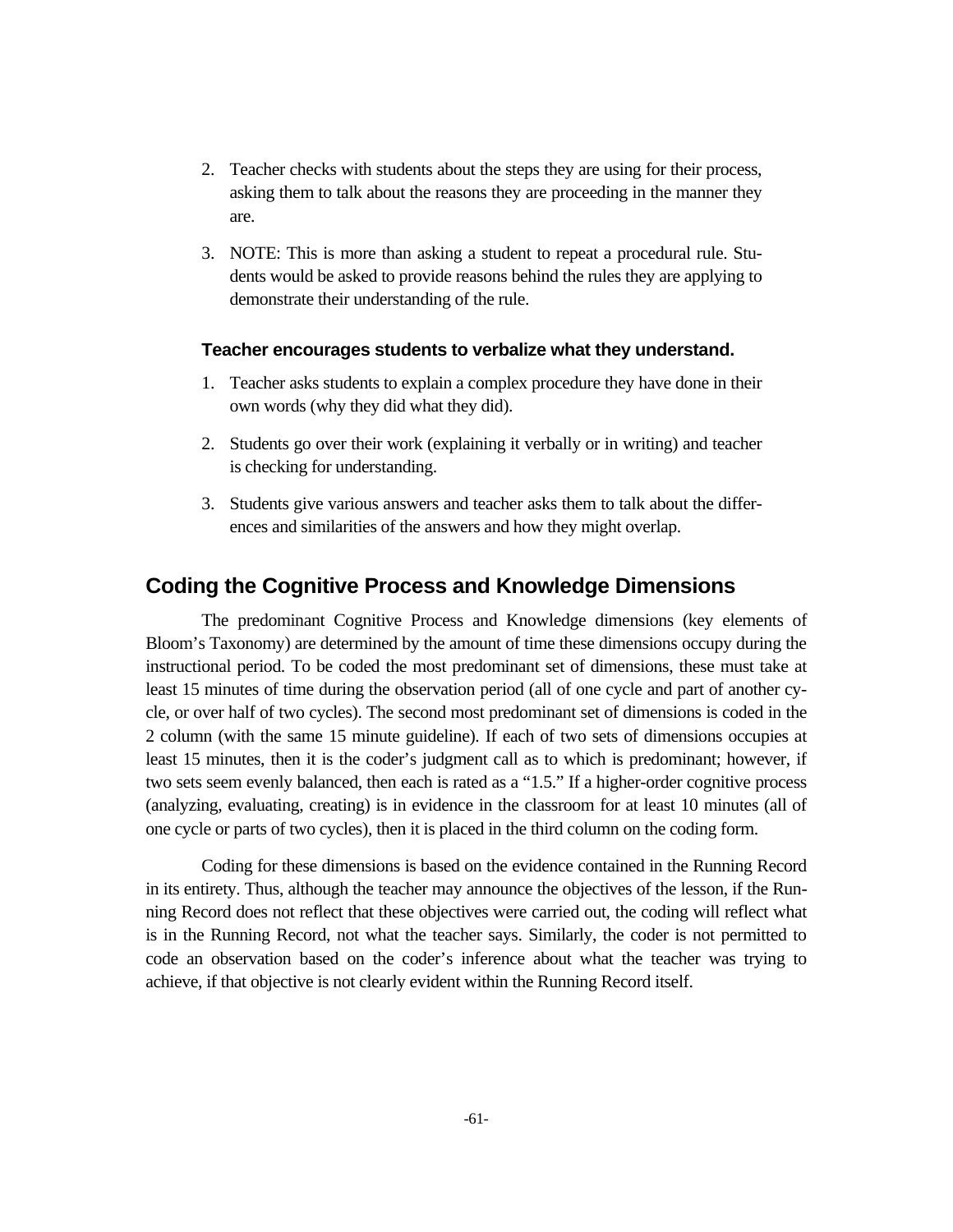2. Teacher checks with students about the steps they are using for their process, asking them to talk about the reasons they are proceeding in the manner they are.

3. NOTE: This is more than asking a student to repeat a procedural rule. Students would be asked to provide reasons behind the rules they are applying to demonstrate their understanding of the rule.

**Teacher encourages students to verbalize what they understand.**

1. Teacher asks students to explain a complex procedure they have done in their own words (why they did what they did).

2. Students go over their work (explaining it verbally or in writing) and teacher is checking for understanding.

3. Students give various answers and teacher asks them to talk about the differences and similarities of the answers and how they might overlap.

## Coding the Cognitive Process and Knowledge Dimensions

The predominant Cognitive Process and Knowledge dimensions (key elements of Bloom's Taxonomy) are determined by the amount of time these dimensions occupy during the instructional period. To be coded the most predominant set of dimensions, these must take at least 15 minutes of time during the observation period (all of one cycle and part of another cycle, or over half of two cycles). The second most predominant set of dimensions is coded in the 2 column (with the same 15 minute guideline). If each of two sets of dimensions occupies at least 15 minutes, then it is the coder's judgment call as to which is predominant; however, if two sets seem evenly balanced, then each is rated as a "1.5." If a higher-order cognitive process (analyzing, evaluating, creating) is in evidence in the classroom for at least 10 minutes (all of one cycle or parts of two cycles), then it is placed in the third column on the coding form.

Coding for these dimensions is based on the evidence contained in the Running Record in its entirety. Thus, although the teacher may announce the objectives of the lesson, if the Running Record does not reflect that these objectives were carried out, the coding will reflect what is in the Running Record, not what the teacher says. Similarly, the coder is not permitted to code an observation based on the coder's inference about what the teacher was trying to achieve, if that objective is not clearly evident within the Running Record itself.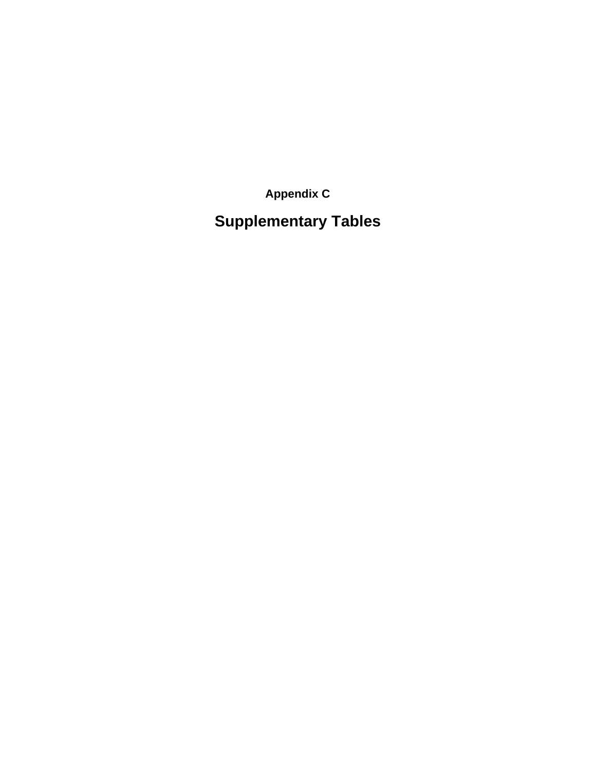## Appendix C

# Supplementary Tables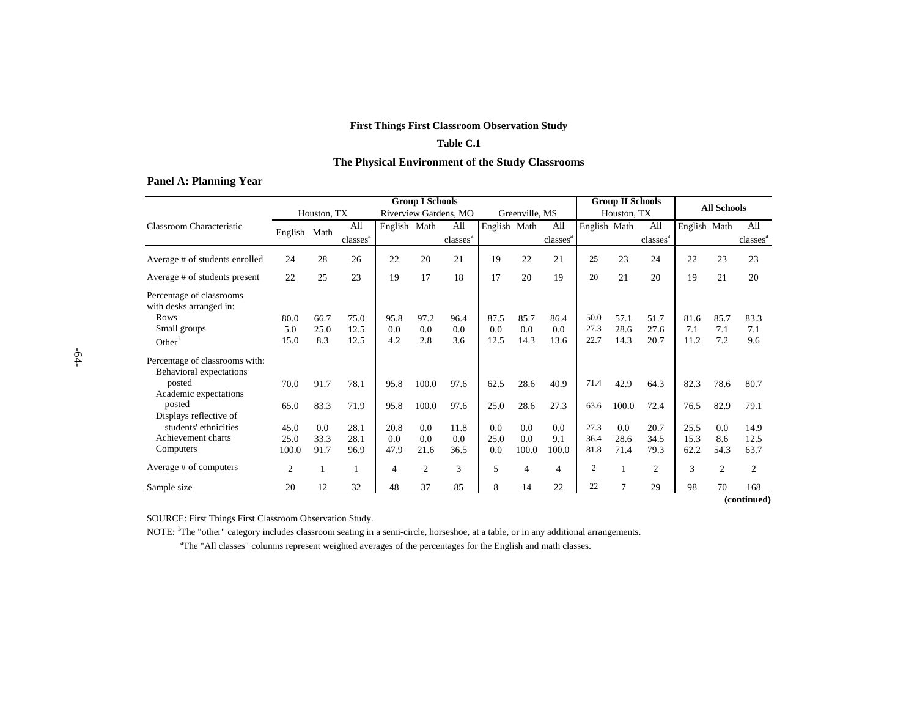**First Things First Classroom Observation Study**

**Table C.1**

**The Physical Environment of the Study Classrooms**

**Panel A: Planning Year**

| | Group I Schools | | | | | | | | | Group II Schools | | | All Schools | | |
|---|---|---|---|---|---|---|---|---|---|---|---|---|---|---|---|
| | Houston, TX | | | Riverview Gardens, MO | | | Greenville, MS | | | Houston, TX | | | | | |
| Classroom Characteristic | English | Math | All classes[a] | English | Math | All classes[a] | English | Math | All classes[a] | English | Math | All classes[a] | English | Math | All classes[a] |
| Average # of students enrolled | 24 | 28 | 26 | 22 | 20 | 21 | 19 | 22 | 21 | 25 | 23 | 24 | 22 | 23 | 23 |
| Average # of students present | 22 | 25 | 23 | 19 | 17 | 18 | 17 | 20 | 19 | 20 | 21 | 20 | 19 | 21 | 20 |
| Percentage of classrooms with desks arranged in: | | | | | | | | | | | | | | | |
| Rows | 80.0 | 66.7 | 75.0 | 95.8 | 97.2 | 96.4 | 87.5 | 85.7 | 86.4 | 50.0 | 57.1 | 51.7 | 81.6 | 85.7 | 83.3 |
| Small groups | 5.0 | 25.0 | 12.5 | 0.0 | 0.0 | 0.0 | 0.0 | 0.0 | 0.0 | 27.3 | 28.6 | 27.6 | 7.1 | 7.1 | 7.1 |
| Other[1] | 15.0 | 8.3 | 12.5 | 4.2 | 2.8 | 3.6 | 12.5 | 14.3 | 13.6 | 22.7 | 14.3 | 20.7 | 11.2 | 7.2 | 9.6 |
| Percentage of classrooms with: | | | | | | | | | | | | | | | |
| Behavioral expectations posted | 70.0 | 91.7 | 78.1 | 95.8 | 100.0 | 97.6 | 62.5 | 28.6 | 40.9 | 71.4 | 42.9 | 64.3 | 82.3 | 78.6 | 80.7 |
| Academic expectations posted | 65.0 | 83.3 | 71.9 | 95.8 | 100.0 | 97.6 | 25.0 | 28.6 | 27.3 | 63.6 | 100.0 | 72.4 | 76.5 | 82.9 | 79.1 |
| Displays reflective of students' ethnicities | 45.0 | 0.0 | 28.1 | 20.8 | 0.0 | 11.8 | 0.0 | 0.0 | 0.0 | 27.3 | 0.0 | 20.7 | 25.5 | 0.0 | 14.9 |
| Achievement charts | 25.0 | 33.3 | 28.1 | 0.0 | 0.0 | 0.0 | 25.0 | 0.0 | 9.1 | 36.4 | 28.6 | 34.5 | 15.3 | 8.6 | 12.5 |
| Computers | 100.0 | 91.7 | 96.9 | 47.9 | 21.6 | 36.5 | 0.0 | 100.0 | 100.0 | 81.8 | 71.4 | 79.3 | 62.2 | 54.3 | 63.7 |
| Average # of computers | 2 | 1 | 1 | 4 | 2 | 3 | 5 | 4 | 4 | 2 | 1 | 2 | 3 | 2 | 2 |
| Sample size | 20 | 12 | 32 | 48 | 37 | 85 | 8 | 14 | 22 | 22 | 7 | 29 | 98 | 70 | 168 |

**(continued)**

SOURCE: First Things First Classroom Observation Study.

NOTE: [1]The "other" category includes classroom seating in a semi-circle, horseshoe, at a table, or in any additional arrangements.

[a]The "All classes" columns represent weighted averages of the percentages for the English and math classes.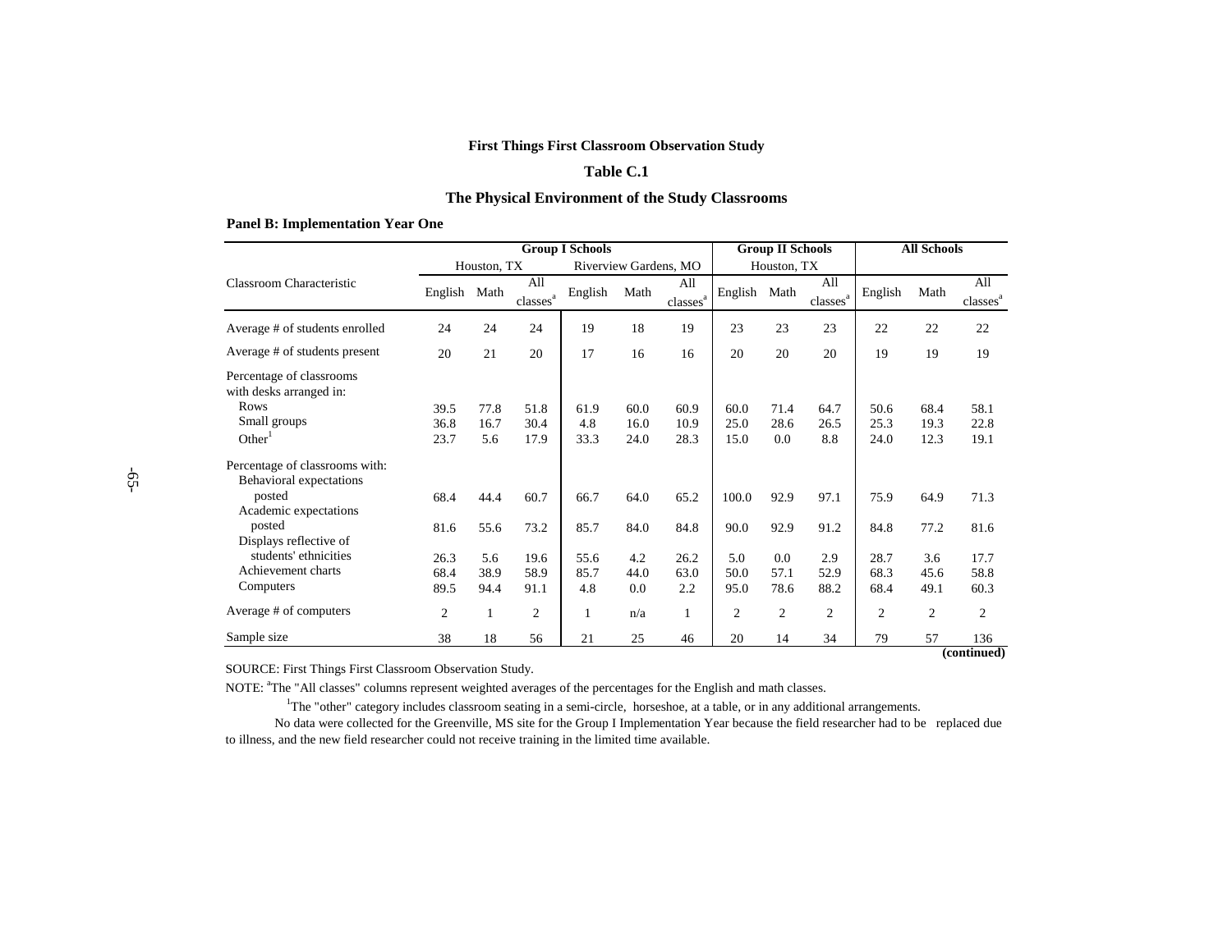**First Things First Classroom Observation Study**

**Table C.1**

**The Physical Environment of the Study Classrooms**

**Panel B: Implementation Year One**

| Classroom Characteristic | Group I Schools | | | | | | Group II Schools | | | All Schools | | |
|---|---|---|---|---|---|---|---|---|---|---|---|---|
| | Houston, TX | | | Riverview Gardens, MO | | | Houston, TX | | | | | |
| | English | Math | All classes[a] | English | Math | All classes[a] | English | Math | All classes[a] | English | Math | All classes[a] |
| Average # of students enrolled | 24 | 24 | 24 | 19 | 18 | 19 | 23 | 23 | 23 | 22 | 22 | 22 |
| Average # of students present | 20 | 21 | 20 | 17 | 16 | 16 | 20 | 20 | 20 | 19 | 19 | 19 |
| Percentage of classrooms with desks arranged in: | | | | | | | | | | | | |
| Rows | 39.5 | 77.8 | 51.8 | 61.9 | 60.0 | 60.9 | 60.0 | 71.4 | 64.7 | 50.6 | 68.4 | 58.1 |
| Small groups | 36.8 | 16.7 | 30.4 | 4.8 | 16.0 | 10.9 | 25.0 | 28.6 | 26.5 | 25.3 | 19.3 | 22.8 |
| Other[1] | 23.7 | 5.6 | 17.9 | 33.3 | 24.0 | 28.3 | 15.0 | 0.0 | 8.8 | 24.0 | 12.3 | 19.1 |
| Percentage of classrooms with: | | | | | | | | | | | | |
| Behavioral expectations posted | 68.4 | 44.4 | 60.7 | 66.7 | 64.0 | 65.2 | 100.0 | 92.9 | 97.1 | 75.9 | 64.9 | 71.3 |
| Academic expectations posted | 81.6 | 55.6 | 73.2 | 85.7 | 84.0 | 84.8 | 90.0 | 92.9 | 91.2 | 84.8 | 77.2 | 81.6 |
| Displays reflective of students' ethnicities | 26.3 | 5.6 | 19.6 | 55.6 | 4.2 | 26.2 | 5.0 | 0.0 | 2.9 | 28.7 | 3.6 | 17.7 |
| Achievement charts | 68.4 | 38.9 | 58.9 | 85.7 | 44.0 | 63.0 | 50.0 | 57.1 | 52.9 | 68.3 | 45.6 | 58.8 |
| Computers | 89.5 | 94.4 | 91.1 | 4.8 | 0.0 | 2.2 | 95.0 | 78.6 | 88.2 | 68.4 | 49.1 | 60.3 |
| Average # of computers | 2 | 1 | 2 | 1 | n/a | 1 | 2 | 2 | 2 | 2 | 2 | 2 |
| Sample size | 38 | 18 | 56 | 21 | 25 | 46 | 20 | 14 | 34 | 79 | 57 | 136 |

**(continued)**

SOURCE: First Things First Classroom Observation Study.

NOTE: [a]The "All classes" columns represent weighted averages of the percentages for the English and math classes.

[1]The "other" category includes classroom seating in a semi-circle, horseshoe, at a table, or in any additional arrangements.

No data were collected for the Greenville, MS site for the Group I Implementation Year because the field researcher had to be replaced due to illness, and the new field researcher could not receive training in the limited time available.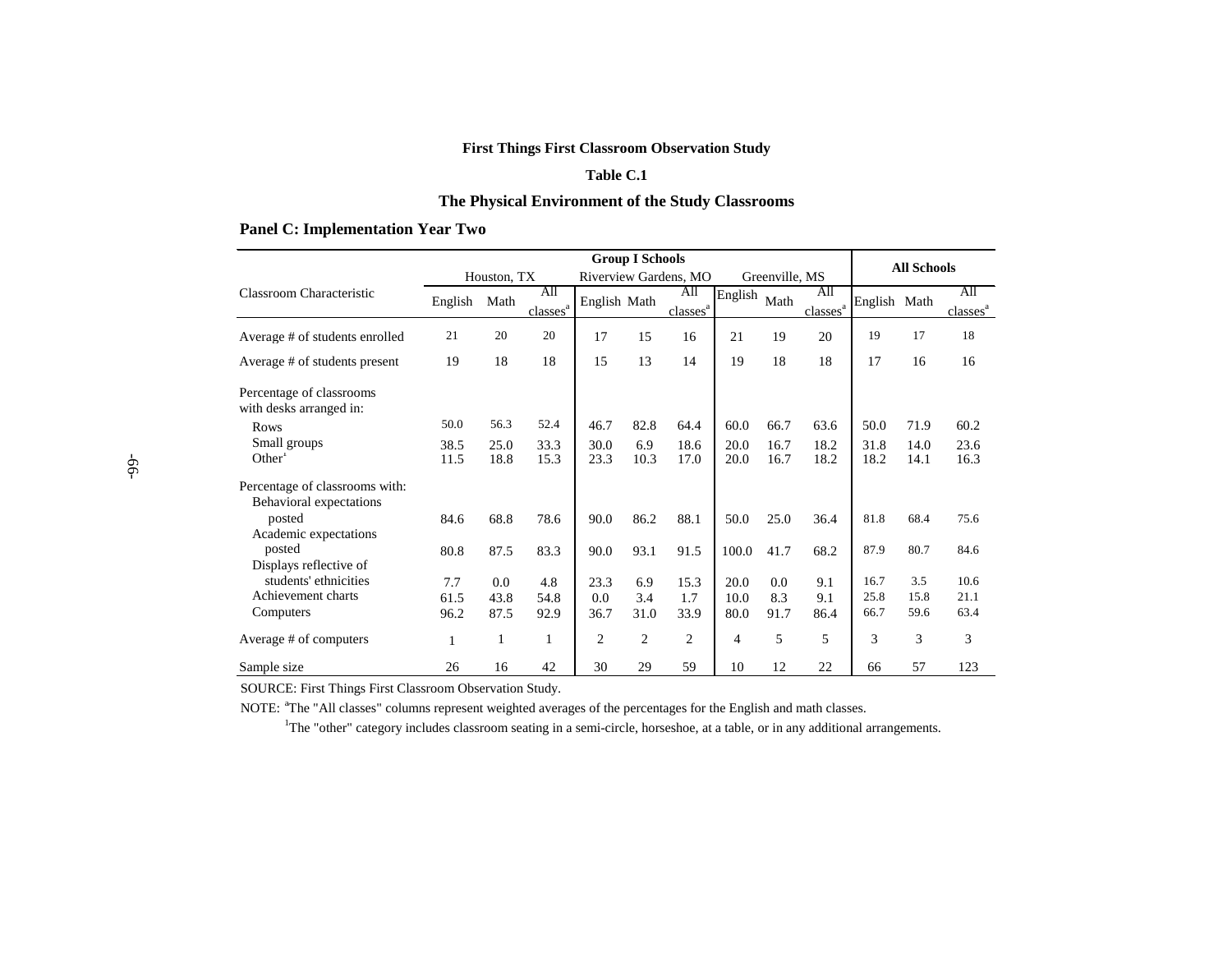**First Things First Classroom Observation Study**

**Table C.1**

**The Physical Environment of the Study Classrooms**

**Panel C: Implementation Year Two**

| Classroom Characteristic | Group I Schools | | | | | | | | | All Schools | | |
|---|---|---|---|---|---|---|---|---|---|---|---|---|
| | Houston, TX | | | Riverview Gardens, MO | | | Greenville, MS | | | | | |
| | English | Math | All classes[a] | English | Math | All classes[a] | English | Math | All classes[a] | English | Math | All classes[a] |
| Average # of students enrolled | 21 | 20 | 20 | 17 | 15 | 16 | 21 | 19 | 20 | 19 | 17 | 18 |
| Average # of students present | 19 | 18 | 18 | 15 | 13 | 14 | 19 | 18 | 18 | 17 | 16 | 16 |
| Percentage of classrooms with desks arranged in: | | | | | | | | | | | | |
| Rows | 50.0 | 56.3 | 52.4 | 46.7 | 82.8 | 64.4 | 60.0 | 66.7 | 63.6 | 50.0 | 71.9 | 60.2 |
| Small groups | 38.5 | 25.0 | 33.3 | 30.0 | 6.9 | 18.6 | 20.0 | 16.7 | 18.2 | 31.8 | 14.0 | 23.6 |
| Other[1] | 11.5 | 18.8 | 15.3 | 23.3 | 10.3 | 17.0 | 20.0 | 16.7 | 18.2 | 18.2 | 14.1 | 16.3 |
| Percentage of classrooms with: | | | | | | | | | | | | |
| Behavioral expectations posted | 84.6 | 68.8 | 78.6 | 90.0 | 86.2 | 88.1 | 50.0 | 25.0 | 36.4 | 81.8 | 68.4 | 75.6 |
| Academic expectations posted | 80.8 | 87.5 | 83.3 | 90.0 | 93.1 | 91.5 | 100.0 | 41.7 | 68.2 | 87.9 | 80.7 | 84.6 |
| Displays reflective of students' ethnicities | 7.7 | 0.0 | 4.8 | 23.3 | 6.9 | 15.3 | 20.0 | 0.0 | 9.1 | 16.7 | 3.5 | 10.6 |
| Achievement charts | 61.5 | 43.8 | 54.8 | 0.0 | 3.4 | 1.7 | 10.0 | 8.3 | 9.1 | 25.8 | 15.8 | 21.1 |
| Computers | 96.2 | 87.5 | 92.9 | 36.7 | 31.0 | 33.9 | 80.0 | 91.7 | 86.4 | 66.7 | 59.6 | 63.4 |
| Average # of computers | 1 | 1 | 1 | 2 | 2 | 2 | 4 | 5 | 5 | 3 | 3 | 3 |
| Sample size | 26 | 16 | 42 | 30 | 29 | 59 | 10 | 12 | 22 | 66 | 57 | 123 |

SOURCE: First Things First Classroom Observation Study.

NOTE: [a]The "All classes" columns represent weighted averages of the percentages for the English and math classes.

[1]The "other" category includes classroom seating in a semi-circle, horseshoe, at a table, or in any additional arrangements.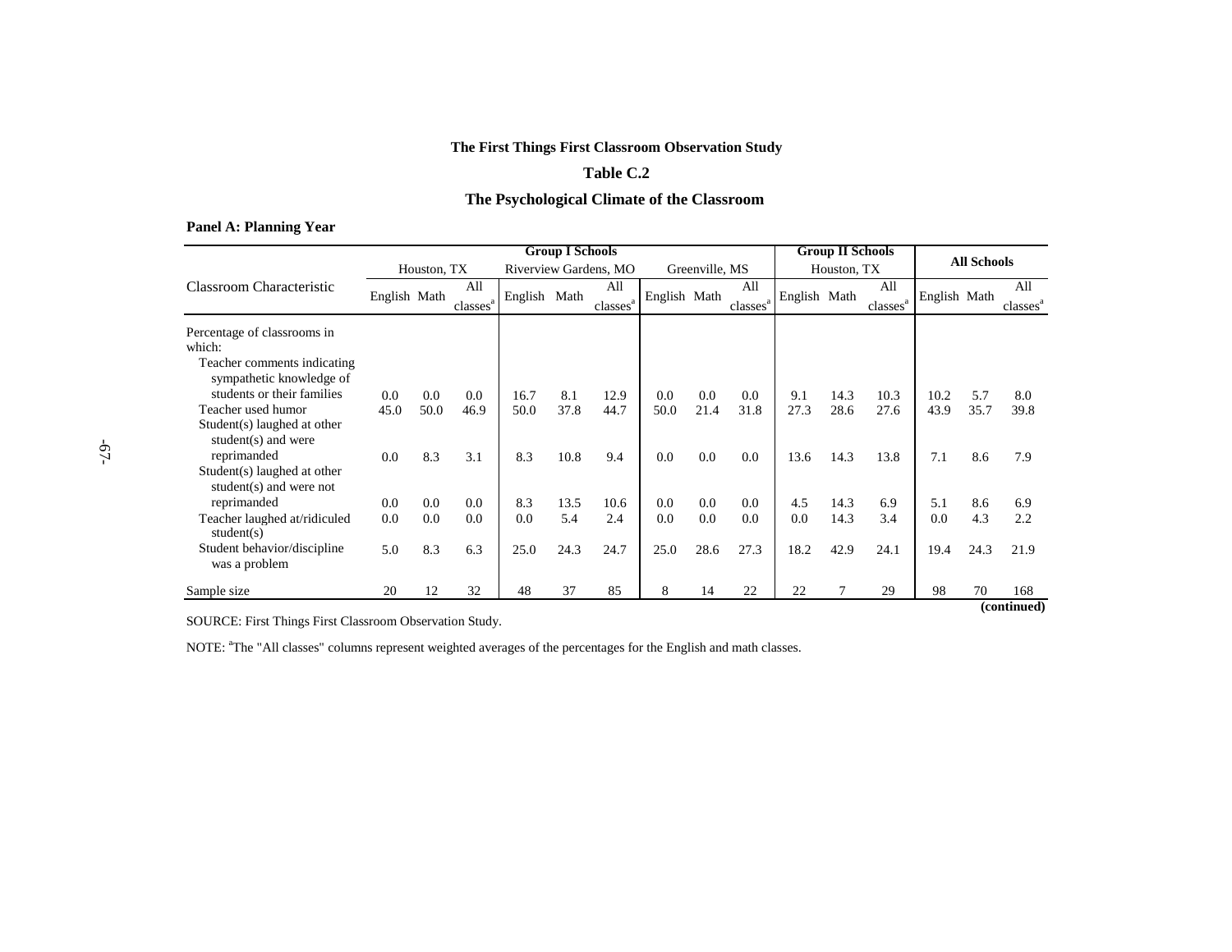**The First Things First Classroom Observation Study**

**Table C.2**

**The Psychological Climate of the Classroom**

**Panel A: Planning Year**

| Classroom Characteristic | Group I Schools | | | | | | | | | Group II Schools | | | All Schools | | |
|---|---|---|---|---|---|---|---|---|---|---|---|---|---|---|---|
| | Houston, TX | | | Riverview Gardens, MO | | | Greenville, MS | | | Houston, TX | | | | | |
| | English | Math | All classes[a] | English | Math | All classes[a] | English | Math | All classes[a] | English | Math | All classes[a] | English | Math | All classes[a] |
| Percentage of classrooms in which: | | | | | | | | | | | | | | | |
| Teacher comments indicating sympathetic knowledge of students or their families | 0.0 | 0.0 | 0.0 | 16.7 | 8.1 | 12.9 | 0.0 | 0.0 | 0.0 | 9.1 | 14.3 | 10.3 | 10.2 | 5.7 | 8.0 |
| Teacher used humor | 45.0 | 50.0 | 46.9 | 50.0 | 37.8 | 44.7 | 50.0 | 21.4 | 31.8 | 27.3 | 28.6 | 27.6 | 43.9 | 35.7 | 39.8 |
| Student(s) laughed at other student(s) and were reprimanded | 0.0 | 8.3 | 3.1 | 8.3 | 10.8 | 9.4 | 0.0 | 0.0 | 0.0 | 13.6 | 14.3 | 13.8 | 7.1 | 8.6 | 7.9 |
| Student(s) laughed at other student(s) and were not reprimanded | 0.0 | 0.0 | 0.0 | 8.3 | 13.5 | 10.6 | 0.0 | 0.0 | 0.0 | 4.5 | 14.3 | 6.9 | 5.1 | 8.6 | 6.9 |
| Teacher laughed at/ridiculed student(s) | 0.0 | 0.0 | 0.0 | 0.0 | 5.4 | 2.4 | 0.0 | 0.0 | 0.0 | 0.0 | 14.3 | 3.4 | 0.0 | 4.3 | 2.2 |
| Student behavior/discipline was a problem | 5.0 | 8.3 | 6.3 | 25.0 | 24.3 | 24.7 | 25.0 | 28.6 | 27.3 | 18.2 | 42.9 | 24.1 | 19.4 | 24.3 | 21.9 |
| Sample size | 20 | 12 | 32 | 48 | 37 | 85 | 8 | 14 | 22 | 22 | 7 | 29 | 98 | 70 | 168 |

**(continued)**

SOURCE: First Things First Classroom Observation Study.

NOTE: [a]The "All classes" columns represent weighted averages of the percentages for the English and math classes.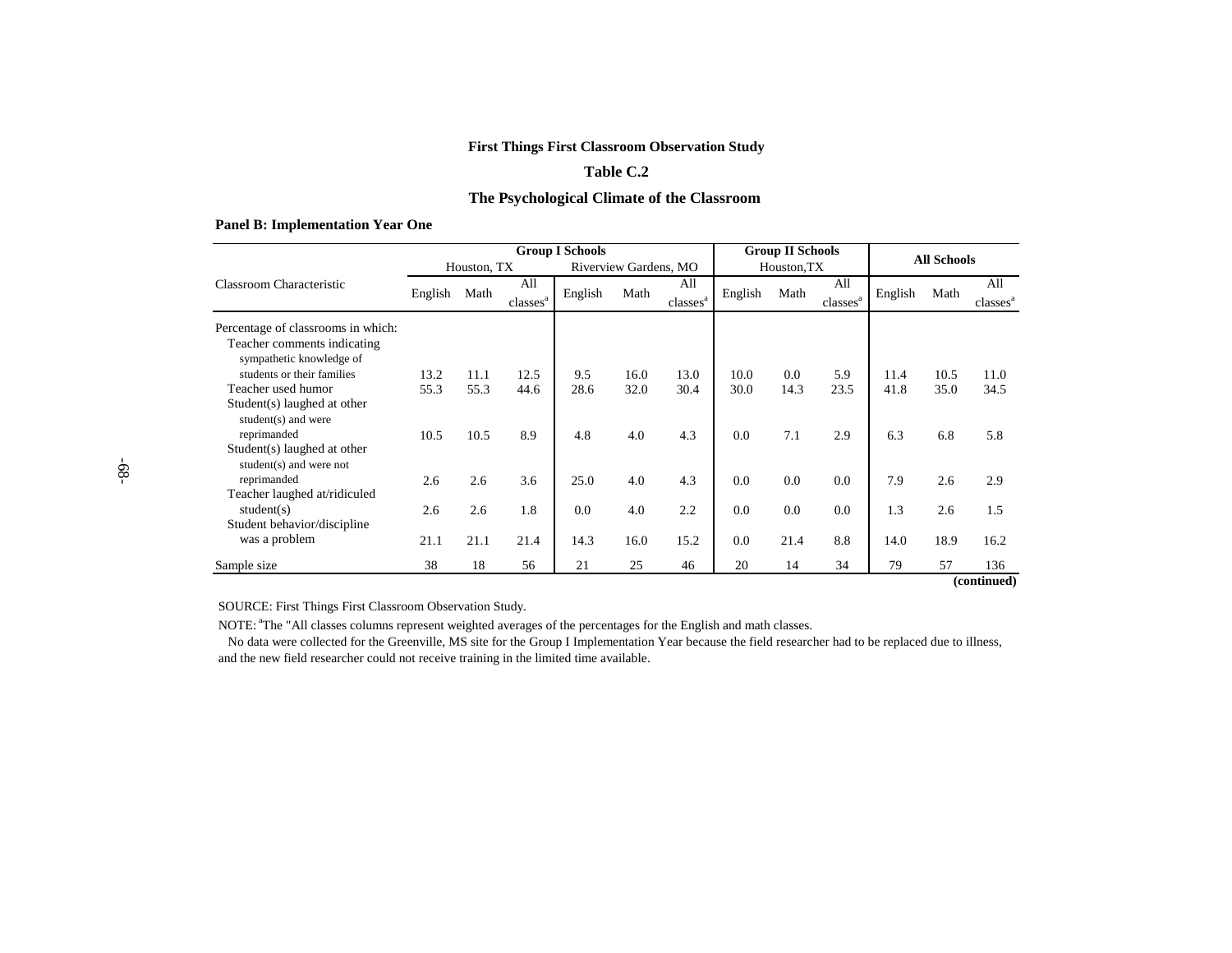**First Things First Classroom Observation Study**

**Table C.2**

**The Psychological Climate of the Classroom**

**Panel B: Implementation Year One**

| Classroom Characteristic | Group I Schools | | | | | | Group II Schools | | | All Schools | | |
|---|---|---|---|---|---|---|---|---|---|---|---|---|
| | Houston, TX | | | Riverview Gardens, MO | | | Houston,TX | | | | | |
| | English | Math | All classes[a] | English | Math | All classes[a] | English | Math | All classes[a] | English | Math | All classes[a] |
| Percentage of classrooms in which: | | | | | | | | | | | | |
| Teacher comments indicating sympathetic knowledge of students or their families | 13.2 | 11.1 | 12.5 | 9.5 | 16.0 | 13.0 | 10.0 | 0.0 | 5.9 | 11.4 | 10.5 | 11.0 |
| Teacher used humor | 55.3 | 55.3 | 44.6 | 28.6 | 32.0 | 30.4 | 30.0 | 14.3 | 23.5 | 41.8 | 35.0 | 34.5 |
| Student(s) laughed at other student(s) and were reprimanded | 10.5 | 10.5 | 8.9 | 4.8 | 4.0 | 4.3 | 0.0 | 7.1 | 2.9 | 6.3 | 6.8 | 5.8 |
| Student(s) laughed at other student(s) and were not reprimanded | 2.6 | 2.6 | 3.6 | 25.0 | 4.0 | 4.3 | 0.0 | 0.0 | 0.0 | 7.9 | 2.6 | 2.9 |
| Teacher laughed at/ridiculed student(s) | 2.6 | 2.6 | 1.8 | 0.0 | 4.0 | 2.2 | 0.0 | 0.0 | 0.0 | 1.3 | 2.6 | 1.5 |
| Student behavior/discipline was a problem | 21.1 | 21.1 | 21.4 | 14.3 | 16.0 | 15.2 | 0.0 | 21.4 | 8.8 | 14.0 | 18.9 | 16.2 |
| Sample size | 38 | 18 | 56 | 21 | 25 | 46 | 20 | 14 | 34 | 79 | 57 | 136 |

**(continued)**

SOURCE: First Things First Classroom Observation Study.

NOTE: [a]The "All classes columns represent weighted averages of the percentages for the English and math classes.

No data were collected for the Greenville, MS site for the Group I Implementation Year because the field researcher had to be replaced due to illness, and the new field researcher could not receive training in the limited time available.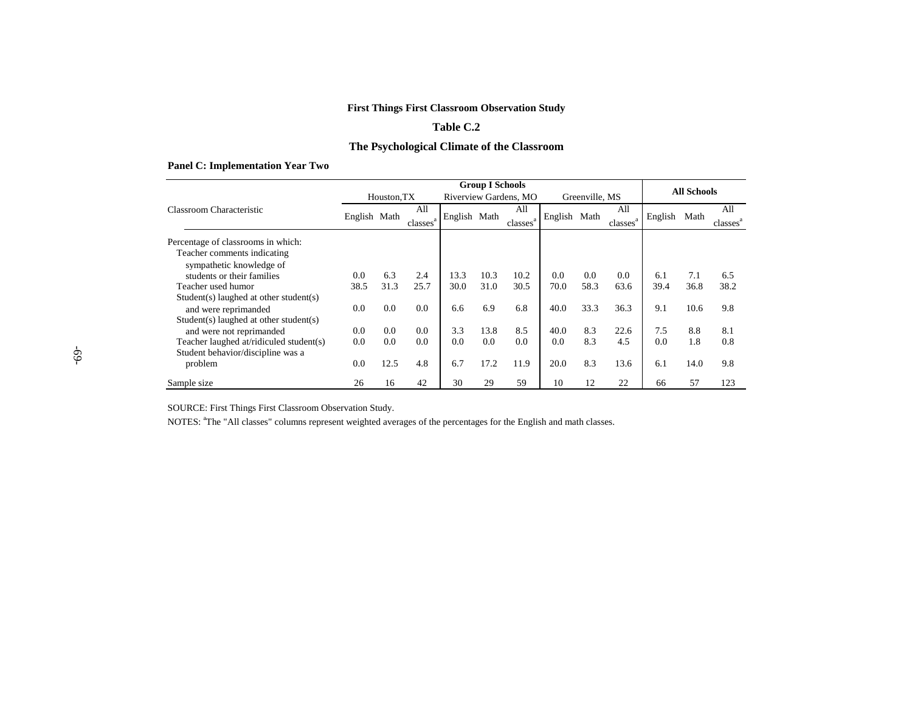**First Things First Classroom Observation Study**

**Table C.2**

**The Psychological Climate of the Classroom**

**Panel C: Implementation Year Two**

| Classroom Characteristic | Group I Schools | | | | | | | | | All Schools | | |
|---|---|---|---|---|---|---|---|---|---|---|---|---|
| | Houston,TX | | | Riverview Gardens, MO | | | Greenville, MS | | | | | |
| | English | Math | All classes[a] | English | Math | All classes[a] | English | Math | All classes[a] | English | Math | All classes[a] |
| Percentage of classrooms in which: | | | | | | | | | | | | |
| Teacher comments indicating sympathetic knowledge of students or their families | 0.0 | 6.3 | 2.4 | 13.3 | 10.3 | 10.2 | 0.0 | 0.0 | 0.0 | 6.1 | 7.1 | 6.5 |
| Teacher used humor | 38.5 | 31.3 | 25.7 | 30.0 | 31.0 | 30.5 | 70.0 | 58.3 | 63.6 | 39.4 | 36.8 | 38.2 |
| Student(s) laughed at other student(s) and were reprimanded | 0.0 | 0.0 | 0.0 | 6.6 | 6.9 | 6.8 | 40.0 | 33.3 | 36.3 | 9.1 | 10.6 | 9.8 |
| Student(s) laughed at other student(s) and were not reprimanded | 0.0 | 0.0 | 0.0 | 3.3 | 13.8 | 8.5 | 40.0 | 8.3 | 22.6 | 7.5 | 8.8 | 8.1 |
| Teacher laughed at/ridiculed student(s) | 0.0 | 0.0 | 0.0 | 0.0 | 0.0 | 0.0 | 0.0 | 8.3 | 4.5 | 0.0 | 1.8 | 0.8 |
| Student behavior/discipline was a problem | 0.0 | 12.5 | 4.8 | 6.7 | 17.2 | 11.9 | 20.0 | 8.3 | 13.6 | 6.1 | 14.0 | 9.8 |
| Sample size | 26 | 16 | 42 | 30 | 29 | 59 | 10 | 12 | 22 | 66 | 57 | 123 |

SOURCE: First Things First Classroom Observation Study.

NOTES: [a]The "All classes" columns represent weighted averages of the percentages for the English and math classes.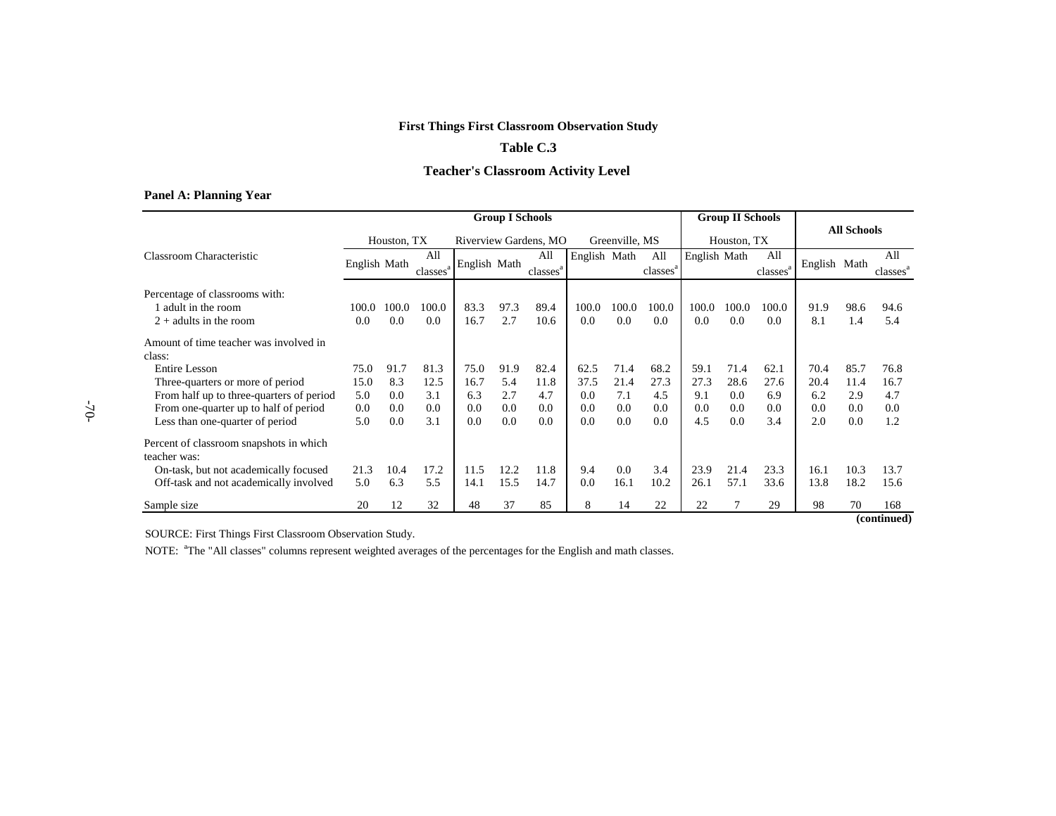**First Things First Classroom Observation Study**

**Table C.3**

**Teacher's Classroom Activity Level**

**Panel A: Planning Year**

| Classroom Characteristic | Group I Schools | | | | | | | | | Group II Schools | | | All Schools | | |
|---|---|---|---|---|---|---|---|---|---|---|---|---|---|---|---|
| | Houston, TX | | | Riverview Gardens, MO | | | Greenville, MS | | | Houston, TX | | | | | |
| | English | Math | All classes[a] | English | Math | All classes[a] | English | Math | All classes[a] | English | Math | All classes[a] | English | Math | All classes[a] |
| Percentage of classrooms with: | | | | | | | | | | | | | | | |
| 1 adult in the room | 100.0 | 100.0 | 100.0 | 83.3 | 97.3 | 89.4 | 100.0 | 100.0 | 100.0 | 100.0 | 100.0 | 100.0 | 91.9 | 98.6 | 94.6 |
| 2 + adults in the room | 0.0 | 0.0 | 0.0 | 16.7 | 2.7 | 10.6 | 0.0 | 0.0 | 0.0 | 0.0 | 0.0 | 0.0 | 8.1 | 1.4 | 5.4 |
| Amount of time teacher was involved in class: | | | | | | | | | | | | | | | |
| Entire Lesson | 75.0 | 91.7 | 81.3 | 75.0 | 91.9 | 82.4 | 62.5 | 71.4 | 68.2 | 59.1 | 71.4 | 62.1 | 70.4 | 85.7 | 76.8 |
| Three-quarters or more of period | 15.0 | 8.3 | 12.5 | 16.7 | 5.4 | 11.8 | 37.5 | 21.4 | 27.3 | 27.3 | 28.6 | 27.6 | 20.4 | 11.4 | 16.7 |
| From half up to three-quarters of period | 5.0 | 0.0 | 3.1 | 6.3 | 2.7 | 4.7 | 0.0 | 7.1 | 4.5 | 9.1 | 0.0 | 6.9 | 6.2 | 2.9 | 4.7 |
| From one-quarter up to half of period | 0.0 | 0.0 | 0.0 | 0.0 | 0.0 | 0.0 | 0.0 | 0.0 | 0.0 | 0.0 | 0.0 | 0.0 | 0.0 | 0.0 | 0.0 |
| Less than one-quarter of period | 5.0 | 0.0 | 3.1 | 0.0 | 0.0 | 0.0 | 0.0 | 0.0 | 0.0 | 4.5 | 0.0 | 3.4 | 2.0 | 0.0 | 1.2 |
| Percent of classroom snapshots in which teacher was: | | | | | | | | | | | | | | | |
| On-task, but not academically focused | 21.3 | 10.4 | 17.2 | 11.5 | 12.2 | 11.8 | 9.4 | 0.0 | 3.4 | 23.9 | 21.4 | 23.3 | 16.1 | 10.3 | 13.7 |
| Off-task and not academically involved | 5.0 | 6.3 | 5.5 | 14.1 | 15.5 | 14.7 | 0.0 | 16.1 | 10.2 | 26.1 | 57.1 | 33.6 | 13.8 | 18.2 | 15.6 |
| Sample size | 20 | 12 | 32 | 48 | 37 | 85 | 8 | 14 | 22 | 22 | 7 | 29 | 98 | 70 | 168 |

**(continued)**

SOURCE: First Things First Classroom Observation Study.

NOTE: [a]The "All classes" columns represent weighted averages of the percentages for the English and math classes.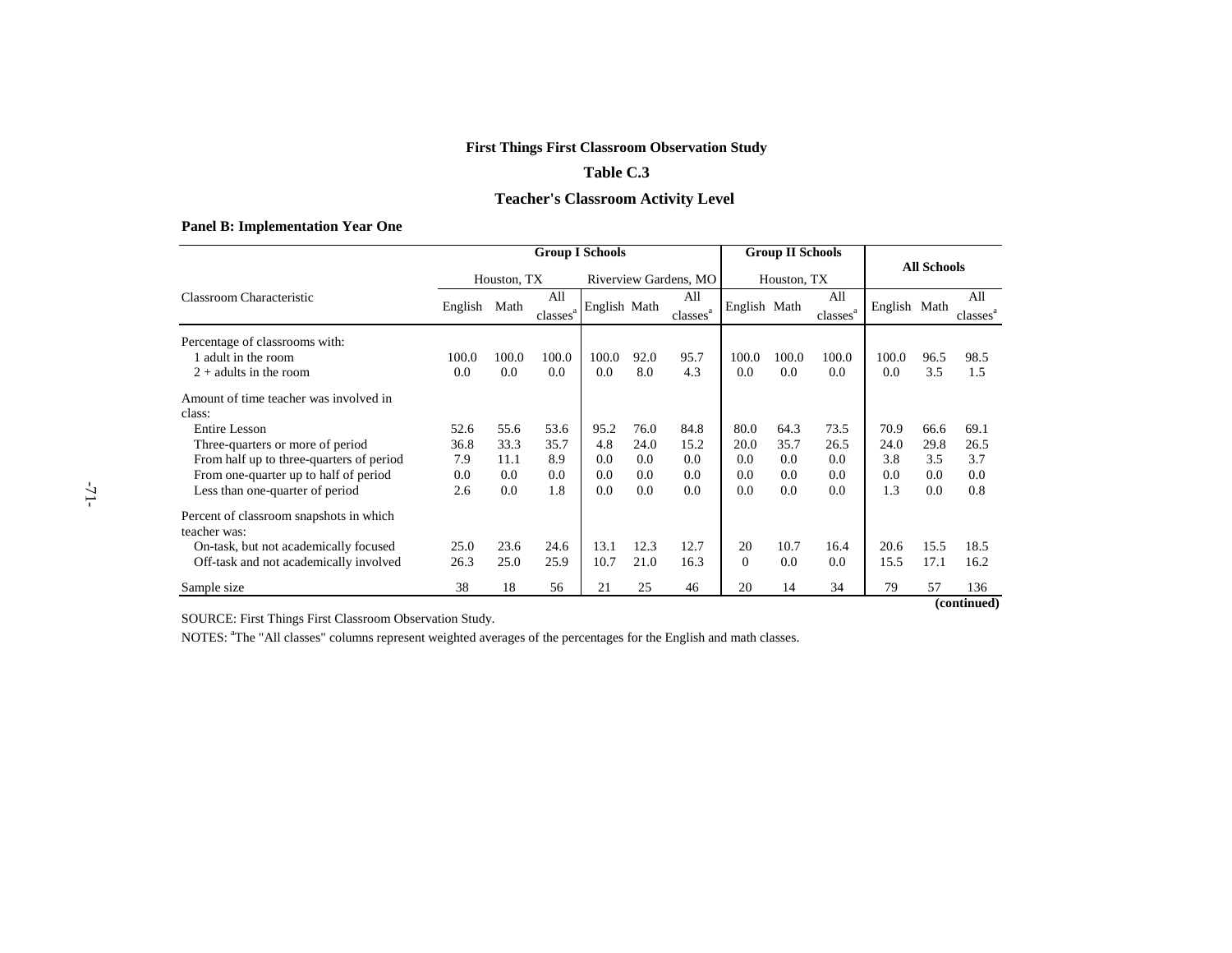**First Things First Classroom Observation Study**

**Table C.3**

**Teacher's Classroom Activity Level**

**Panel B: Implementation Year One**

| Classroom Characteristic | Group I Schools | | | | | | Group II Schools | | | All Schools | | |
|---|---|---|---|---|---|---|---|---|---|---|---|---|
| | Houston, TX | | | Riverview Gardens, MO | | | Houston, TX | | | | | |
| | English | Math | All classes[a] | English | Math | All classes[a] | English | Math | All classes[a] | English | Math | All classes[a] |
| Percentage of classrooms with: | | | | | | | | | | | | |
| 1 adult in the room | 100.0 | 100.0 | 100.0 | 100.0 | 92.0 | 95.7 | 100.0 | 100.0 | 100.0 | 100.0 | 96.5 | 98.5 |
| 2 + adults in the room | 0.0 | 0.0 | 0.0 | 0.0 | 8.0 | 4.3 | 0.0 | 0.0 | 0.0 | 0.0 | 3.5 | 1.5 |
| Amount of time teacher was involved in class: | | | | | | | | | | | | |
| Entire Lesson | 52.6 | 55.6 | 53.6 | 95.2 | 76.0 | 84.8 | 80.0 | 64.3 | 73.5 | 70.9 | 66.6 | 69.1 |
| Three-quarters or more of period | 36.8 | 33.3 | 35.7 | 4.8 | 24.0 | 15.2 | 20.0 | 35.7 | 26.5 | 24.0 | 29.8 | 26.5 |
| From half up to three-quarters of period | 7.9 | 11.1 | 8.9 | 0.0 | 0.0 | 0.0 | 0.0 | 0.0 | 0.0 | 3.8 | 3.5 | 3.7 |
| From one-quarter up to half of period | 0.0 | 0.0 | 0.0 | 0.0 | 0.0 | 0.0 | 0.0 | 0.0 | 0.0 | 0.0 | 0.0 | 0.0 |
| Less than one-quarter of period | 2.6 | 0.0 | 1.8 | 0.0 | 0.0 | 0.0 | 0.0 | 0.0 | 0.0 | 1.3 | 0.0 | 0.8 |
| Percent of classroom snapshots in which teacher was: | | | | | | | | | | | | |
| On-task, but not academically focused | 25.0 | 23.6 | 24.6 | 13.1 | 12.3 | 12.7 | 20 | 10.7 | 16.4 | 20.6 | 15.5 | 18.5 |
| Off-task and not academically involved | 26.3 | 25.0 | 25.9 | 10.7 | 21.0 | 16.3 | 0 | 0.0 | 0.0 | 15.5 | 17.1 | 16.2 |
| Sample size | 38 | 18 | 56 | 21 | 25 | 46 | 20 | 14 | 34 | 79 | 57 | 136 |

**(continued)**

SOURCE: First Things First Classroom Observation Study.

NOTES: [a]The "All classes" columns represent weighted averages of the percentages for the English and math classes.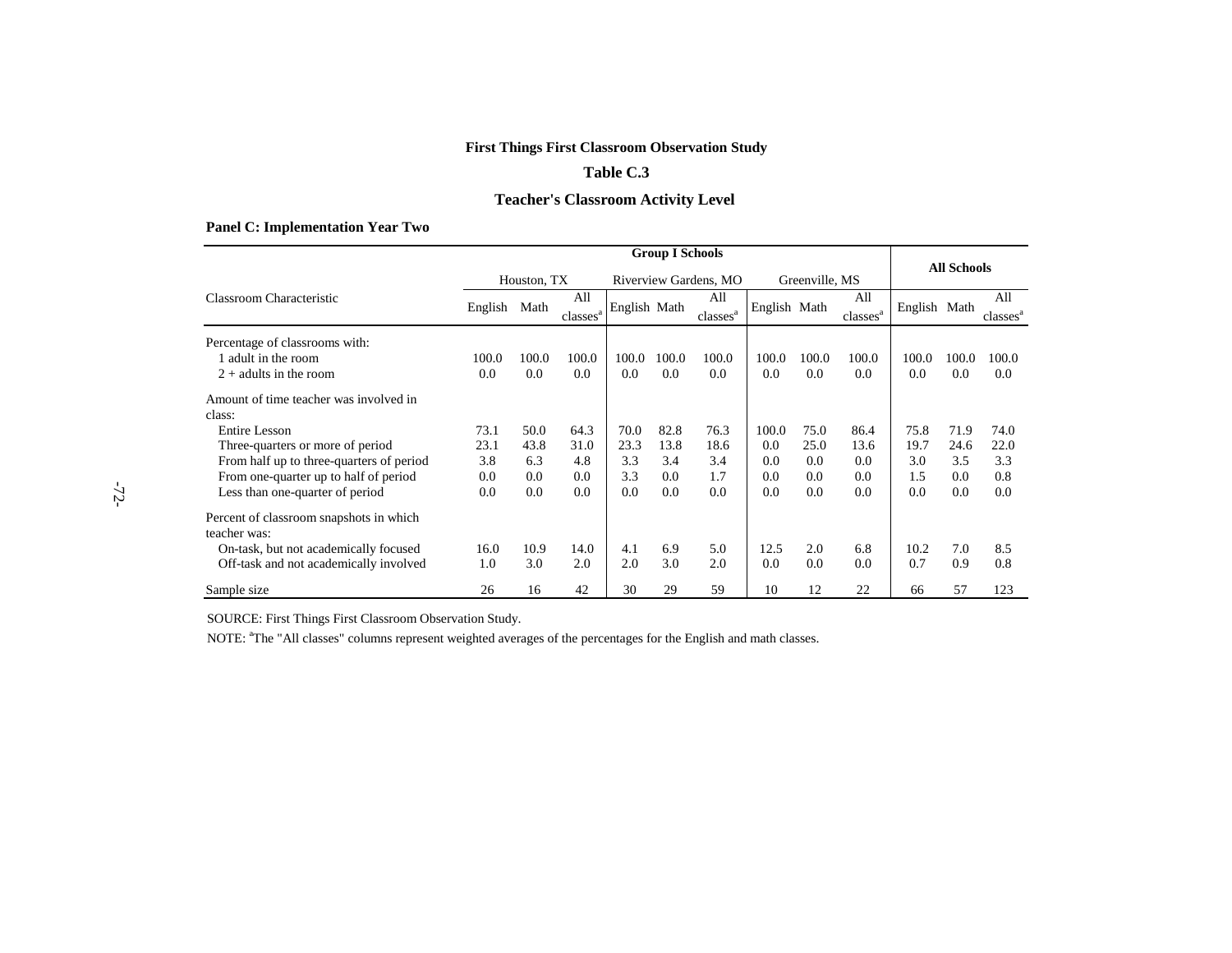**First Things First Classroom Observation Study**

**Table C.3**

**Teacher's Classroom Activity Level**

**Panel C: Implementation Year Two**

| Classroom Characteristic | Group I Schools | | | | | | | | | All Schools | | |
|---|---|---|---|---|---|---|---|---|---|---|---|---|
| | Houston, TX | | | Riverview Gardens, MO | | | Greenville, MS | | | | | |
| | English | Math | All classes[a] | English | Math | All classes[a] | English | Math | All classes[a] | English | Math | All classes[a] |
| Percentage of classrooms with: | | | | | | | | | | | | |
| 1 adult in the room | 100.0 | 100.0 | 100.0 | 100.0 | 100.0 | 100.0 | 100.0 | 100.0 | 100.0 | 100.0 | 100.0 | 100.0 |
| 2 + adults in the room | 0.0 | 0.0 | 0.0 | 0.0 | 0.0 | 0.0 | 0.0 | 0.0 | 0.0 | 0.0 | 0.0 | 0.0 |
| Amount of time teacher was involved in class: | | | | | | | | | | | | |
| Entire Lesson | 73.1 | 50.0 | 64.3 | 70.0 | 82.8 | 76.3 | 100.0 | 75.0 | 86.4 | 75.8 | 71.9 | 74.0 |
| Three-quarters or more of period | 23.1 | 43.8 | 31.0 | 23.3 | 13.8 | 18.6 | 0.0 | 25.0 | 13.6 | 19.7 | 24.6 | 22.0 |
| From half up to three-quarters of period | 3.8 | 6.3 | 4.8 | 3.3 | 3.4 | 3.4 | 0.0 | 0.0 | 0.0 | 3.0 | 3.5 | 3.3 |
| From one-quarter up to half of period | 0.0 | 0.0 | 0.0 | 3.3 | 0.0 | 1.7 | 0.0 | 0.0 | 0.0 | 1.5 | 0.0 | 0.8 |
| Less than one-quarter of period | 0.0 | 0.0 | 0.0 | 0.0 | 0.0 | 0.0 | 0.0 | 0.0 | 0.0 | 0.0 | 0.0 | 0.0 |
| Percent of classroom snapshots in which teacher was: | | | | | | | | | | | | |
| On-task, but not academically focused | 16.0 | 10.9 | 14.0 | 4.1 | 6.9 | 5.0 | 12.5 | 2.0 | 6.8 | 10.2 | 7.0 | 8.5 |
| Off-task and not academically involved | 1.0 | 3.0 | 2.0 | 2.0 | 3.0 | 2.0 | 0.0 | 0.0 | 0.0 | 0.7 | 0.9 | 0.8 |
| Sample size | 26 | 16 | 42 | 30 | 29 | 59 | 10 | 12 | 22 | 66 | 57 | 123 |

SOURCE: First Things First Classroom Observation Study.

NOTE: [a]The "All classes" columns represent weighted averages of the percentages for the English and math classes.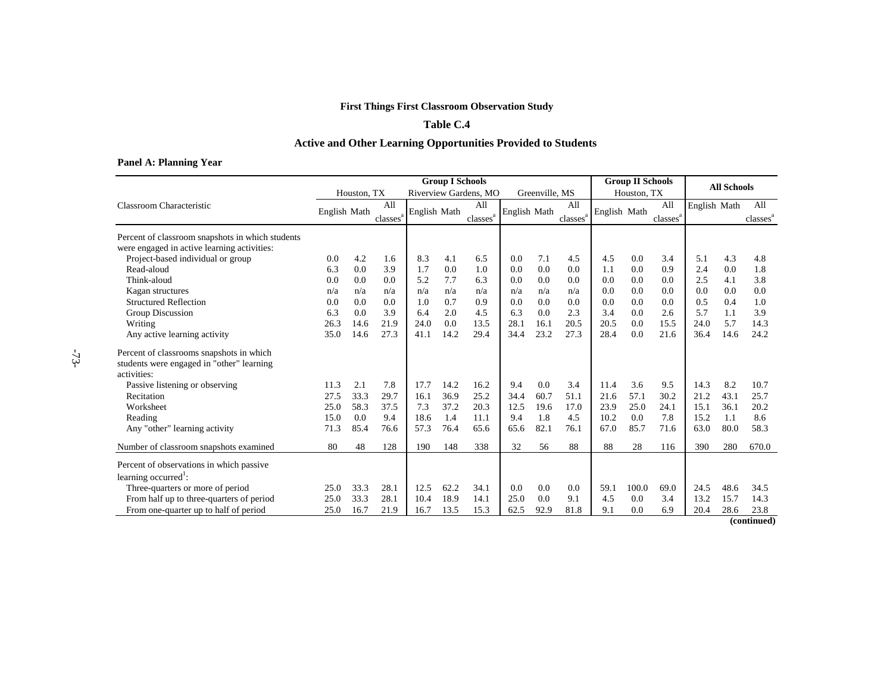**First Things First Classroom Observation Study**

**Table C.4**

**Active and Other Learning Opportunities Provided to Students**

**Panel A: Planning Year**

| Classroom Characteristic | Group I Schools | | | | | | | | | Group II Schools | | | All Schools | | |
|---|---|---|---|---|---|---|---|---|---|---|---|---|---|---|---|
| | Houston, TX | | | Riverview Gardens, MO | | | Greenville, MS | | | Houston, TX | | | | | |
| | English | Math | All classes[a] | English | Math | All classes[a] | English | Math | All classes[a] | English | Math | All classes[a] | English | Math | All classes[a] |
| Percent of classroom snapshots in which students were engaged in active learning activities: | | | | | | | | | | | | | | | |
| Project-based individual or group | 0.0 | 4.2 | 1.6 | 8.3 | 4.1 | 6.5 | 0.0 | 7.1 | 4.5 | 4.5 | 0.0 | 3.4 | 5.1 | 4.3 | 4.8 |
| Read-aloud | 6.3 | 0.0 | 3.9 | 1.7 | 0.0 | 1.0 | 0.0 | 0.0 | 0.0 | 1.1 | 0.0 | 0.9 | 2.4 | 0.0 | 1.8 |
| Think-aloud | 0.0 | 0.0 | 0.0 | 5.2 | 7.7 | 6.3 | 0.0 | 0.0 | 0.0 | 0.0 | 0.0 | 0.0 | 2.5 | 4.1 | 3.8 |
| Kagan structures | n/a | n/a | n/a | n/a | n/a | n/a | n/a | n/a | n/a | 0.0 | 0.0 | 0.0 | 0.0 | 0.0 | 0.0 |
| Structured Reflection | 0.0 | 0.0 | 0.0 | 1.0 | 0.7 | 0.9 | 0.0 | 0.0 | 0.0 | 0.0 | 0.0 | 0.0 | 0.5 | 0.4 | 1.0 |
| Group Discussion | 6.3 | 0.0 | 3.9 | 6.4 | 2.0 | 4.5 | 6.3 | 0.0 | 2.3 | 3.4 | 0.0 | 2.6 | 5.7 | 1.1 | 3.9 |
| Writing | 26.3 | 14.6 | 21.9 | 24.0 | 0.0 | 13.5 | 28.1 | 16.1 | 20.5 | 20.5 | 0.0 | 15.5 | 24.0 | 5.7 | 14.3 |
| Any active learning activity | 35.0 | 14.6 | 27.3 | 41.1 | 14.2 | 29.4 | 34.4 | 23.2 | 27.3 | 28.4 | 0.0 | 21.6 | 36.4 | 14.6 | 24.2 |
| Percent of classrooms snapshots in which students were engaged in "other" learning activities: | | | | | | | | | | | | | | | |
| Passive listening or observing | 11.3 | 2.1 | 7.8 | 17.7 | 14.2 | 16.2 | 9.4 | 0.0 | 3.4 | 11.4 | 3.6 | 9.5 | 14.3 | 8.2 | 10.7 |
| Recitation | 27.5 | 33.3 | 29.7 | 16.1 | 36.9 | 25.2 | 34.4 | 60.7 | 51.1 | 21.6 | 57.1 | 30.2 | 21.2 | 43.1 | 25.7 |
| Worksheet | 25.0 | 58.3 | 37.5 | 7.3 | 37.2 | 20.3 | 12.5 | 19.6 | 17.0 | 23.9 | 25.0 | 24.1 | 15.1 | 36.1 | 20.2 |
| Reading | 15.0 | 0.0 | 9.4 | 18.6 | 1.4 | 11.1 | 9.4 | 1.8 | 4.5 | 10.2 | 0.0 | 7.8 | 15.2 | 1.1 | 8.6 |
| Any "other" learning activity | 71.3 | 85.4 | 76.6 | 57.3 | 76.4 | 65.6 | 65.6 | 82.1 | 76.1 | 67.0 | 85.7 | 71.6 | 63.0 | 80.0 | 58.3 |
| Number of classroom snapshots examined | 80 | 48 | 128 | 190 | 148 | 338 | 32 | 56 | 88 | 88 | 28 | 116 | 390 | 280 | 670.0 |
| Percent of observations in which passive learning occurred[1]: | | | | | | | | | | | | | | | |
| Three-quarters or more of period | 25.0 | 33.3 | 28.1 | 12.5 | 62.2 | 34.1 | 0.0 | 0.0 | 0.0 | 59.1 | 100.0 | 69.0 | 24.5 | 48.6 | 34.5 |
| From half up to three-quarters of period | 25.0 | 33.3 | 28.1 | 10.4 | 18.9 | 14.1 | 25.0 | 0.0 | 9.1 | 4.5 | 0.0 | 3.4 | 13.2 | 15.7 | 14.3 |
| From one-quarter up to half of period | 25.0 | 16.7 | 21.9 | 16.7 | 13.5 | 15.3 | 62.5 | 92.9 | 81.8 | 9.1 | 0.0 | 6.9 | 20.4 | 28.6 | 23.8 |

**(continued)**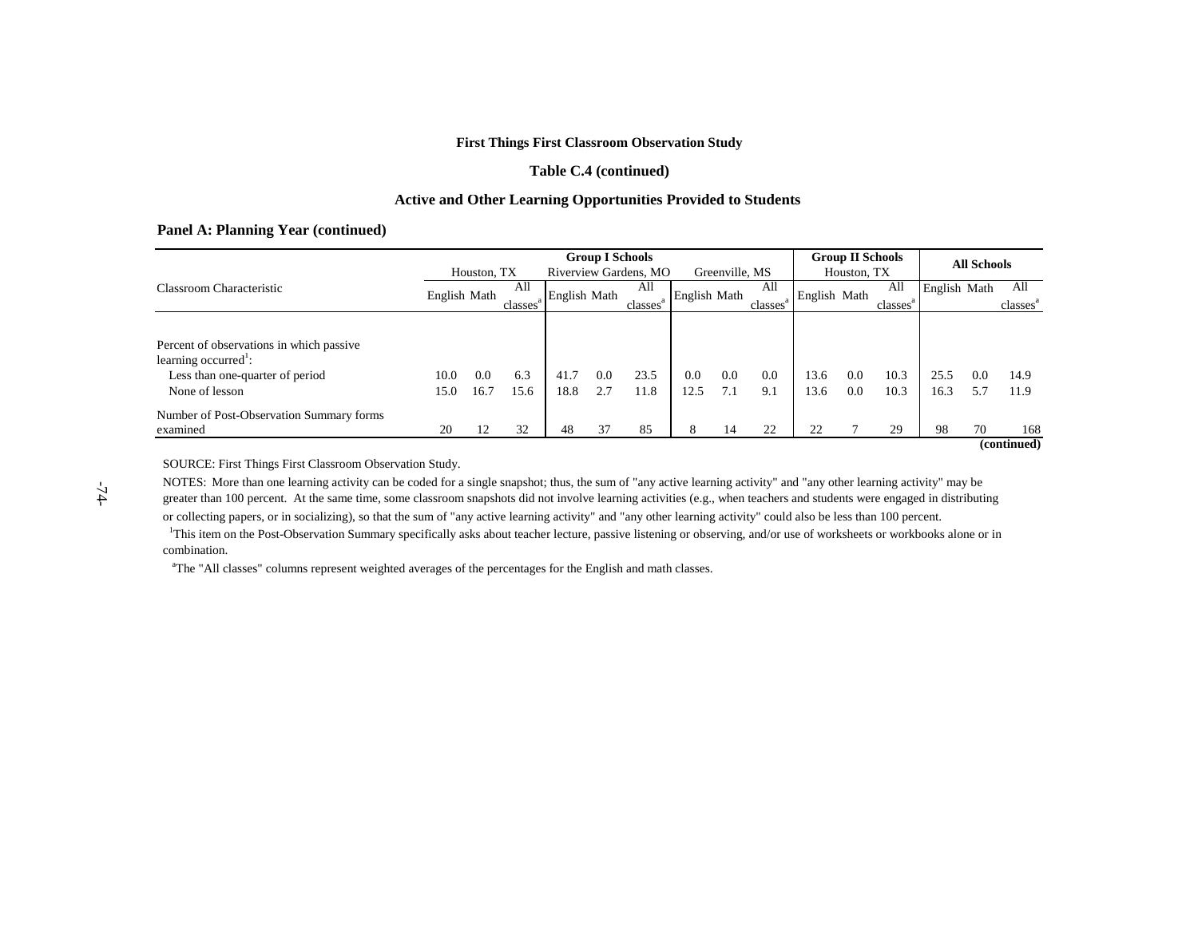**First Things First Classroom Observation Study**

**Table C.4 (continued)**

**Active and Other Learning Opportunities Provided to Students**

**Panel A: Planning Year (continued)**

| | Group I Schools | | | | | | | | | Group II Schools | | | All Schools | | |
|---|---|---|---|---|---|---|---|---|---|---|---|---|---|---|---|
| | Houston, TX | | | Riverview Gardens, MO | | | Greenville, MS | | | Houston, TX | | | | | |
| Classroom Characteristic | English | Math | All classes[a] | English | Math | All classes[a] | English | Math | All classes[a] | English | Math | All classes[a] | English | Math | All classes[a] |
| Percent of observations in which passive learning occurred[1]: | | | | | | | | | | | | | | | |
| Less than one-quarter of period | 10.0 | 0.0 | 6.3 | 41.7 | 0.0 | 23.5 | 0.0 | 0.0 | 0.0 | 13.6 | 0.0 | 10.3 | 25.5 | 0.0 | 14.9 |
| None of lesson | 15.0 | 16.7 | 15.6 | 18.8 | 2.7 | 11.8 | 12.5 | 7.1 | 9.1 | 13.6 | 0.0 | 10.3 | 16.3 | 5.7 | 11.9 |
| Number of Post-Observation Summary forms examined | 20 | 12 | 32 | 48 | 37 | 85 | 8 | 14 | 22 | 22 | 7 | 29 | 98 | 70 | 168 |

**(continued)**

SOURCE: First Things First Classroom Observation Study.

NOTES: More than one learning activity can be coded for a single snapshot; thus, the sum of "any active learning activity" and "any other learning activity" may be greater than 100 percent. At the same time, some classroom snapshots did not involve learning activities (e.g., when teachers and students were engaged in distributing or collecting papers, or in socializing), so that the sum of "any active learning activity" and "any other learning activity" could also be less than 100 percent.

[1]This item on the Post-Observation Summary specifically asks about teacher lecture, passive listening or observing, and/or use of worksheets or workbooks alone or in combination.

[a]The "All classes" columns represent weighted averages of the percentages for the English and math classes.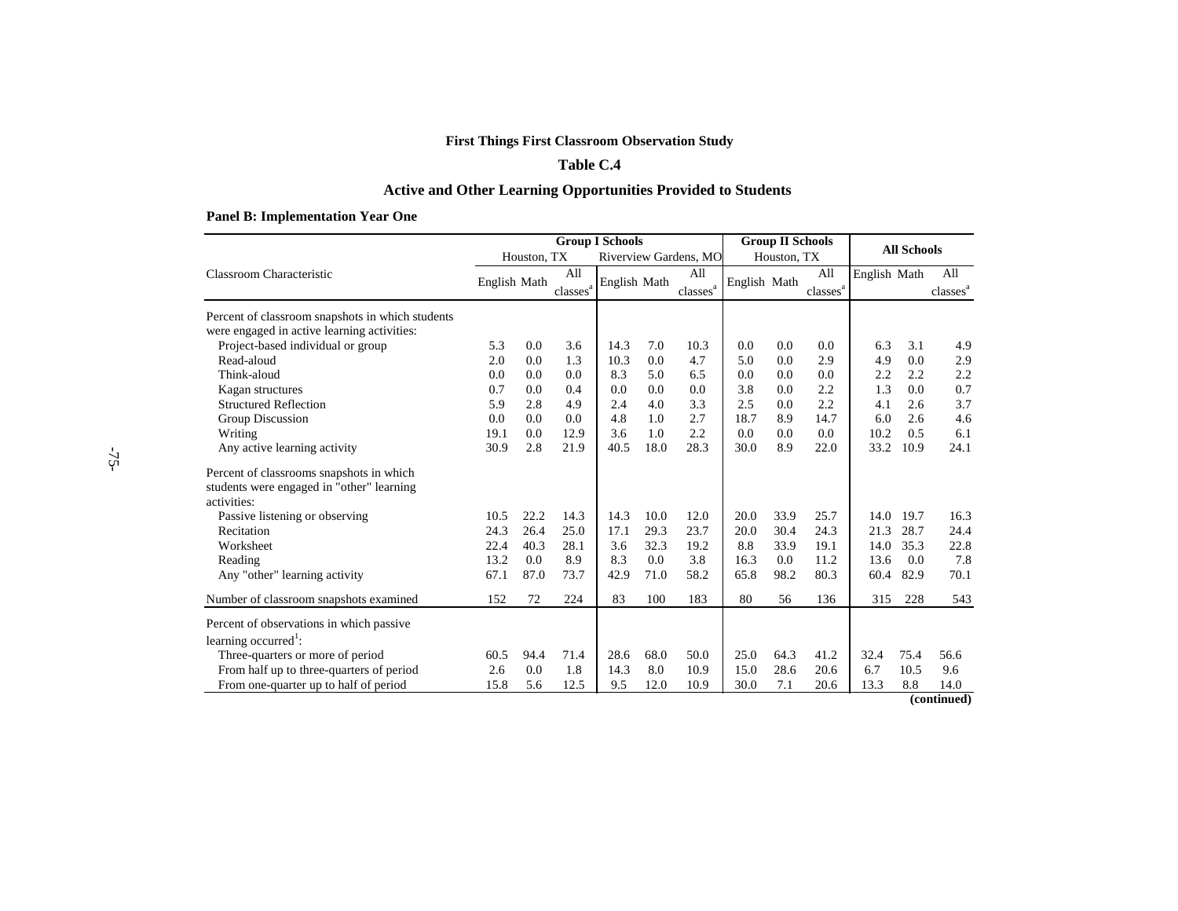**First Things First Classroom Observation Study**

**Table C.4**

**Active and Other Learning Opportunities Provided to Students**

**Panel B: Implementation Year One**

| Classroom Characteristic | Group I Schools | | | | | | Group II Schools | | | All Schools | | |
|---|---|---|---|---|---|---|---|---|---|---|---|---|
| | Houston, TX | | | Riverview Gardens, MO | | | Houston, TX | | | | | |
| | English | Math | All classes[a] | English | Math | All classes[a] | English | Math | All classes[a] | English | Math | All classes[a] |
| Percent of classroom snapshots in which students were engaged in active learning activities: | | | | | | | | | | | | |
| Project-based individual or group | 5.3 | 0.0 | 3.6 | 14.3 | 7.0 | 10.3 | 0.0 | 0.0 | 0.0 | 6.3 | 3.1 | 4.9 |
| Read-aloud | 2.0 | 0.0 | 1.3 | 10.3 | 0.0 | 4.7 | 5.0 | 0.0 | 2.9 | 4.9 | 0.0 | 2.9 |
| Think-aloud | 0.0 | 0.0 | 0.0 | 8.3 | 5.0 | 6.5 | 0.0 | 0.0 | 0.0 | 2.2 | 2.2 | 2.2 |
| Kagan structures | 0.7 | 0.0 | 0.4 | 0.0 | 0.0 | 0.0 | 3.8 | 0.0 | 2.2 | 1.3 | 0.0 | 0.7 |
| Structured Reflection | 5.9 | 2.8 | 4.9 | 2.4 | 4.0 | 3.3 | 2.5 | 0.0 | 2.2 | 4.1 | 2.6 | 3.7 |
| Group Discussion | 0.0 | 0.0 | 0.0 | 4.8 | 1.0 | 2.7 | 18.7 | 8.9 | 14.7 | 6.0 | 2.6 | 4.6 |
| Writing | 19.1 | 0.0 | 12.9 | 3.6 | 1.0 | 2.2 | 0.0 | 0.0 | 0.0 | 10.2 | 0.5 | 6.1 |
| Any active learning activity | 30.9 | 2.8 | 21.9 | 40.5 | 18.0 | 28.3 | 30.0 | 8.9 | 22.0 | 33.2 | 10.9 | 24.1 |
| Percent of classrooms snapshots in which students were engaged in "other" learning activities: | | | | | | | | | | | | |
| Passive listening or observing | 10.5 | 22.2 | 14.3 | 14.3 | 10.0 | 12.0 | 20.0 | 33.9 | 25.7 | 14.0 | 19.7 | 16.3 |
| Recitation | 24.3 | 26.4 | 25.0 | 17.1 | 29.3 | 23.7 | 20.0 | 30.4 | 24.3 | 21.3 | 28.7 | 24.4 |
| Worksheet | 22.4 | 40.3 | 28.1 | 3.6 | 32.3 | 19.2 | 8.8 | 33.9 | 19.1 | 14.0 | 35.3 | 22.8 |
| Reading | 13.2 | 0.0 | 8.9 | 8.3 | 0.0 | 3.8 | 16.3 | 0.0 | 11.2 | 13.6 | 0.0 | 7.8 |
| Any "other" learning activity | 67.1 | 87.0 | 73.7 | 42.9 | 71.0 | 58.2 | 65.8 | 98.2 | 80.3 | 60.4 | 82.9 | 70.1 |
| Number of classroom snapshots examined | 152 | 72 | 224 | 83 | 100 | 183 | 80 | 56 | 136 | 315 | 228 | 543 |
| Percent of observations in which passive learning occurred[1]: | | | | | | | | | | | | |
| Three-quarters or more of period | 60.5 | 94.4 | 71.4 | 28.6 | 68.0 | 50.0 | 25.0 | 64.3 | 41.2 | 32.4 | 75.4 | 56.6 |
| From half up to three-quarters of period | 2.6 | 0.0 | 1.8 | 14.3 | 8.0 | 10.9 | 15.0 | 28.6 | 20.6 | 6.7 | 10.5 | 9.6 |
| From one-quarter up to half of period | 15.8 | 5.6 | 12.5 | 9.5 | 12.0 | 10.9 | 30.0 | 7.1 | 20.6 | 13.3 | 8.8 | 14.0 |

**(continued)**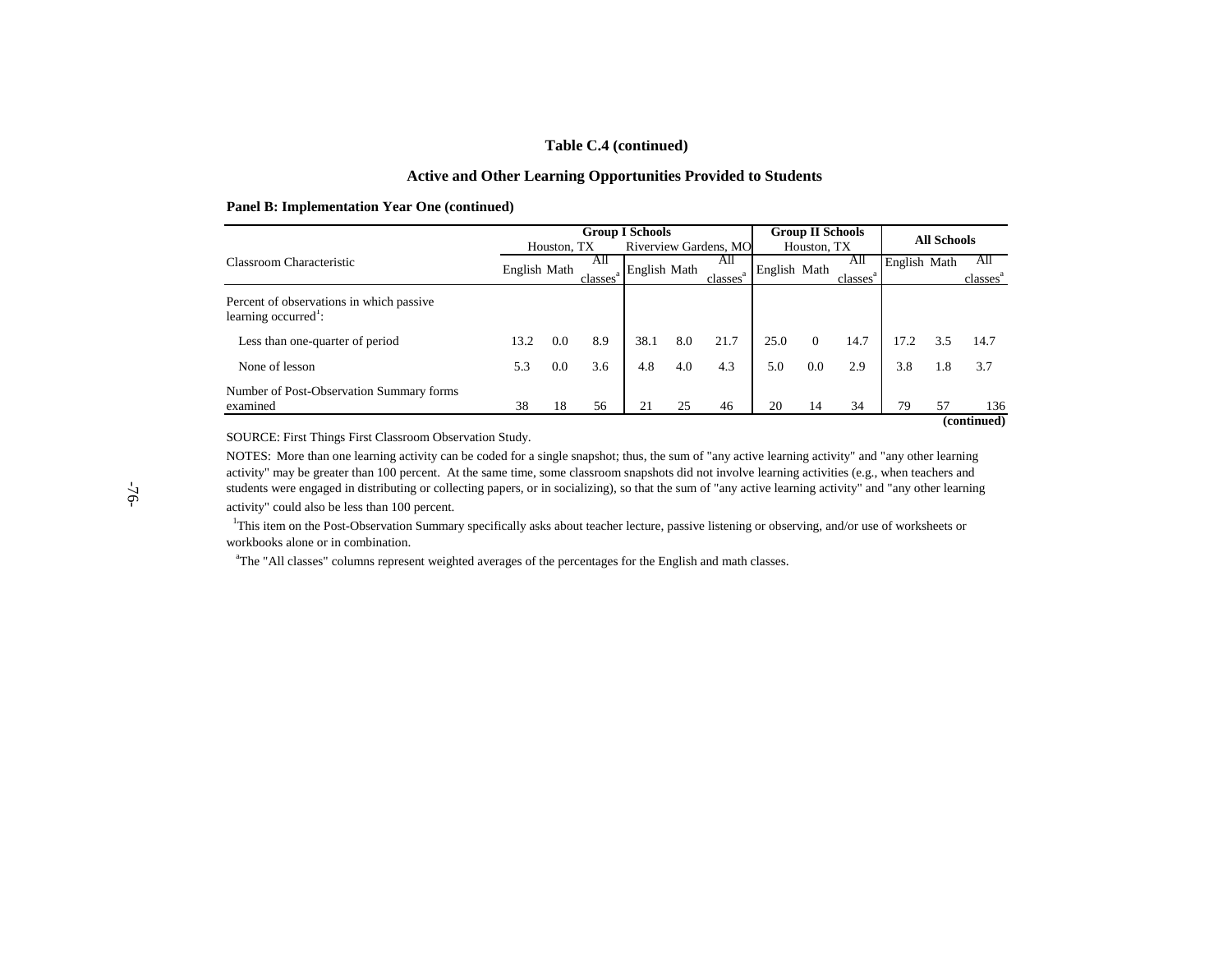### Table C.4 (continued)

### Active and Other Learning Opportunities Provided to Students

**Panel B: Implementation Year One (continued)**

| Classroom Characteristic | Group I Schools Houston, TX | | | Group I Schools Riverview Gardens, MO | | | Group II Schools Houston, TX | | | All Schools | | |
|---|---|---|---|---|---|---|---|---|---|---|---|---|
| | English | Math | All classes[a] | English | Math | All classes[a] | English | Math | All classes[a] | English | Math | All classes[a] |
| Percent of observations in which passive learning occurred[1]: | | | | | | | | | | | | |
| Less than one-quarter of period | 13.2 | 0.0 | 8.9 | 38.1 | 8.0 | 21.7 | 25.0 | 0 | 14.7 | 17.2 | 3.5 | 14.7 |
| None of lesson | 5.3 | 0.0 | 3.6 | 4.8 | 4.0 | 4.3 | 5.0 | 0.0 | 2.9 | 3.8 | 1.8 | 3.7 |
| Number of Post-Observation Summary forms examined | 38 | 18 | 56 | 21 | 25 | 46 | 20 | 14 | 34 | 79 | 57 | 136 |

**(continued)**

SOURCE: First Things First Classroom Observation Study.

NOTES: More than one learning activity can be coded for a single snapshot; thus, the sum of "any active learning activity" and "any other learning activity" may be greater than 100 percent. At the same time, some classroom snapshots did not involve learning activities (e.g., when teachers and students were engaged in distributing or collecting papers, or in socializing), so that the sum of "any active learning activity" and "any other learning activity" could also be less than 100 percent.

[1]This item on the Post-Observation Summary specifically asks about teacher lecture, passive listening or observing, and/or use of worksheets or workbooks alone or in combination.

[a]The "All classes" columns represent weighted averages of the percentages for the English and math classes.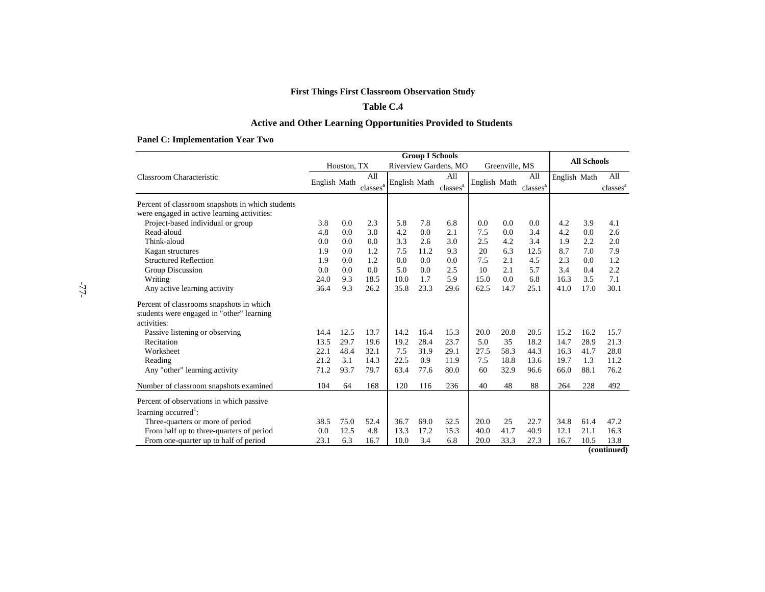**First Things First Classroom Observation Study**

**Table C.4**

**Active and Other Learning Opportunities Provided to Students**

**Panel C: Implementation Year Two**

| Classroom Characteristic | Group I Schools | | | | | | | | | All Schools | | |
|---|---|---|---|---|---|---|---|---|---|---|---|---|
| | Houston, TX | | | Riverview Gardens, MO | | | Greenville, MS | | | | | |
| | English | Math | All classes[a] | English | Math | All classes[a] | English | Math | All classes[a] | English | Math | All classes[a] |
| Percent of classroom snapshots in which students were engaged in active learning activities: | | | | | | | | | | | | |
| Project-based individual or group | 3.8 | 0.0 | 2.3 | 5.8 | 7.8 | 6.8 | 0.0 | 0.0 | 0.0 | 4.2 | 3.9 | 4.1 |
| Read-aloud | 4.8 | 0.0 | 3.0 | 4.2 | 0.0 | 2.1 | 7.5 | 0.0 | 3.4 | 4.2 | 0.0 | 2.6 |
| Think-aloud | 0.0 | 0.0 | 0.0 | 3.3 | 2.6 | 3.0 | 2.5 | 4.2 | 3.4 | 1.9 | 2.2 | 2.0 |
| Kagan structures | 1.9 | 0.0 | 1.2 | 7.5 | 11.2 | 9.3 | 20 | 6.3 | 12.5 | 8.7 | 7.0 | 7.9 |
| Structured Reflection | 1.9 | 0.0 | 1.2 | 0.0 | 0.0 | 0.0 | 7.5 | 2.1 | 4.5 | 2.3 | 0.0 | 1.2 |
| Group Discussion | 0.0 | 0.0 | 0.0 | 5.0 | 0.0 | 2.5 | 10 | 2.1 | 5.7 | 3.4 | 0.4 | 2.2 |
| Writing | 24.0 | 9.3 | 18.5 | 10.0 | 1.7 | 5.9 | 15.0 | 0.0 | 6.8 | 16.3 | 3.5 | 7.1 |
| Any active learning activity | 36.4 | 9.3 | 26.2 | 35.8 | 23.3 | 29.6 | 62.5 | 14.7 | 25.1 | 41.0 | 17.0 | 30.1 |
| Percent of classrooms snapshots in which students were engaged in "other" learning activities: | | | | | | | | | | | | |
| Passive listening or observing | 14.4 | 12.5 | 13.7 | 14.2 | 16.4 | 15.3 | 20.0 | 20.8 | 20.5 | 15.2 | 16.2 | 15.7 |
| Recitation | 13.5 | 29.7 | 19.6 | 19.2 | 28.4 | 23.7 | 5.0 | 35 | 18.2 | 14.7 | 28.9 | 21.3 |
| Worksheet | 22.1 | 48.4 | 32.1 | 7.5 | 31.9 | 29.1 | 27.5 | 58.3 | 44.3 | 16.3 | 41.7 | 28.0 |
| Reading | 21.2 | 3.1 | 14.3 | 22.5 | 0.9 | 11.9 | 7.5 | 18.8 | 13.6 | 19.7 | 1.3 | 11.2 |
| Any "other" learning activity | 71.2 | 93.7 | 79.7 | 63.4 | 77.6 | 80.0 | 60 | 32.9 | 96.6 | 66.0 | 88.1 | 76.2 |
| Number of classroom snapshots examined | 104 | 64 | 168 | 120 | 116 | 236 | 40 | 48 | 88 | 264 | 228 | 492 |
| Percent of observations in which passive learning occurred[1]: | | | | | | | | | | | | |
| Three-quarters or more of period | 38.5 | 75.0 | 52.4 | 36.7 | 69.0 | 52.5 | 20.0 | 25 | 22.7 | 34.8 | 61.4 | 47.2 |
| From half up to three-quarters of period | 0.0 | 12.5 | 4.8 | 13.3 | 17.2 | 15.3 | 40.0 | 41.7 | 40.9 | 12.1 | 21.1 | 16.3 |
| From one-quarter up to half of period | 23.1 | 6.3 | 16.7 | 10.0 | 3.4 | 6.8 | 20.0 | 33.3 | 27.3 | 16.7 | 10.5 | 13.8 |

**(continued)**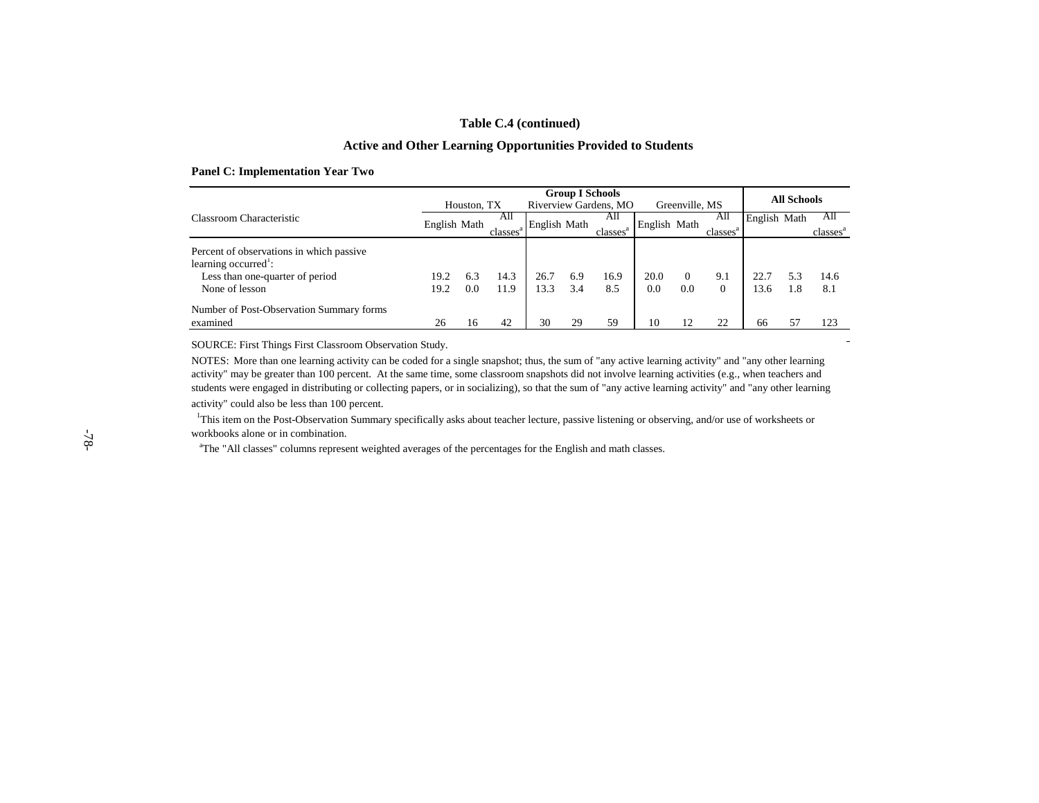**Table C.4 (continued)**

**Active and Other Learning Opportunities Provided to Students**

**Panel C: Implementation Year Two**

| Classroom Characteristic | Group I Schools | | | | | | | | | All Schools | | |
|---|---|---|---|---|---|---|---|---|---|---|---|---|
| | Houston, TX | | | Riverview Gardens, MO | | | Greenville, MS | | | | | |
| | English | Math | All classes[a] | English | Math | All classes[a] | English | Math | All classes[a] | English | Math | All classes[a] |
| Percent of observations in which passive learning occurred[1]: | | | | | | | | | | | | |
| Less than one-quarter of period | 19.2 | 6.3 | 14.3 | 26.7 | 6.9 | 16.9 | 20.0 | 0 | 9.1 | 22.7 | 5.3 | 14.6 |
| None of lesson | 19.2 | 0.0 | 11.9 | 13.3 | 3.4 | 8.5 | 0.0 | 0.0 | 0 | 13.6 | 1.8 | 8.1 |
| Number of Post-Observation Summary forms examined | 26 | 16 | 42 | 30 | 29 | 59 | 10 | 12 | 22 | 66 | 57 | 123 |

SOURCE: First Things First Classroom Observation Study.

NOTES: More than one learning activity can be coded for a single snapshot; thus, the sum of "any active learning activity" and "any other learning activity" may be greater than 100 percent. At the same time, some classroom snapshots did not involve learning activities (e.g., when teachers and students were engaged in distributing or collecting papers, or in socializing), so that the sum of "any active learning activity" and "any other learning activity" could also be less than 100 percent.

[1]This item on the Post-Observation Summary specifically asks about teacher lecture, passive listening or observing, and/or use of worksheets or workbooks alone or in combination.

[a]The "All classes" columns represent weighted averages of the percentages for the English and math classes.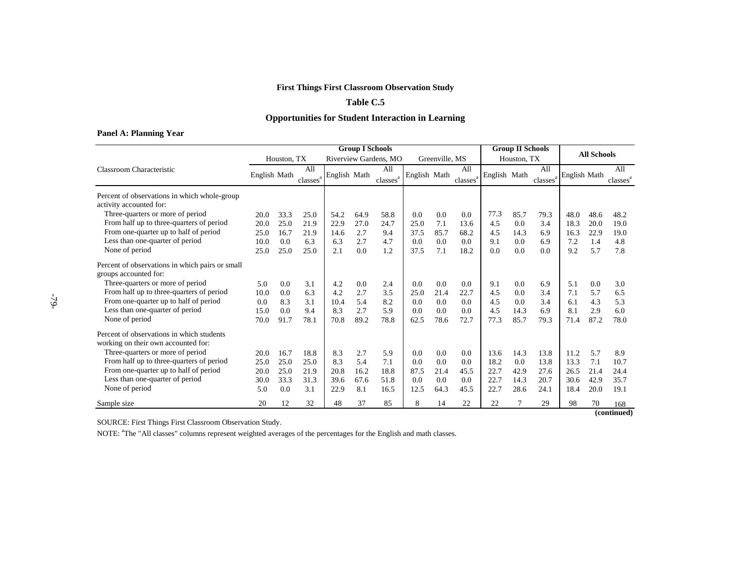**First Things First Classroom Observation Study**

**Table C.5**

**Opportunities for Student Interaction in Learning**

**Panel A: Planning Year**

| Classroom Characteristic | Group I Schools | | | | | | | | | Group II Schools | | | All Schools | | |
|---|---|---|---|---|---|---|---|---|---|---|---|---|---|---|---|
| | Houston, TX | | | Riverview Gardens, MO | | | Greenville, MS | | | Houston, TX | | | | | |
| | English | Math | All classes[a] | English | Math | All classes[a] | English | Math | All classes[a] | English | Math | All classes[a] | English | Math | All classes[a] |
| Percent of observations in which whole-group activity accounted for: | | | | | | | | | | | | | | | |
| Three-quarters or more of period | 20.0 | 33.3 | 25.0 | 54.2 | 64.9 | 58.8 | 0.0 | 0.0 | 0.0 | 77.3 | 85.7 | 79.3 | 48.0 | 48.6 | 48.2 |
| From half up to three-quarters of period | 20.0 | 25.0 | 21.9 | 22.9 | 27.0 | 24.7 | 25.0 | 7.1 | 13.6 | 4.5 | 0.0 | 3.4 | 18.3 | 20.0 | 19.0 |
| From one-quarter up to half of period | 25.0 | 16.7 | 21.9 | 14.6 | 2.7 | 9.4 | 37.5 | 85.7 | 68.2 | 4.5 | 14.3 | 6.9 | 16.3 | 22.9 | 19.0 |
| Less than one-quarter of period | 10.0 | 0.0 | 6.3 | 6.3 | 2.7 | 4.7 | 0.0 | 0.0 | 0.0 | 9.1 | 0.0 | 6.9 | 7.2 | 1.4 | 4.8 |
| None of period | 25.0 | 25.0 | 25.0 | 2.1 | 0.0 | 1.2 | 37.5 | 7.1 | 18.2 | 0.0 | 0.0 | 0.0 | 9.2 | 5.7 | 7.8 |
| Percent of observations in which pairs or small groups accounted for: | | | | | | | | | | | | | | | |
| Three-quarters or more of period | 5.0 | 0.0 | 3.1 | 4.2 | 0.0 | 2.4 | 0.0 | 0.0 | 0.0 | 9.1 | 0.0 | 6.9 | 5.1 | 0.0 | 3.0 |
| From half up to three-quarters of period | 10.0 | 0.0 | 6.3 | 4.2 | 2.7 | 3.5 | 25.0 | 21.4 | 22.7 | 4.5 | 0.0 | 3.4 | 7.1 | 5.7 | 6.5 |
| From one-quarter up to half of period | 0.0 | 8.3 | 3.1 | 10.4 | 5.4 | 8.2 | 0.0 | 0.0 | 0.0 | 4.5 | 0.0 | 3.4 | 6.1 | 4.3 | 5.3 |
| Less than one-quarter of period | 15.0 | 0.0 | 9.4 | 8.3 | 2.7 | 5.9 | 0.0 | 0.0 | 0.0 | 4.5 | 14.3 | 6.9 | 8.1 | 2.9 | 6.0 |
| None of period | 70.0 | 91.7 | 78.1 | 70.8 | 89.2 | 78.8 | 62.5 | 78.6 | 72.7 | 77.3 | 85.7 | 79.3 | 71.4 | 87.2 | 78.0 |
| Percent of observations in which students working on their own accounted for: | | | | | | | | | | | | | | | |
| Three-quarters or more of period | 20.0 | 16.7 | 18.8 | 8.3 | 2.7 | 5.9 | 0.0 | 0.0 | 0.0 | 13.6 | 14.3 | 13.8 | 11.2 | 5.7 | 8.9 |
| From half up to three-quarters of period | 25.0 | 25.0 | 25.0 | 8.3 | 5.4 | 7.1 | 0.0 | 0.0 | 0.0 | 18.2 | 0.0 | 13.8 | 13.3 | 7.1 | 10.7 |
| From one-quarter up to half of period | 20.0 | 25.0 | 21.9 | 20.8 | 16.2 | 18.8 | 87.5 | 21.4 | 45.5 | 22.7 | 42.9 | 27.6 | 26.5 | 21.4 | 24.4 |
| Less than one-quarter of period | 30.0 | 33.3 | 31.3 | 39.6 | 67.6 | 51.8 | 0.0 | 0.0 | 0.0 | 22.7 | 14.3 | 20.7 | 30.6 | 42.9 | 35.7 |
| None of period | 5.0 | 0.0 | 3.1 | 22.9 | 8.1 | 16.5 | 12.5 | 64.3 | 45.5 | 22.7 | 28.6 | 24.1 | 18.4 | 20.0 | 19.1 |
| Sample size | 20 | 12 | 32 | 48 | 37 | 85 | 8 | 14 | 22 | 22 | 7 | 29 | 98 | 70 | 168 |

**(continued)**

SOURCE: First Things First Classroom Observation Study.

NOTE: [a]The "All classes" columns represent weighted averages of the percentages for the English and math classes.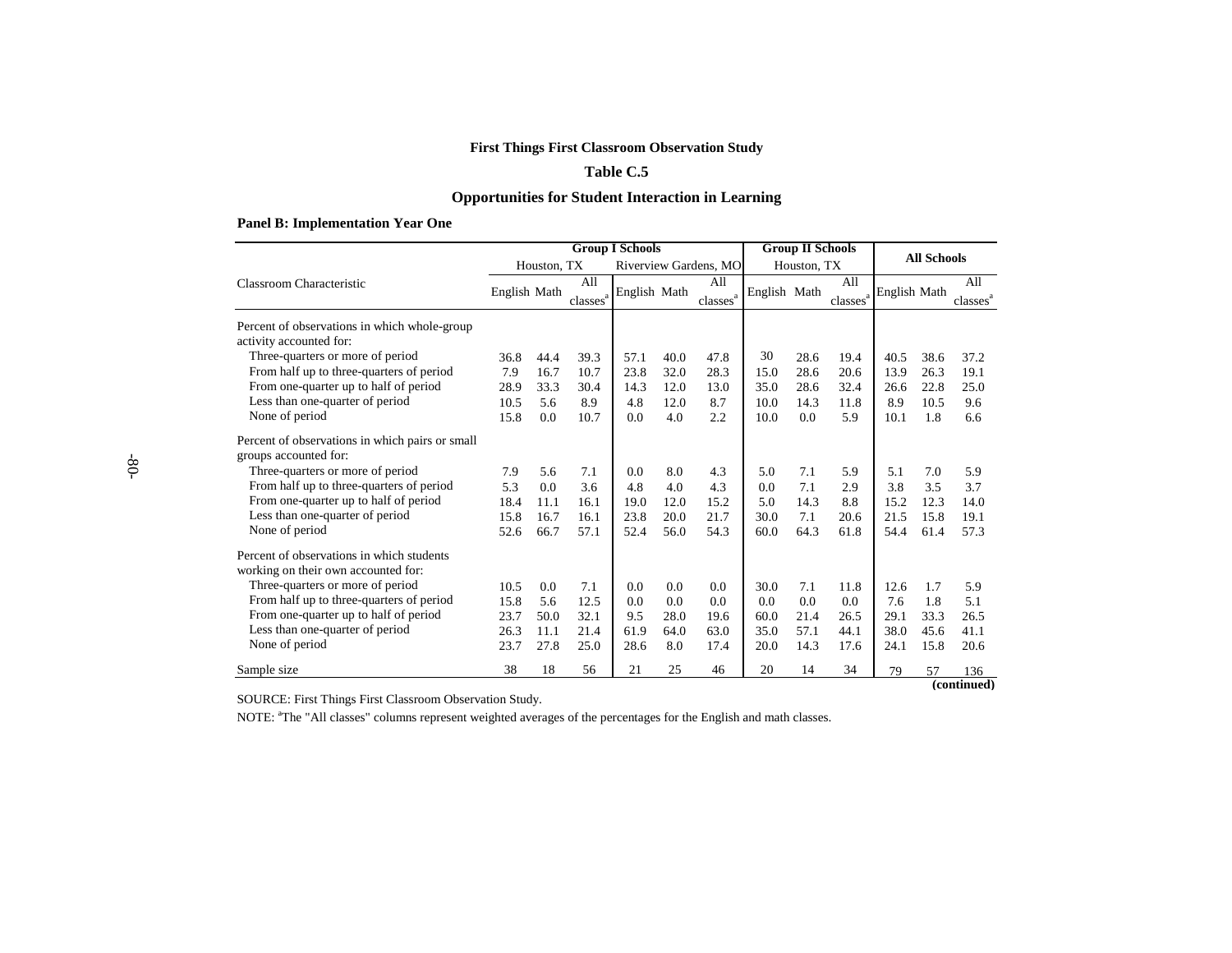**First Things First Classroom Observation Study**

**Table C.5**

**Opportunities for Student Interaction in Learning**

**Panel B: Implementation Year One**

| Classroom Characteristic | Group I Schools | | | | | | Group II Schools | | | All Schools | | |
|---|---|---|---|---|---|---|---|---|---|---|---|---|
| | Houston, TX | | | Riverview Gardens, MO | | | Houston, TX | | | | | |
| | English | Math | All classes[a] | English | Math | All classes[a] | English | Math | All classes[a] | English | Math | All classes[a] |
| Percent of observations in which whole-group activity accounted for: | | | | | | | | | | | | |
| Three-quarters or more of period | 36.8 | 44.4 | 39.3 | 57.1 | 40.0 | 47.8 | 30 | 28.6 | 19.4 | 40.5 | 38.6 | 37.2 |
| From half up to three-quarters of period | 7.9 | 16.7 | 10.7 | 23.8 | 32.0 | 28.3 | 15.0 | 28.6 | 20.6 | 13.9 | 26.3 | 19.1 |
| From one-quarter up to half of period | 28.9 | 33.3 | 30.4 | 14.3 | 12.0 | 13.0 | 35.0 | 28.6 | 32.4 | 26.6 | 22.8 | 25.0 |
| Less than one-quarter of period | 10.5 | 5.6 | 8.9 | 4.8 | 12.0 | 8.7 | 10.0 | 14.3 | 11.8 | 8.9 | 10.5 | 9.6 |
| None of period | 15.8 | 0.0 | 10.7 | 0.0 | 4.0 | 2.2 | 10.0 | 0.0 | 5.9 | 10.1 | 1.8 | 6.6 |
| Percent of observations in which pairs or small groups accounted for: | | | | | | | | | | | | |
| Three-quarters or more of period | 7.9 | 5.6 | 7.1 | 0.0 | 8.0 | 4.3 | 5.0 | 7.1 | 5.9 | 5.1 | 7.0 | 5.9 |
| From half up to three-quarters of period | 5.3 | 0.0 | 3.6 | 4.8 | 4.0 | 4.3 | 0.0 | 7.1 | 2.9 | 3.8 | 3.5 | 3.7 |
| From one-quarter up to half of period | 18.4 | 11.1 | 16.1 | 19.0 | 12.0 | 15.2 | 5.0 | 14.3 | 8.8 | 15.2 | 12.3 | 14.0 |
| Less than one-quarter of period | 15.8 | 16.7 | 16.1 | 23.8 | 20.0 | 21.7 | 30.0 | 7.1 | 20.6 | 21.5 | 15.8 | 19.1 |
| None of period | 52.6 | 66.7 | 57.1 | 52.4 | 56.0 | 54.3 | 60.0 | 64.3 | 61.8 | 54.4 | 61.4 | 57.3 |
| Percent of observations in which students working on their own accounted for: | | | | | | | | | | | | |
| Three-quarters or more of period | 10.5 | 0.0 | 7.1 | 0.0 | 0.0 | 0.0 | 30.0 | 7.1 | 11.8 | 12.6 | 1.7 | 5.9 |
| From half up to three-quarters of period | 15.8 | 5.6 | 12.5 | 0.0 | 0.0 | 0.0 | 0.0 | 0.0 | 0.0 | 7.6 | 1.8 | 5.1 |
| From one-quarter up to half of period | 23.7 | 50.0 | 32.1 | 9.5 | 28.0 | 19.6 | 60.0 | 21.4 | 26.5 | 29.1 | 33.3 | 26.5 |
| Less than one-quarter of period | 26.3 | 11.1 | 21.4 | 61.9 | 64.0 | 63.0 | 35.0 | 57.1 | 44.1 | 38.0 | 45.6 | 41.1 |
| None of period | 23.7 | 27.8 | 25.0 | 28.6 | 8.0 | 17.4 | 20.0 | 14.3 | 17.6 | 24.1 | 15.8 | 20.6 |
| Sample size | 38 | 18 | 56 | 21 | 25 | 46 | 20 | 14 | 34 | 79 | 57 | 136 |

**(continued)**

SOURCE: First Things First Classroom Observation Study.

NOTE: [a]The "All classes" columns represent weighted averages of the percentages for the English and math classes.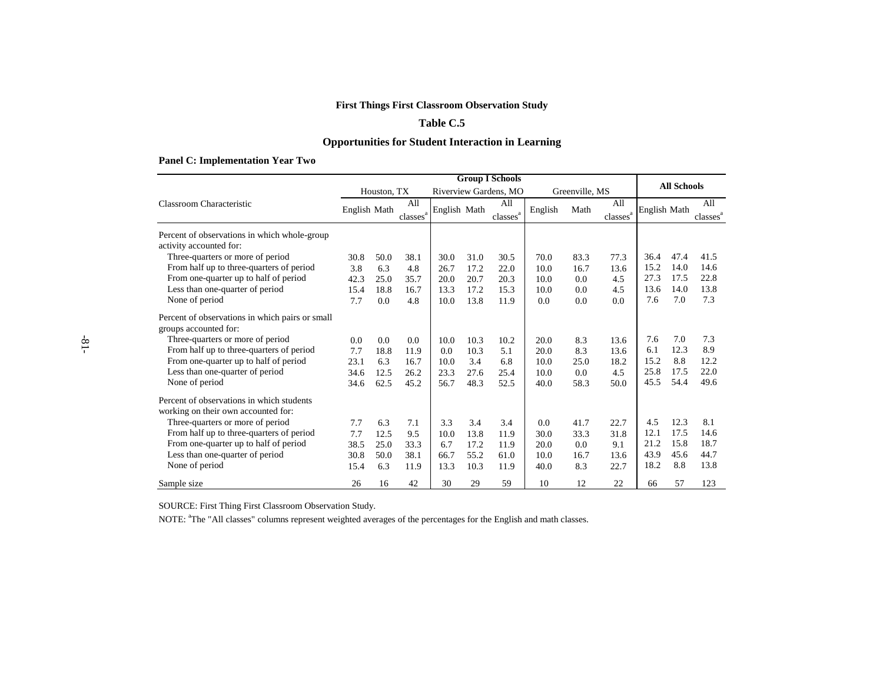**First Things First Classroom Observation Study**

**Table C.5**

**Opportunities for Student Interaction in Learning**

**Panel C: Implementation Year Two**

| Classroom Characteristic | Group I Schools | | | | | | | | | All Schools | | |
|---|---|---|---|---|---|---|---|---|---|---|---|---|
| | Houston, TX | | | Riverview Gardens, MO | | | Greenville, MS | | | | | |
| | English | Math | All classes[a] | English | Math | All classes[a] | English | Math | All classes[a] | English | Math | All classes[a] |
| Percent of observations in which whole-group activity accounted for: | | | | | | | | | | | | |
| Three-quarters or more of period | 30.8 | 50.0 | 38.1 | 30.0 | 31.0 | 30.5 | 70.0 | 83.3 | 77.3 | 36.4 | 47.4 | 41.5 |
| From half up to three-quarters of period | 3.8 | 6.3 | 4.8 | 26.7 | 17.2 | 22.0 | 10.0 | 16.7 | 13.6 | 15.2 | 14.0 | 14.6 |
| From one-quarter up to half of period | 42.3 | 25.0 | 35.7 | 20.0 | 20.7 | 20.3 | 10.0 | 0.0 | 4.5 | 27.3 | 17.5 | 22.8 |
| Less than one-quarter of period | 15.4 | 18.8 | 16.7 | 13.3 | 17.2 | 15.3 | 10.0 | 0.0 | 4.5 | 13.6 | 14.0 | 13.8 |
| None of period | 7.7 | 0.0 | 4.8 | 10.0 | 13.8 | 11.9 | 0.0 | 0.0 | 0.0 | 7.6 | 7.0 | 7.3 |
| Percent of observations in which pairs or small groups accounted for: | | | | | | | | | | | | |
| Three-quarters or more of period | 0.0 | 0.0 | 0.0 | 10.0 | 10.3 | 10.2 | 20.0 | 8.3 | 13.6 | 7.6 | 7.0 | 7.3 |
| From half up to three-quarters of period | 7.7 | 18.8 | 11.9 | 0.0 | 10.3 | 5.1 | 20.0 | 8.3 | 13.6 | 6.1 | 12.3 | 8.9 |
| From one-quarter up to half of period | 23.1 | 6.3 | 16.7 | 10.0 | 3.4 | 6.8 | 10.0 | 25.0 | 18.2 | 15.2 | 8.8 | 12.2 |
| Less than one-quarter of period | 34.6 | 12.5 | 26.2 | 23.3 | 27.6 | 25.4 | 10.0 | 0.0 | 4.5 | 25.8 | 17.5 | 22.0 |
| None of period | 34.6 | 62.5 | 45.2 | 56.7 | 48.3 | 52.5 | 40.0 | 58.3 | 50.0 | 45.5 | 54.4 | 49.6 |
| Percent of observations in which students working on their own accounted for: | | | | | | | | | | | | |
| Three-quarters or more of period | 7.7 | 6.3 | 7.1 | 3.3 | 3.4 | 3.4 | 0.0 | 41.7 | 22.7 | 4.5 | 12.3 | 8.1 |
| From half up to three-quarters of period | 7.7 | 12.5 | 9.5 | 10.0 | 13.8 | 11.9 | 30.0 | 33.3 | 31.8 | 12.1 | 17.5 | 14.6 |
| From one-quarter up to half of period | 38.5 | 25.0 | 33.3 | 6.7 | 17.2 | 11.9 | 20.0 | 0.0 | 9.1 | 21.2 | 15.8 | 18.7 |
| Less than one-quarter of period | 30.8 | 50.0 | 38.1 | 66.7 | 55.2 | 61.0 | 10.0 | 16.7 | 13.6 | 43.9 | 45.6 | 44.7 |
| None of period | 15.4 | 6.3 | 11.9 | 13.3 | 10.3 | 11.9 | 40.0 | 8.3 | 22.7 | 18.2 | 8.8 | 13.8 |
| Sample size | 26 | 16 | 42 | 30 | 29 | 59 | 10 | 12 | 22 | 66 | 57 | 123 |

SOURCE: First Thing First Classroom Observation Study.

NOTE: [a]The "All classes" columns represent weighted averages of the percentages for the English and math classes.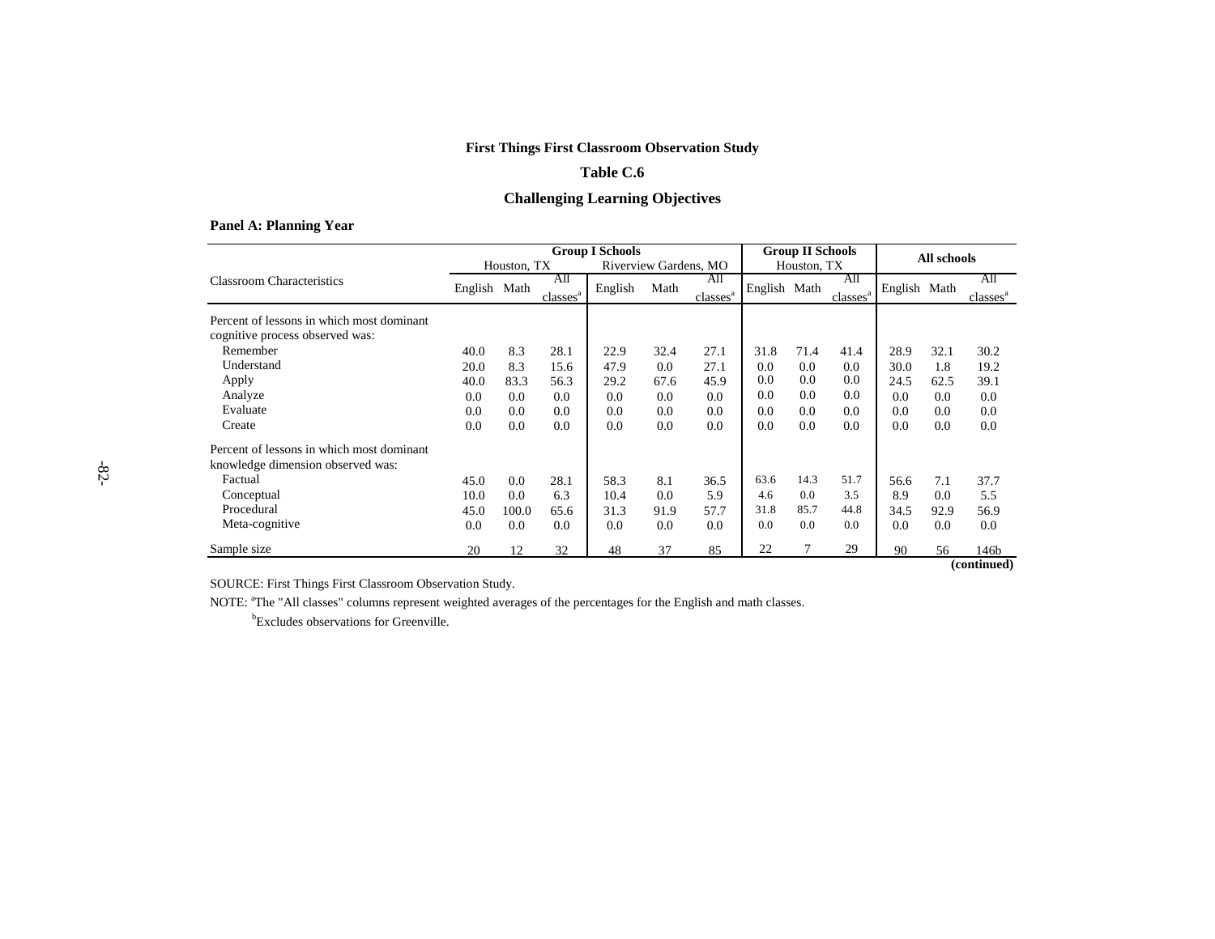**First Things First Classroom Observation Study**

**Table C.6**

**Challenging Learning Objectives**

**Panel A: Planning Year**

| Classroom Characteristics | Group I Schools Houston, TX | | | Group I Schools Riverview Gardens, MO | | | Group II Schools Houston, TX | | | All schools | | |
|---|---|---|---|---|---|---|---|---|---|---|---|---|
| | English | Math | All classes[a] | English | Math | All classes[a] | English | Math | All classes[a] | English | Math | All classes[a] |
| Percent of lessons in which most dominant cognitive process observed was: | | | | | | | | | | | | |
| Remember | 40.0 | 8.3 | 28.1 | 22.9 | 32.4 | 27.1 | 31.8 | 71.4 | 41.4 | 28.9 | 32.1 | 30.2 |
| Understand | 20.0 | 8.3 | 15.6 | 47.9 | 0.0 | 27.1 | 0.0 | 0.0 | 0.0 | 30.0 | 1.8 | 19.2 |
| Apply | 40.0 | 83.3 | 56.3 | 29.2 | 67.6 | 45.9 | 0.0 | 0.0 | 0.0 | 24.5 | 62.5 | 39.1 |
| Analyze | 0.0 | 0.0 | 0.0 | 0.0 | 0.0 | 0.0 | 0.0 | 0.0 | 0.0 | 0.0 | 0.0 | 0.0 |
| Evaluate | 0.0 | 0.0 | 0.0 | 0.0 | 0.0 | 0.0 | 0.0 | 0.0 | 0.0 | 0.0 | 0.0 | 0.0 |
| Create | 0.0 | 0.0 | 0.0 | 0.0 | 0.0 | 0.0 | 0.0 | 0.0 | 0.0 | 0.0 | 0.0 | 0.0 |
| Percent of lessons in which most dominant knowledge dimension observed was: | | | | | | | | | | | | |
| Factual | 45.0 | 0.0 | 28.1 | 58.3 | 8.1 | 36.5 | 63.6 | 14.3 | 51.7 | 56.6 | 7.1 | 37.7 |
| Conceptual | 10.0 | 0.0 | 6.3 | 10.4 | 0.0 | 5.9 | 4.6 | 0.0 | 3.5 | 8.9 | 0.0 | 5.5 |
| Procedural | 45.0 | 100.0 | 65.6 | 31.3 | 91.9 | 57.7 | 31.8 | 85.7 | 44.8 | 34.5 | 92.9 | 56.9 |
| Meta-cognitive | 0.0 | 0.0 | 0.0 | 0.0 | 0.0 | 0.0 | 0.0 | 0.0 | 0.0 | 0.0 | 0.0 | 0.0 |
| Sample size | 20 | 12 | 32 | 48 | 37 | 85 | 22 | 7 | 29 | 90 | 56 | 146b |

**(continued)**

SOURCE: First Things First Classroom Observation Study.

NOTE: [a]The "All classes" columns represent weighted averages of the percentages for the English and math classes.

[b]Excludes observations for Greenville.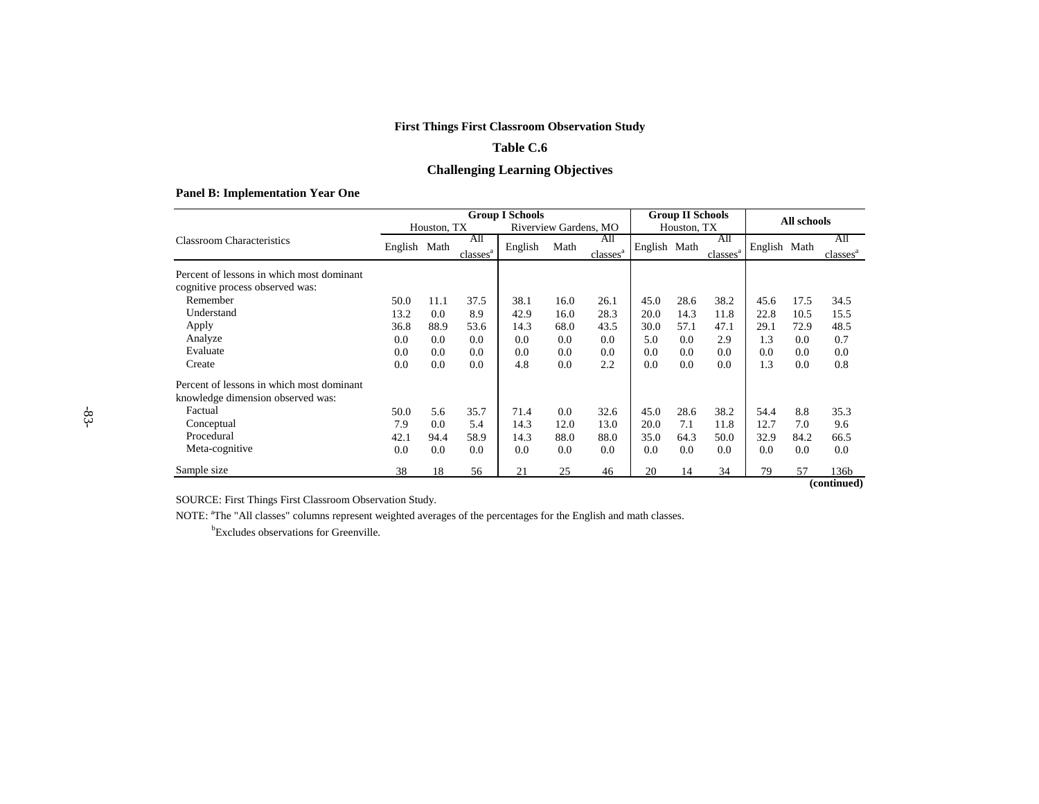**First Things First Classroom Observation Study**

**Table C.6**

**Challenging Learning Objectives**

**Panel B: Implementation Year One**

| Classroom Characteristics | Group I Schools Houston, TX | | | Group I Schools Riverview Gardens, MO | | | Group II Schools Houston, TX | | | All schools | | |
|---|---|---|---|---|---|---|---|---|---|---|---|---|
| | English | Math | All classes[a] | English | Math | All classes[a] | English | Math | All classes[a] | English | Math | All classes[a] |
| Percent of lessons in which most dominant cognitive process observed was: | | | | | | | | | | | | |
| Remember | 50.0 | 11.1 | 37.5 | 38.1 | 16.0 | 26.1 | 45.0 | 28.6 | 38.2 | 45.6 | 17.5 | 34.5 |
| Understand | 13.2 | 0.0 | 8.9 | 42.9 | 16.0 | 28.3 | 20.0 | 14.3 | 11.8 | 22.8 | 10.5 | 15.5 |
| Apply | 36.8 | 88.9 | 53.6 | 14.3 | 68.0 | 43.5 | 30.0 | 57.1 | 47.1 | 29.1 | 72.9 | 48.5 |
| Analyze | 0.0 | 0.0 | 0.0 | 0.0 | 0.0 | 0.0 | 5.0 | 0.0 | 2.9 | 1.3 | 0.0 | 0.7 |
| Evaluate | 0.0 | 0.0 | 0.0 | 0.0 | 0.0 | 0.0 | 0.0 | 0.0 | 0.0 | 0.0 | 0.0 | 0.0 |
| Create | 0.0 | 0.0 | 0.0 | 4.8 | 0.0 | 2.2 | 0.0 | 0.0 | 0.0 | 1.3 | 0.0 | 0.8 |
| Percent of lessons in which most dominant knowledge dimension observed was: | | | | | | | | | | | | |
| Factual | 50.0 | 5.6 | 35.7 | 71.4 | 0.0 | 32.6 | 45.0 | 28.6 | 38.2 | 54.4 | 8.8 | 35.3 |
| Conceptual | 7.9 | 0.0 | 5.4 | 14.3 | 12.0 | 13.0 | 20.0 | 7.1 | 11.8 | 12.7 | 7.0 | 9.6 |
| Procedural | 42.1 | 94.4 | 58.9 | 14.3 | 88.0 | 88.0 | 35.0 | 64.3 | 50.0 | 32.9 | 84.2 | 66.5 |
| Meta-cognitive | 0.0 | 0.0 | 0.0 | 0.0 | 0.0 | 0.0 | 0.0 | 0.0 | 0.0 | 0.0 | 0.0 | 0.0 |
| Sample size | 38 | 18 | 56 | 21 | 25 | 46 | 20 | 14 | 34 | 79 | 57 | 136b |

**(continued)**

SOURCE: First Things First Classroom Observation Study.

NOTE: [a]The "All classes" columns represent weighted averages of the percentages for the English and math classes.

[b]Excludes observations for Greenville.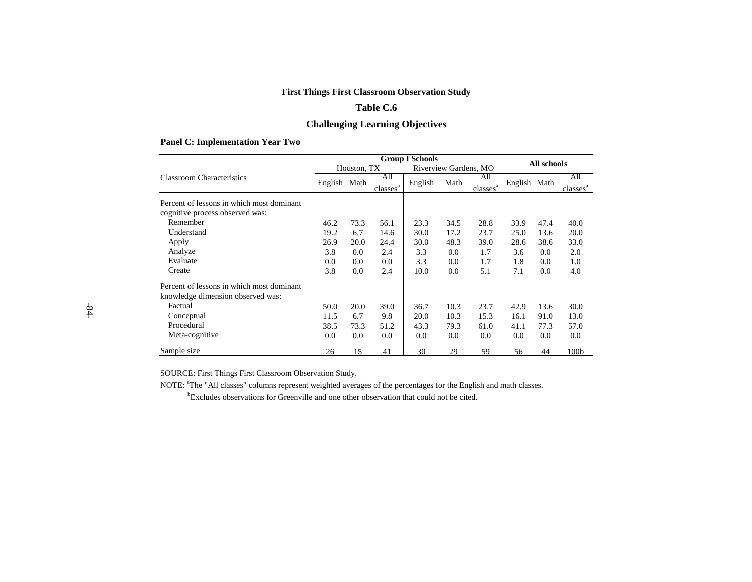**First Things First Classroom Observation Study**

**Table C.6**

**Challenging Learning Objectives**

**Panel C: Implementation Year Two**

| | **Group I Schools** | | | | | | **All schools** | | |
|---|---|---|---|---|---|---|---|---|---|
| | Houston, TX | | | Riverview Gardens, MO | | | | | |
| Classroom Characteristics | English | Math | All classes[a] | English | Math | All classes[a] | English | Math | All classes[a] |
| Percent of lessons in which most dominant cognitive process observed was: | | | | | | | | | |
| Remember | 46.2 | 73.3 | 56.1 | 23.3 | 34.5 | 28.8 | 33.9 | 47.4 | 40.0 |
| Understand | 19.2 | 6.7 | 14.6 | 30.0 | 17.2 | 23.7 | 25.0 | 13.6 | 20.0 |
| Apply | 26.9 | 20.0 | 24.4 | 30.0 | 48.3 | 39.0 | 28.6 | 38.6 | 33.0 |
| Analyze | 3.8 | 0.0 | 2.4 | 3.3 | 0.0 | 1.7 | 3.6 | 0.0 | 2.0 |
| Evaluate | 0.0 | 0.0 | 0.0 | 3.3 | 0.0 | 1.7 | 1.8 | 0.0 | 1.0 |
| Create | 3.8 | 0.0 | 2.4 | 10.0 | 0.0 | 5.1 | 7.1 | 0.0 | 4.0 |
| Percent of lessons in which most dominant knowledge dimension observed was: | | | | | | | | | |
| Factual | 50.0 | 20.0 | 39.0 | 36.7 | 10.3 | 23.7 | 42.9 | 13.6 | 30.0 |
| Conceptual | 11.5 | 6.7 | 9.8 | 20.0 | 10.3 | 15.3 | 16.1 | 91.0 | 13.0 |
| Procedural | 38.5 | 73.3 | 51.2 | 43.3 | 79.3 | 61.0 | 41.1 | 77.3 | 57.0 |
| Meta-cognitive | 0.0 | 0.0 | 0.0 | 0.0 | 0.0 | 0.0 | 0.0 | 0.0 | 0.0 |
| Sample size | 26 | 15 | 41 | 30 | 29 | 59 | 56 | 44 | 100b |

SOURCE: First Things First Classroom Observation Study.

NOTE: [a]The "All classes" columns represent weighted averages of the percentages for the English and math classes.

[b]Excludes observations for Greenville and one other observation that could not be cited.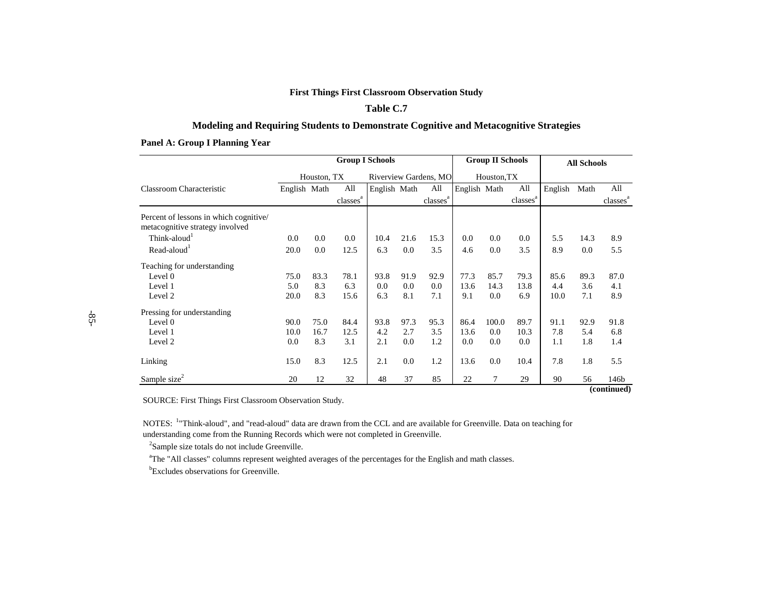**First Things First Classroom Observation Study**

**Table C.7**

**Modeling and Requiring Students to Demonstrate Cognitive and Metacognitive Strategies**

**Panel A: Group I Planning Year**

| | Group I Schools | | | | | | Group II Schools | | | All Schools | | |
|---|---|---|---|---|---|---|---|---|---|---|---|---|
| | Houston, TX | | | Riverview Gardens, MO | | | Houston,TX | | | | | |
| Classroom Characteristic | English | Math | All classes[a] | English | Math | All classes[a] | English | Math | All classes[a] | English | Math | All classes[a] |
| Percent of lessons in which cognitive/ metacognitive strategy involved | | | | | | | | | | | | |
| Think-aloud[1] | 0.0 | 0.0 | 0.0 | 10.4 | 21.6 | 15.3 | 0.0 | 0.0 | 0.0 | 5.5 | 14.3 | 8.9 |
| Read-aloud[1] | 20.0 | 0.0 | 12.5 | 6.3 | 0.0 | 3.5 | 4.6 | 0.0 | 3.5 | 8.9 | 0.0 | 5.5 |
| Teaching for understanding | | | | | | | | | | | | |
| Level 0 | 75.0 | 83.3 | 78.1 | 93.8 | 91.9 | 92.9 | 77.3 | 85.7 | 79.3 | 85.6 | 89.3 | 87.0 |
| Level 1 | 5.0 | 8.3 | 6.3 | 0.0 | 0.0 | 0.0 | 13.6 | 14.3 | 13.8 | 4.4 | 3.6 | 4.1 |
| Level 2 | 20.0 | 8.3 | 15.6 | 6.3 | 8.1 | 7.1 | 9.1 | 0.0 | 6.9 | 10.0 | 7.1 | 8.9 |
| Pressing for understanding | | | | | | | | | | | | |
| Level 0 | 90.0 | 75.0 | 84.4 | 93.8 | 97.3 | 95.3 | 86.4 | 100.0 | 89.7 | 91.1 | 92.9 | 91.8 |
| Level 1 | 10.0 | 16.7 | 12.5 | 4.2 | 2.7 | 3.5 | 13.6 | 0.0 | 10.3 | 7.8 | 5.4 | 6.8 |
| Level 2 | 0.0 | 8.3 | 3.1 | 2.1 | 0.0 | 1.2 | 0.0 | 0.0 | 0.0 | 1.1 | 1.8 | 1.4 |
| Linking | 15.0 | 8.3 | 12.5 | 2.1 | 0.0 | 1.2 | 13.6 | 0.0 | 10.4 | 7.8 | 1.8 | 5.5 |
| Sample size[2] | 20 | 12 | 32 | 48 | 37 | 85 | 22 | 7 | 29 | 90 | 56 | 146b |

**(continued)**

SOURCE: First Things First Classroom Observation Study.

NOTES: [1]"Think-aloud", and "read-aloud" data are drawn from the CCL and are available for Greenville. Data on teaching for understanding come from the Running Records which were not completed in Greenville.

[2]Sample size totals do not include Greenville.

[a]The "All classes" columns represent weighted averages of the percentages for the English and math classes.

[b]Excludes observations for Greenville.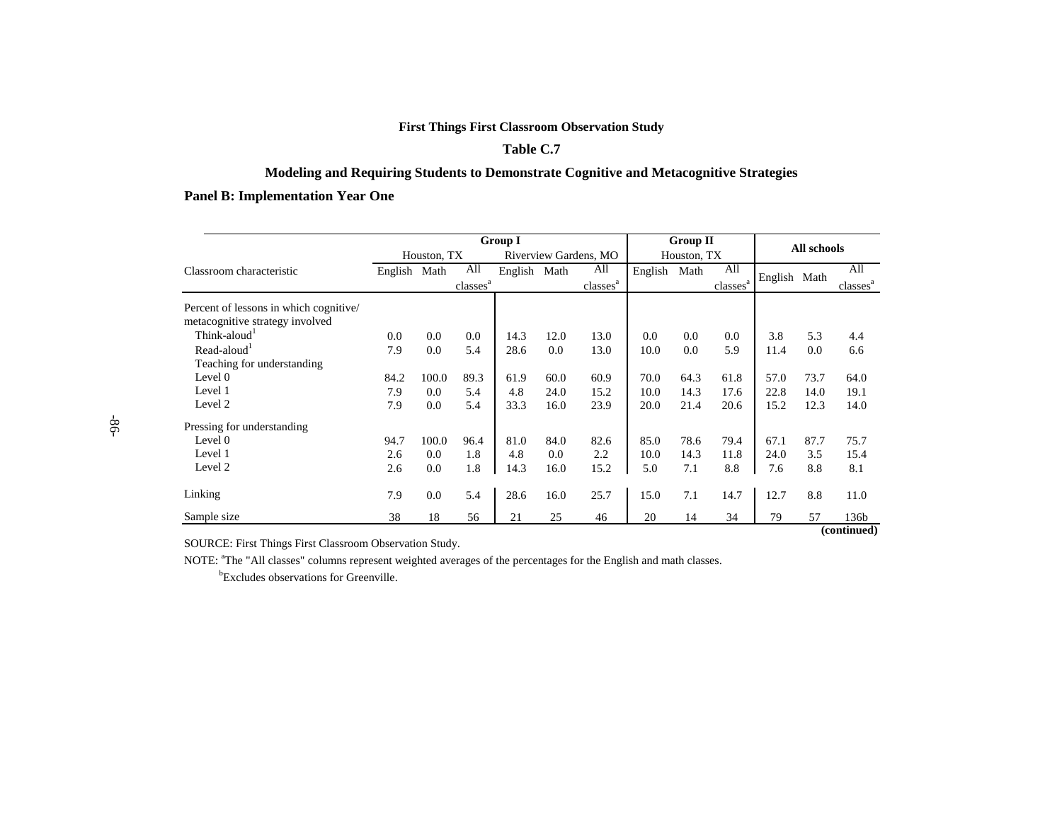**First Things First Classroom Observation Study**

**Table C.7**

**Modeling and Requiring Students to Demonstrate Cognitive and Metacognitive Strategies**

**Panel B: Implementation Year One**

| | Group I | | | | | | Group II | | | All schools | | |
|---|---|---|---|---|---|---|---|---|---|---|---|---|
| | Houston, TX | | | Riverview Gardens, MO | | | Houston, TX | | | | | |
| Classroom characteristic | English | Math | All classes[a] | English | Math | All classes[a] | English | Math | All classes[a] | English | Math | All classes[a] |
| Percent of lessons in which cognitive/ metacognitive strategy involved | | | | | | | | | | | | |
| Think-aloud[1] | 0.0 | 0.0 | 0.0 | 14.3 | 12.0 | 13.0 | 0.0 | 0.0 | 0.0 | 3.8 | 5.3 | 4.4 |
| Read-aloud[1] | 7.9 | 0.0 | 5.4 | 28.6 | 0.0 | 13.0 | 10.0 | 0.0 | 5.9 | 11.4 | 0.0 | 6.6 |
| Teaching for understanding | | | | | | | | | | | | |
| Level 0 | 84.2 | 100.0 | 89.3 | 61.9 | 60.0 | 60.9 | 70.0 | 64.3 | 61.8 | 57.0 | 73.7 | 64.0 |
| Level 1 | 7.9 | 0.0 | 5.4 | 4.8 | 24.0 | 15.2 | 10.0 | 14.3 | 17.6 | 22.8 | 14.0 | 19.1 |
| Level 2 | 7.9 | 0.0 | 5.4 | 33.3 | 16.0 | 23.9 | 20.0 | 21.4 | 20.6 | 15.2 | 12.3 | 14.0 |
| Pressing for understanding | | | | | | | | | | | | |
| Level 0 | 94.7 | 100.0 | 96.4 | 81.0 | 84.0 | 82.6 | 85.0 | 78.6 | 79.4 | 67.1 | 87.7 | 75.7 |
| Level 1 | 2.6 | 0.0 | 1.8 | 4.8 | 0.0 | 2.2 | 10.0 | 14.3 | 11.8 | 24.0 | 3.5 | 15.4 |
| Level 2 | 2.6 | 0.0 | 1.8 | 14.3 | 16.0 | 15.2 | 5.0 | 7.1 | 8.8 | 7.6 | 8.8 | 8.1 |
| Linking | 7.9 | 0.0 | 5.4 | 28.6 | 16.0 | 25.7 | 15.0 | 7.1 | 14.7 | 12.7 | 8.8 | 11.0 |
| Sample size | 38 | 18 | 56 | 21 | 25 | 46 | 20 | 14 | 34 | 79 | 57 | 136b |

**(continued)**

SOURCE: First Things First Classroom Observation Study.

NOTE: [a]The "All classes" columns represent weighted averages of the percentages for the English and math classes.

[b]Excludes observations for Greenville.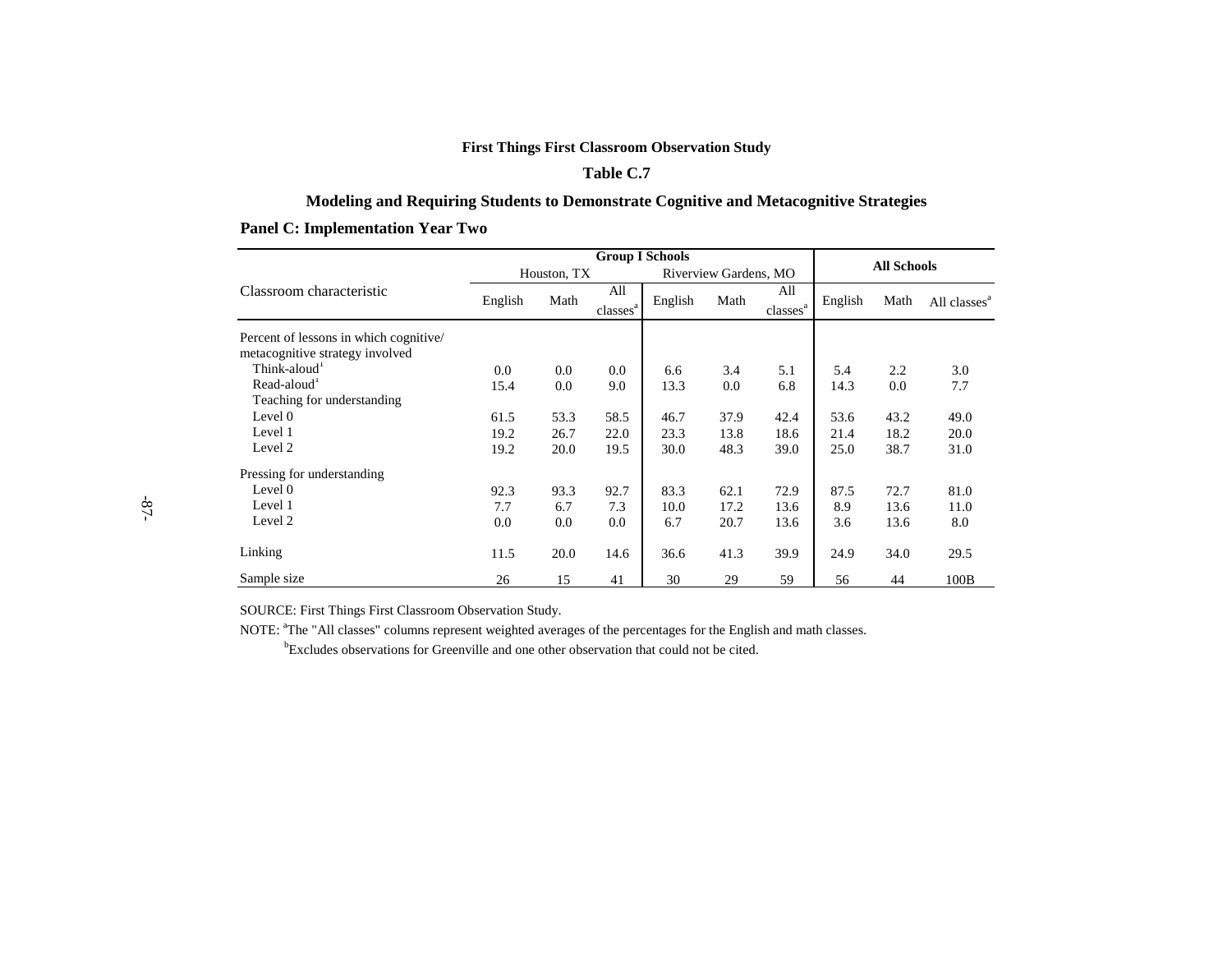**First Things First Classroom Observation Study**

**Table C.7**

**Modeling and Requiring Students to Demonstrate Cognitive and Metacognitive Strategies**

**Panel C: Implementation Year Two**

| Classroom characteristic | Group I Schools | | | | | | All Schools | | |
|---|---|---|---|---|---|---|---|---|---|
| | Houston, TX | | | Riverview Gardens, MO | | | | | |
| | English | Math | All classes[a] | English | Math | All classes[a] | English | Math | All classes[a] |
| Percent of lessons in which cognitive/ metacognitive strategy involved | | | | | | | | | |
| Think-aloud[1] | 0.0 | 0.0 | 0.0 | 6.6 | 3.4 | 5.1 | 5.4 | 2.2 | 3.0 |
| Read-aloud[1] | 15.4 | 0.0 | 9.0 | 13.3 | 0.0 | 6.8 | 14.3 | 0.0 | 7.7 |
| Teaching for understanding | | | | | | | | | |
| Level 0 | 61.5 | 53.3 | 58.5 | 46.7 | 37.9 | 42.4 | 53.6 | 43.2 | 49.0 |
| Level 1 | 19.2 | 26.7 | 22.0 | 23.3 | 13.8 | 18.6 | 21.4 | 18.2 | 20.0 |
| Level 2 | 19.2 | 20.0 | 19.5 | 30.0 | 48.3 | 39.0 | 25.0 | 38.7 | 31.0 |
| Pressing for understanding | | | | | | | | | |
| Level 0 | 92.3 | 93.3 | 92.7 | 83.3 | 62.1 | 72.9 | 87.5 | 72.7 | 81.0 |
| Level 1 | 7.7 | 6.7 | 7.3 | 10.0 | 17.2 | 13.6 | 8.9 | 13.6 | 11.0 |
| Level 2 | 0.0 | 0.0 | 0.0 | 6.7 | 20.7 | 13.6 | 3.6 | 13.6 | 8.0 |
| Linking | 11.5 | 20.0 | 14.6 | 36.6 | 41.3 | 39.9 | 24.9 | 34.0 | 29.5 |
| Sample size | 26 | 15 | 41 | 30 | 29 | 59 | 56 | 44 | 100B |

SOURCE: First Things First Classroom Observation Study.

NOTE: [a]The "All classes" columns represent weighted averages of the percentages for the English and math classes.

[b]Excludes observations for Greenville and one other observation that could not be cited.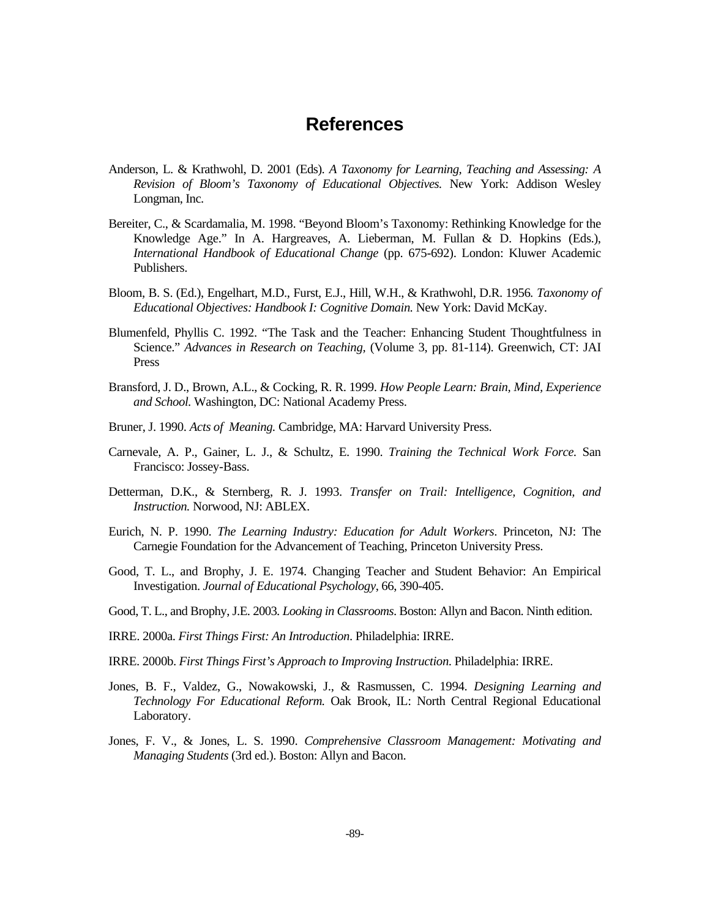# References

Anderson, L. & Krathwohl, D. 2001 (Eds). *A Taxonomy for Learning, Teaching and Assessing: A Revision of Bloom's Taxonomy of Educational Objectives.* New York: Addison Wesley Longman, Inc.

Bereiter, C., & Scardamalia, M. 1998. "Beyond Bloom's Taxonomy: Rethinking Knowledge for the Knowledge Age." In A. Hargreaves, A. Lieberman, M. Fullan & D. Hopkins (Eds.), *International Handbook of Educational Change* (pp. 675-692). London: Kluwer Academic Publishers.

Bloom, B. S. (Ed.), Engelhart, M.D., Furst, E.J., Hill, W.H., & Krathwohl, D.R. 1956. *Taxonomy of Educational Objectives: Handbook I: Cognitive Domain.* New York: David McKay.

Blumenfeld, Phyllis C. 1992. "The Task and the Teacher: Enhancing Student Thoughtfulness in Science." *Advances in Research on Teaching,* (Volume 3, pp. 81-114). Greenwich, CT: JAI Press

Bransford, J. D., Brown, A.L., & Cocking, R. R. 1999. *How People Learn: Brain, Mind, Experience and School.* Washington, DC: National Academy Press.

Bruner, J. 1990. *Acts of Meaning.* Cambridge, MA: Harvard University Press.

Carnevale, A. P., Gainer, L. J., & Schultz, E. 1990. *Training the Technical Work Force.* San Francisco: Jossey-Bass.

Detterman, D.K., & Sternberg, R. J. 1993. *Transfer on Trail: Intelligence, Cognition, and Instruction.* Norwood, NJ: ABLEX.

Eurich, N. P. 1990. *The Learning Industry: Education for Adult Workers*. Princeton, NJ: The Carnegie Foundation for the Advancement of Teaching, Princeton University Press.

Good, T. L., and Brophy, J. E. 1974. Changing Teacher and Student Behavior: An Empirical Investigation. *Journal of Educational Psychology*, 66, 390-405.

Good, T. L., and Brophy, J.E. 2003. *Looking in Classrooms*. Boston: Allyn and Bacon. Ninth edition.

IRRE. 2000a. *First Things First: An Introduction*. Philadelphia: IRRE.

IRRE. 2000b. *First Things First's Approach to Improving Instruction*. Philadelphia: IRRE.

Jones, B. F., Valdez, G., Nowakowski, J., & Rasmussen, C. 1994. *Designing Learning and Technology For Educational Reform.* Oak Brook, IL: North Central Regional Educational Laboratory.

Jones, F. V., & Jones, L. S. 1990. *Comprehensive Classroom Management: Motivating and Managing Students* (3rd ed.). Boston: Allyn and Bacon.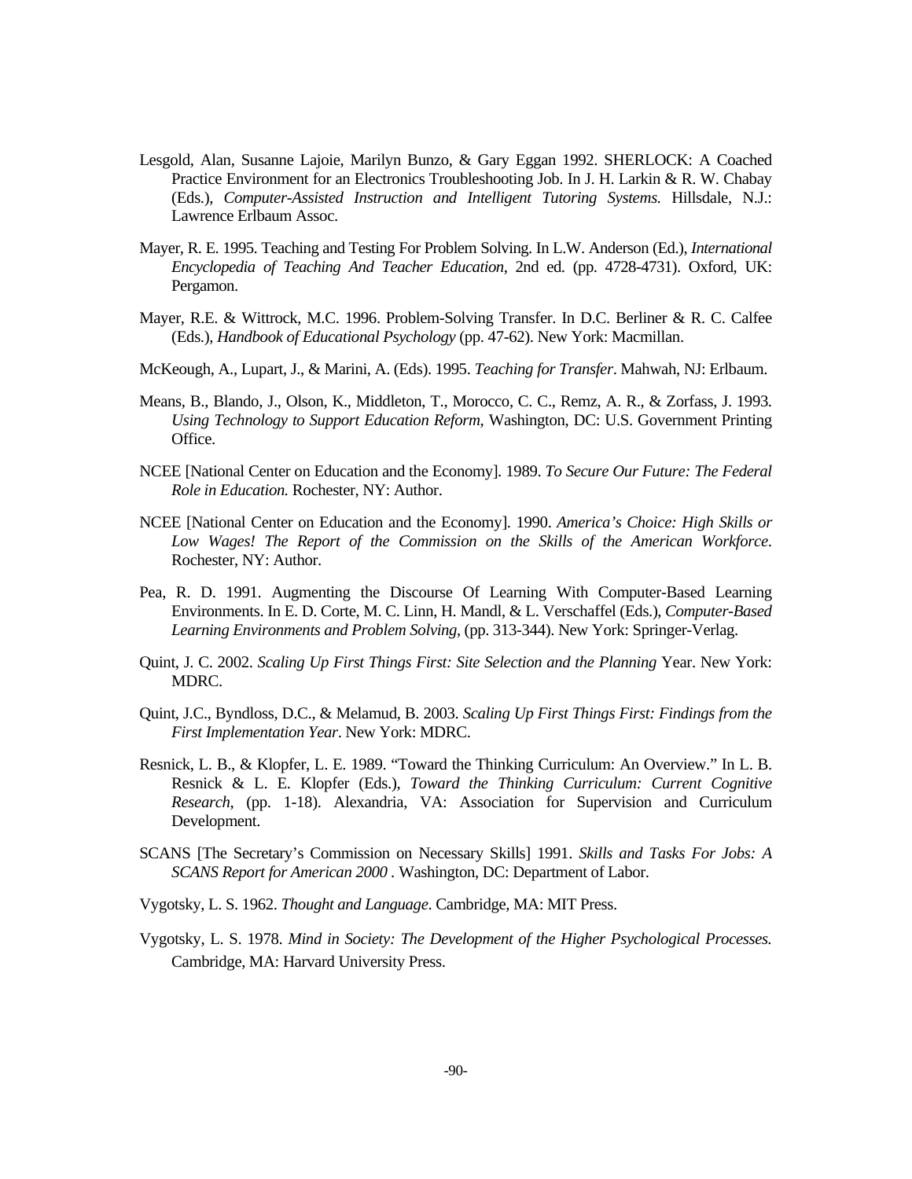Lesgold, Alan, Susanne Lajoie, Marilyn Bunzo, & Gary Eggan 1992. SHERLOCK: A Coached Practice Environment for an Electronics Troubleshooting Job. In J. H. Larkin & R. W. Chabay (Eds.), *Computer-Assisted Instruction and Intelligent Tutoring Systems.* Hillsdale, N.J.: Lawrence Erlbaum Assoc.

Mayer, R. E. 1995. Teaching and Testing For Problem Solving. In L.W. Anderson (Ed.), *International Encyclopedia of Teaching And Teacher Education*, 2nd ed. (pp. 4728-4731). Oxford, UK: Pergamon.

Mayer, R.E. & Wittrock, M.C. 1996. Problem-Solving Transfer. In D.C. Berliner & R. C. Calfee (Eds.), *Handbook of Educational Psychology* (pp. 47-62). New York: Macmillan.

McKeough, A., Lupart, J., & Marini, A. (Eds). 1995. *Teaching for Transfer*. Mahwah, NJ: Erlbaum.

Means, B., Blando, J., Olson, K., Middleton, T., Morocco, C. C., Remz, A. R., & Zorfass, J. 1993. *Using Technology to Support Education Reform*, Washington, DC: U.S. Government Printing Office.

NCEE [National Center on Education and the Economy]. 1989. *To Secure Our Future: The Federal Role in Education.* Rochester, NY: Author.

NCEE [National Center on Education and the Economy]. 1990. *America's Choice: High Skills or Low Wages! The Report of the Commission on the Skills of the American Workforce*. Rochester, NY: Author.

Pea, R. D. 1991. Augmenting the Discourse Of Learning With Computer-Based Learning Environments. In E. D. Corte, M. C. Linn, H. Mandl, & L. Verschaffel (Eds.), *Computer-Based Learning Environments and Problem Solving*, (pp. 313-344). New York: Springer-Verlag.

Quint, J. C. 2002. *Scaling Up First Things First: Site Selection and the Planning* Year. New York: MDRC.

Quint, J.C., Byndloss, D.C., & Melamud, B. 2003. *Scaling Up First Things First: Findings from the First Implementation Year*. New York: MDRC.

Resnick, L. B., & Klopfer, L. E. 1989. "Toward the Thinking Curriculum: An Overview." In L. B. Resnick & L. E. Klopfer (Eds.), *Toward the Thinking Curriculum: Current Cognitive Research*, (pp. 1-18). Alexandria, VA: Association for Supervision and Curriculum Development.

SCANS [The Secretary's Commission on Necessary Skills] 1991. *Skills and Tasks For Jobs: A SCANS Report for American 2000* . Washington, DC: Department of Labor.

Vygotsky, L. S. 1962. *Thought and Language*. Cambridge, MA: MIT Press.

Vygotsky, L. S. 1978. *Mind in Society: The Development of the Higher Psychological Processes.* Cambridge, MA: Harvard University Press.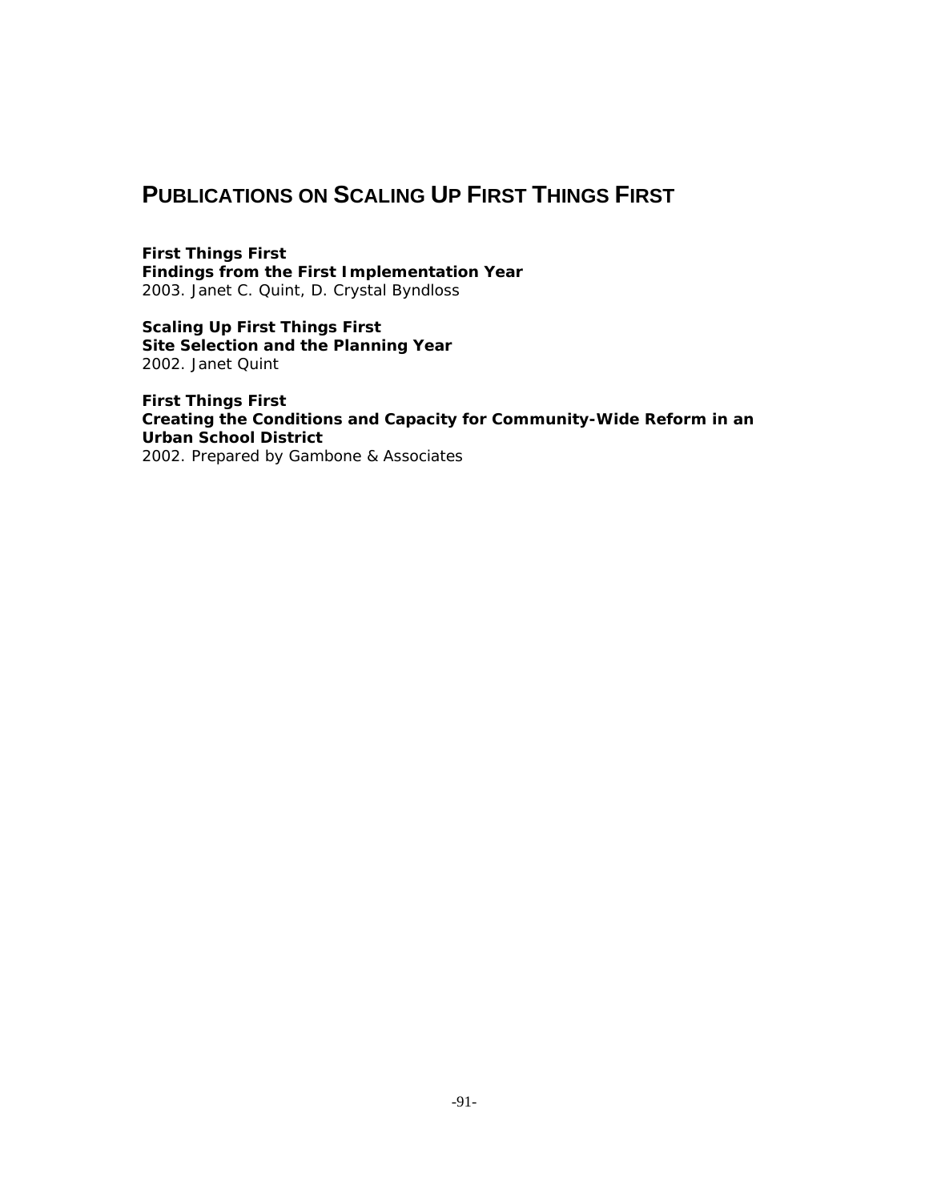## PUBLICATIONS ON SCALING UP FIRST THINGS FIRST

**First Things First**
**Findings from the First Implementation Year**
2003. Janet C. Quint, D. Crystal Byndloss

**Scaling Up First Things First**
**Site Selection and the Planning Year**
2002. Janet Quint

**First Things First**
**Creating the Conditions and Capacity for Community-Wide Reform in an Urban School District**
2002. Prepared by Gambone & Associates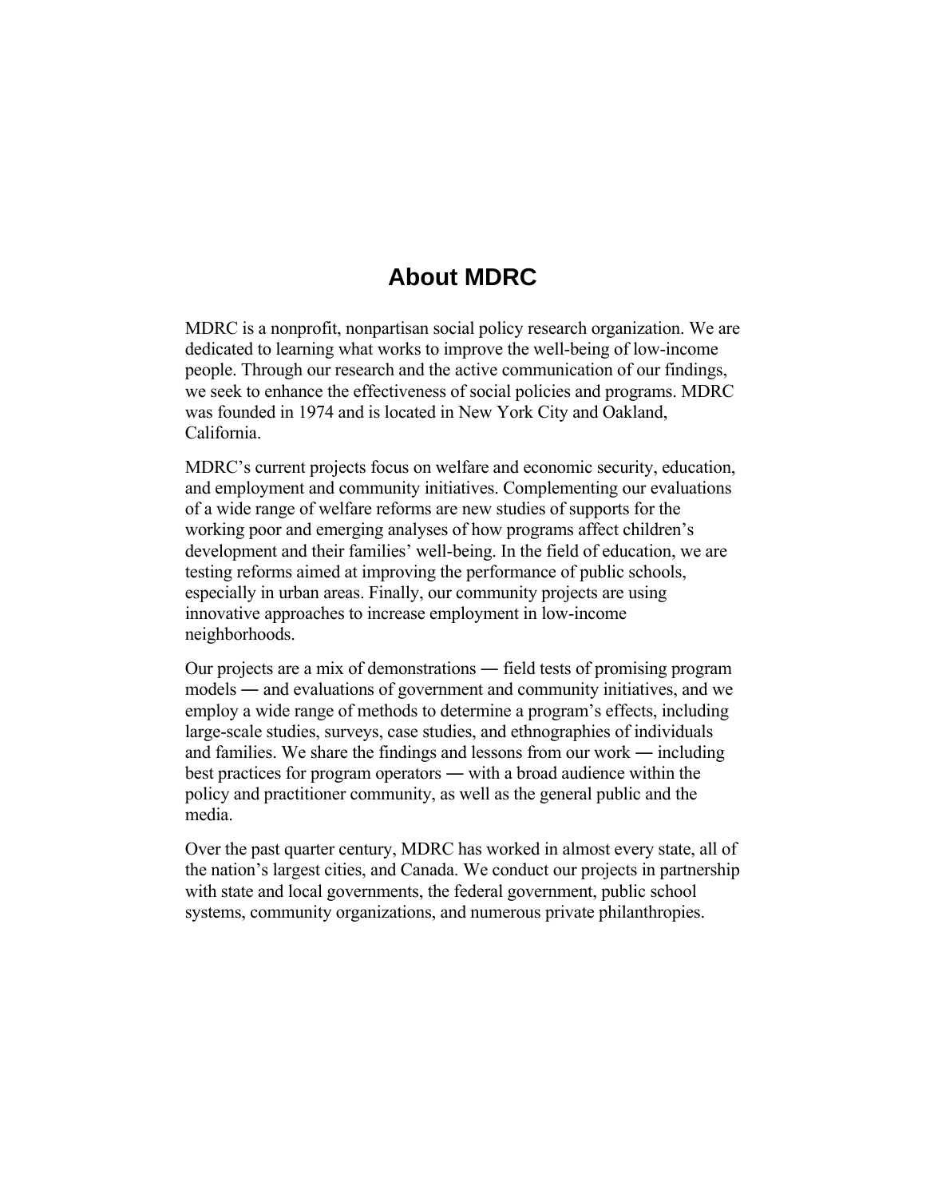## About MDRC

MDRC is a nonprofit, nonpartisan social policy research organization. We are dedicated to learning what works to improve the well-being of low-income people. Through our research and the active communication of our findings, we seek to enhance the effectiveness of social policies and programs. MDRC was founded in 1974 and is located in New York City and Oakland, California.

MDRC's current projects focus on welfare and economic security, education, and employment and community initiatives. Complementing our evaluations of a wide range of welfare reforms are new studies of supports for the working poor and emerging analyses of how programs affect children's development and their families' well-being. In the field of education, we are testing reforms aimed at improving the performance of public schools, especially in urban areas. Finally, our community projects are using innovative approaches to increase employment in low-income neighborhoods.

Our projects are a mix of demonstrations — field tests of promising program models — and evaluations of government and community initiatives, and we employ a wide range of methods to determine a program's effects, including large-scale studies, surveys, case studies, and ethnographies of individuals and families. We share the findings and lessons from our work — including best practices for program operators — with a broad audience within the policy and practitioner community, as well as the general public and the media.

Over the past quarter century, MDRC has worked in almost every state, all of the nation's largest cities, and Canada. We conduct our projects in partnership with state and local governments, the federal government, public school systems, community organizations, and numerous private philanthropies.